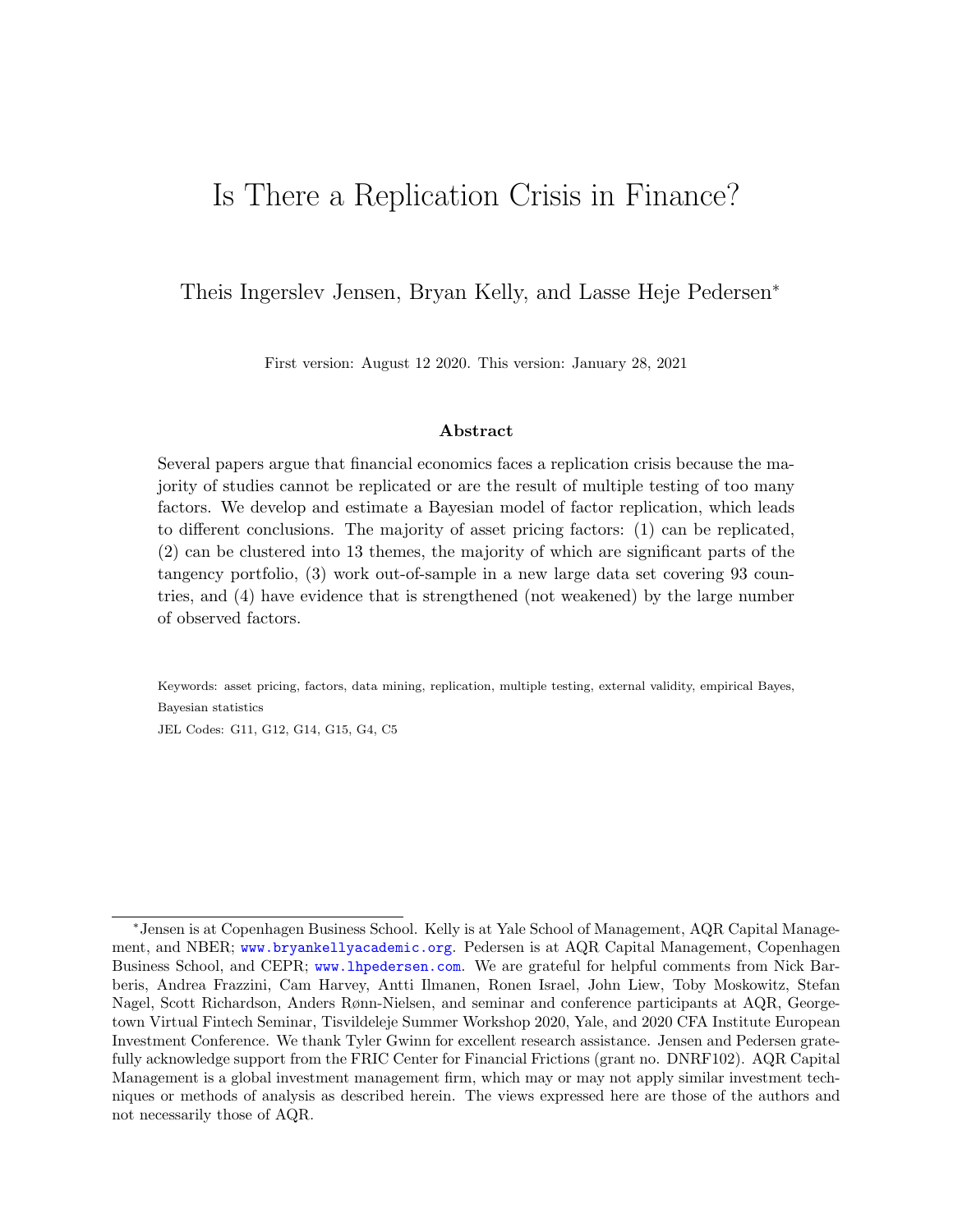# Is There a Replication Crisis in Finance?

Theis Ingerslev Jensen, Bryan Kelly, and Lasse Heje Pedersen*

First version: August 12 2020. This version: January 28, 2021

### Abstract

Several papers argue that financial economics faces a replication crisis because the majority of studies cannot be replicated or are the result of multiple testing of too many factors. We develop and estimate a Bayesian model of factor replication, which leads to different conclusions. The majority of asset pricing factors: (1) can be replicated, (2) can be clustered into 13 themes, the majority of which are significant parts of the tangency portfolio, (3) work out-of-sample in a new large data set covering 93 countries, and (4) have evidence that is strengthened (not weakened) by the large number of observed factors.

Keywords: asset pricing, factors, data mining, replication, multiple testing, external validity, empirical Bayes, Bayesian statistics

JEL Codes: G11, G12, G14, G15, G4, C5

---

*Jensen is at Copenhagen Business School. Kelly is at Yale School of Management, AQR Capital Management, and NBER; www.bryankellyacademic.org. Pedersen is at AQR Capital Management, Copenhagen Business School, and CEPR; www.lhpedersen.com. We are grateful for helpful comments from Nick Barberis, Andrea Frazzini, Cam Harvey, Antti Ilmanen, Ronen Israel, John Liew, Toby Moskowitz, Stefan Nagel, Scott Richardson, Anders Rønn-Nielsen, and seminar and conference participants at AQR, Georgetown Virtual Fintech Seminar, Tisvildeleje Summer Workshop 2020, Yale, and 2020 CFA Institute European Investment Conference. We thank Tyler Gwinn for excellent research assistance. Jensen and Pedersen gratefully acknowledge support from the FRIC Center for Financial Frictions (grant no. DNRF102). AQR Capital Management is a global investment management firm, which may or may not apply similar investment techniques or methods of analysis as described herein. The views expressed here are those of the authors and not necessarily those of AQR.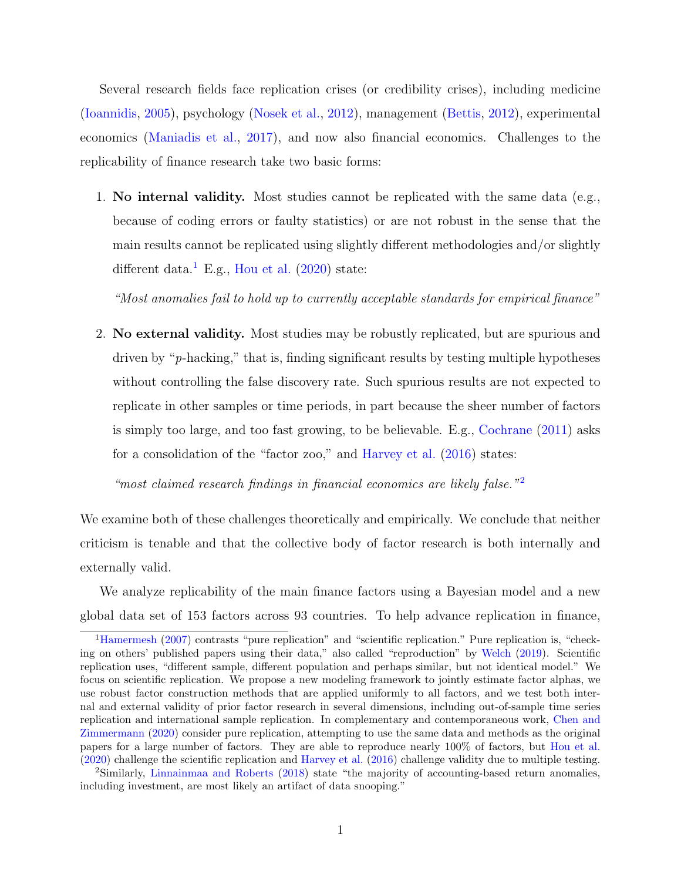Several research fields face replication crises (or credibility crises), including medicine (Ioannidis, 2005), psychology (Nosek et al., 2012), management (Bettis, 2012), experimental economics (Maniadis et al., 2017), and now also financial economics. Challenges to the replicability of finance research take two basic forms:

1. **No internal validity.** Most studies cannot be replicated with the same data (e.g., because of coding errors or faulty statistics) or are not robust in the sense that the main results cannot be replicated using slightly different methodologies and/or slightly different data.[1] E.g., Hou et al. (2020) state:

   *"Most anomalies fail to hold up to currently acceptable standards for empirical finance"*

2. **No external validity.** Most studies may be robustly replicated, but are spurious and driven by "*p*-hacking," that is, finding significant results by testing multiple hypotheses without controlling the false discovery rate. Such spurious results are not expected to replicate in other samples or time periods, in part because the sheer number of factors is simply too large, and too fast growing, to be believable. E.g., Cochrane (2011) asks for a consolidation of the "factor zoo," and Harvey et al. (2016) states:

   *"most claimed research findings in financial economics are likely false."*[2]

We examine both of these challenges theoretically and empirically. We conclude that neither criticism is tenable and that the collective body of factor research is both internally and externally valid.

We analyze replicability of the main finance factors using a Bayesian model and a new global data set of 153 factors across 93 countries. To help advance replication in finance,

[1] Hamermesh (2007) contrasts "pure replication" and "scientific replication." Pure replication is, "checking on others' published papers using their data," also called "reproduction" by Welch (2019). Scientific replication uses, "different sample, different population and perhaps similar, but not identical model." We focus on scientific replication. We propose a new modeling framework to jointly estimate factor alphas, we use robust factor construction methods that are applied uniformly to all factors, and we test both internal and external validity of prior factor research in several dimensions, including out-of-sample time series replication and international sample replication. In complementary and contemporaneous work, Chen and Zimmermann (2020) consider pure replication, attempting to use the same data and methods as the original papers for a large number of factors. They are able to reproduce nearly 100% of factors, but Hou et al. (2020) challenge the scientific replication and Harvey et al. (2016) challenge validity due to multiple testing.

[2] Similarly, Linnainmaa and Roberts (2018) state "the majority of accounting-based return anomalies, including investment, are most likely an artifact of data snooping."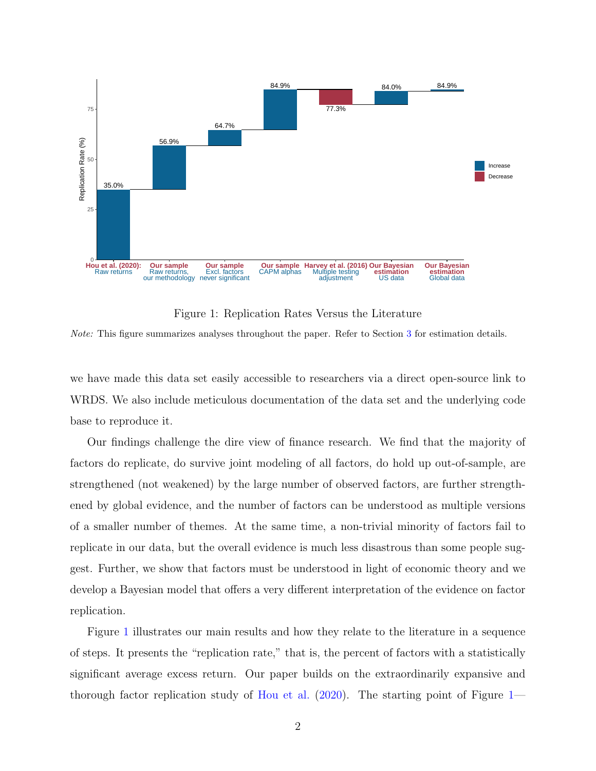Figure 1: Replication Rates Versus the Literature

*Note:* This figure summarizes analyses throughout the paper. Refer to Section 3 for estimation details.

we have made this data set easily accessible to researchers via a direct open-source link to WRDS. We also include meticulous documentation of the data set and the underlying code base to reproduce it.

Our findings challenge the dire view of finance research. We find that the majority of factors do replicate, do survive joint modeling of all factors, do hold up out-of-sample, are strengthened (not weakened) by the large number of observed factors, are further strengthened by global evidence, and the number of factors can be understood as multiple versions of a smaller number of themes. At the same time, a non-trivial minority of factors fail to replicate in our data, but the overall evidence is much less disastrous than some people suggest. Further, we show that factors must be understood in light of economic theory and we develop a Bayesian model that offers a very different interpretation of the evidence on factor replication.

Figure 1 illustrates our main results and how they relate to the literature in a sequence of steps. It presents the "replication rate," that is, the percent of factors with a statistically significant average excess return. Our paper builds on the extraordinarily expansive and thorough factor replication study of Hou et al. (2020). The starting point of Figure 1—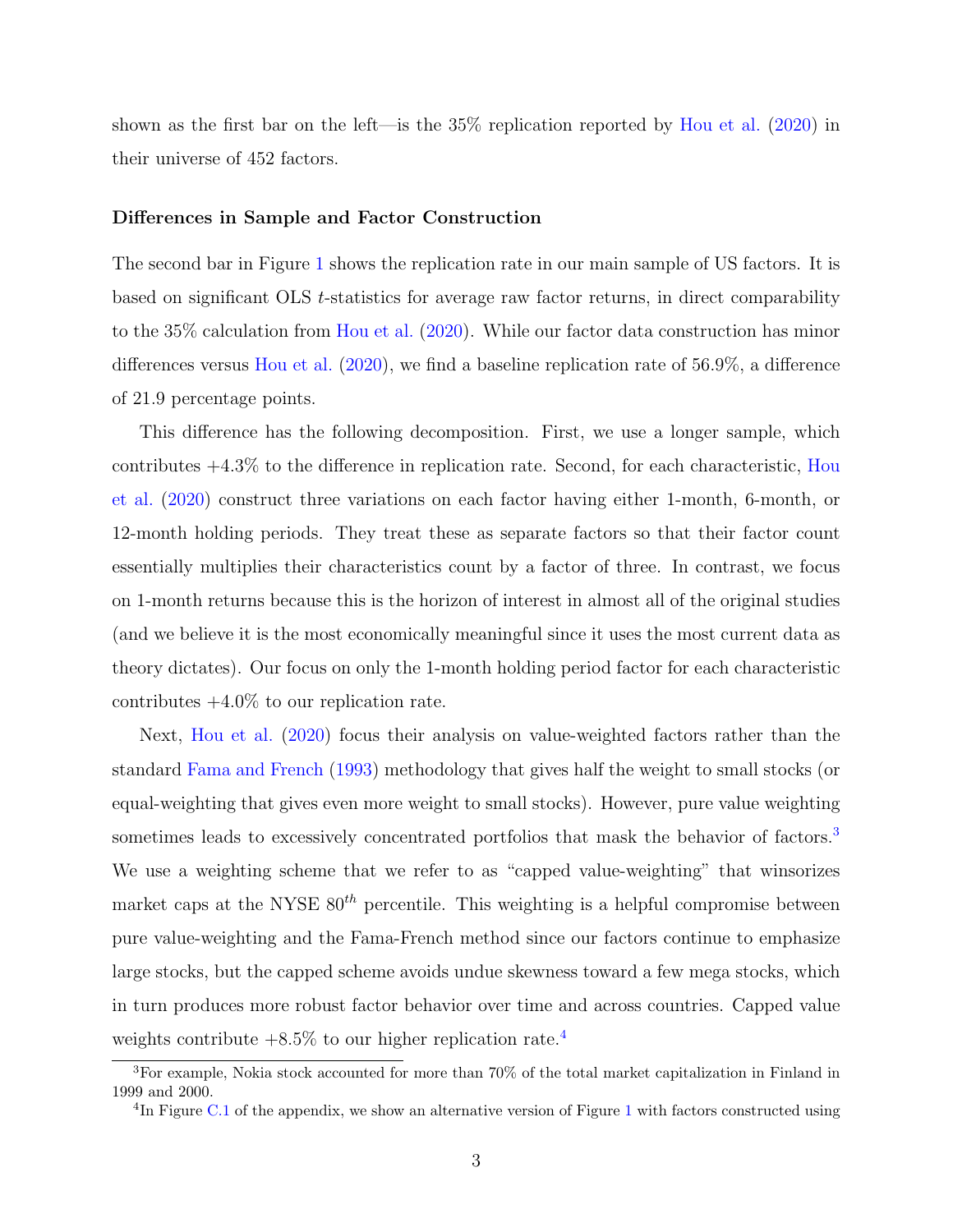shown as the first bar on the left—is the 35% replication reported by Hou et al. (2020) in their universe of 452 factors.

### Differences in Sample and Factor Construction

The second bar in Figure 1 shows the replication rate in our main sample of US factors. It is based on significant OLS $t$-statistics for average raw factor returns, in direct comparability to the 35% calculation from Hou et al. (2020). While our factor data construction has minor differences versus Hou et al. (2020), we find a baseline replication rate of 56.9%, a difference of 21.9 percentage points.

This difference has the following decomposition. First, we use a longer sample, which contributes +4.3% to the difference in replication rate. Second, for each characteristic, Hou et al. (2020) construct three variations on each factor having either 1-month, 6-month, or 12-month holding periods. They treat these as separate factors so that their factor count essentially multiplies their characteristics count by a factor of three. In contrast, we focus on 1-month returns because this is the horizon of interest in almost all of the original studies (and we believe it is the most economically meaningful since it uses the most current data as theory dictates). Our focus on only the 1-month holding period factor for each characteristic contributes +4.0% to our replication rate.

Next, Hou et al. (2020) focus their analysis on value-weighted factors rather than the standard Fama and French (1993) methodology that gives half the weight to small stocks (or equal-weighting that gives even more weight to small stocks). However, pure value weighting sometimes leads to excessively concentrated portfolios that mask the behavior of factors.[3] We use a weighting scheme that we refer to as "capped value-weighting" that winsorizes market caps at the NYSE $80^{th}$ percentile. This weighting is a helpful compromise between pure value-weighting and the Fama-French method since our factors continue to emphasize large stocks, but the capped scheme avoids undue skewness toward a few mega stocks, which in turn produces more robust factor behavior over time and across countries. Capped value weights contribute +8.5% to our higher replication rate.[4]

[3]For example, Nokia stock accounted for more than 70% of the total market capitalization in Finland in 1999 and 2000.

[4]In Figure C.1 of the appendix, we show an alternative version of Figure 1 with factors constructed using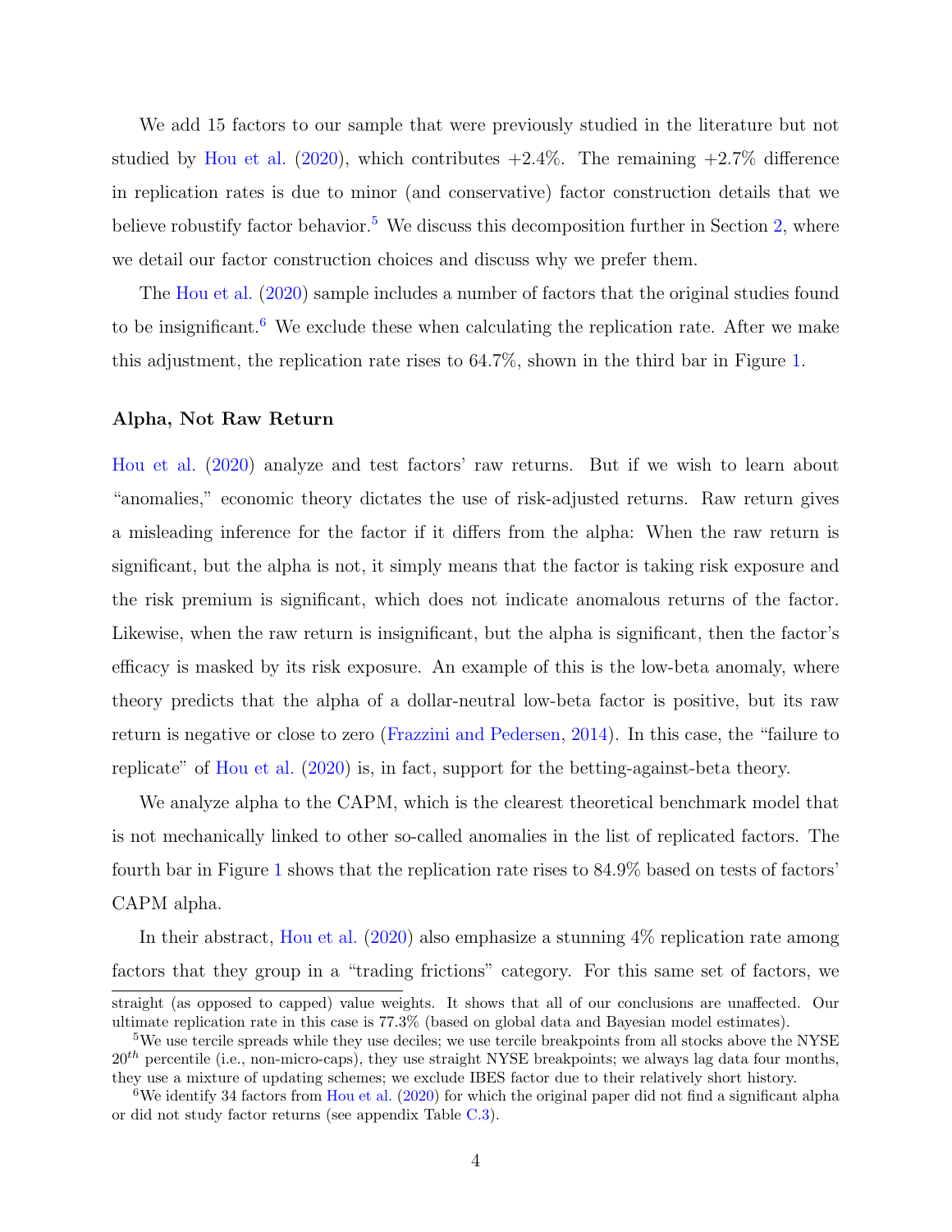We add 15 factors to our sample that were previously studied in the literature but not studied by Hou et al. (2020), which contributes +2.4%. The remaining +2.7% difference in replication rates is due to minor (and conservative) factor construction details that we believe robustify factor behavior.[5] We discuss this decomposition further in Section 2, where we detail our factor construction choices and discuss why we prefer them.

The Hou et al. (2020) sample includes a number of factors that the original studies found to be insignificant.[6] We exclude these when calculating the replication rate. After we make this adjustment, the replication rate rises to 64.7%, shown in the third bar in Figure 1.

**Alpha, Not Raw Return**

Hou et al. (2020) analyze and test factors' raw returns. But if we wish to learn about "anomalies," economic theory dictates the use of risk-adjusted returns. Raw return gives a misleading inference for the factor if it differs from the alpha: When the raw return is significant, but the alpha is not, it simply means that the factor is taking risk exposure and the risk premium is significant, which does not indicate anomalous returns of the factor. Likewise, when the raw return is insignificant, but the alpha is significant, then the factor's efficacy is masked by its risk exposure. An example of this is the low-beta anomaly, where theory predicts that the alpha of a dollar-neutral low-beta factor is positive, but its raw return is negative or close to zero (Frazzini and Pedersen, 2014). In this case, the "failure to replicate" of Hou et al. (2020) is, in fact, support for the betting-against-beta theory.

We analyze alpha to the CAPM, which is the clearest theoretical benchmark model that is not mechanically linked to other so-called anomalies in the list of replicated factors. The fourth bar in Figure 1 shows that the replication rate rises to 84.9% based on tests of factors' CAPM alpha.

In their abstract, Hou et al. (2020) also emphasize a stunning 4% replication rate among factors that they group in a "trading frictions" category. For this same set of factors, we

---

straight (as opposed to capped) value weights. It shows that all of our conclusions are unaffected. Our ultimate replication rate in this case is 77.3% (based on global data and Bayesian model estimates).

[5] We use tercile spreads while they use deciles; we use tercile breakpoints from all stocks above the NYSE $20^{th}$ percentile (i.e., non-micro-caps), they use straight NYSE breakpoints; we always lag data four months, they use a mixture of updating schemes; we exclude IBES factor due to their relatively short history.

[6] We identify 34 factors from Hou et al. (2020) for which the original paper did not find a significant alpha or did not study factor returns (see appendix Table C.3).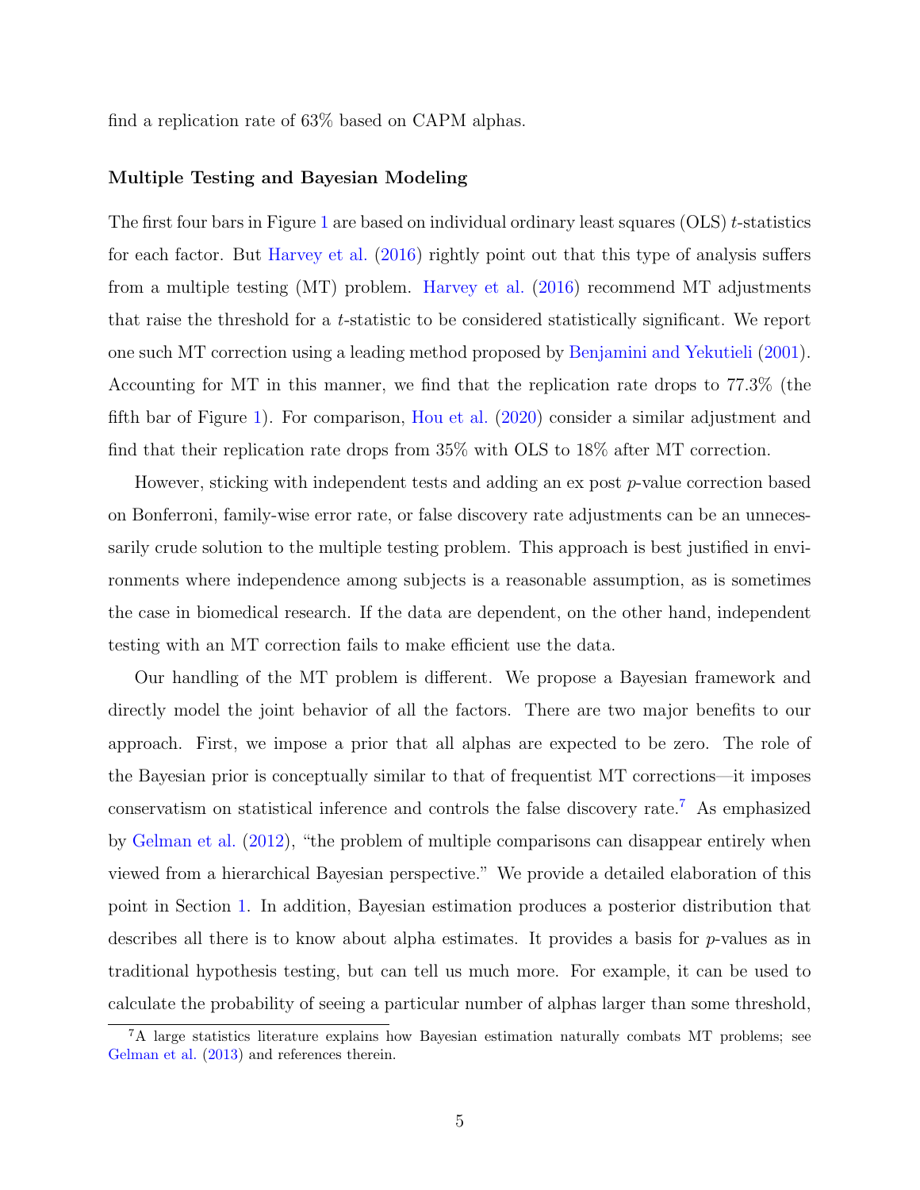find a replication rate of 63% based on CAPM alphas.

#### Multiple Testing and Bayesian Modeling

The first four bars in Figure 1 are based on individual ordinary least squares (OLS) $t$-statistics for each factor. But Harvey et al. (2016) rightly point out that this type of analysis suffers from a multiple testing (MT) problem. Harvey et al. (2016) recommend MT adjustments that raise the threshold for a $t$-statistic to be considered statistically significant. We report one such MT correction using a leading method proposed by Benjamini and Yekutieli (2001). Accounting for MT in this manner, we find that the replication rate drops to 77.3% (the fifth bar of Figure 1). For comparison, Hou et al. (2020) consider a similar adjustment and find that their replication rate drops from 35% with OLS to 18% after MT correction.

However, sticking with independent tests and adding an ex post $p$-value correction based on Bonferroni, family-wise error rate, or false discovery rate adjustments can be an unnecessarily crude solution to the multiple testing problem. This approach is best justified in environments where independence among subjects is a reasonable assumption, as is sometimes the case in biomedical research. If the data are dependent, on the other hand, independent testing with an MT correction fails to make efficient use the data.

Our handling of the MT problem is different. We propose a Bayesian framework and directly model the joint behavior of all the factors. There are two major benefits to our approach. First, we impose a prior that all alphas are expected to be zero. The role of the Bayesian prior is conceptually similar to that of frequentist MT corrections—it imposes conservatism on statistical inference and controls the false discovery rate.[7] As emphasized by Gelman et al. (2012), "the problem of multiple comparisons can disappear entirely when viewed from a hierarchical Bayesian perspective." We provide a detailed elaboration of this point in Section 1. In addition, Bayesian estimation produces a posterior distribution that describes all there is to know about alpha estimates. It provides a basis for $p$-values as in traditional hypothesis testing, but can tell us much more. For example, it can be used to calculate the probability of seeing a particular number of alphas larger than some threshold,

[7] A large statistics literature explains how Bayesian estimation naturally combats MT problems; see Gelman et al. (2013) and references therein.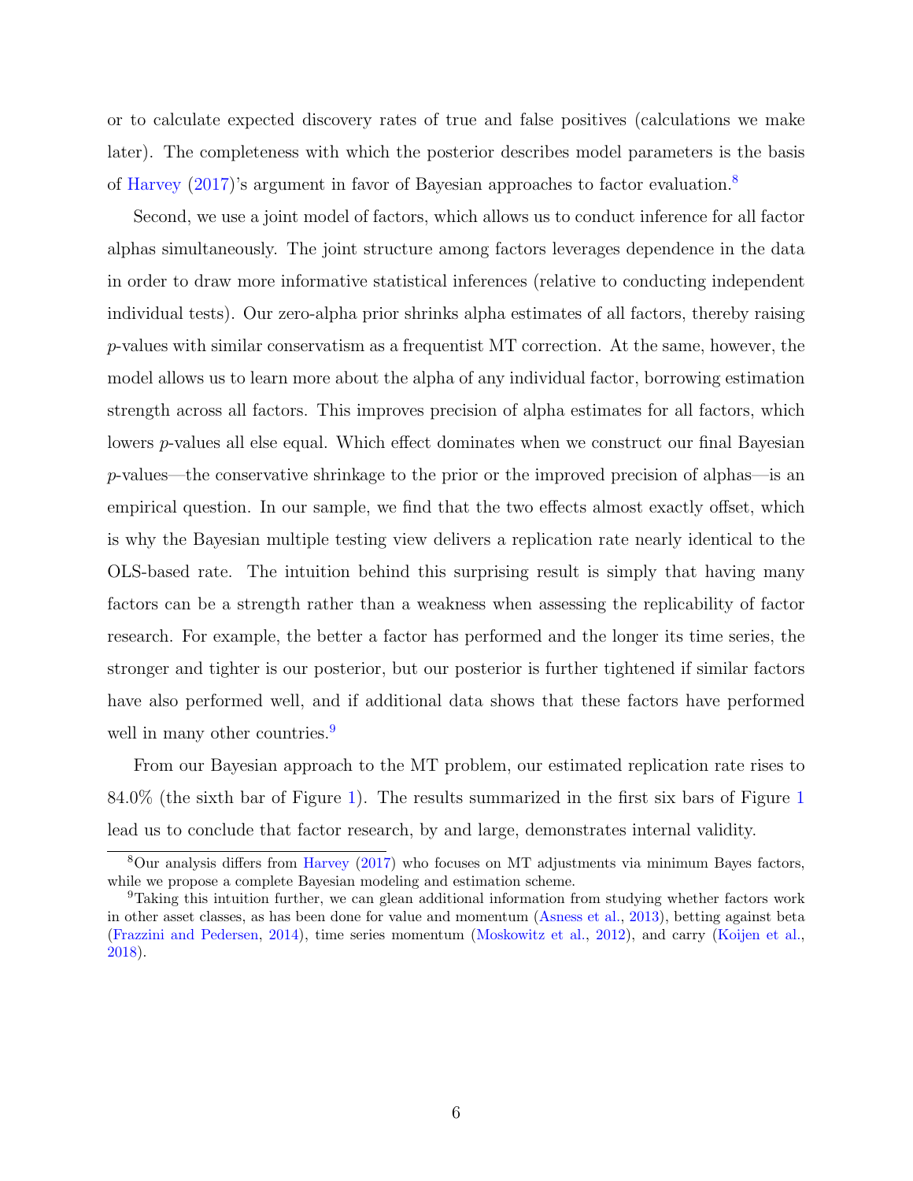or to calculate expected discovery rates of true and false positives (calculations we make later). The completeness with which the posterior describes model parameters is the basis of Harvey (2017)'s argument in favor of Bayesian approaches to factor evaluation.[8]

Second, we use a joint model of factors, which allows us to conduct inference for all factor alphas simultaneously. The joint structure among factors leverages dependence in the data in order to draw more informative statistical inferences (relative to conducting independent individual tests). Our zero-alpha prior shrinks alpha estimates of all factors, thereby raising $p$-values with similar conservatism as a frequentist MT correction. At the same, however, the model allows us to learn more about the alpha of any individual factor, borrowing estimation strength across all factors. This improves precision of alpha estimates for all factors, which lowers $p$-values all else equal. Which effect dominates when we construct our final Bayesian $p$-values—the conservative shrinkage to the prior or the improved precision of alphas—is an empirical question. In our sample, we find that the two effects almost exactly offset, which is why the Bayesian multiple testing view delivers a replication rate nearly identical to the OLS-based rate. The intuition behind this surprising result is simply that having many factors can be a strength rather than a weakness when assessing the replicability of factor research. For example, the better a factor has performed and the longer its time series, the stronger and tighter is our posterior, but our posterior is further tightened if similar factors have also performed well, and if additional data shows that these factors have performed well in many other countries.[9]

From our Bayesian approach to the MT problem, our estimated replication rate rises to 84.0% (the sixth bar of Figure 1). The results summarized in the first six bars of Figure 1 lead us to conclude that factor research, by and large, demonstrates internal validity.

[8]Our analysis differs from Harvey (2017) who focuses on MT adjustments via minimum Bayes factors, while we propose a complete Bayesian modeling and estimation scheme.

[9]Taking this intuition further, we can glean additional information from studying whether factors work in other asset classes, as has been done for value and momentum (Asness et al., 2013), betting against beta (Frazzini and Pedersen, 2014), time series momentum (Moskowitz et al., 2012), and carry (Koijen et al., 2018).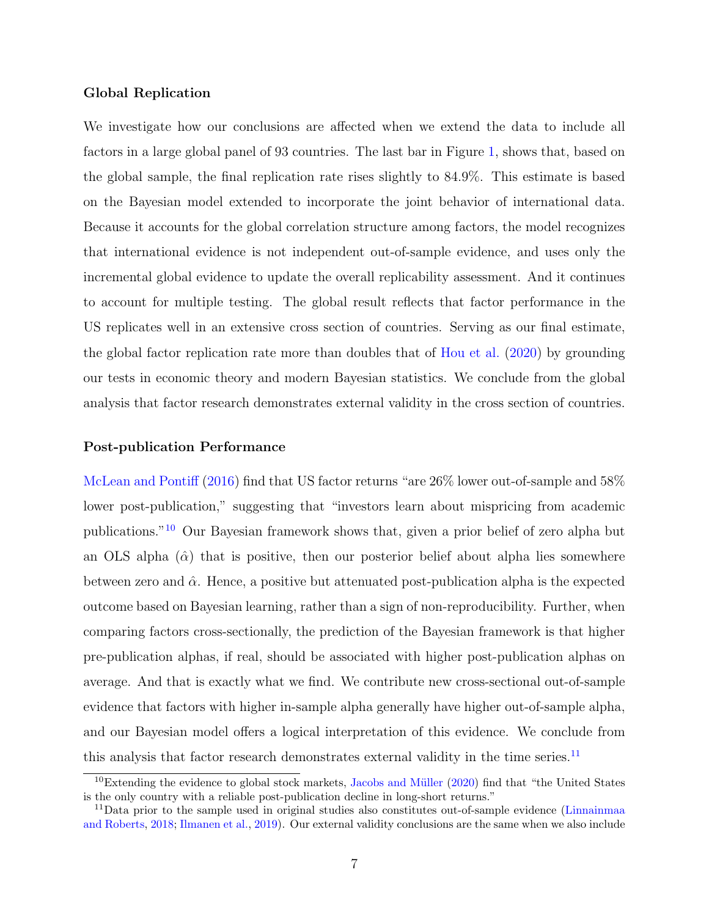### Global Replication

We investigate how our conclusions are affected when we extend the data to include all factors in a large global panel of 93 countries. The last bar in Figure 1, shows that, based on the global sample, the final replication rate rises slightly to 84.9%. This estimate is based on the Bayesian model extended to incorporate the joint behavior of international data. Because it accounts for the global correlation structure among factors, the model recognizes that international evidence is not independent out-of-sample evidence, and uses only the incremental global evidence to update the overall replicability assessment. And it continues to account for multiple testing. The global result reflects that factor performance in the US replicates well in an extensive cross section of countries. Serving as our final estimate, the global factor replication rate more than doubles that of Hou et al. (2020) by grounding our tests in economic theory and modern Bayesian statistics. We conclude from the global analysis that factor research demonstrates external validity in the cross section of countries.

### Post-publication Performance

McLean and Pontiff (2016) find that US factor returns "are 26% lower out-of-sample and 58% lower post-publication," suggesting that "investors learn about mispricing from academic publications."[10] Our Bayesian framework shows that, given a prior belief of zero alpha but an OLS alpha ($\hat{\alpha}$) that is positive, then our posterior belief about alpha lies somewhere between zero and $\hat{\alpha}$. Hence, a positive but attenuated post-publication alpha is the expected outcome based on Bayesian learning, rather than a sign of non-reproducibility. Further, when comparing factors cross-sectionally, the prediction of the Bayesian framework is that higher pre-publication alphas, if real, should be associated with higher post-publication alphas on average. And that is exactly what we find. We contribute new cross-sectional out-of-sample evidence that factors with higher in-sample alpha generally have higher out-of-sample alpha, and our Bayesian model offers a logical interpretation of this evidence. We conclude from this analysis that factor research demonstrates external validity in the time series.[11]

[10] Extending the evidence to global stock markets, Jacobs and Müller (2020) find that "the United States is the only country with a reliable post-publication decline in long-short returns."

[11] Data prior to the sample used in original studies also constitutes out-of-sample evidence (Linnainmaa and Roberts, 2018; Ilmanen et al., 2019). Our external validity conclusions are the same when we also include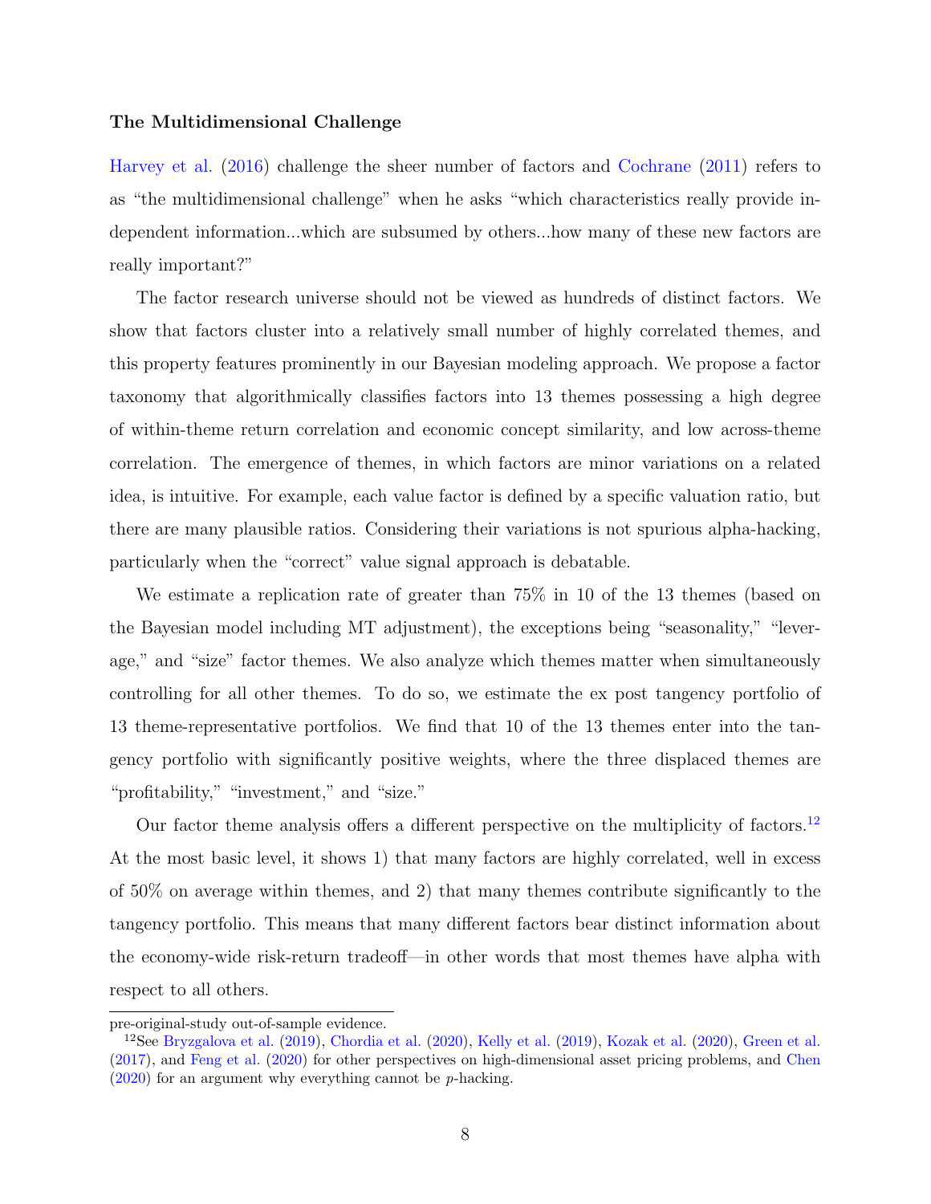**The Multidimensional Challenge**

Harvey et al. (2016) challenge the sheer number of factors and Cochrane (2011) refers to as "the multidimensional challenge" when he asks "which characteristics really provide independent information...which are subsumed by others...how many of these new factors are really important?"

The factor research universe should not be viewed as hundreds of distinct factors. We show that factors cluster into a relatively small number of highly correlated themes, and this property features prominently in our Bayesian modeling approach. We propose a factor taxonomy that algorithmically classifies factors into 13 themes possessing a high degree of within-theme return correlation and economic concept similarity, and low across-theme correlation. The emergence of themes, in which factors are minor variations on a related idea, is intuitive. For example, each value factor is defined by a specific valuation ratio, but there are many plausible ratios. Considering their variations is not spurious alpha-hacking, particularly when the "correct" value signal approach is debatable.

We estimate a replication rate of greater than 75% in 10 of the 13 themes (based on the Bayesian model including MT adjustment), the exceptions being "seasonality," "leverage," and "size" factor themes. We also analyze which themes matter when simultaneously controlling for all other themes. To do so, we estimate the ex post tangency portfolio of 13 theme-representative portfolios. We find that 10 of the 13 themes enter into the tangency portfolio with significantly positive weights, where the three displaced themes are "profitability," "investment," and "size."

Our factor theme analysis offers a different perspective on the multiplicity of factors.[12] At the most basic level, it shows 1) that many factors are highly correlated, well in excess of 50% on average within themes, and 2) that many themes contribute significantly to the tangency portfolio. This means that many different factors bear distinct information about the economy-wide risk-return tradeoff—in other words that most themes have alpha with respect to all others.

---

pre-original-study out-of-sample evidence.

[12] See Bryzgalova et al. (2019), Chordia et al. (2020), Kelly et al. (2019), Kozak et al. (2020), Green et al. (2017), and Feng et al. (2020) for other perspectives on high-dimensional asset pricing problems, and Chen (2020) for an argument why everything cannot be $p$-hacking.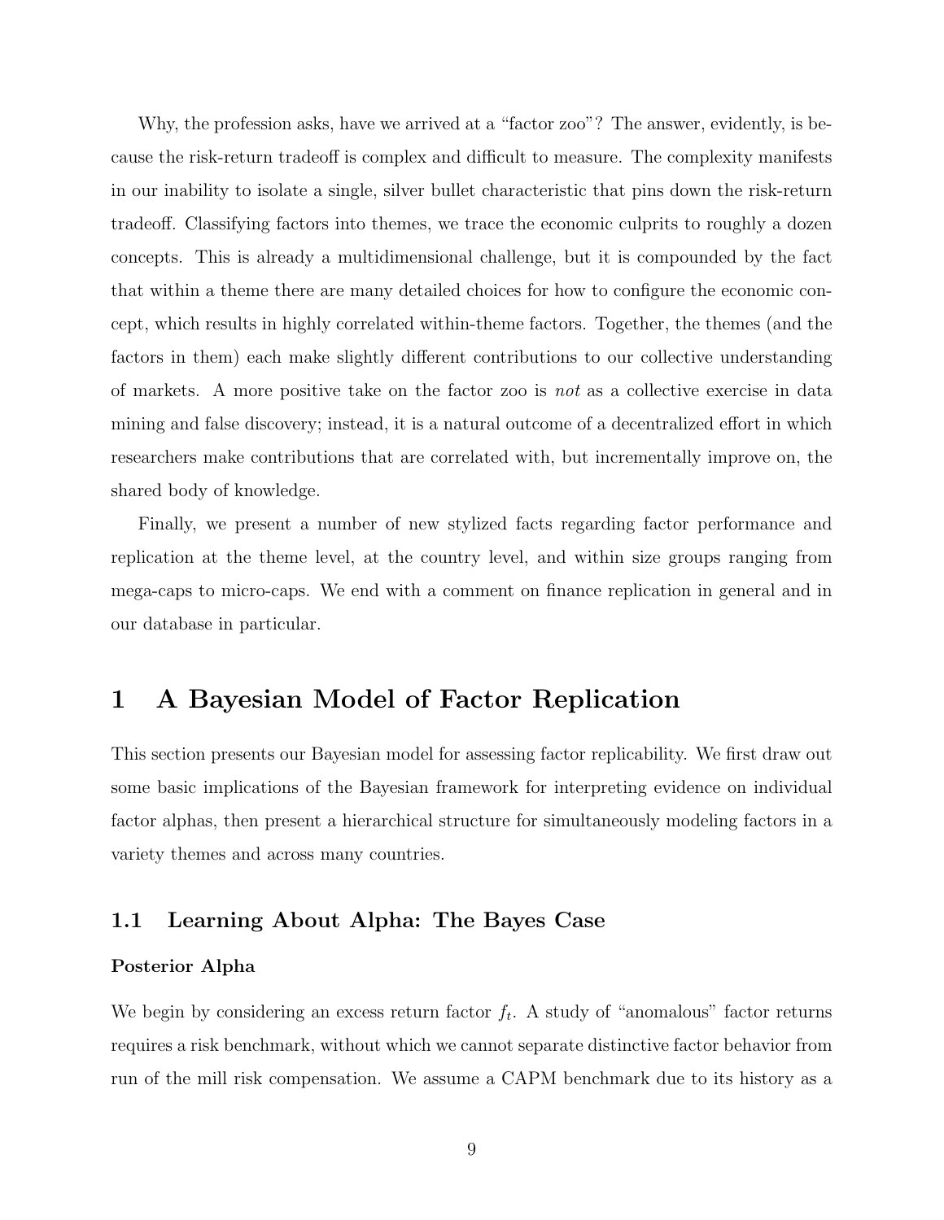Why, the profession asks, have we arrived at a "factor zoo"? The answer, evidently, is because the risk-return tradeoff is complex and difficult to measure. The complexity manifests in our inability to isolate a single, silver bullet characteristic that pins down the risk-return tradeoff. Classifying factors into themes, we trace the economic culprits to roughly a dozen concepts. This is already a multidimensional challenge, but it is compounded by the fact that within a theme there are many detailed choices for how to configure the economic concept, which results in highly correlated within-theme factors. Together, the themes (and the factors in them) each make slightly different contributions to our collective understanding of markets. A more positive take on the factor zoo is *not* as a collective exercise in data mining and false discovery; instead, it is a natural outcome of a decentralized effort in which researchers make contributions that are correlated with, but incrementally improve on, the shared body of knowledge.

Finally, we present a number of new stylized facts regarding factor performance and replication at the theme level, at the country level, and within size groups ranging from mega-caps to micro-caps. We end with a comment on finance replication in general and in our database in particular.

# 1 A Bayesian Model of Factor Replication

This section presents our Bayesian model for assessing factor replicability. We first draw out some basic implications of the Bayesian framework for interpreting evidence on individual factor alphas, then present a hierarchical structure for simultaneously modeling factors in a variety themes and across many countries.

## 1.1 Learning About Alpha: The Bayes Case

**Posterior Alpha**

We begin by considering an excess return factor $f_t$. A study of "anomalous" factor returns requires a risk benchmark, without which we cannot separate distinctive factor behavior from run of the mill risk compensation. We assume a CAPM benchmark due to its history as a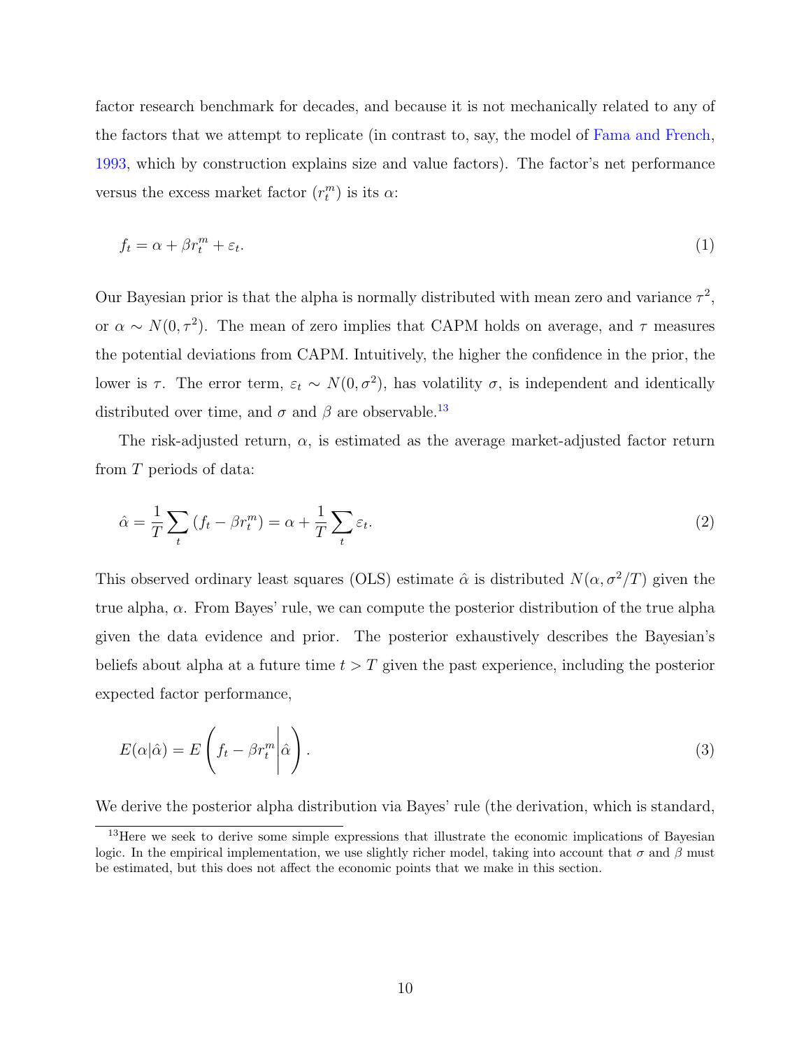factor research benchmark for decades, and because it is not mechanically related to any of the factors that we attempt to replicate (in contrast to, say, the model of Fama and French, 1993, which by construction explains size and value factors). The factor's net performance versus the excess market factor ($r_t^m$) is its $\alpha$:

$$f_t = \alpha + \beta r_t^m + \varepsilon_t. \tag{1}$$

Our Bayesian prior is that the alpha is normally distributed with mean zero and variance $\tau^2$, or $\alpha \sim N(0, \tau^2)$. The mean of zero implies that CAPM holds on average, and $\tau$ measures the potential deviations from CAPM. Intuitively, the higher the confidence in the prior, the lower is $\tau$. The error term, $\varepsilon_t \sim N(0, \sigma^2)$, has volatility $\sigma$, is independent and identically distributed over time, and $\sigma$ and $\beta$ are observable.[13]

The risk-adjusted return, $\alpha$, is estimated as the average market-adjusted factor return from $T$ periods of data:

$$\hat{\alpha} = \frac{1}{T} \sum_t \left( f_t - \beta r_t^m \right) = \alpha + \frac{1}{T} \sum_t \varepsilon_t. \tag{2}$$

This observed ordinary least squares (OLS) estimate $\hat{\alpha}$ is distributed $N(\alpha, \sigma^2/T)$ given the true alpha, $\alpha$. From Bayes' rule, we can compute the posterior distribution of the true alpha given the data evidence and prior. The posterior exhaustively describes the Bayesian's beliefs about alpha at a future time $t > T$ given the past experience, including the posterior expected factor performance,

$$E(\alpha | \hat{\alpha}) = E\left( f_t - \beta r_t^m \middle| \hat{\alpha} \right). \tag{3}$$

We derive the posterior alpha distribution via Bayes' rule (the derivation, which is standard,

[13] Here we seek to derive some simple expressions that illustrate the economic implications of Bayesian logic. In the empirical implementation, we use slightly richer model, taking into account that $\sigma$ and $\beta$ must be estimated, but this does not affect the economic points that we make in this section.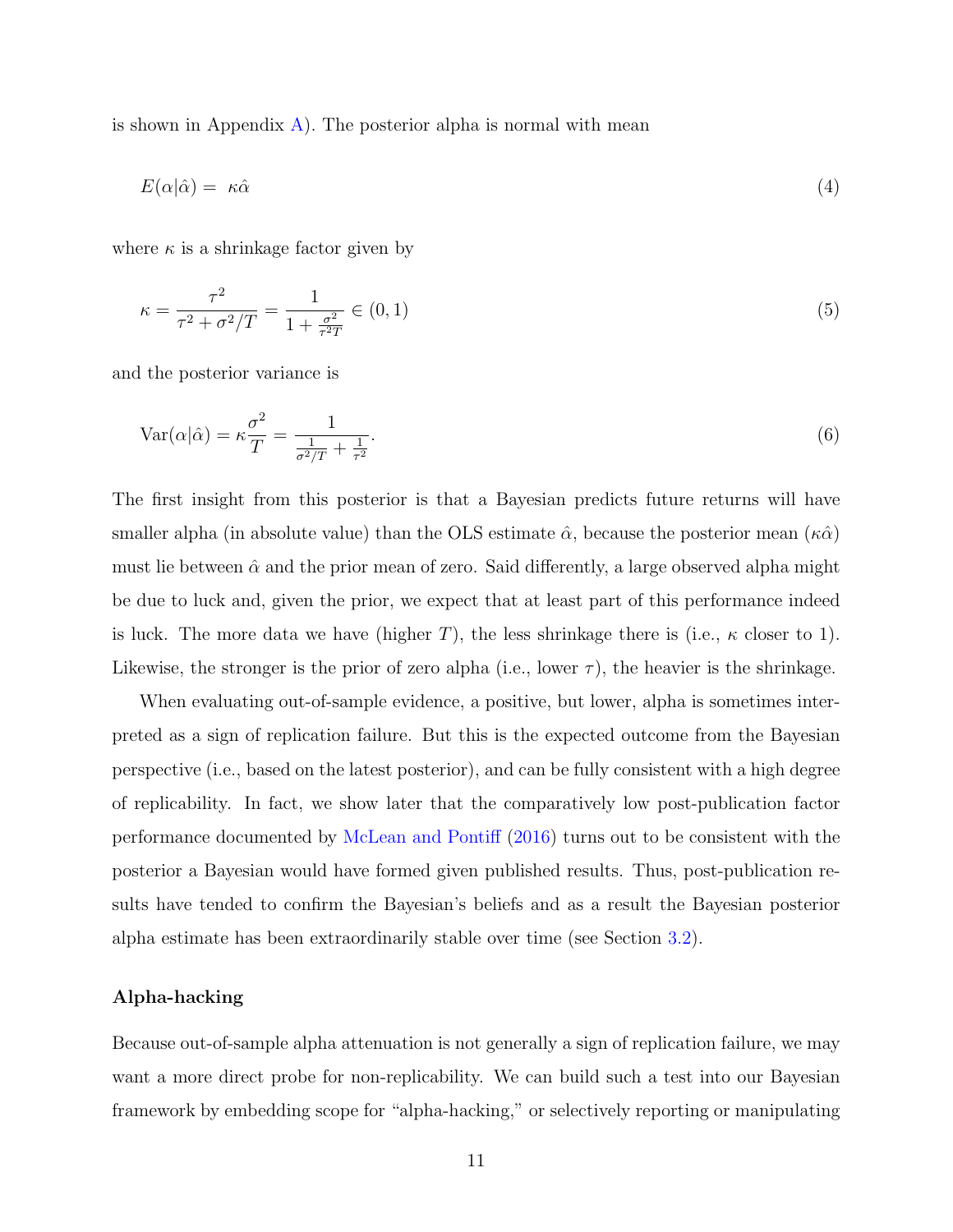is shown in Appendix A). The posterior alpha is normal with mean

$$E(\alpha|\hat{\alpha}) = \kappa\hat{\alpha} \tag{4}$$

where $\kappa$ is a shrinkage factor given by

$$\kappa = \frac{\tau^2}{\tau^2 + \sigma^2/T} = \frac{1}{1 + \frac{\sigma^2}{\tau^2 T}} \in (0, 1) \tag{5}$$

and the posterior variance is

$$\text{Var}(\alpha|\hat{\alpha}) = \kappa\frac{\sigma^2}{T} = \frac{1}{\frac{1}{\sigma^2/T} + \frac{1}{\tau^2}}. \tag{6}$$

The first insight from this posterior is that a Bayesian predicts future returns will have smaller alpha (in absolute value) than the OLS estimate $\hat{\alpha}$, because the posterior mean ($\kappa\hat{\alpha}$) must lie between $\hat{\alpha}$ and the prior mean of zero. Said differently, a large observed alpha might be due to luck and, given the prior, we expect that at least part of this performance indeed is luck. The more data we have (higher $T$), the less shrinkage there is (i.e., $\kappa$ closer to 1). Likewise, the stronger is the prior of zero alpha (i.e., lower $\tau$), the heavier is the shrinkage.

When evaluating out-of-sample evidence, a positive, but lower, alpha is sometimes interpreted as a sign of replication failure. But this is the expected outcome from the Bayesian perspective (i.e., based on the latest posterior), and can be fully consistent with a high degree of replicability. In fact, we show later that the comparatively low post-publication factor performance documented by McLean and Pontiff (2016) turns out to be consistent with the posterior a Bayesian would have formed given published results. Thus, post-publication results have tended to confirm the Bayesian's beliefs and as a result the Bayesian posterior alpha estimate has been extraordinarily stable over time (see Section 3.2).

**Alpha-hacking**

Because out-of-sample alpha attenuation is not generally a sign of replication failure, we may want a more direct probe for non-replicability. We can build such a test into our Bayesian framework by embedding scope for "alpha-hacking," or selectively reporting or manipulating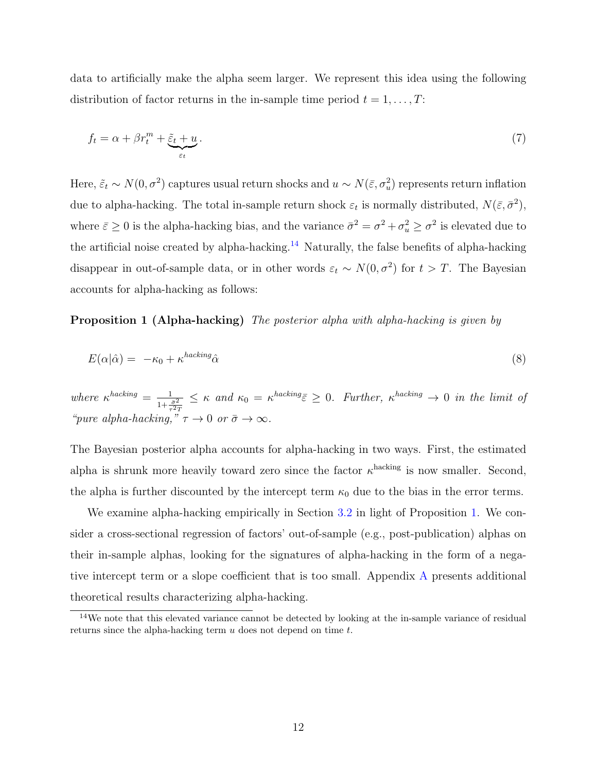data to artificially make the alpha seem larger. We represent this idea using the following distribution of factor returns in the in-sample time period $t = 1, \ldots, T$:

$$f_t = \alpha + \beta r_t^m + \underbrace{\tilde{\varepsilon}_t + u}_{\varepsilon_t}. \tag{7}$$

Here, $\tilde{\varepsilon}_t \sim N(0, \sigma^2)$ captures usual return shocks and $u \sim N(\bar{\varepsilon}, \sigma_u^2)$ represents return inflation due to alpha-hacking. The total in-sample return shock $\varepsilon_t$ is normally distributed, $N(\bar{\varepsilon}, \bar{\sigma}^2)$, where $\bar{\varepsilon} \geq 0$ is the alpha-hacking bias, and the variance $\bar{\sigma}^2 = \sigma^2 + \sigma_u^2 \geq \sigma^2$ is elevated due to the artificial noise created by alpha-hacking.[14] Naturally, the false benefits of alpha-hacking disappear in out-of-sample data, or in other words $\varepsilon_t \sim N(0, \sigma^2)$ for $t > T$. The Bayesian accounts for alpha-hacking as follows:

**Proposition 1 (Alpha-hacking)** *The posterior alpha with alpha-hacking is given by*

$$E(\alpha|\hat{\alpha}) = -\kappa_0 + \kappa^{hacking}\hat{\alpha} \tag{8}$$

*where* $\kappa^{hacking} = \frac{1}{1+\frac{\bar{\sigma}^2}{\tau^2 T}} \leq \kappa$ *and* $\kappa_0 = \kappa^{hacking}\bar{\varepsilon} \geq 0$*. Further,* $\kappa^{hacking} \to 0$ *in the limit of "pure alpha-hacking,"* $\tau \to 0$ *or* $\bar{\sigma} \to \infty$*.*

The Bayesian posterior alpha accounts for alpha-hacking in two ways. First, the estimated alpha is shrunk more heavily toward zero since the factor $\kappa^{\text{hacking}}$ is now smaller. Second, the alpha is further discounted by the intercept term $\kappa_0$ due to the bias in the error terms.

We examine alpha-hacking empirically in Section 3.2 in light of Proposition 1. We consider a cross-sectional regression of factors' out-of-sample (e.g., post-publication) alphas on their in-sample alphas, looking for the signatures of alpha-hacking in the form of a negative intercept term or a slope coefficient that is too small. Appendix A presents additional theoretical results characterizing alpha-hacking.

[14] We note that this elevated variance cannot be detected by looking at the in-sample variance of residual returns since the alpha-hacking term $u$ does not depend on time $t$.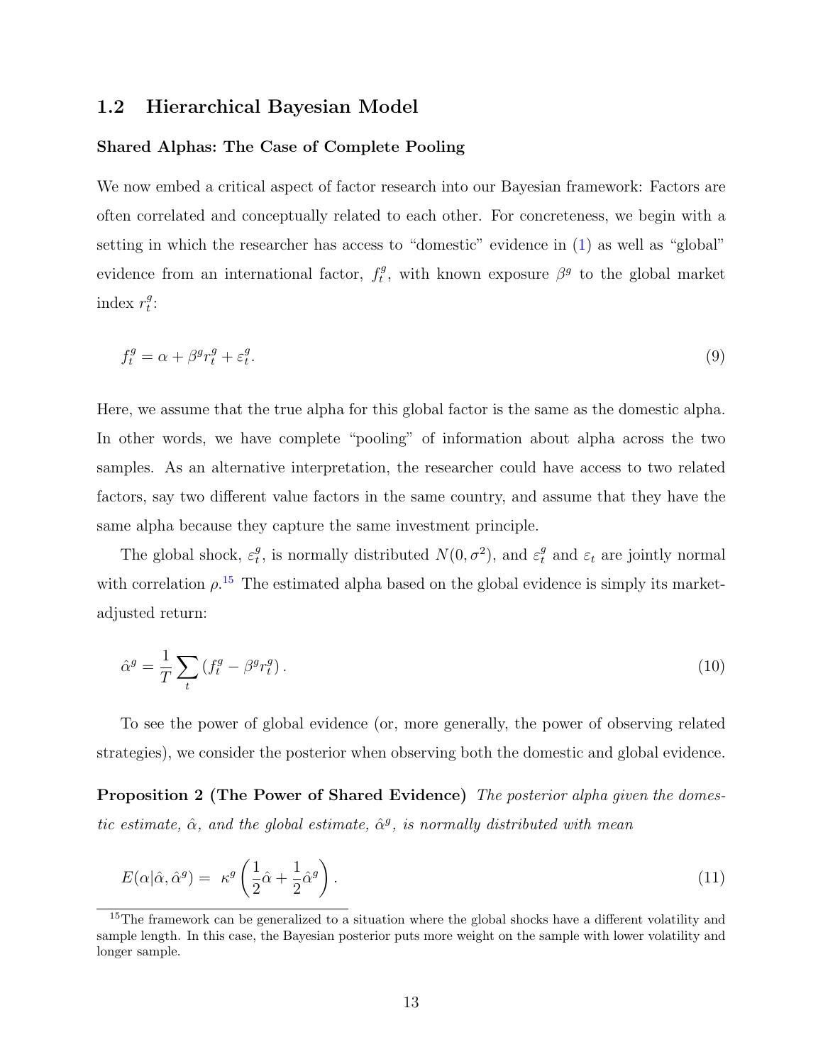## 1.2 Hierarchical Bayesian Model

**Shared Alphas: The Case of Complete Pooling**

We now embed a critical aspect of factor research into our Bayesian framework: Factors are often correlated and conceptually related to each other. For concreteness, we begin with a setting in which the researcher has access to "domestic" evidence in (1) as well as "global" evidence from an international factor, $f_t^g$, with known exposure $\beta^g$ to the global market index $r_t^g$:

$$f_t^g = \alpha + \beta^g r_t^g + \varepsilon_t^g. \tag{9}$$

Here, we assume that the true alpha for this global factor is the same as the domestic alpha. In other words, we have complete "pooling" of information about alpha across the two samples. As an alternative interpretation, the researcher could have access to two related factors, say two different value factors in the same country, and assume that they have the same alpha because they capture the same investment principle.

The global shock, $\varepsilon_t^g$, is normally distributed $N(0, \sigma^2)$, and $\varepsilon_t^g$ and $\varepsilon_t$ are jointly normal with correlation $\rho$.[15] The estimated alpha based on the global evidence is simply its market-adjusted return:

$$\hat{\alpha}^g = \frac{1}{T} \sum_t \left( f_t^g - \beta^g r_t^g \right). \tag{10}$$

To see the power of global evidence (or, more generally, the power of observing related strategies), we consider the posterior when observing both the domestic and global evidence.

**Proposition 2 (The Power of Shared Evidence)** *The posterior alpha given the domestic estimate, $\hat{\alpha}$, and the global estimate, $\hat{\alpha}^g$, is normally distributed with mean*

$$E(\alpha | \hat{\alpha}, \hat{\alpha}^g) = \kappa^g \left( \frac{1}{2}\hat{\alpha} + \frac{1}{2}\hat{\alpha}^g \right). \tag{11}$$

[15] The framework can be generalized to a situation where the global shocks have a different volatility and sample length. In this case, the Bayesian posterior puts more weight on the sample with lower volatility and longer sample.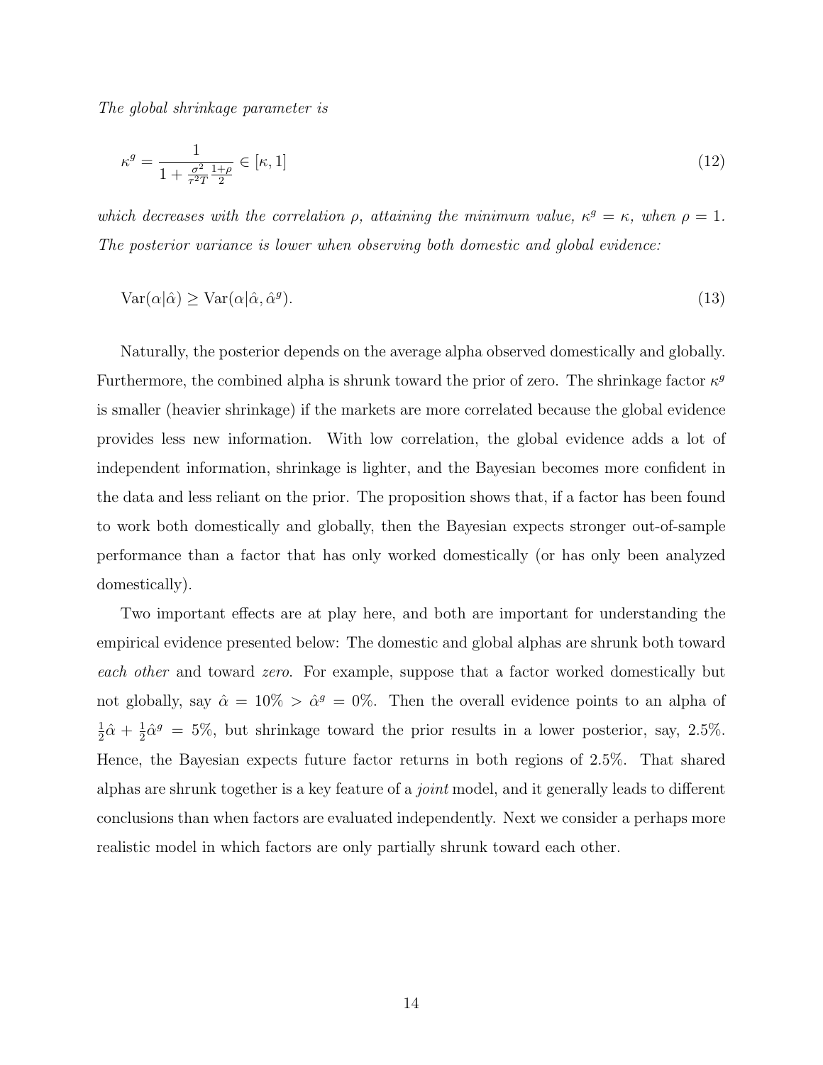*The global shrinkage parameter is*

$$\kappa^g = \frac{1}{1 + \frac{\sigma^2}{\tau^2 T}\frac{1+\rho}{2}} \in [\kappa, 1] \tag{12}$$

*which decreases with the correlation $\rho$, attaining the minimum value, $\kappa^g = \kappa$, when $\rho = 1$. The posterior variance is lower when observing both domestic and global evidence:*

$$\text{Var}(\alpha|\hat{\alpha}) \geq \text{Var}(\alpha|\hat{\alpha}, \hat{\alpha}^g). \tag{13}$$

Naturally, the posterior depends on the average alpha observed domestically and globally. Furthermore, the combined alpha is shrunk toward the prior of zero. The shrinkage factor $\kappa^g$ is smaller (heavier shrinkage) if the markets are more correlated because the global evidence provides less new information. With low correlation, the global evidence adds a lot of independent information, shrinkage is lighter, and the Bayesian becomes more confident in the data and less reliant on the prior. The proposition shows that, if a factor has been found to work both domestically and globally, then the Bayesian expects stronger out-of-sample performance than a factor that has only worked domestically (or has only been analyzed domestically).

Two important effects are at play here, and both are important for understanding the empirical evidence presented below: The domestic and global alphas are shrunk both toward *each other* and toward *zero*. For example, suppose that a factor worked domestically but not globally, say $\hat{\alpha} = 10\% > \hat{\alpha}^g = 0\%$. Then the overall evidence points to an alpha of $\frac{1}{2}\hat{\alpha} + \frac{1}{2}\hat{\alpha}^g = 5\%$, but shrinkage toward the prior results in a lower posterior, say, 2.5%. Hence, the Bayesian expects future factor returns in both regions of 2.5%. That shared alphas are shrunk together is a key feature of a *joint* model, and it generally leads to different conclusions than when factors are evaluated independently. Next we consider a perhaps more realistic model in which factors are only partially shrunk toward each other.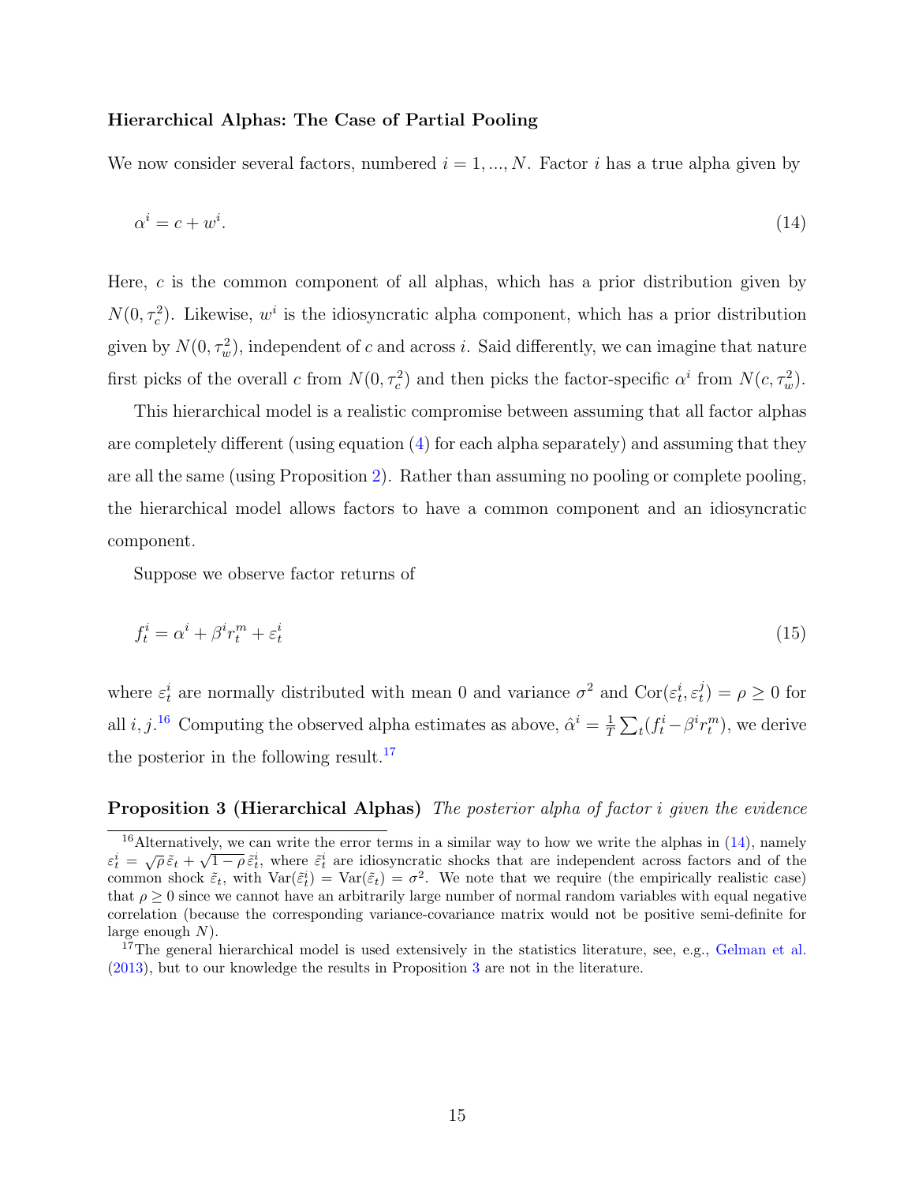**Hierarchical Alphas: The Case of Partial Pooling**

We now consider several factors, numbered $i = 1, ..., N$. Factor $i$ has a true alpha given by

$$\alpha^i = c + w^i. \tag{14}$$

Here, $c$ is the common component of all alphas, which has a prior distribution given by $N(0, \tau_c^2)$. Likewise, $w^i$ is the idiosyncratic alpha component, which has a prior distribution given by $N(0, \tau_w^2)$, independent of $c$ and across $i$. Said differently, we can imagine that nature first picks of the overall $c$ from $N(0, \tau_c^2)$ and then picks the factor-specific $\alpha^i$ from $N(c, \tau_w^2)$.

This hierarchical model is a realistic compromise between assuming that all factor alphas are completely different (using equation (4) for each alpha separately) and assuming that they are all the same (using Proposition 2). Rather than assuming no pooling or complete pooling, the hierarchical model allows factors to have a common component and an idiosyncratic component.

Suppose we observe factor returns of

$$f_t^i = \alpha^i + \beta^i r_t^m + \varepsilon_t^i \tag{15}$$

where $\varepsilon_t^i$ are normally distributed with mean 0 and variance $\sigma^2$ and $\text{Cor}(\varepsilon_t^i, \varepsilon_t^j) = \rho \geq 0$ for all $i, j$.[16] Computing the observed alpha estimates as above, $\hat{\alpha}^i = \frac{1}{T}\sum_t (f_t^i - \beta^i r_t^m)$, we derive the posterior in the following result.[17]

**Proposition 3 (Hierarchical Alphas)** *The posterior alpha of factor i given the evidence*

[16] Alternatively, we can write the error terms in a similar way to how we write the alphas in (14), namely $\varepsilon_t^i = \sqrt{\rho}\,\tilde{\varepsilon}_t + \sqrt{1-\rho}\,\tilde{\tilde{\varepsilon}}_t^i$, where $\tilde{\tilde{\varepsilon}}_t^i$ are idiosyncratic shocks that are independent across factors and of the common shock $\tilde{\varepsilon}_t$, with $\text{Var}(\tilde{\tilde{\varepsilon}}_t^i) = \text{Var}(\tilde{\varepsilon}_t) = \sigma^2$. We note that we require (the empirically realistic case) that $\rho \geq 0$ since we cannot have an arbitrarily large number of normal random variables with equal negative correlation (because the corresponding variance-covariance matrix would not be positive semi-definite for large enough $N$).

[17] The general hierarchical model is used extensively in the statistics literature, see, e.g., Gelman et al. (2013), but to our knowledge the results in Proposition 3 are not in the literature.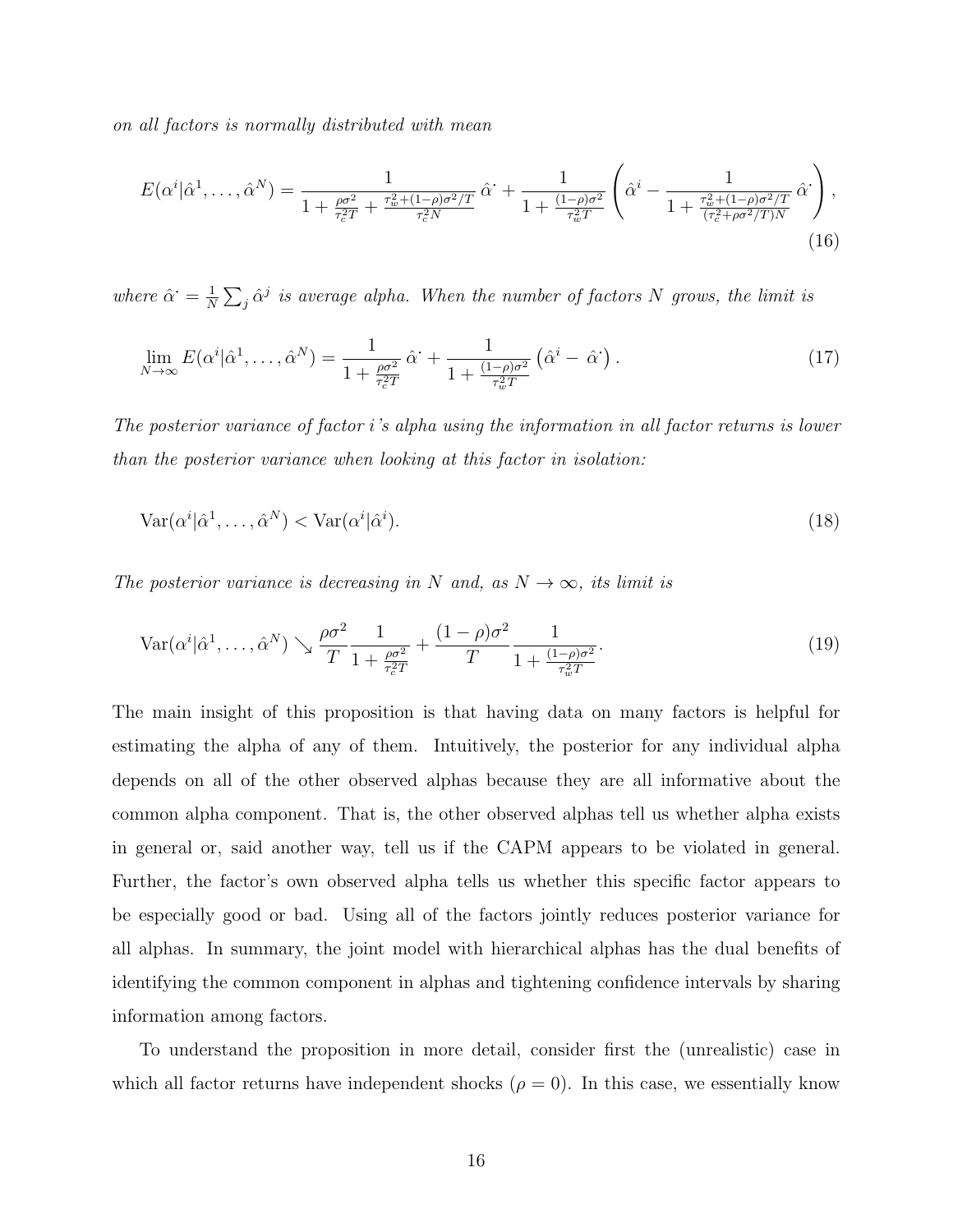*on all factors is normally distributed with mean*

$$E(\alpha^i|\hat{\alpha}^1,\ldots,\hat{\alpha}^N) = \frac{1}{1+\frac{\rho\sigma^2}{\tau_c^2 T}+\frac{\tau_w^2+(1-\rho)\sigma^2/T}{\tau_c^2 N}}\,\hat{\alpha}^{\cdot} + \frac{1}{1+\frac{(1-\rho)\sigma^2}{\tau_w^2 T}}\left(\hat{\alpha}^i - \frac{1}{1+\frac{\tau_w^2+(1-\rho)\sigma^2/T}{(\tau_c^2+\rho\sigma^2/T)N}}\,\hat{\alpha}^{\cdot}\right), \tag{16}$$

*where $\hat{\alpha}^{\cdot} = \frac{1}{N}\sum_j \hat{\alpha}^j$ is average alpha. When the number of factors $N$ grows, the limit is*

$$\lim_{N\to\infty} E(\alpha^i|\hat{\alpha}^1,\ldots,\hat{\alpha}^N) = \frac{1}{1+\frac{\rho\sigma^2}{\tau_c^2 T}}\,\hat{\alpha}^{\cdot} + \frac{1}{1+\frac{(1-\rho)\sigma^2}{\tau_w^2 T}}\left(\hat{\alpha}^i - \hat{\alpha}^{\cdot}\right). \tag{17}$$

*The posterior variance of factor i's alpha using the information in all factor returns is lower than the posterior variance when looking at this factor in isolation:*

$$\mathrm{Var}(\alpha^i|\hat{\alpha}^1,\ldots,\hat{\alpha}^N) < \mathrm{Var}(\alpha^i|\hat{\alpha}^i). \tag{18}$$

*The posterior variance is decreasing in $N$ and, as $N\to\infty$, its limit is*

$$\mathrm{Var}(\alpha^i|\hat{\alpha}^1,\ldots,\hat{\alpha}^N) \searrow \frac{\rho\sigma^2}{T}\frac{1}{1+\frac{\rho\sigma^2}{\tau_c^2 T}} + \frac{(1-\rho)\sigma^2}{T}\frac{1}{1+\frac{(1-\rho)\sigma^2}{\tau_w^2 T}}. \tag{19}$$

The main insight of this proposition is that having data on many factors is helpful for estimating the alpha of any of them. Intuitively, the posterior for any individual alpha depends on all of the other observed alphas because they are all informative about the common alpha component. That is, the other observed alphas tell us whether alpha exists in general or, said another way, tell us if the CAPM appears to be violated in general. Further, the factor's own observed alpha tells us whether this specific factor appears to be especially good or bad. Using all of the factors jointly reduces posterior variance for all alphas. In summary, the joint model with hierarchical alphas has the dual benefits of identifying the common component in alphas and tightening confidence intervals by sharing information among factors.

To understand the proposition in more detail, consider first the (unrealistic) case in which all factor returns have independent shocks ($\rho = 0$). In this case, we essentially know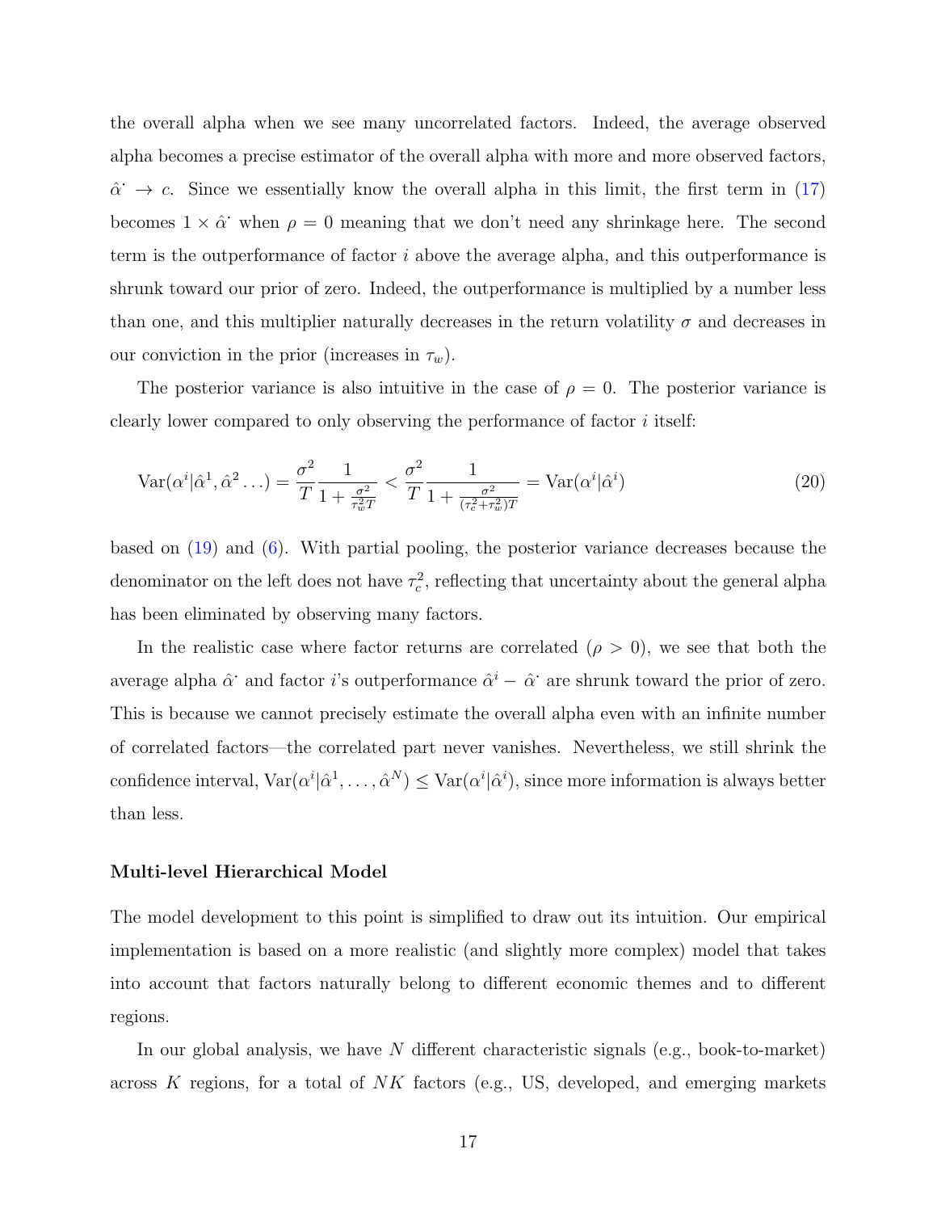the overall alpha when we see many uncorrelated factors. Indeed, the average observed alpha becomes a precise estimator of the overall alpha with more and more observed factors, $\hat{\alpha}^{\cdot} \to c$. Since we essentially know the overall alpha in this limit, the first term in (17) becomes $1 \times \hat{\alpha}^{\cdot}$ when $\rho = 0$ meaning that we don't need any shrinkage here. The second term is the outperformance of factor $i$ above the average alpha, and this outperformance is shrunk toward our prior of zero. Indeed, the outperformance is multiplied by a number less than one, and this multiplier naturally decreases in the return volatility $\sigma$ and decreases in our conviction in the prior (increases in $\tau_w$).

The posterior variance is also intuitive in the case of $\rho = 0$. The posterior variance is clearly lower compared to only observing the performance of factor $i$ itself:

$$\mathrm{Var}(\alpha^i|\hat{\alpha}^1, \hat{\alpha}^2 \dots) = \frac{\sigma^2}{T}\frac{1}{1 + \frac{\sigma^2}{\tau_w^2 T}} < \frac{\sigma^2}{T}\frac{1}{1 + \frac{\sigma^2}{(\tau_c^2 + \tau_w^2)T}} = \mathrm{Var}(\alpha^i|\hat{\alpha}^i) \tag{20}$$

based on (19) and (6). With partial pooling, the posterior variance decreases because the denominator on the left does not have $\tau_c^2$, reflecting that uncertainty about the general alpha has been eliminated by observing many factors.

In the realistic case where factor returns are correlated ($\rho > 0$), we see that both the average alpha $\hat{\alpha}^{\cdot}$ and factor $i$'s outperformance $\hat{\alpha}^i - \hat{\alpha}^{\cdot}$ are shrunk toward the prior of zero. This is because we cannot precisely estimate the overall alpha even with an infinite number of correlated factors—the correlated part never vanishes. Nevertheless, we still shrink the confidence interval, $\mathrm{Var}(\alpha^i|\hat{\alpha}^1, \dots, \hat{\alpha}^N) \le \mathrm{Var}(\alpha^i|\hat{\alpha}^i)$, since more information is always better than less.

**Multi-level Hierarchical Model**

The model development to this point is simplified to draw out its intuition. Our empirical implementation is based on a more realistic (and slightly more complex) model that takes into account that factors naturally belong to different economic themes and to different regions.

In our global analysis, we have $N$ different characteristic signals (e.g., book-to-market) across $K$ regions, for a total of $NK$ factors (e.g., US, developed, and emerging markets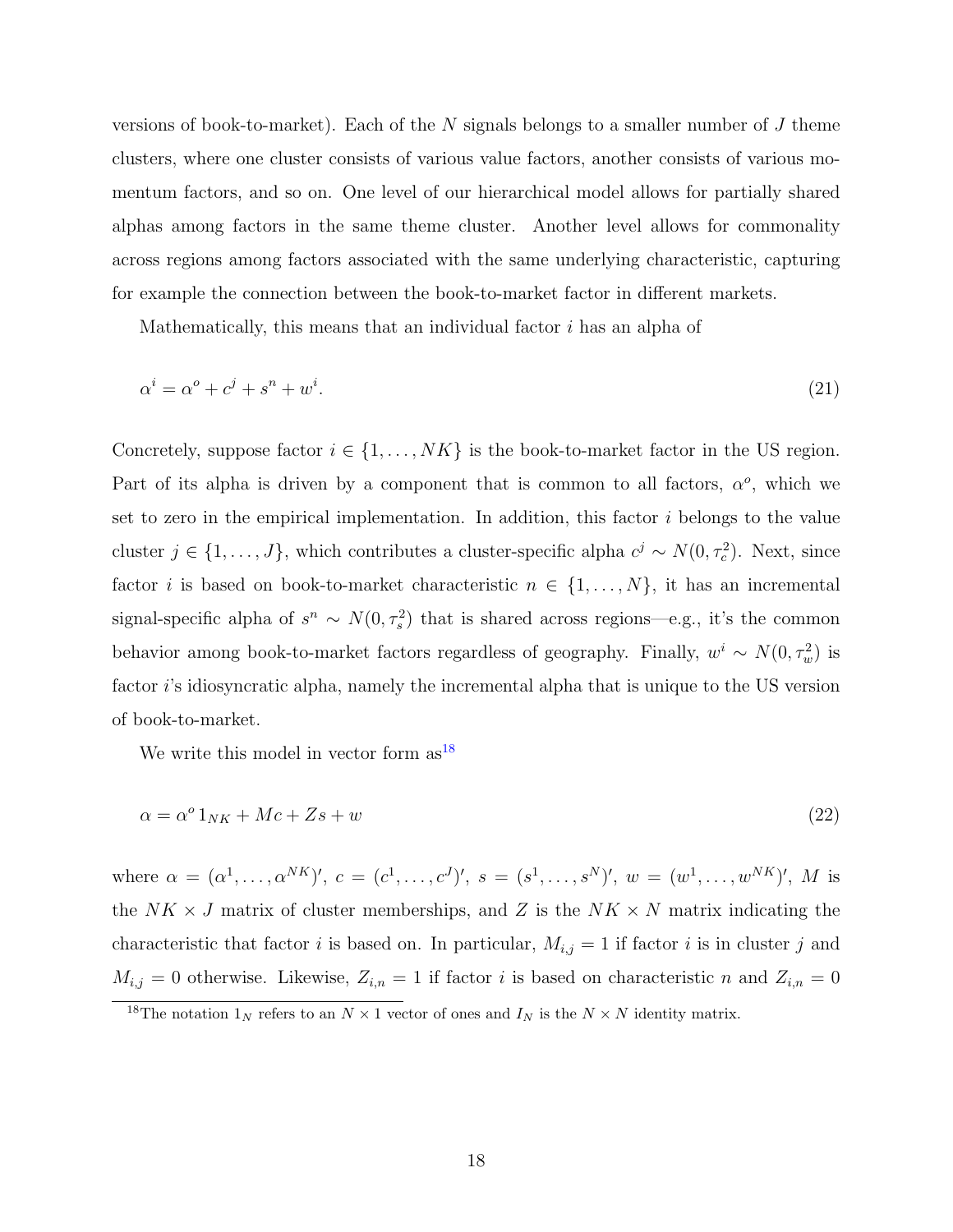versions of book-to-market). Each of the $N$ signals belongs to a smaller number of $J$ theme clusters, where one cluster consists of various value factors, another consists of various momentum factors, and so on. One level of our hierarchical model allows for partially shared alphas among factors in the same theme cluster. Another level allows for commonality across regions among factors associated with the same underlying characteristic, capturing for example the connection between the book-to-market factor in different markets.

Mathematically, this means that an individual factor $i$ has an alpha of

$$\alpha^i = \alpha^o + c^j + s^n + w^i. \tag{21}$$

Concretely, suppose factor $i \in \{1, \ldots, NK\}$ is the book-to-market factor in the US region. Part of its alpha is driven by a component that is common to all factors, $\alpha^o$, which we set to zero in the empirical implementation. In addition, this factor $i$ belongs to the value cluster $j \in \{1, \ldots, J\}$, which contributes a cluster-specific alpha $c^j \sim N(0, \tau_c^2)$. Next, since factor $i$ is based on book-to-market characteristic $n \in \{1, \ldots, N\}$, it has an incremental signal-specific alpha of $s^n \sim N(0, \tau_s^2)$ that is shared across regions—e.g., it's the common behavior among book-to-market factors regardless of geography. Finally, $w^i \sim N(0, \tau_w^2)$ is factor $i$'s idiosyncratic alpha, namely the incremental alpha that is unique to the US version of book-to-market.

We write this model in vector form as[18]

$$\alpha = \alpha^o \, 1_{NK} + Mc + Zs + w \tag{22}$$

where $\alpha = (\alpha^1, \ldots, \alpha^{NK})'$, $c = (c^1, \ldots, c^J)'$, $s = (s^1, \ldots, s^N)'$, $w = (w^1, \ldots, w^{NK})'$, $M$ is the $NK \times J$ matrix of cluster memberships, and $Z$ is the $NK \times N$ matrix indicating the characteristic that factor $i$ is based on. In particular, $M_{i,j} = 1$ if factor $i$ is in cluster $j$ and $M_{i,j} = 0$ otherwise. Likewise, $Z_{i,n} = 1$ if factor $i$ is based on characteristic $n$ and $Z_{i,n} = 0$

[18] The notation $1_N$ refers to an $N \times 1$ vector of ones and $I_N$ is the $N \times N$ identity matrix.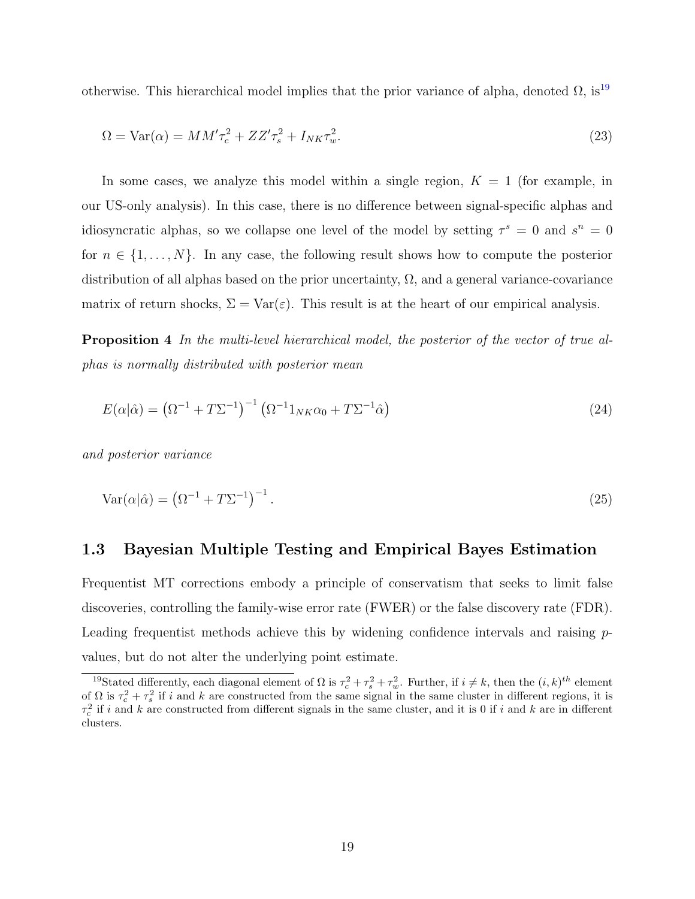otherwise. This hierarchical model implies that the prior variance of alpha, denoted $\Omega$, is[19]

$$\Omega = \text{Var}(\alpha) = MM'\tau_c^2 + ZZ'\tau_s^2 + I_{NK}\tau_w^2. \tag{23}$$

In some cases, we analyze this model within a single region, $K = 1$ (for example, in our US-only analysis). In this case, there is no difference between signal-specific alphas and idiosyncratic alphas, so we collapse one level of the model by setting $\tau^s = 0$ and $s^n = 0$ for $n \in \{1, \ldots, N\}$. In any case, the following result shows how to compute the posterior distribution of all alphas based on the prior uncertainty, $\Omega$, and a general variance-covariance matrix of return shocks, $\Sigma = \text{Var}(\varepsilon)$. This result is at the heart of our empirical analysis.

**Proposition 4** *In the multi-level hierarchical model, the posterior of the vector of true alphas is normally distributed with posterior mean*

$$E(\alpha|\hat{\alpha}) = \left(\Omega^{-1} + T\Sigma^{-1}\right)^{-1}\left(\Omega^{-1}1_{NK}\alpha_0 + T\Sigma^{-1}\hat{\alpha}\right) \tag{24}$$

*and posterior variance*

$$\text{Var}(\alpha|\hat{\alpha}) = \left(\Omega^{-1} + T\Sigma^{-1}\right)^{-1}. \tag{25}$$

## 1.3 Bayesian Multiple Testing and Empirical Bayes Estimation

Frequentist MT corrections embody a principle of conservatism that seeks to limit false discoveries, controlling the family-wise error rate (FWER) or the false discovery rate (FDR). Leading frequentist methods achieve this by widening confidence intervals and raising $p$-values, but do not alter the underlying point estimate.

[19] Stated differently, each diagonal element of $\Omega$ is $\tau_c^2 + \tau_s^2 + \tau_w^2$. Further, if $i \neq k$, then the $(i,k)^{th}$ element of $\Omega$ is $\tau_c^2 + \tau_s^2$ if $i$ and $k$ are constructed from the same signal in the same cluster in different regions, it is $\tau_c^2$ if $i$ and $k$ are constructed from different signals in the same cluster, and it is 0 if $i$ and $k$ are in different clusters.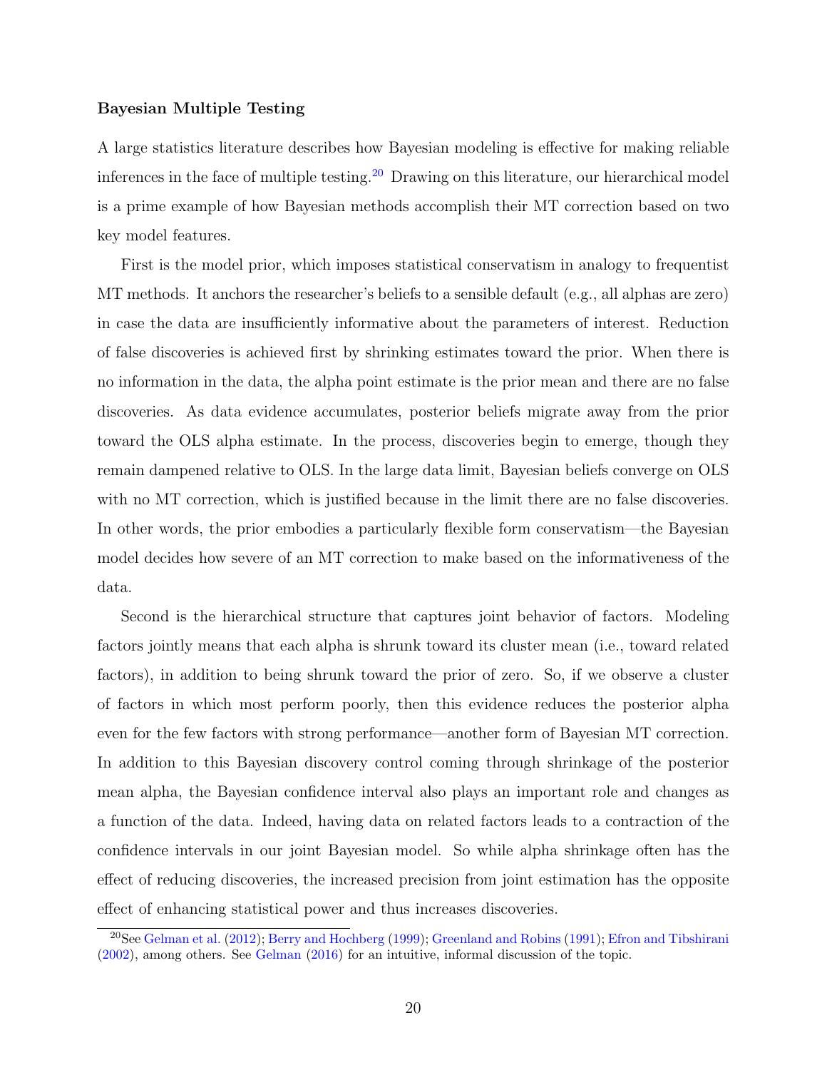**Bayesian Multiple Testing**

A large statistics literature describes how Bayesian modeling is effective for making reliable inferences in the face of multiple testing.[20] Drawing on this literature, our hierarchical model is a prime example of how Bayesian methods accomplish their MT correction based on two key model features.

First is the model prior, which imposes statistical conservatism in analogy to frequentist MT methods. It anchors the researcher's beliefs to a sensible default (e.g., all alphas are zero) in case the data are insufficiently informative about the parameters of interest. Reduction of false discoveries is achieved first by shrinking estimates toward the prior. When there is no information in the data, the alpha point estimate is the prior mean and there are no false discoveries. As data evidence accumulates, posterior beliefs migrate away from the prior toward the OLS alpha estimate. In the process, discoveries begin to emerge, though they remain dampened relative to OLS. In the large data limit, Bayesian beliefs converge on OLS with no MT correction, which is justified because in the limit there are no false discoveries. In other words, the prior embodies a particularly flexible form conservatism—the Bayesian model decides how severe of an MT correction to make based on the informativeness of the data.

Second is the hierarchical structure that captures joint behavior of factors. Modeling factors jointly means that each alpha is shrunk toward its cluster mean (i.e., toward related factors), in addition to being shrunk toward the prior of zero. So, if we observe a cluster of factors in which most perform poorly, then this evidence reduces the posterior alpha even for the few factors with strong performance—another form of Bayesian MT correction. In addition to this Bayesian discovery control coming through shrinkage of the posterior mean alpha, the Bayesian confidence interval also plays an important role and changes as a function of the data. Indeed, having data on related factors leads to a contraction of the confidence intervals in our joint Bayesian model. So while alpha shrinkage often has the effect of reducing discoveries, the increased precision from joint estimation has the opposite effect of enhancing statistical power and thus increases discoveries.

[20]See Gelman et al. (2012); Berry and Hochberg (1999); Greenland and Robins (1991); Efron and Tibshirani (2002), among others. See Gelman (2016) for an intuitive, informal discussion of the topic.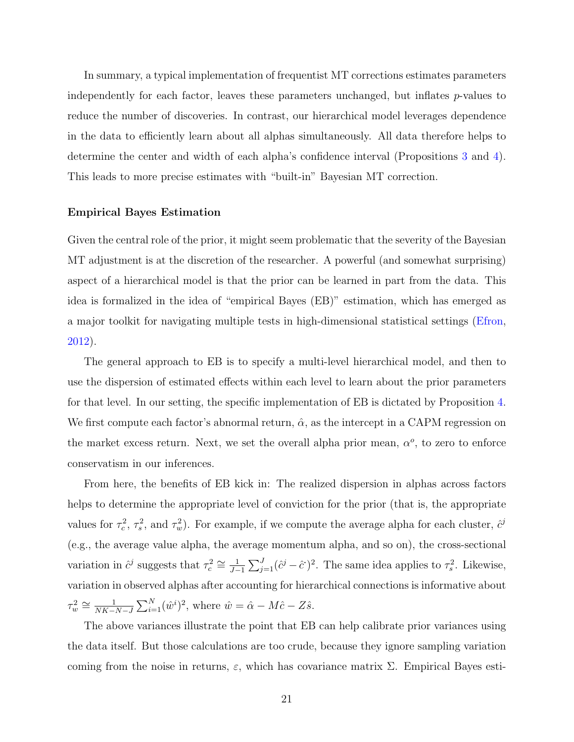In summary, a typical implementation of frequentist MT corrections estimates parameters independently for each factor, leaves these parameters unchanged, but inflates $p$-values to reduce the number of discoveries. In contrast, our hierarchical model leverages dependence in the data to efficiently learn about all alphas simultaneously. All data therefore helps to determine the center and width of each alpha's confidence interval (Propositions 3 and 4). This leads to more precise estimates with "built-in" Bayesian MT correction.

**Empirical Bayes Estimation**

Given the central role of the prior, it might seem problematic that the severity of the Bayesian MT adjustment is at the discretion of the researcher. A powerful (and somewhat surprising) aspect of a hierarchical model is that the prior can be learned in part from the data. This idea is formalized in the idea of "empirical Bayes (EB)" estimation, which has emerged as a major toolkit for navigating multiple tests in high-dimensional statistical settings (Efron, 2012).

The general approach to EB is to specify a multi-level hierarchical model, and then to use the dispersion of estimated effects within each level to learn about the prior parameters for that level. In our setting, the specific implementation of EB is dictated by Proposition 4. We first compute each factor's abnormal return, $\hat{\alpha}$, as the intercept in a CAPM regression on the market excess return. Next, we set the overall alpha prior mean, $\alpha^o$, to zero to enforce conservatism in our inferences.

From here, the benefits of EB kick in: The realized dispersion in alphas across factors helps to determine the appropriate level of conviction for the prior (that is, the appropriate values for $\tau_c^2$, $\tau_s^2$, and $\tau_w^2$). For example, if we compute the average alpha for each cluster, $\hat{c}^j$ (e.g., the average value alpha, the average momentum alpha, and so on), the cross-sectional variation in $\hat{c}^j$ suggests that $\tau_c^2 \cong \frac{1}{J-1}\sum_{j=1}^{J}(\hat{c}^j - \hat{c}^{\cdot})^2$. The same idea applies to $\tau_s^2$. Likewise, variation in observed alphas after accounting for hierarchical connections is informative about $\tau_w^2 \cong \frac{1}{NK-N-J}\sum_{i=1}^{N}(\hat{w}^i)^2$, where $\hat{w} = \hat{\alpha} - M\hat{c} - Z\hat{s}$.

The above variances illustrate the point that EB can help calibrate prior variances using the data itself. But those calculations are too crude, because they ignore sampling variation coming from the noise in returns, $\varepsilon$, which has covariance matrix $\Sigma$. Empirical Bayes esti-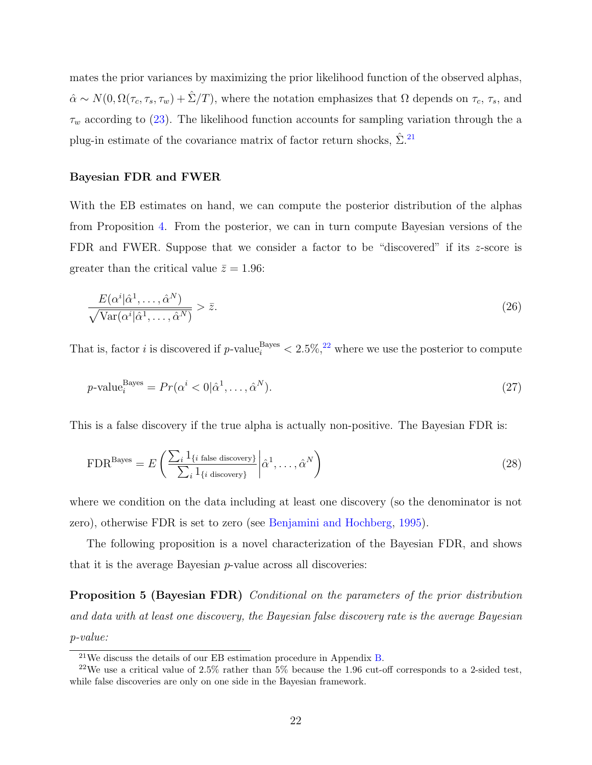mates the prior variances by maximizing the prior likelihood function of the observed alphas, $\hat{\alpha} \sim N(0, \Omega(\tau_c, \tau_s, \tau_w) + \hat{\Sigma}/T)$, where the notation emphasizes that $\Omega$ depends on $\tau_c$, $\tau_s$, and $\tau_w$ according to (23). The likelihood function accounts for sampling variation through the a plug-in estimate of the covariance matrix of factor return shocks, $\hat{\Sigma}$.[21]

**Bayesian FDR and FWER**

With the EB estimates on hand, we can compute the posterior distribution of the alphas from Proposition 4. From the posterior, we can in turn compute Bayesian versions of the FDR and FWER. Suppose that we consider a factor to be "discovered" if its $z$-score is greater than the critical value $\bar{z} = 1.96$:

$$\frac{E(\alpha^i|\hat{\alpha}^1, \ldots, \hat{\alpha}^N)}{\sqrt{\text{Var}(\alpha^i|\hat{\alpha}^1, \ldots, \hat{\alpha}^N)}} > \bar{z}. \tag{26}$$

That is, factor $i$ is discovered if $p\text{-value}_i^{\text{Bayes}} < 2.5\%$,[22] where we use the posterior to compute

$$p\text{-value}_i^{\text{Bayes}} = Pr(\alpha^i < 0|\hat{\alpha}^1, \ldots, \hat{\alpha}^N). \tag{27}$$

This is a false discovery if the true alpha is actually non-positive. The Bayesian FDR is:

$$\text{FDR}^{\text{Bayes}} = E\left(\frac{\sum_i 1_{\{i \text{ false discovery}\}}}{\sum_i 1_{\{i \text{ discovery}\}}}\middle|\hat{\alpha}^1, \ldots, \hat{\alpha}^N\right) \tag{28}$$

where we condition on the data including at least one discovery (so the denominator is not zero), otherwise FDR is set to zero (see Benjamini and Hochberg, 1995).

The following proposition is a novel characterization of the Bayesian FDR, and shows that it is the average Bayesian $p$-value across all discoveries:

**Proposition 5 (Bayesian FDR)** *Conditional on the parameters of the prior distribution and data with at least one discovery, the Bayesian false discovery rate is the average Bayesian p-value:*

[21] We discuss the details of our EB estimation procedure in Appendix B.

[22] We use a critical value of 2.5% rather than 5% because the 1.96 cut-off corresponds to a 2-sided test, while false discoveries are only on one side in the Bayesian framework.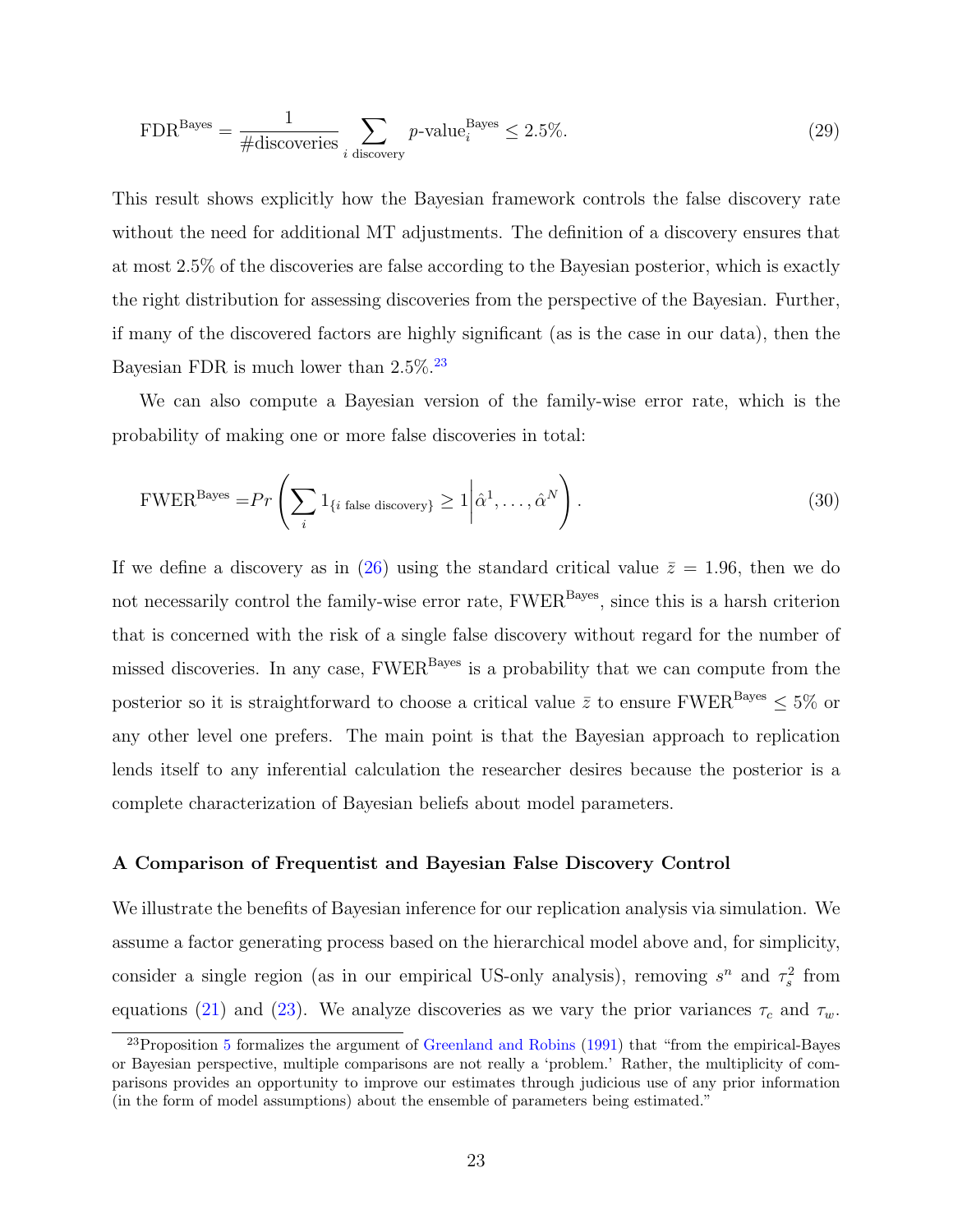$$\text{FDR}^{\text{Bayes}} = \frac{1}{\#\text{discoveries}} \sum_{i \text{ discovery}} p\text{-value}_i^{\text{Bayes}} \leq 2.5\%. \tag{29}$$

This result shows explicitly how the Bayesian framework controls the false discovery rate without the need for additional MT adjustments. The definition of a discovery ensures that at most 2.5% of the discoveries are false according to the Bayesian posterior, which is exactly the right distribution for assessing discoveries from the perspective of the Bayesian. Further, if many of the discovered factors are highly significant (as is the case in our data), then the Bayesian FDR is much lower than 2.5%.[23]

We can also compute a Bayesian version of the family-wise error rate, which is the probability of making one or more false discoveries in total:

$$\text{FWER}^{\text{Bayes}} = Pr\left(\sum_i 1_{\{i \text{ false discovery}\}} \geq 1 \middle| \hat{\alpha}^1, \ldots, \hat{\alpha}^N\right). \tag{30}$$

If we define a discovery as in (26) using the standard critical value $\bar{z} = 1.96$, then we do not necessarily control the family-wise error rate, $\text{FWER}^{\text{Bayes}}$, since this is a harsh criterion that is concerned with the risk of a single false discovery without regard for the number of missed discoveries. In any case, $\text{FWER}^{\text{Bayes}}$ is a probability that we can compute from the posterior so it is straightforward to choose a critical value $\bar{z}$ to ensure $\text{FWER}^{\text{Bayes}} \leq 5\%$ or any other level one prefers. The main point is that the Bayesian approach to replication lends itself to any inferential calculation the researcher desires because the posterior is a complete characterization of Bayesian beliefs about model parameters.

### A Comparison of Frequentist and Bayesian False Discovery Control

We illustrate the benefits of Bayesian inference for our replication analysis via simulation. We assume a factor generating process based on the hierarchical model above and, for simplicity, consider a single region (as in our empirical US-only analysis), removing $s^n$ and $\tau_s^2$ from equations (21) and (23). We analyze discoveries as we vary the prior variances $\tau_c$ and $\tau_w$.

[23] Proposition 5 formalizes the argument of Greenland and Robins (1991) that "from the empirical-Bayes or Bayesian perspective, multiple comparisons are not really a 'problem.' Rather, the multiplicity of comparisons provides an opportunity to improve our estimates through judicious use of any prior information (in the form of model assumptions) about the ensemble of parameters being estimated."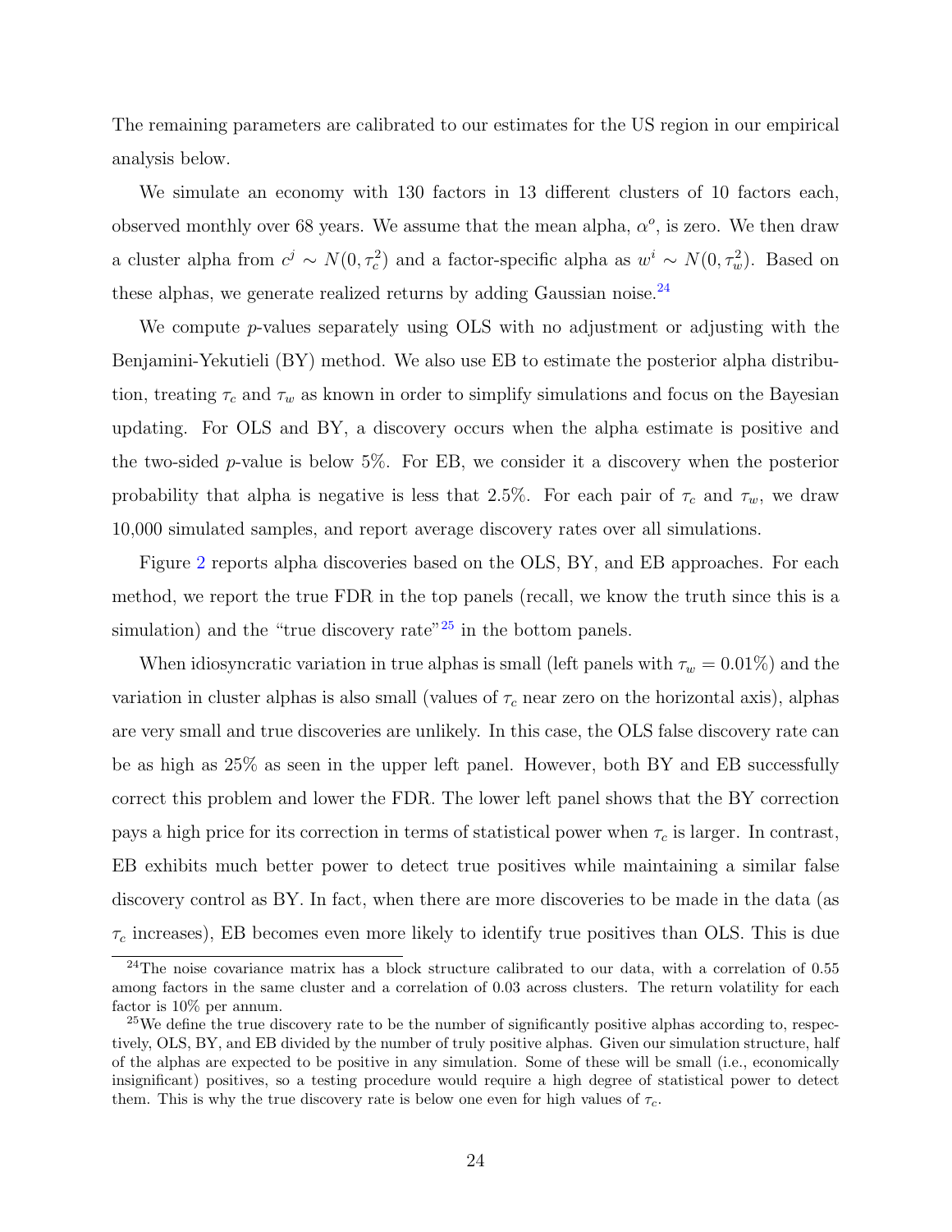The remaining parameters are calibrated to our estimates for the US region in our empirical analysis below.

We simulate an economy with 130 factors in 13 different clusters of 10 factors each, observed monthly over 68 years. We assume that the mean alpha, $\alpha^o$, is zero. We then draw a cluster alpha from $c^j \sim N(0, \tau_c^2)$ and a factor-specific alpha as $w^i \sim N(0, \tau_w^2)$. Based on these alphas, we generate realized returns by adding Gaussian noise.[24]

We compute $p$-values separately using OLS with no adjustment or adjusting with the Benjamini-Yekutieli (BY) method. We also use EB to estimate the posterior alpha distribution, treating $\tau_c$ and $\tau_w$ as known in order to simplify simulations and focus on the Bayesian updating. For OLS and BY, a discovery occurs when the alpha estimate is positive and the two-sided $p$-value is below 5%. For EB, we consider it a discovery when the posterior probability that alpha is negative is less that 2.5%. For each pair of $\tau_c$ and $\tau_w$, we draw 10,000 simulated samples, and report average discovery rates over all simulations.

Figure 2 reports alpha discoveries based on the OLS, BY, and EB approaches. For each method, we report the true FDR in the top panels (recall, we know the truth since this is a simulation) and the "true discovery rate"[25] in the bottom panels.

When idiosyncratic variation in true alphas is small (left panels with $\tau_w = 0.01\%$) and the variation in cluster alphas is also small (values of $\tau_c$ near zero on the horizontal axis), alphas are very small and true discoveries are unlikely. In this case, the OLS false discovery rate can be as high as 25% as seen in the upper left panel. However, both BY and EB successfully correct this problem and lower the FDR. The lower left panel shows that the BY correction pays a high price for its correction in terms of statistical power when $\tau_c$ is larger. In contrast, EB exhibits much better power to detect true positives while maintaining a similar false discovery control as BY. In fact, when there are more discoveries to be made in the data (as $\tau_c$ increases), EB becomes even more likely to identify true positives than OLS. This is due

[24] The noise covariance matrix has a block structure calibrated to our data, with a correlation of 0.55 among factors in the same cluster and a correlation of 0.03 across clusters. The return volatility for each factor is 10% per annum.

[25] We define the true discovery rate to be the number of significantly positive alphas according to, respectively, OLS, BY, and EB divided by the number of truly positive alphas. Given our simulation structure, half of the alphas are expected to be positive in any simulation. Some of these will be small (i.e., economically insignificant) positives, so a testing procedure would require a high degree of statistical power to detect them. This is why the true discovery rate is below one even for high values of $\tau_c$.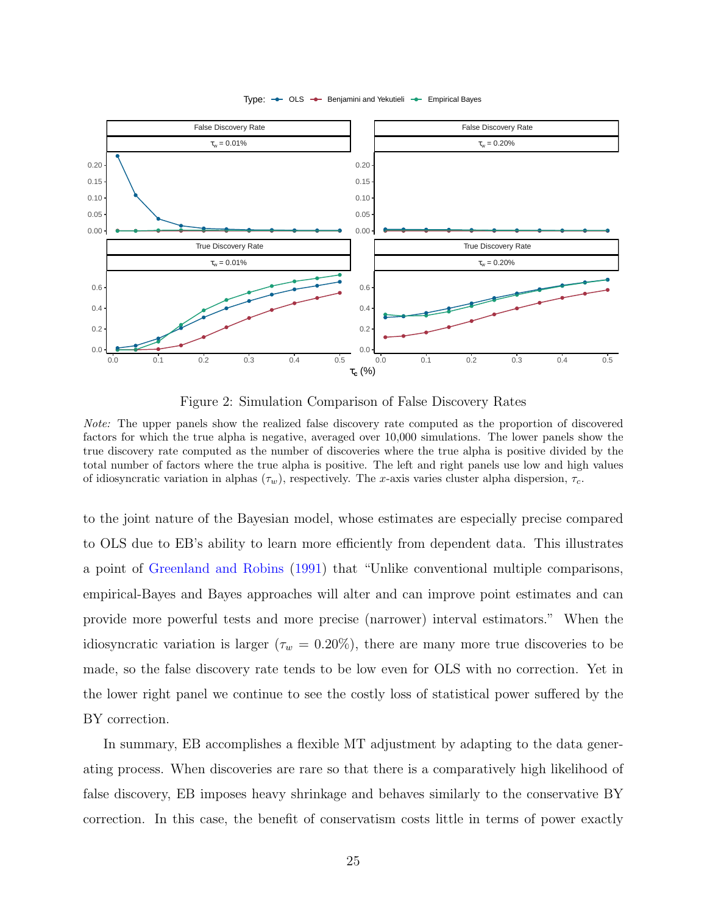Figure 2: Simulation Comparison of False Discovery Rates

*Note:* The upper panels show the realized false discovery rate computed as the proportion of discovered factors for which the true alpha is negative, averaged over 10,000 simulations. The lower panels show the true discovery rate computed as the number of discoveries where the true alpha is positive divided by the total number of factors where the true alpha is positive. The left and right panels use low and high values of idiosyncratic variation in alphas ($\tau_w$), respectively. The $x$-axis varies cluster alpha dispersion, $\tau_c$.

to the joint nature of the Bayesian model, whose estimates are especially precise compared to OLS due to EB's ability to learn more efficiently from dependent data. This illustrates a point of Greenland and Robins (1991) that "Unlike conventional multiple comparisons, empirical-Bayes and Bayes approaches will alter and can improve point estimates and can provide more powerful tests and more precise (narrower) interval estimators." When the idiosyncratic variation is larger ($\tau_w = 0.20\%$), there are many more true discoveries to be made, so the false discovery rate tends to be low even for OLS with no correction. Yet in the lower right panel we continue to see the costly loss of statistical power suffered by the BY correction.

In summary, EB accomplishes a flexible MT adjustment by adapting to the data generating process. When discoveries are rare so that there is a comparatively high likelihood of false discovery, EB imposes heavy shrinkage and behaves similarly to the conservative BY correction. In this case, the benefit of conservatism costs little in terms of power exactly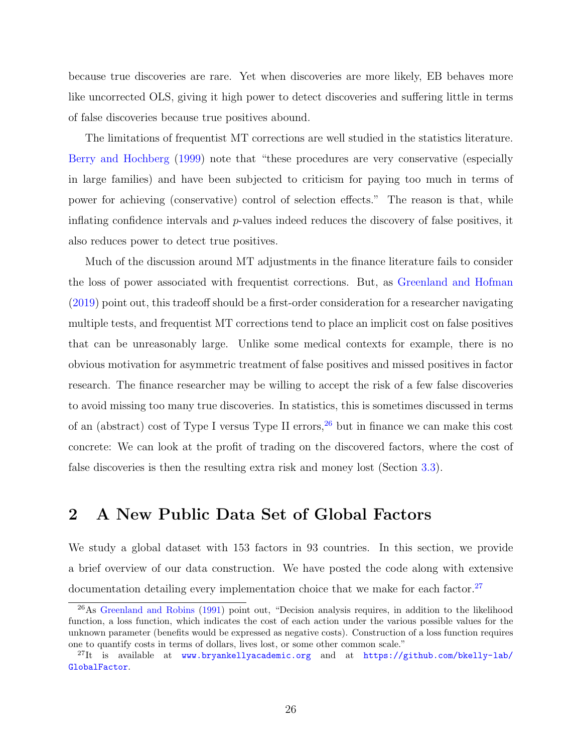because true discoveries are rare. Yet when discoveries are more likely, EB behaves more like uncorrected OLS, giving it high power to detect discoveries and suffering little in terms of false discoveries because true positives abound.

The limitations of frequentist MT corrections are well studied in the statistics literature. Berry and Hochberg (1999) note that "these procedures are very conservative (especially in large families) and have been subjected to criticism for paying too much in terms of power for achieving (conservative) control of selection effects." The reason is that, while inflating confidence intervals and $p$-values indeed reduces the discovery of false positives, it also reduces power to detect true positives.

Much of the discussion around MT adjustments in the finance literature fails to consider the loss of power associated with frequentist corrections. But, as Greenland and Hofman (2019) point out, this tradeoff should be a first-order consideration for a researcher navigating multiple tests, and frequentist MT corrections tend to place an implicit cost on false positives that can be unreasonably large. Unlike some medical contexts for example, there is no obvious motivation for asymmetric treatment of false positives and missed positives in factor research. The finance researcher may be willing to accept the risk of a few false discoveries to avoid missing too many true discoveries. In statistics, this is sometimes discussed in terms of an (abstract) cost of Type I versus Type II errors,[26] but in finance we can make this cost concrete: We can look at the profit of trading on the discovered factors, where the cost of false discoveries is then the resulting extra risk and money lost (Section 3.3).

## 2 A New Public Data Set of Global Factors

We study a global dataset with 153 factors in 93 countries. In this section, we provide a brief overview of our data construction. We have posted the code along with extensive documentation detailing every implementation choice that we make for each factor.[27]

[26] As Greenland and Robins (1991) point out, "Decision analysis requires, in addition to the likelihood function, a loss function, which indicates the cost of each action under the various possible values for the unknown parameter (benefits would be expressed as negative costs). Construction of a loss function requires one to quantify costs in terms of dollars, lives lost, or some other common scale."

[27] It is available at www.bryankellyacademic.org and at https://github.com/bkelly-lab/GlobalFactor.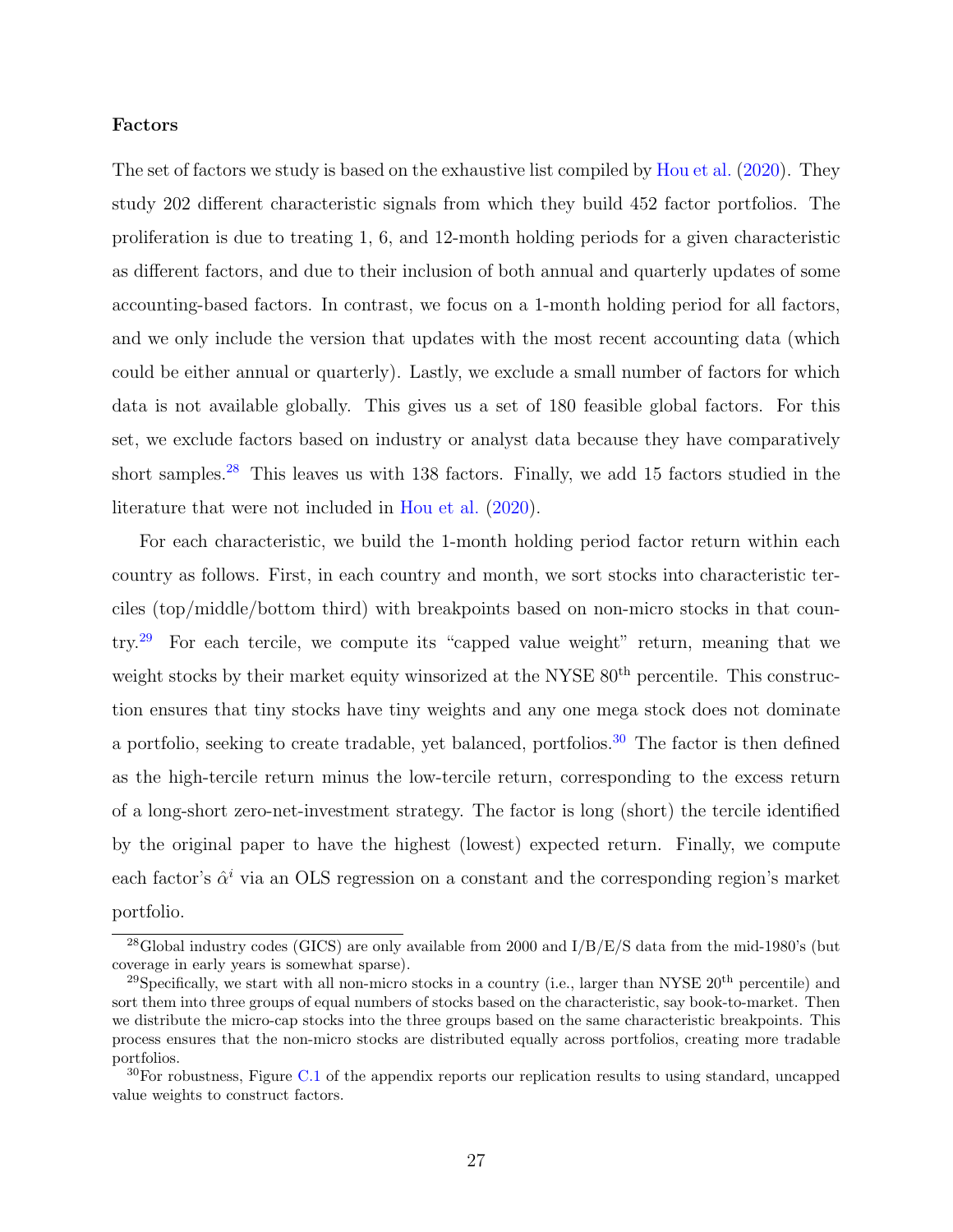**Factors**

The set of factors we study is based on the exhaustive list compiled by Hou et al. (2020). They study 202 different characteristic signals from which they build 452 factor portfolios. The proliferation is due to treating 1, 6, and 12-month holding periods for a given characteristic as different factors, and due to their inclusion of both annual and quarterly updates of some accounting-based factors. In contrast, we focus on a 1-month holding period for all factors, and we only include the version that updates with the most recent accounting data (which could be either annual or quarterly). Lastly, we exclude a small number of factors for which data is not available globally. This gives us a set of 180 feasible global factors. For this set, we exclude factors based on industry or analyst data because they have comparatively short samples.[28] This leaves us with 138 factors. Finally, we add 15 factors studied in the literature that were not included in Hou et al. (2020).

For each characteristic, we build the 1-month holding period factor return within each country as follows. First, in each country and month, we sort stocks into characteristic terciles (top/middle/bottom third) with breakpoints based on non-micro stocks in that country.[29] For each tercile, we compute its "capped value weight" return, meaning that we weight stocks by their market equity winsorized at the NYSE 80$^{\text{th}}$ percentile. This construction ensures that tiny stocks have tiny weights and any one mega stock does not dominate a portfolio, seeking to create tradable, yet balanced, portfolios.[30] The factor is then defined as the high-tercile return minus the low-tercile return, corresponding to the excess return of a long-short zero-net-investment strategy. The factor is long (short) the tercile identified by the original paper to have the highest (lowest) expected return. Finally, we compute each factor's $\hat{\alpha}^i$ via an OLS regression on a constant and the corresponding region's market portfolio.

[28] Global industry codes (GICS) are only available from 2000 and I/B/E/S data from the mid-1980's (but coverage in early years is somewhat sparse).

[29] Specifically, we start with all non-micro stocks in a country (i.e., larger than NYSE 20$^{\text{th}}$ percentile) and sort them into three groups of equal numbers of stocks based on the characteristic, say book-to-market. Then we distribute the micro-cap stocks into the three groups based on the same characteristic breakpoints. This process ensures that the non-micro stocks are distributed equally across portfolios, creating more tradable portfolios.

[30] For robustness, Figure C.1 of the appendix reports our replication results to using standard, uncapped value weights to construct factors.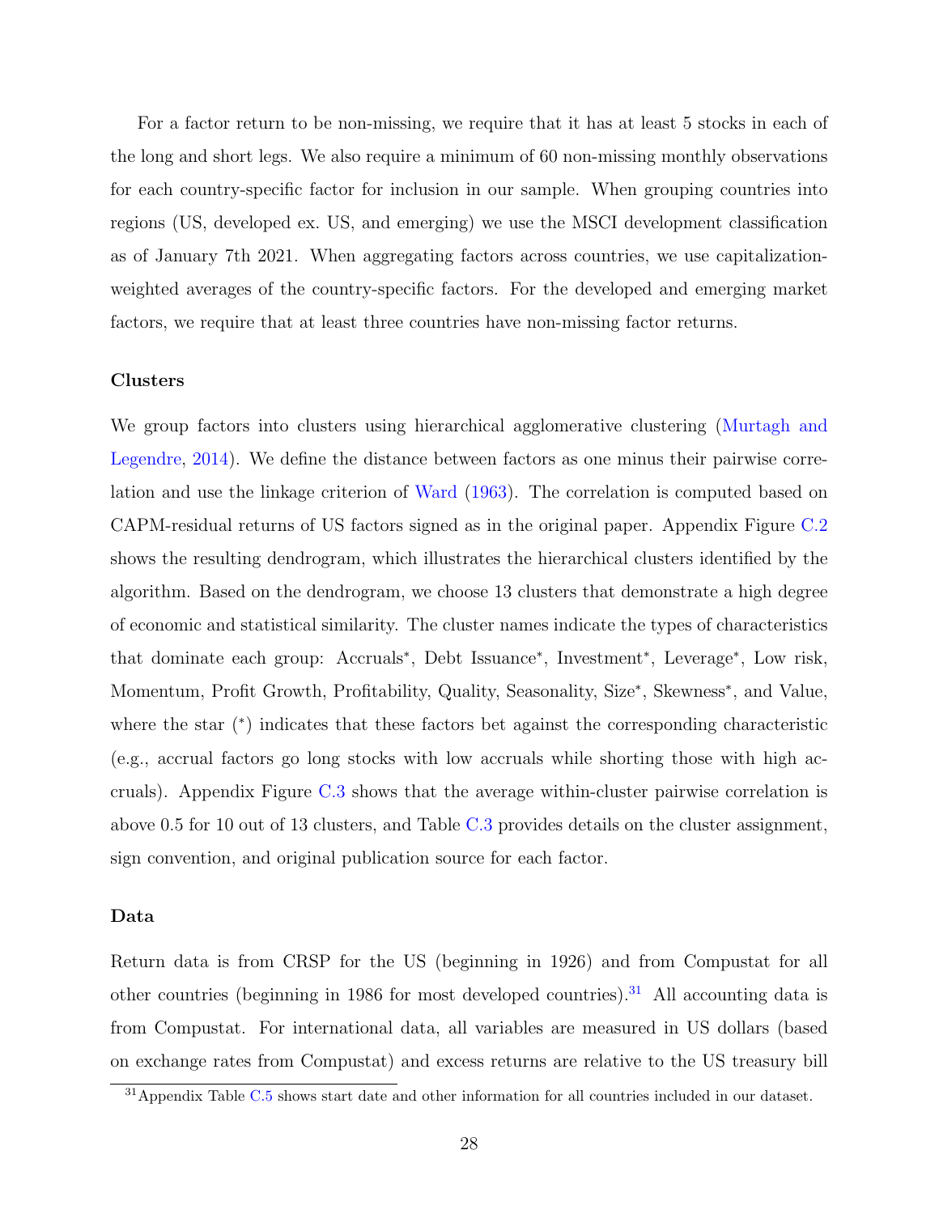For a factor return to be non-missing, we require that it has at least 5 stocks in each of the long and short legs. We also require a minimum of 60 non-missing monthly observations for each country-specific factor for inclusion in our sample. When grouping countries into regions (US, developed ex. US, and emerging) we use the MSCI development classification as of January 7th 2021. When aggregating factors across countries, we use capitalization-weighted averages of the country-specific factors. For the developed and emerging market factors, we require that at least three countries have non-missing factor returns.

### Clusters

We group factors into clusters using hierarchical agglomerative clustering (Murtagh and Legendre, 2014). We define the distance between factors as one minus their pairwise correlation and use the linkage criterion of Ward (1963). The correlation is computed based on CAPM-residual returns of US factors signed as in the original paper. Appendix Figure C.2 shows the resulting dendrogram, which illustrates the hierarchical clusters identified by the algorithm. Based on the dendrogram, we choose 13 clusters that demonstrate a high degree of economic and statistical similarity. The cluster names indicate the types of characteristics that dominate each group: Accruals*, Debt Issuance*, Investment*, Leverage*, Low risk, Momentum, Profit Growth, Profitability, Quality, Seasonality, Size*, Skewness*, and Value, where the star (*) indicates that these factors bet against the corresponding characteristic (e.g., accrual factors go long stocks with low accruals while shorting those with high accruals). Appendix Figure C.3 shows that the average within-cluster pairwise correlation is above 0.5 for 10 out of 13 clusters, and Table C.3 provides details on the cluster assignment, sign convention, and original publication source for each factor.

### Data

Return data is from CRSP for the US (beginning in 1926) and from Compustat for all other countries (beginning in 1986 for most developed countries).[31] All accounting data is from Compustat. For international data, all variables are measured in US dollars (based on exchange rates from Compustat) and excess returns are relative to the US treasury bill

[31] Appendix Table C.5 shows start date and other information for all countries included in our dataset.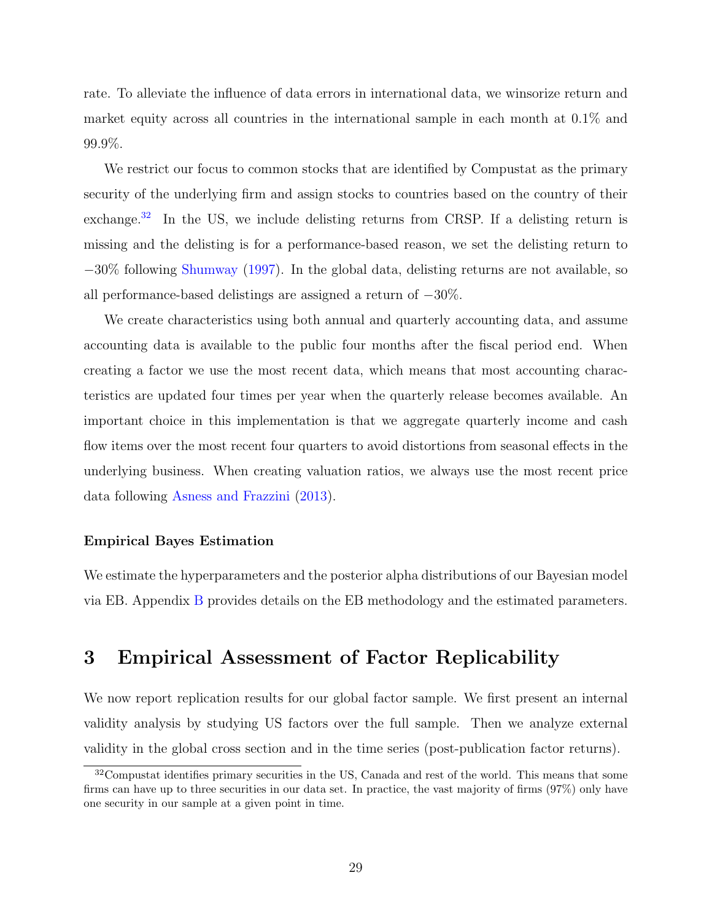rate. To alleviate the influence of data errors in international data, we winsorize return and market equity across all countries in the international sample in each month at 0.1% and 99.9%.

We restrict our focus to common stocks that are identified by Compustat as the primary security of the underlying firm and assign stocks to countries based on the country of their exchange.[32] In the US, we include delisting returns from CRSP. If a delisting return is missing and the delisting is for a performance-based reason, we set the delisting return to −30% following Shumway (1997). In the global data, delisting returns are not available, so all performance-based delistings are assigned a return of −30%.

We create characteristics using both annual and quarterly accounting data, and assume accounting data is available to the public four months after the fiscal period end. When creating a factor we use the most recent data, which means that most accounting characteristics are updated four times per year when the quarterly release becomes available. An important choice in this implementation is that we aggregate quarterly income and cash flow items over the most recent four quarters to avoid distortions from seasonal effects in the underlying business. When creating valuation ratios, we always use the most recent price data following Asness and Frazzini (2013).

**Empirical Bayes Estimation**

We estimate the hyperparameters and the posterior alpha distributions of our Bayesian model via EB. Appendix B provides details on the EB methodology and the estimated parameters.

# 3 Empirical Assessment of Factor Replicability

We now report replication results for our global factor sample. We first present an internal validity analysis by studying US factors over the full sample. Then we analyze external validity in the global cross section and in the time series (post-publication factor returns).

[32] Compustat identifies primary securities in the US, Canada and rest of the world. This means that some firms can have up to three securities in our data set. In practice, the vast majority of firms (97%) only have one security in our sample at a given point in time.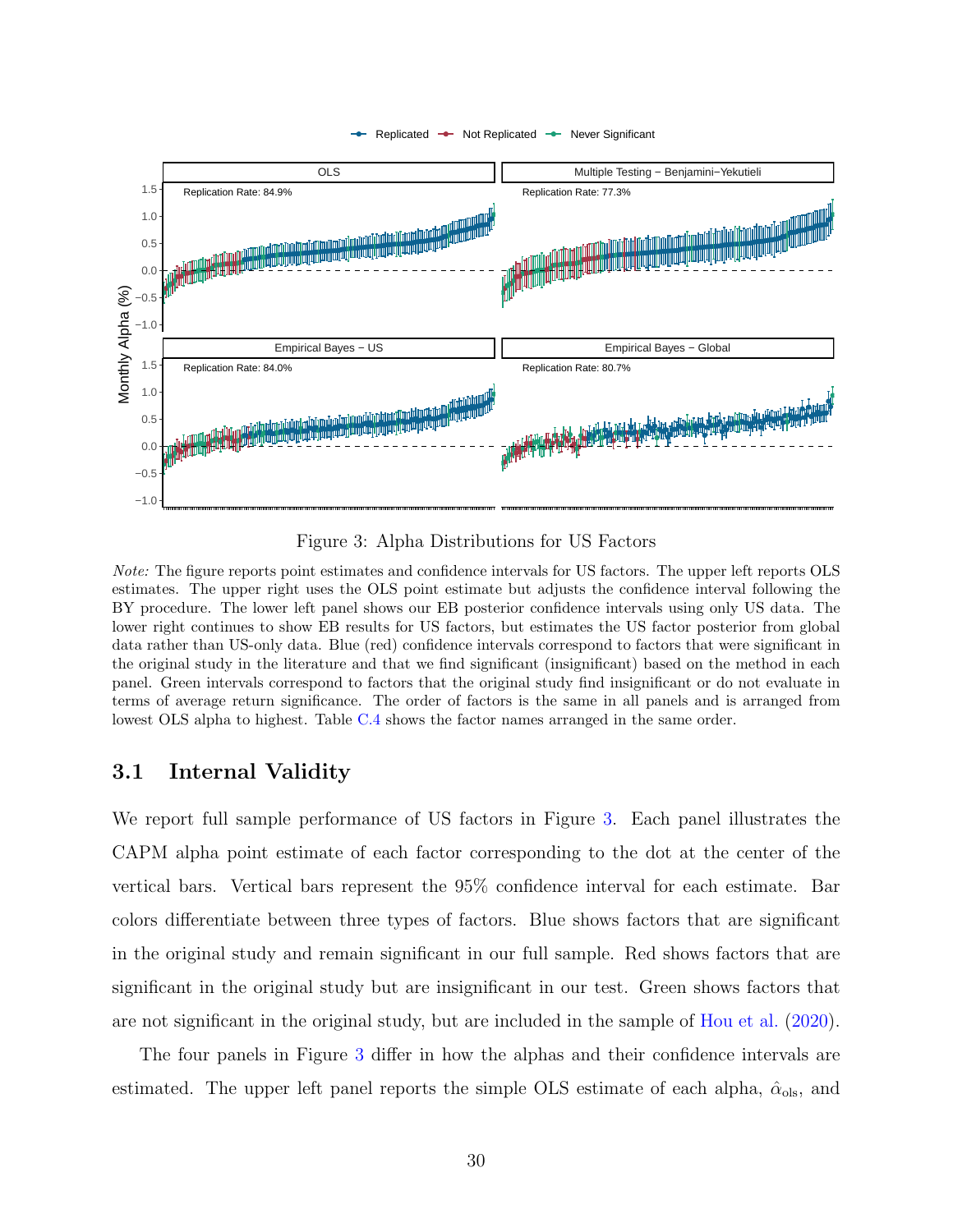Figure 3: Alpha Distributions for US Factors

*Note:* The figure reports point estimates and confidence intervals for US factors. The upper left reports OLS estimates. The upper right uses the OLS point estimate but adjusts the confidence interval following the BY procedure. The lower left panel shows our EB posterior confidence intervals using only US data. The lower right continues to show EB results for US factors, but estimates the US factor posterior from global data rather than US-only data. Blue (red) confidence intervals correspond to factors that were significant in the original study in the literature and that we find significant (insignificant) based on the method in each panel. Green intervals correspond to factors that the original study find insignificant or do not evaluate in terms of average return significance. The order of factors is the same in all panels and is arranged from lowest OLS alpha to highest. Table C.4 shows the factor names arranged in the same order.

## 3.1 Internal Validity

We report full sample performance of US factors in Figure 3. Each panel illustrates the CAPM alpha point estimate of each factor corresponding to the dot at the center of the vertical bars. Vertical bars represent the 95% confidence interval for each estimate. Bar colors differentiate between three types of factors. Blue shows factors that are significant in the original study and remain significant in our full sample. Red shows factors that are significant in the original study but are insignificant in our test. Green shows factors that are not significant in the original study, but are included in the sample of Hou et al. (2020).

The four panels in Figure 3 differ in how the alphas and their confidence intervals are estimated. The upper left panel reports the simple OLS estimate of each alpha, $\hat{\alpha}_{\text{ols}}$, and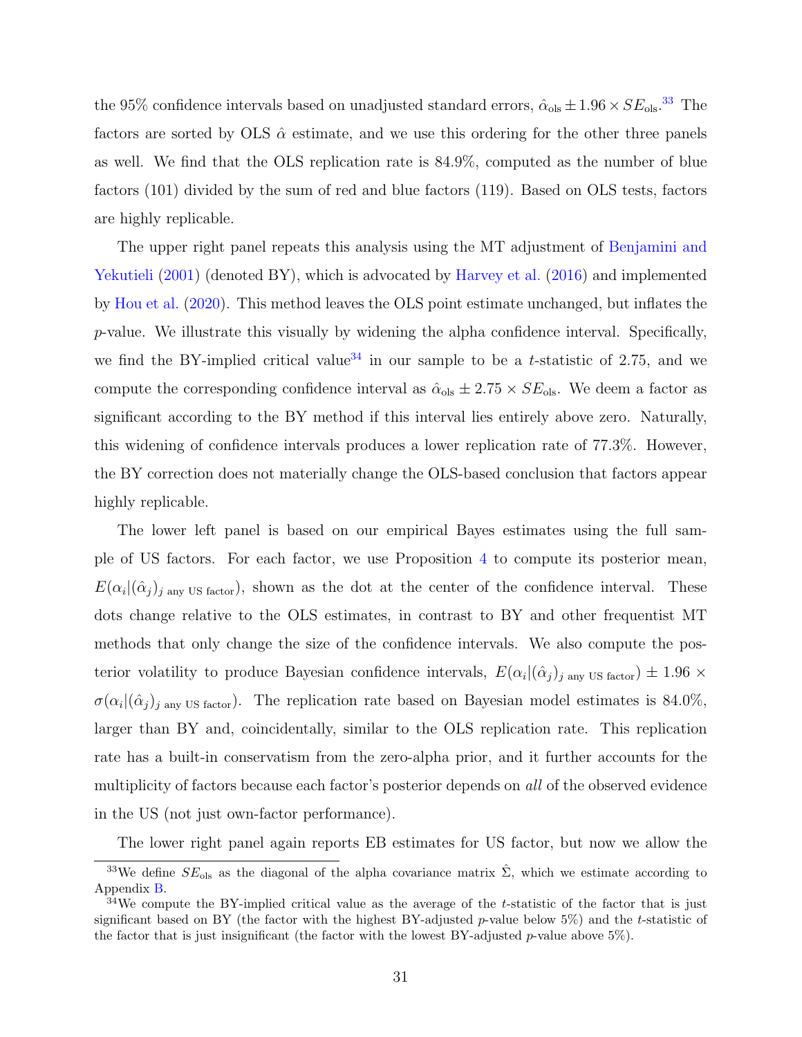the 95% confidence intervals based on unadjusted standard errors, $\hat{\alpha}_{\text{ols}} \pm 1.96 \times SE_{\text{ols}}$.[33] The factors are sorted by OLS $\hat{\alpha}$ estimate, and we use this ordering for the other three panels as well. We find that the OLS replication rate is 84.9%, computed as the number of blue factors (101) divided by the sum of red and blue factors (119). Based on OLS tests, factors are highly replicable.

The upper right panel repeats this analysis using the MT adjustment of Benjamini and Yekutieli (2001) (denoted BY), which is advocated by Harvey et al. (2016) and implemented by Hou et al. (2020). This method leaves the OLS point estimate unchanged, but inflates the $p$-value. We illustrate this visually by widening the alpha confidence interval. Specifically, we find the BY-implied critical value[34] in our sample to be a $t$-statistic of 2.75, and we compute the corresponding confidence interval as $\hat{\alpha}_{\text{ols}} \pm 2.75 \times SE_{\text{ols}}$. We deem a factor as significant according to the BY method if this interval lies entirely above zero. Naturally, this widening of confidence intervals produces a lower replication rate of 77.3%. However, the BY correction does not materially change the OLS-based conclusion that factors appear highly replicable.

The lower left panel is based on our empirical Bayes estimates using the full sample of US factors. For each factor, we use Proposition 4 to compute its posterior mean, $E(\alpha_i|(\hat{\alpha}_j)_{j \text{ any US factor}})$, shown as the dot at the center of the confidence interval. These dots change relative to the OLS estimates, in contrast to BY and other frequentist MT methods that only change the size of the confidence intervals. We also compute the posterior volatility to produce Bayesian confidence intervals, $E(\alpha_i|(\hat{\alpha}_j)_{j \text{ any US factor}}) \pm 1.96 \times \sigma(\alpha_i|(\hat{\alpha}_j)_{j \text{ any US factor}})$. The replication rate based on Bayesian model estimates is 84.0%, larger than BY and, coincidentally, similar to the OLS replication rate. This replication rate has a built-in conservatism from the zero-alpha prior, and it further accounts for the multiplicity of factors because each factor's posterior depends on *all* of the observed evidence in the US (not just own-factor performance).

The lower right panel again reports EB estimates for US factor, but now we allow the

[33] We define $SE_{\text{ols}}$ as the diagonal of the alpha covariance matrix $\hat{\Sigma}$, which we estimate according to Appendix B.

[34] We compute the BY-implied critical value as the average of the $t$-statistic of the factor that is just significant based on BY (the factor with the highest BY-adjusted $p$-value below 5%) and the $t$-statistic of the factor that is just insignificant (the factor with the lowest BY-adjusted $p$-value above 5%).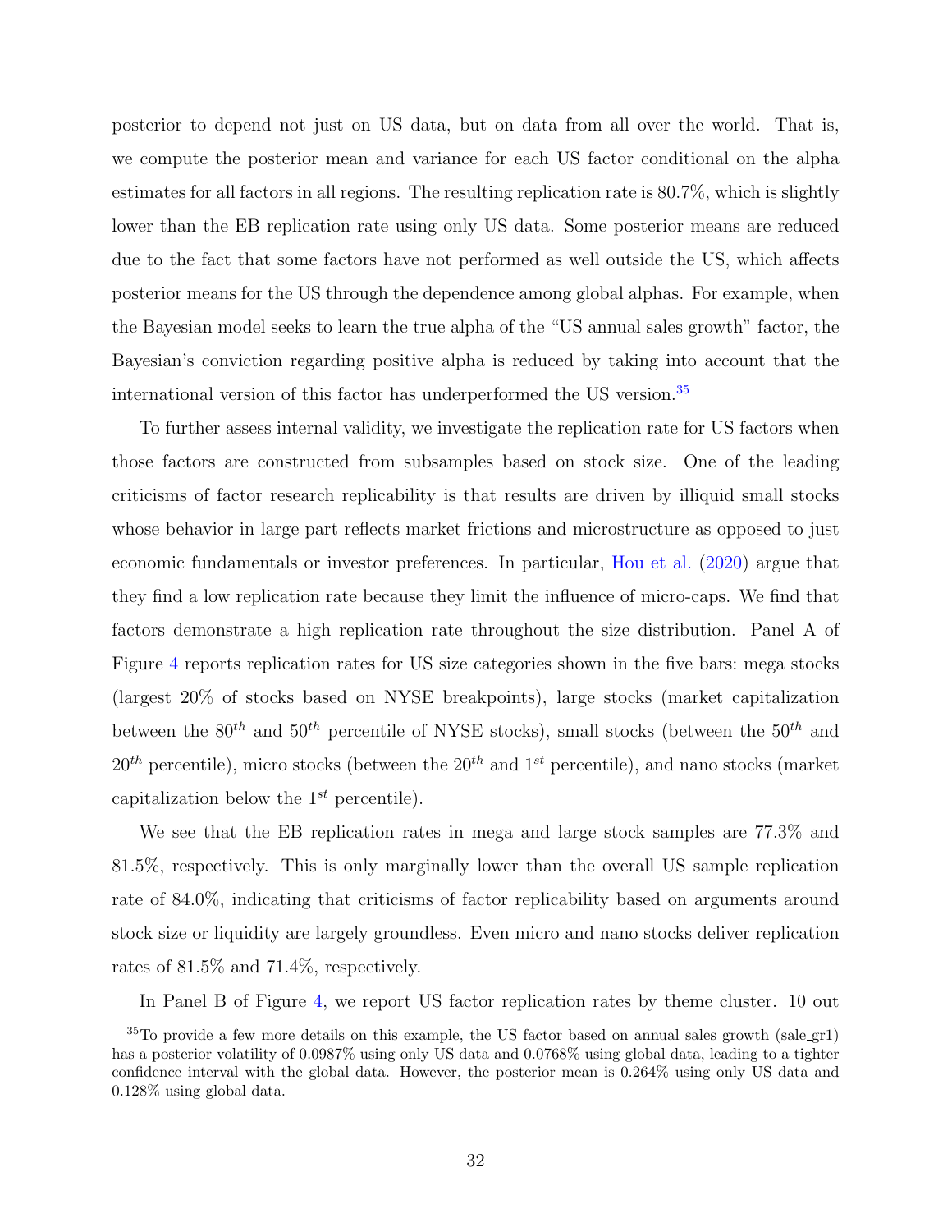posterior to depend not just on US data, but on data from all over the world. That is, we compute the posterior mean and variance for each US factor conditional on the alpha estimates for all factors in all regions. The resulting replication rate is 80.7%, which is slightly lower than the EB replication rate using only US data. Some posterior means are reduced due to the fact that some factors have not performed as well outside the US, which affects posterior means for the US through the dependence among global alphas. For example, when the Bayesian model seeks to learn the true alpha of the "US annual sales growth" factor, the Bayesian's conviction regarding positive alpha is reduced by taking into account that the international version of this factor has underperformed the US version.[35]

To further assess internal validity, we investigate the replication rate for US factors when those factors are constructed from subsamples based on stock size. One of the leading criticisms of factor research replicability is that results are driven by illiquid small stocks whose behavior in large part reflects market frictions and microstructure as opposed to just economic fundamentals or investor preferences. In particular, Hou et al. (2020) argue that they find a low replication rate because they limit the influence of micro-caps. We find that factors demonstrate a high replication rate throughout the size distribution. Panel A of Figure 4 reports replication rates for US size categories shown in the five bars: mega stocks (largest 20% of stocks based on NYSE breakpoints), large stocks (market capitalization between the $80^{th}$ and $50^{th}$ percentile of NYSE stocks), small stocks (between the $50^{th}$ and $20^{th}$ percentile), micro stocks (between the $20^{th}$ and $1^{st}$ percentile), and nano stocks (market capitalization below the $1^{st}$ percentile).

We see that the EB replication rates in mega and large stock samples are 77.3% and 81.5%, respectively. This is only marginally lower than the overall US sample replication rate of 84.0%, indicating that criticisms of factor replicability based on arguments around stock size or liquidity are largely groundless. Even micro and nano stocks deliver replication rates of 81.5% and 71.4%, respectively.

In Panel B of Figure 4, we report US factor replication rates by theme cluster. 10 out

[35] To provide a few more details on this example, the US factor based on annual sales growth (sale_gr1) has a posterior volatility of 0.0987% using only US data and 0.0768% using global data, leading to a tighter confidence interval with the global data. However, the posterior mean is 0.264% using only US data and 0.128% using global data.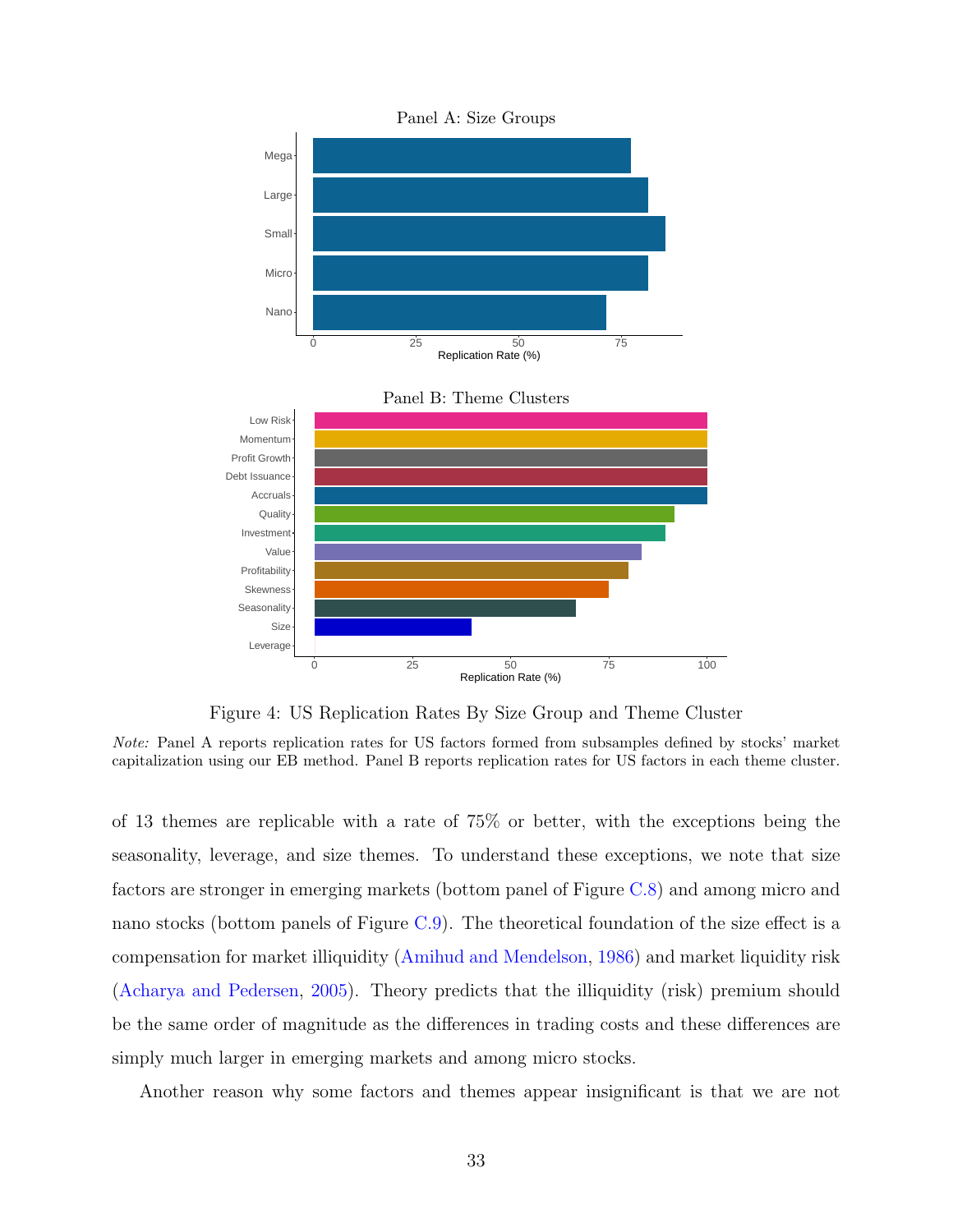Panel A: Size Groups

Panel B: Theme Clusters

Figure 4: US Replication Rates By Size Group and Theme Cluster

*Note:* Panel A reports replication rates for US factors formed from subsamples defined by stocks' market capitalization using our EB method. Panel B reports replication rates for US factors in each theme cluster.

of 13 themes are replicable with a rate of 75% or better, with the exceptions being the seasonality, leverage, and size themes. To understand these exceptions, we note that size factors are stronger in emerging markets (bottom panel of Figure C.8) and among micro and nano stocks (bottom panels of Figure C.9). The theoretical foundation of the size effect is a compensation for market illiquidity (Amihud and Mendelson, 1986) and market liquidity risk (Acharya and Pedersen, 2005). Theory predicts that the illiquidity (risk) premium should be the same order of magnitude as the differences in trading costs and these differences are simply much larger in emerging markets and among micro stocks.

Another reason why some factors and themes appear insignificant is that we are not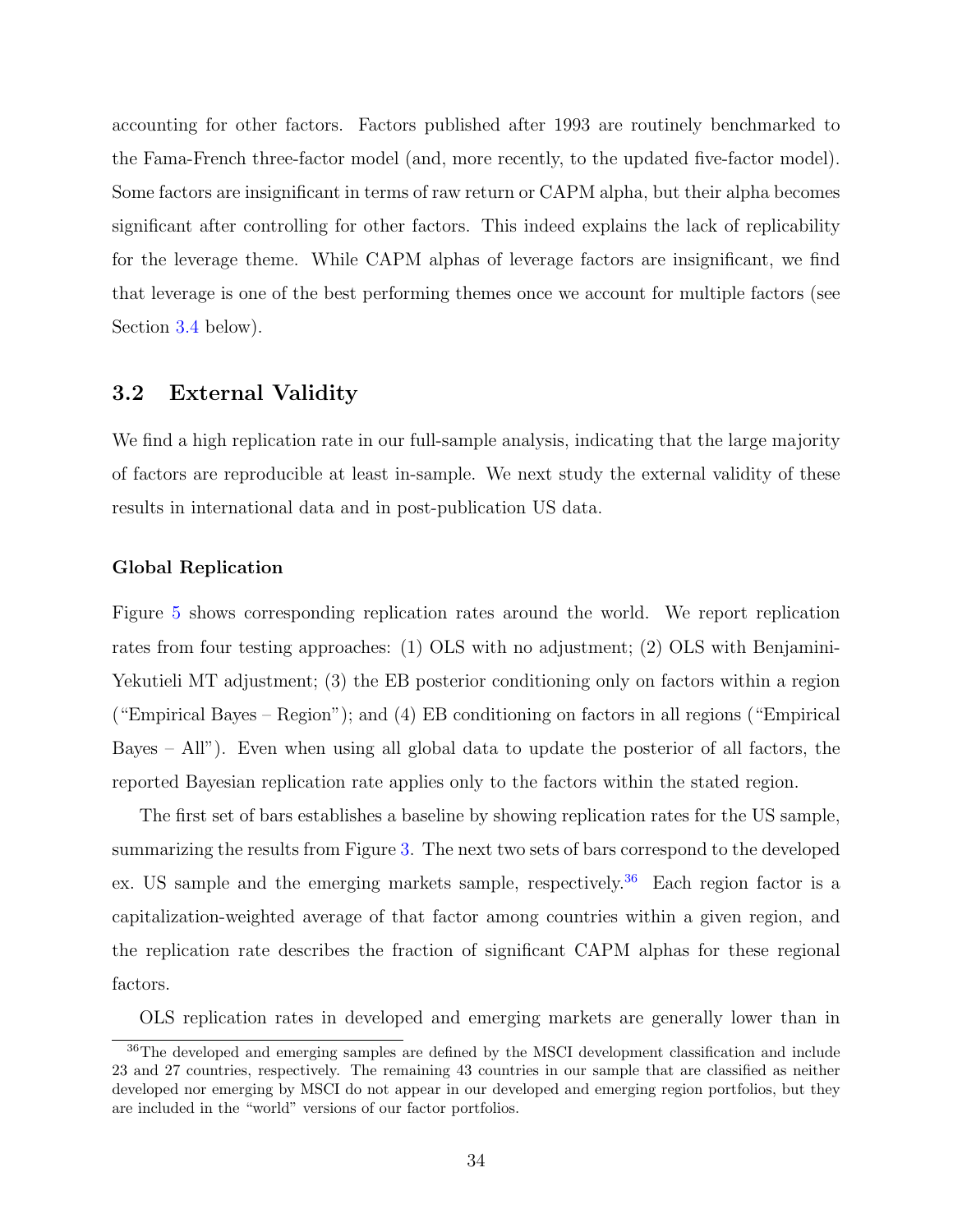accounting for other factors. Factors published after 1993 are routinely benchmarked to the Fama-French three-factor model (and, more recently, to the updated five-factor model). Some factors are insignificant in terms of raw return or CAPM alpha, but their alpha becomes significant after controlling for other factors. This indeed explains the lack of replicability for the leverage theme. While CAPM alphas of leverage factors are insignificant, we find that leverage is one of the best performing themes once we account for multiple factors (see Section 3.4 below).

## 3.2 External Validity

We find a high replication rate in our full-sample analysis, indicating that the large majority of factors are reproducible at least in-sample. We next study the external validity of these results in international data and in post-publication US data.

#### Global Replication

Figure 5 shows corresponding replication rates around the world. We report replication rates from four testing approaches: (1) OLS with no adjustment; (2) OLS with Benjamini-Yekutieli MT adjustment; (3) the EB posterior conditioning only on factors within a region ("Empirical Bayes – Region"); and (4) EB conditioning on factors in all regions ("Empirical Bayes – All"). Even when using all global data to update the posterior of all factors, the reported Bayesian replication rate applies only to the factors within the stated region.

The first set of bars establishes a baseline by showing replication rates for the US sample, summarizing the results from Figure 3. The next two sets of bars correspond to the developed ex. US sample and the emerging markets sample, respectively.[36] Each region factor is a capitalization-weighted average of that factor among countries within a given region, and the replication rate describes the fraction of significant CAPM alphas for these regional factors.

OLS replication rates in developed and emerging markets are generally lower than in

[36] The developed and emerging samples are defined by the MSCI development classification and include 23 and 27 countries, respectively. The remaining 43 countries in our sample that are classified as neither developed nor emerging by MSCI do not appear in our developed and emerging region portfolios, but they are included in the "world" versions of our factor portfolios.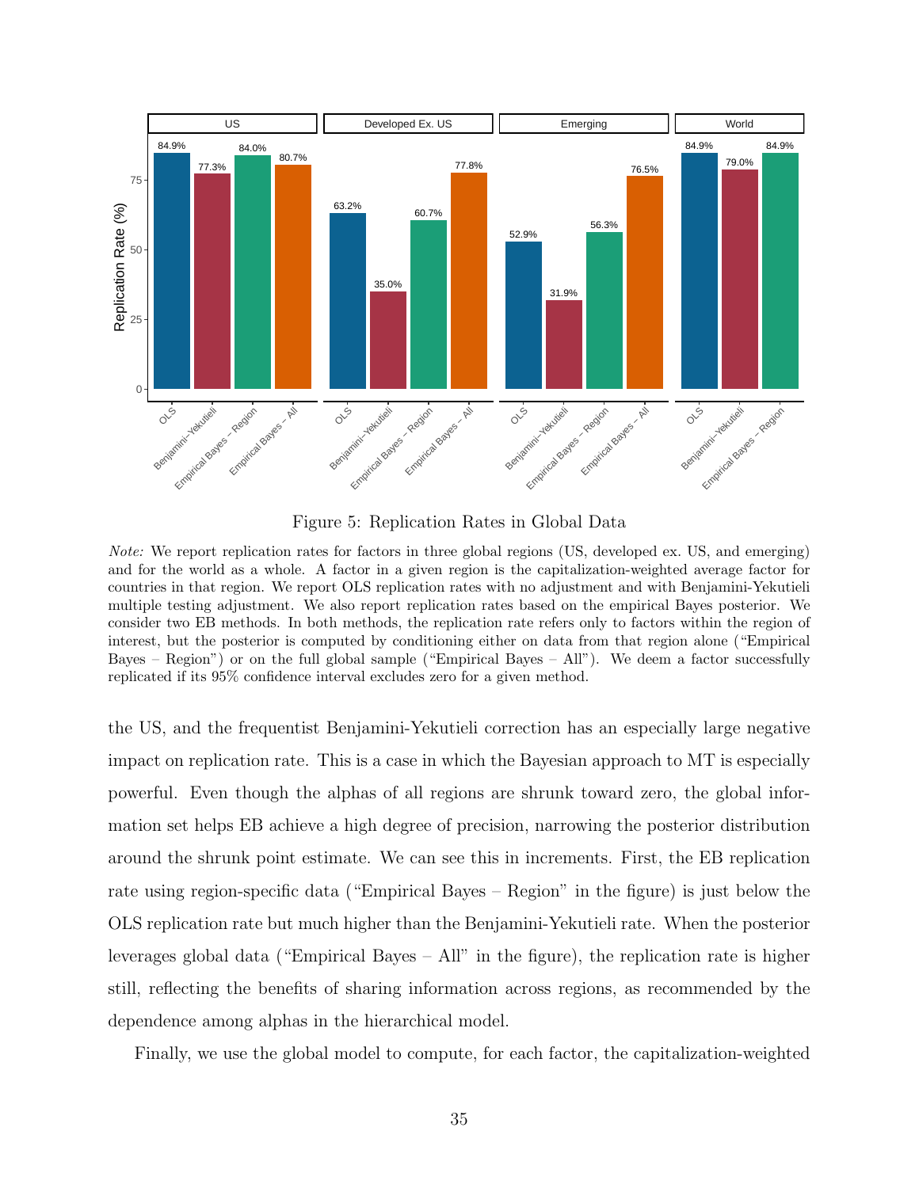Figure 5: Replication Rates in Global Data

*Note:* We report replication rates for factors in three global regions (US, developed ex. US, and emerging) and for the world as a whole. A factor in a given region is the capitalization-weighted average factor for countries in that region. We report OLS replication rates with no adjustment and with Benjamini-Yekutieli multiple testing adjustment. We also report replication rates based on the empirical Bayes posterior. We consider two EB methods. In both methods, the replication rate refers only to factors within the region of interest, but the posterior is computed by conditioning either on data from that region alone ("Empirical Bayes – Region") or on the full global sample ("Empirical Bayes – All"). We deem a factor successfully replicated if its 95% confidence interval excludes zero for a given method.

the US, and the frequentist Benjamini-Yekutieli correction has an especially large negative impact on replication rate. This is a case in which the Bayesian approach to MT is especially powerful. Even though the alphas of all regions are shrunk toward zero, the global information set helps EB achieve a high degree of precision, narrowing the posterior distribution around the shrunk point estimate. We can see this in increments. First, the EB replication rate using region-specific data ("Empirical Bayes – Region" in the figure) is just below the OLS replication rate but much higher than the Benjamini-Yekutieli rate. When the posterior leverages global data ("Empirical Bayes – All" in the figure), the replication rate is higher still, reflecting the benefits of sharing information across regions, as recommended by the dependence among alphas in the hierarchical model.

Finally, we use the global model to compute, for each factor, the capitalization-weighted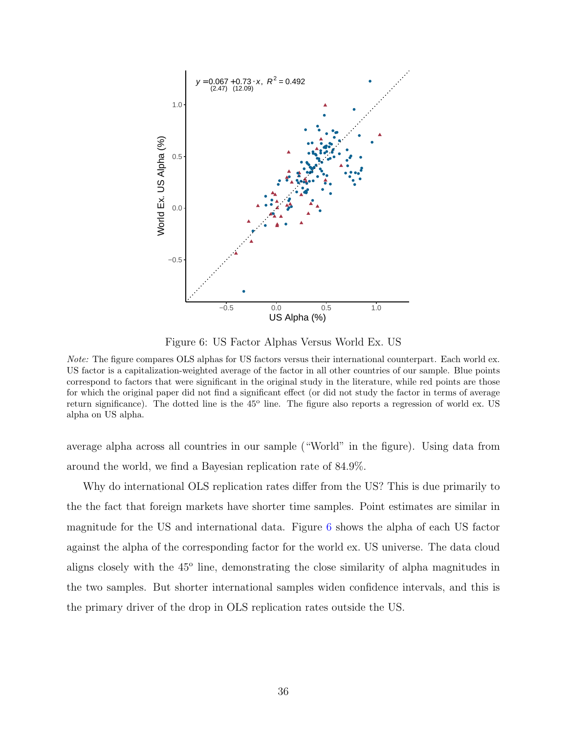Figure 6: US Factor Alphas Versus World Ex. US

*Note:* The figure compares OLS alphas for US factors versus their international counterpart. Each world ex. US factor is a capitalization-weighted average of the factor in all other countries of our sample. Blue points correspond to factors that were significant in the original study in the literature, while red points are those for which the original paper did not find a significant effect (or did not study the factor in terms of average return significance). The dotted line is the 45$^{o}$ line. The figure also reports a regression of world ex. US alpha on US alpha.

average alpha across all countries in our sample ("World" in the figure). Using data from around the world, we find a Bayesian replication rate of 84.9%.

Why do international OLS replication rates differ from the US? This is due primarily to the the fact that foreign markets have shorter time samples. Point estimates are similar in magnitude for the US and international data. Figure 6 shows the alpha of each US factor against the alpha of the corresponding factor for the world ex. US universe. The data cloud aligns closely with the 45$^{o}$ line, demonstrating the close similarity of alpha magnitudes in the two samples. But shorter international samples widen confidence intervals, and this is the primary driver of the drop in OLS replication rates outside the US.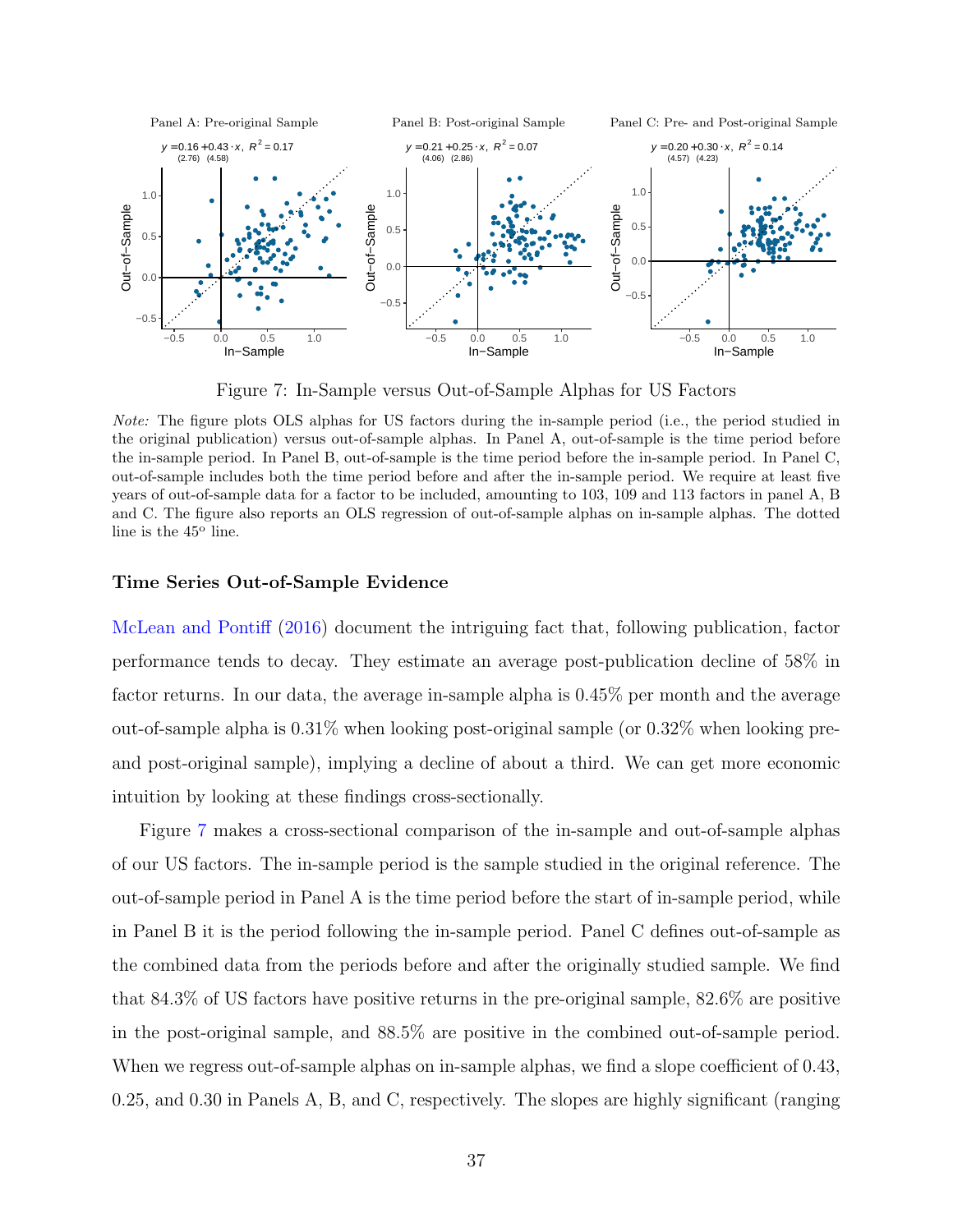Figure 7: In-Sample versus Out-of-Sample Alphas for US Factors

*Note:* The figure plots OLS alphas for US factors during the in-sample period (i.e., the period studied in the original publication) versus out-of-sample alphas. In Panel A, out-of-sample is the time period before the in-sample period. In Panel B, out-of-sample is the time period before the in-sample period. In Panel C, out-of-sample includes both the time period before and after the in-sample period. We require at least five years of out-of-sample data for a factor to be included, amounting to 103, 109 and 113 factors in panel A, B and C. The figure also reports an OLS regression of out-of-sample alphas on in-sample alphas. The dotted line is the $45^o$ line.

### Time Series Out-of-Sample Evidence

McLean and Pontiff (2016) document the intriguing fact that, following publication, factor performance tends to decay. They estimate an average post-publication decline of 58% in factor returns. In our data, the average in-sample alpha is 0.45% per month and the average out-of-sample alpha is 0.31% when looking post-original sample (or 0.32% when looking pre- and post-original sample), implying a decline of about a third. We can get more economic intuition by looking at these findings cross-sectionally.

Figure 7 makes a cross-sectional comparison of the in-sample and out-of-sample alphas of our US factors. The in-sample period is the sample studied in the original reference. The out-of-sample period in Panel A is the time period before the start of in-sample period, while in Panel B it is the period following the in-sample period. Panel C defines out-of-sample as the combined data from the periods before and after the originally studied sample. We find that 84.3% of US factors have positive returns in the pre-original sample, 82.6% are positive in the post-original sample, and 88.5% are positive in the combined out-of-sample period. When we regress out-of-sample alphas on in-sample alphas, we find a slope coefficient of 0.43, 0.25, and 0.30 in Panels A, B, and C, respectively. The slopes are highly significant (ranging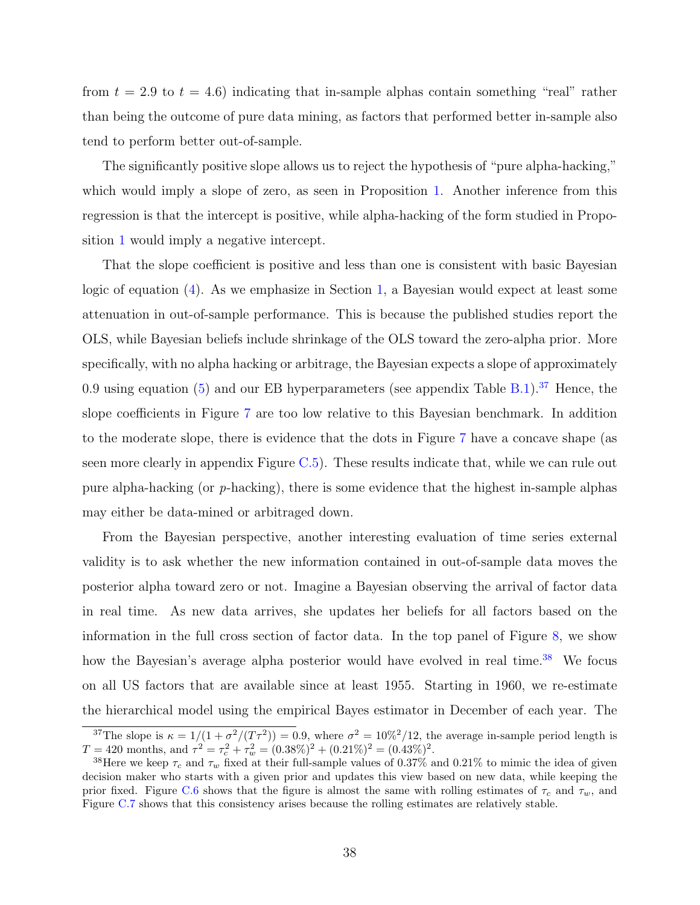from $t = 2.9$ to $t = 4.6$) indicating that in-sample alphas contain something "real" rather than being the outcome of pure data mining, as factors that performed better in-sample also tend to perform better out-of-sample.

The significantly positive slope allows us to reject the hypothesis of "pure alpha-hacking," which would imply a slope of zero, as seen in Proposition 1. Another inference from this regression is that the intercept is positive, while alpha-hacking of the form studied in Proposition 1 would imply a negative intercept.

That the slope coefficient is positive and less than one is consistent with basic Bayesian logic of equation (4). As we emphasize in Section 1, a Bayesian would expect at least some attenuation in out-of-sample performance. This is because the published studies report the OLS, while Bayesian beliefs include shrinkage of the OLS toward the zero-alpha prior. More specifically, with no alpha hacking or arbitrage, the Bayesian expects a slope of approximately 0.9 using equation (5) and our EB hyperparameters (see appendix Table B.1).[37] Hence, the slope coefficients in Figure 7 are too low relative to this Bayesian benchmark. In addition to the moderate slope, there is evidence that the dots in Figure 7 have a concave shape (as seen more clearly in appendix Figure C.5). These results indicate that, while we can rule out pure alpha-hacking (or $p$-hacking), there is some evidence that the highest in-sample alphas may either be data-mined or arbitraged down.

From the Bayesian perspective, another interesting evaluation of time series external validity is to ask whether the new information contained in out-of-sample data moves the posterior alpha toward zero or not. Imagine a Bayesian observing the arrival of factor data in real time. As new data arrives, she updates her beliefs for all factors based on the information in the full cross section of factor data. In the top panel of Figure 8, we show how the Bayesian's average alpha posterior would have evolved in real time.[38] We focus on all US factors that are available since at least 1955. Starting in 1960, we re-estimate the hierarchical model using the empirical Bayes estimator in December of each year. The

[37] The slope is $\kappa = 1/(1 + \sigma^2/(T\tau^2)) = 0.9$, where $\sigma^2 = 10\%^2/12$, the average in-sample period length is $T = 420$ months, and $\tau^2 = \tau_c^2 + \tau_w^2 = (0.38\%)^2 + (0.21\%)^2 = (0.43\%)^2$.

[38] Here we keep $\tau_c$ and $\tau_w$ fixed at their full-sample values of 0.37% and 0.21% to mimic the idea of given decision maker who starts with a given prior and updates this view based on new data, while keeping the prior fixed. Figure C.6 shows that the figure is almost the same with rolling estimates of $\tau_c$ and $\tau_w$, and Figure C.7 shows that this consistency arises because the rolling estimates are relatively stable.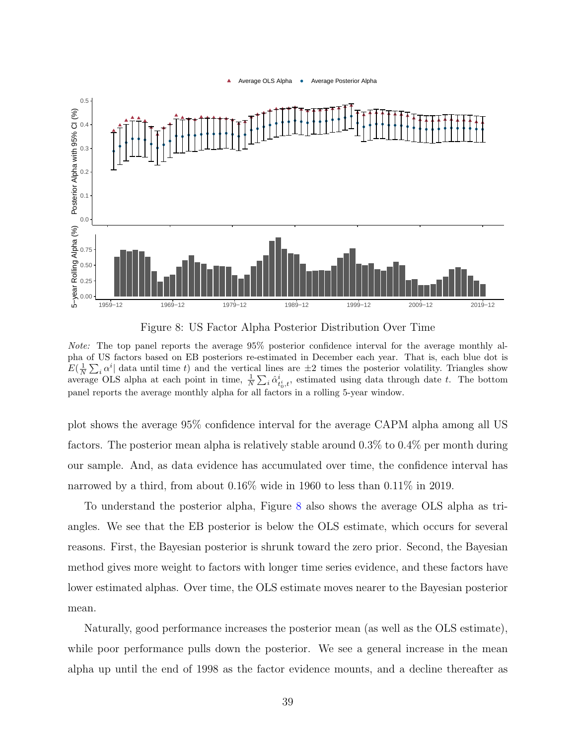Figure 8: US Factor Alpha Posterior Distribution Over Time

*Note:* The top panel reports the average 95% posterior confidence interval for the average monthly alpha of US factors based on EB posteriors re-estimated in December each year. That is, each blue dot is $E(\frac{1}{N}\sum_i \alpha^i|$ data until time $t)$ and the vertical lines are $\pm 2$ times the posterior volatility. Triangles show average OLS alpha at each point in time, $\frac{1}{N}\sum_i \hat{\alpha}^i_{t_0^i,t}$, estimated using data through date $t$. The bottom panel reports the average monthly alpha for all factors in a rolling 5-year window.

plot shows the average 95% confidence interval for the average CAPM alpha among all US factors. The posterior mean alpha is relatively stable around 0.3% to 0.4% per month during our sample. And, as data evidence has accumulated over time, the confidence interval has narrowed by a third, from about 0.16% wide in 1960 to less than 0.11% in 2019.

To understand the posterior alpha, Figure 8 also shows the average OLS alpha as triangles. We see that the EB posterior is below the OLS estimate, which occurs for several reasons. First, the Bayesian posterior is shrunk toward the zero prior. Second, the Bayesian method gives more weight to factors with longer time series evidence, and these factors have lower estimated alphas. Over time, the OLS estimate moves nearer to the Bayesian posterior mean.

Naturally, good performance increases the posterior mean (as well as the OLS estimate), while poor performance pulls down the posterior. We see a general increase in the mean alpha up until the end of 1998 as the factor evidence mounts, and a decline thereafter as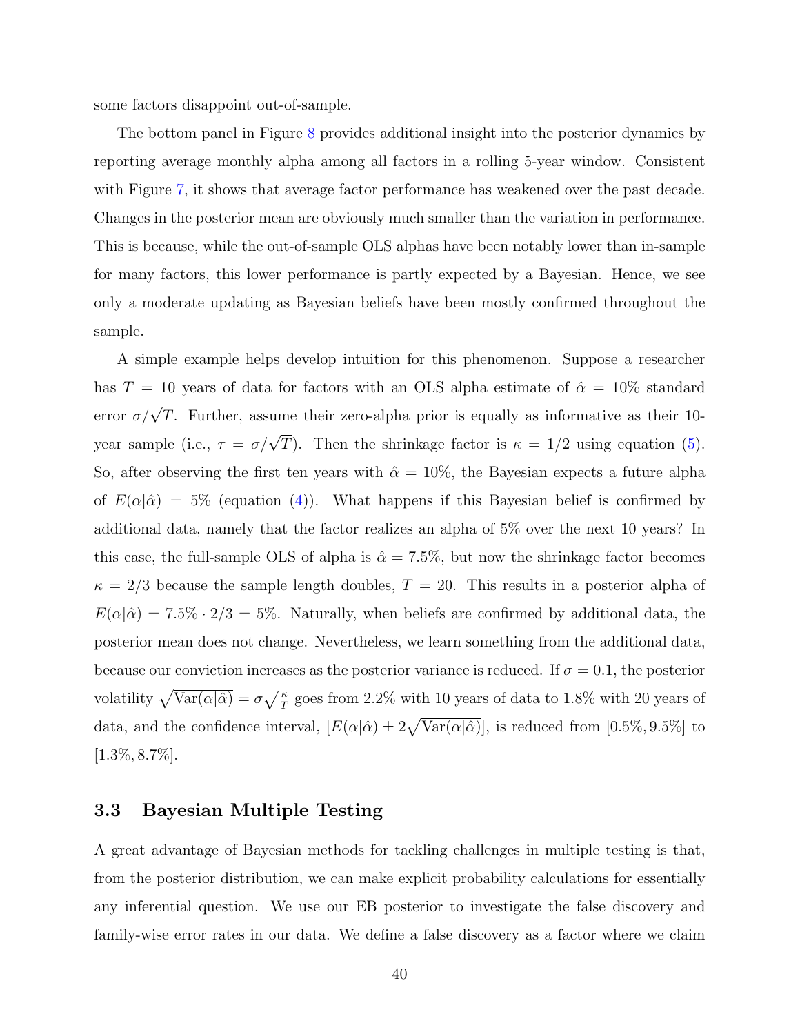some factors disappoint out-of-sample.

The bottom panel in Figure 8 provides additional insight into the posterior dynamics by reporting average monthly alpha among all factors in a rolling 5-year window. Consistent with Figure 7, it shows that average factor performance has weakened over the past decade. Changes in the posterior mean are obviously much smaller than the variation in performance. This is because, while the out-of-sample OLS alphas have been notably lower than in-sample for many factors, this lower performance is partly expected by a Bayesian. Hence, we see only a moderate updating as Bayesian beliefs have been mostly confirmed throughout the sample.

A simple example helps develop intuition for this phenomenon. Suppose a researcher has $T = 10$ years of data for factors with an OLS alpha estimate of $\hat{\alpha} = 10\%$ standard error $\sigma/\sqrt{T}$. Further, assume their zero-alpha prior is equally as informative as their 10-year sample (i.e., $\tau = \sigma/\sqrt{T}$). Then the shrinkage factor is $\kappa = 1/2$ using equation (5). So, after observing the first ten years with $\hat{\alpha} = 10\%$, the Bayesian expects a future alpha of $E(\alpha|\hat{\alpha}) = 5\%$ (equation (4)). What happens if this Bayesian belief is confirmed by additional data, namely that the factor realizes an alpha of 5% over the next 10 years? In this case, the full-sample OLS of alpha is $\hat{\alpha} = 7.5\%$, but now the shrinkage factor becomes $\kappa = 2/3$ because the sample length doubles, $T = 20$. This results in a posterior alpha of $E(\alpha|\hat{\alpha}) = 7.5\% \cdot 2/3 = 5\%$. Naturally, when beliefs are confirmed by additional data, the posterior mean does not change. Nevertheless, we learn something from the additional data, because our conviction increases as the posterior variance is reduced. If $\sigma = 0.1$, the posterior volatility $\sqrt{\text{Var}(\alpha|\hat{\alpha})} = \sigma\sqrt{\frac{\kappa}{T}}$ goes from 2.2% with 10 years of data to 1.8% with 20 years of data, and the confidence interval, $[E(\alpha|\hat{\alpha}) \pm 2\sqrt{\text{Var}(\alpha|\hat{\alpha})}]$, is reduced from $[0.5\%, 9.5\%]$ to $[1.3\%, 8.7\%]$.

### 3.3 Bayesian Multiple Testing

A great advantage of Bayesian methods for tackling challenges in multiple testing is that, from the posterior distribution, we can make explicit probability calculations for essentially any inferential question. We use our EB posterior to investigate the false discovery and family-wise error rates in our data. We define a false discovery as a factor where we claim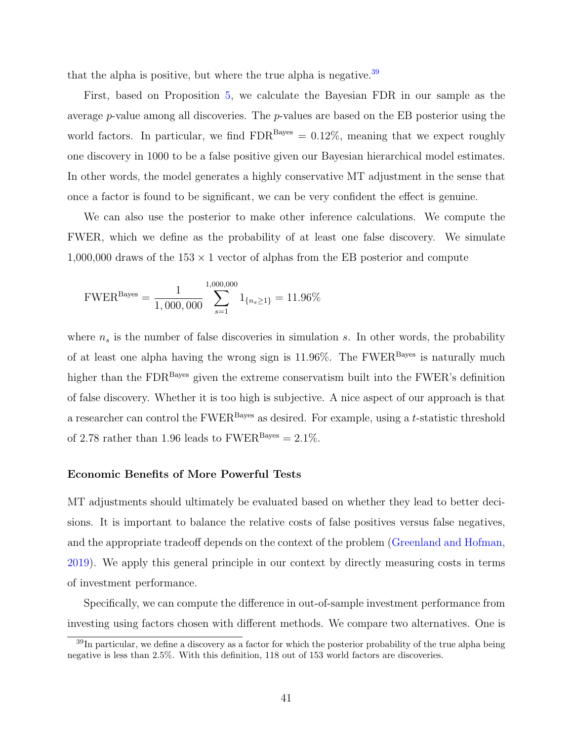that the alpha is positive, but where the true alpha is negative.[39]

First, based on Proposition 5, we calculate the Bayesian FDR in our sample as the average $p$-value among all discoveries. The $p$-values are based on the EB posterior using the world factors. In particular, we find $\text{FDR}^{\text{Bayes}} = 0.12\%$, meaning that we expect roughly one discovery in 1000 to be a false positive given our Bayesian hierarchical model estimates. In other words, the model generates a highly conservative MT adjustment in the sense that once a factor is found to be significant, we can be very confident the effect is genuine.

We can also use the posterior to make other inference calculations. We compute the FWER, which we define as the probability of at least one false discovery. We simulate 1,000,000 draws of the $153 \times 1$ vector of alphas from the EB posterior and compute

$$\text{FWER}^{\text{Bayes}} = \frac{1}{1,000,000} \sum_{s=1}^{1,000,000} 1_{\{n_s \geq 1\}} = 11.96\%$$

where $n_s$ is the number of false discoveries in simulation $s$. In other words, the probability of at least one alpha having the wrong sign is 11.96%. The $\text{FWER}^{\text{Bayes}}$ is naturally much higher than the $\text{FDR}^{\text{Bayes}}$ given the extreme conservatism built into the FWER's definition of false discovery. Whether it is too high is subjective. A nice aspect of our approach is that a researcher can control the $\text{FWER}^{\text{Bayes}}$ as desired. For example, using a $t$-statistic threshold of 2.78 rather than 1.96 leads to $\text{FWER}^{\text{Bayes}} = 2.1\%$.

**Economic Benefits of More Powerful Tests**

MT adjustments should ultimately be evaluated based on whether they lead to better decisions. It is important to balance the relative costs of false positives versus false negatives, and the appropriate tradeoff depends on the context of the problem (Greenland and Hofman, 2019). We apply this general principle in our context by directly measuring costs in terms of investment performance.

Specifically, we can compute the difference in out-of-sample investment performance from investing using factors chosen with different methods. We compare two alternatives. One is

[39] In particular, we define a discovery as a factor for which the posterior probability of the true alpha being negative is less than 2.5%. With this definition, 118 out of 153 world factors are discoveries.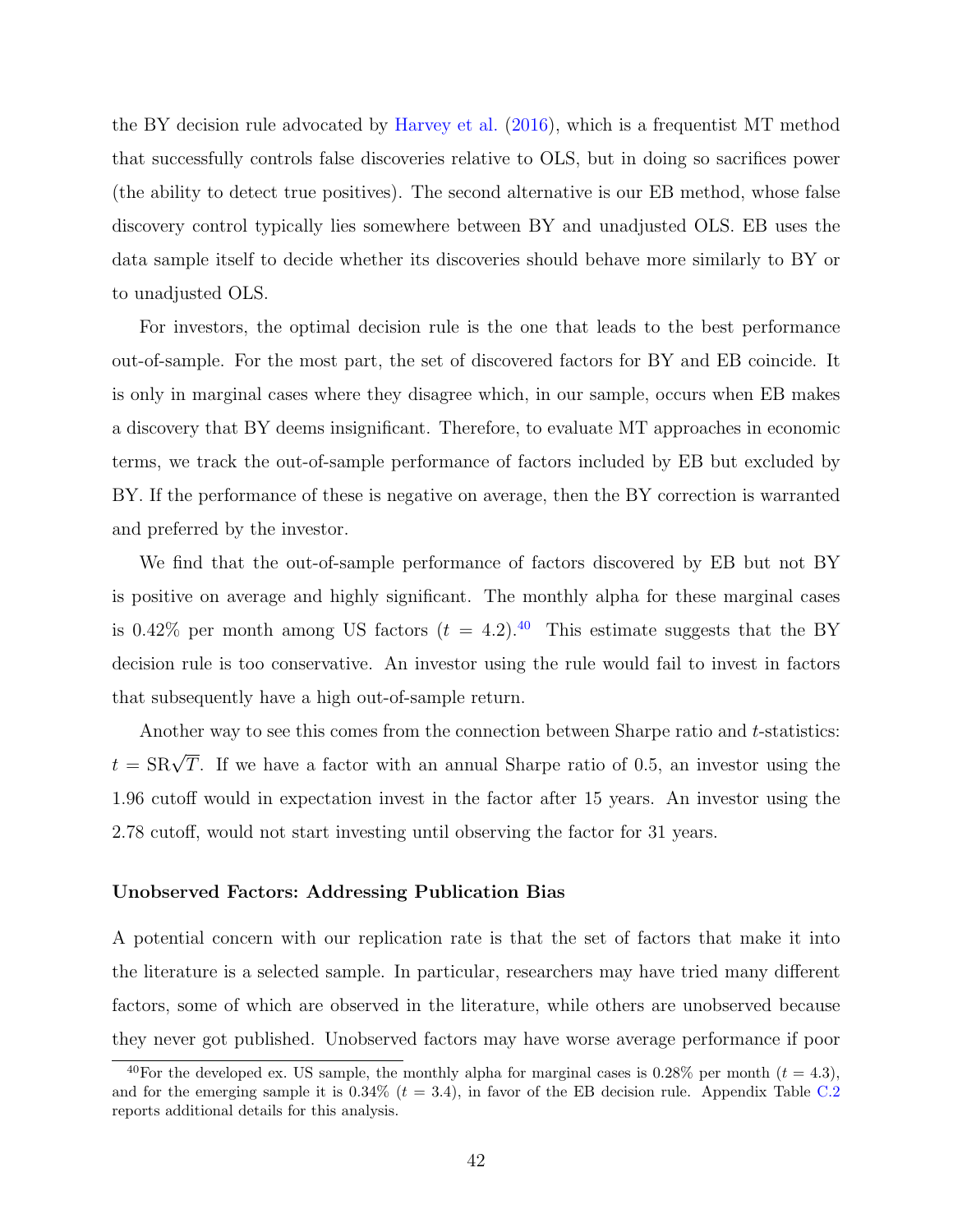the BY decision rule advocated by Harvey et al. (2016), which is a frequentist MT method that successfully controls false discoveries relative to OLS, but in doing so sacrifices power (the ability to detect true positives). The second alternative is our EB method, whose false discovery control typically lies somewhere between BY and unadjusted OLS. EB uses the data sample itself to decide whether its discoveries should behave more similarly to BY or to unadjusted OLS.

For investors, the optimal decision rule is the one that leads to the best performance out-of-sample. For the most part, the set of discovered factors for BY and EB coincide. It is only in marginal cases where they disagree which, in our sample, occurs when EB makes a discovery that BY deems insignificant. Therefore, to evaluate MT approaches in economic terms, we track the out-of-sample performance of factors included by EB but excluded by BY. If the performance of these is negative on average, then the BY correction is warranted and preferred by the investor.

We find that the out-of-sample performance of factors discovered by EB but not BY is positive on average and highly significant. The monthly alpha for these marginal cases is 0.42% per month among US factors ($t = 4.2$).[40] This estimate suggests that the BY decision rule is too conservative. An investor using the rule would fail to invest in factors that subsequently have a high out-of-sample return.

Another way to see this comes from the connection between Sharpe ratio and $t$-statistics: $t = \text{SR}\sqrt{T}$. If we have a factor with an annual Sharpe ratio of 0.5, an investor using the 1.96 cutoff would in expectation invest in the factor after 15 years. An investor using the 2.78 cutoff, would not start investing until observing the factor for 31 years.

**Unobserved Factors: Addressing Publication Bias**

A potential concern with our replication rate is that the set of factors that make it into the literature is a selected sample. In particular, researchers may have tried many different factors, some of which are observed in the literature, while others are unobserved because they never got published. Unobserved factors may have worse average performance if poor

[40] For the developed ex. US sample, the monthly alpha for marginal cases is 0.28% per month ($t = 4.3$), and for the emerging sample it is 0.34% ($t = 3.4$), in favor of the EB decision rule. Appendix Table C.2 reports additional details for this analysis.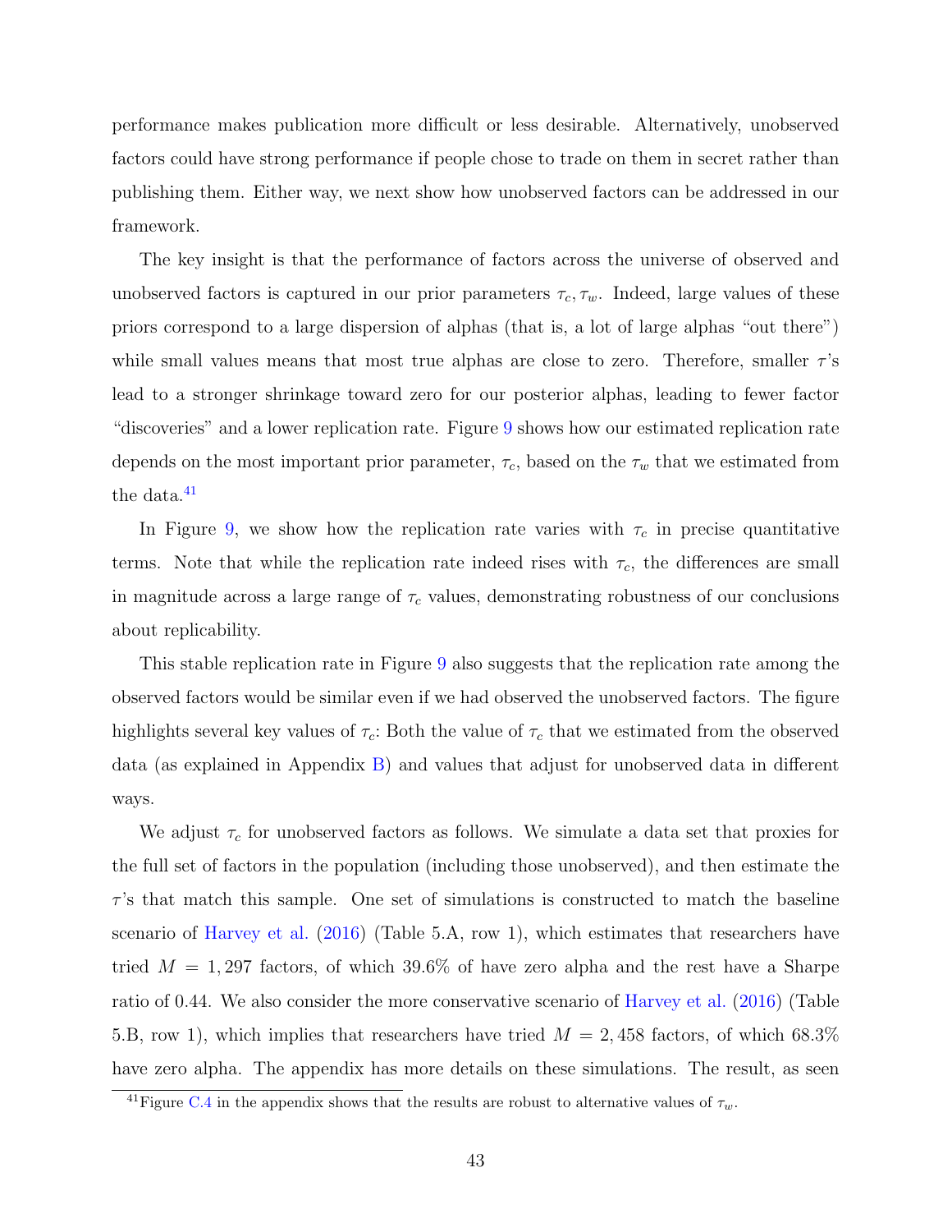performance makes publication more difficult or less desirable. Alternatively, unobserved factors could have strong performance if people chose to trade on them in secret rather than publishing them. Either way, we next show how unobserved factors can be addressed in our framework.

The key insight is that the performance of factors across the universe of observed and unobserved factors is captured in our prior parameters $\tau_c, \tau_w$. Indeed, large values of these priors correspond to a large dispersion of alphas (that is, a lot of large alphas "out there") while small values means that most true alphas are close to zero. Therefore, smaller $\tau$'s lead to a stronger shrinkage toward zero for our posterior alphas, leading to fewer factor "discoveries" and a lower replication rate. Figure 9 shows how our estimated replication rate depends on the most important prior parameter, $\tau_c$, based on the $\tau_w$ that we estimated from the data.[41]

In Figure 9, we show how the replication rate varies with $\tau_c$ in precise quantitative terms. Note that while the replication rate indeed rises with $\tau_c$, the differences are small in magnitude across a large range of $\tau_c$ values, demonstrating robustness of our conclusions about replicability.

This stable replication rate in Figure 9 also suggests that the replication rate among the observed factors would be similar even if we had observed the unobserved factors. The figure highlights several key values of $\tau_c$: Both the value of $\tau_c$ that we estimated from the observed data (as explained in Appendix B) and values that adjust for unobserved data in different ways.

We adjust $\tau_c$ for unobserved factors as follows. We simulate a data set that proxies for the full set of factors in the population (including those unobserved), and then estimate the $\tau$'s that match this sample. One set of simulations is constructed to match the baseline scenario of Harvey et al. (2016) (Table 5.A, row 1), which estimates that researchers have tried $M = 1,297$ factors, of which 39.6% of have zero alpha and the rest have a Sharpe ratio of 0.44. We also consider the more conservative scenario of Harvey et al. (2016) (Table 5.B, row 1), which implies that researchers have tried $M = 2,458$ factors, of which 68.3% have zero alpha. The appendix has more details on these simulations. The result, as seen

[41] Figure C.4 in the appendix shows that the results are robust to alternative values of $\tau_w$.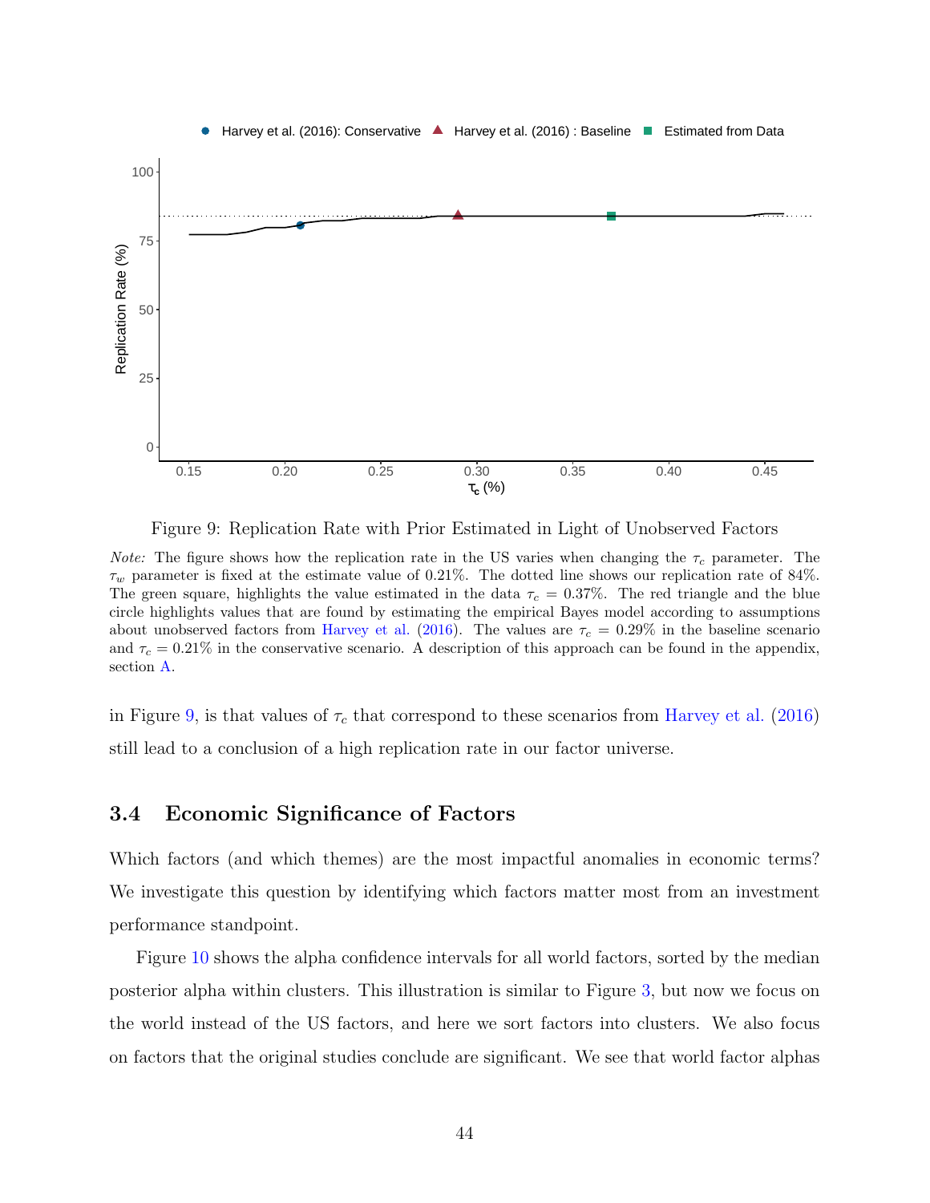Figure 9: Replication Rate with Prior Estimated in Light of Unobserved Factors

*Note:* The figure shows how the replication rate in the US varies when changing the $\tau_c$ parameter. The $\tau_w$ parameter is fixed at the estimate value of 0.21%. The dotted line shows our replication rate of 84%. The green square, highlights the value estimated in the data $\tau_c = 0.37\%$. The red triangle and the blue circle highlights values that are found by estimating the empirical Bayes model according to assumptions about unobserved factors from Harvey et al. (2016). The values are $\tau_c = 0.29\%$ in the baseline scenario and $\tau_c = 0.21\%$ in the conservative scenario. A description of this approach can be found in the appendix, section A.

in Figure 9, is that values of $\tau_c$ that correspond to these scenarios from Harvey et al. (2016) still lead to a conclusion of a high replication rate in our factor universe.

### 3.4 Economic Significance of Factors

Which factors (and which themes) are the most impactful anomalies in economic terms? We investigate this question by identifying which factors matter most from an investment performance standpoint.

Figure 10 shows the alpha confidence intervals for all world factors, sorted by the median posterior alpha within clusters. This illustration is similar to Figure 3, but now we focus on the world instead of the US factors, and here we sort factors into clusters. We also focus on factors that the original studies conclude are significant. We see that world factor alphas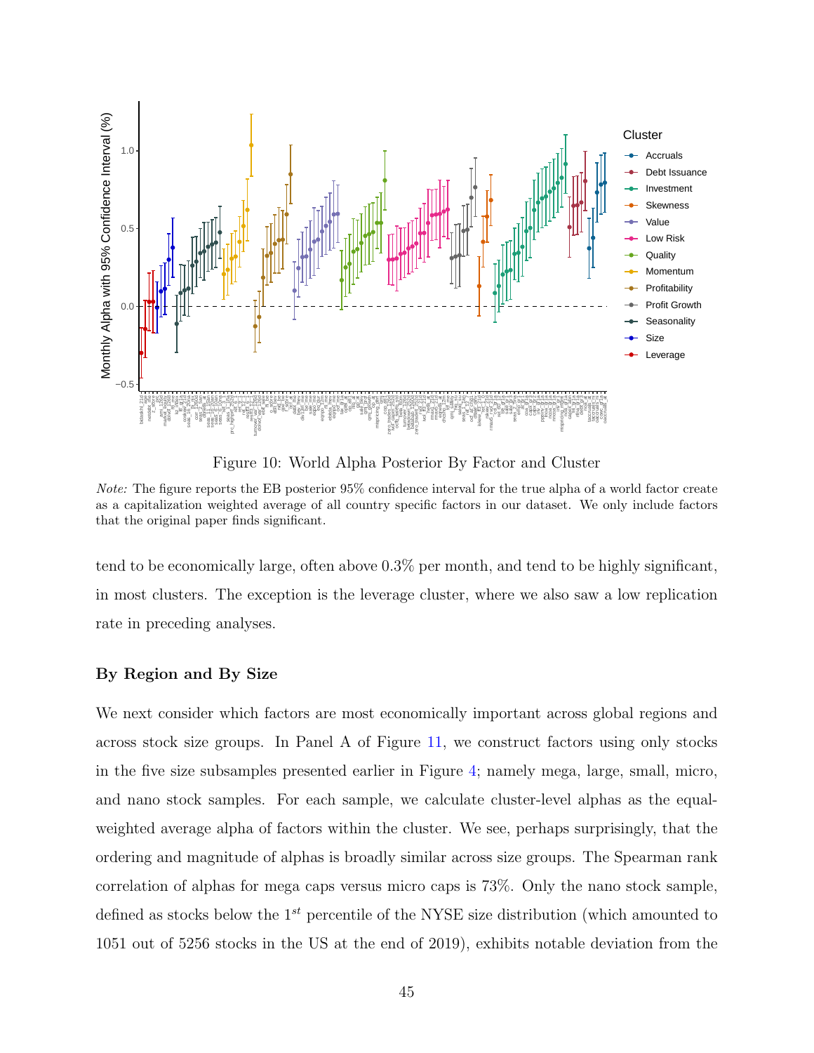Figure 10: World Alpha Posterior By Factor and Cluster

*Note:* The figure reports the EB posterior 95% confidence interval for the true alpha of a world factor create as a capitalization weighted average of all country specific factors in our dataset. We only include factors that the original paper finds significant.

tend to be economically large, often above 0.3% per month, and tend to be highly significant, in most clusters. The exception is the leverage cluster, where we also saw a low replication rate in preceding analyses.

### By Region and By Size

We next consider which factors are most economically important across global regions and across stock size groups. In Panel A of Figure 11, we construct factors using only stocks in the five size subsamples presented earlier in Figure 4; namely mega, large, small, micro, and nano stock samples. For each sample, we calculate cluster-level alphas as the equal-weighted average alpha of factors within the cluster. We see, perhaps surprisingly, that the ordering and magnitude of alphas is broadly similar across size groups. The Spearman rank correlation of alphas for mega caps versus micro caps is 73%. Only the nano stock sample, defined as stocks below the $1^{st}$ percentile of the NYSE size distribution (which amounted to 1051 out of 5256 stocks in the US at the end of 2019), exhibits notable deviation from the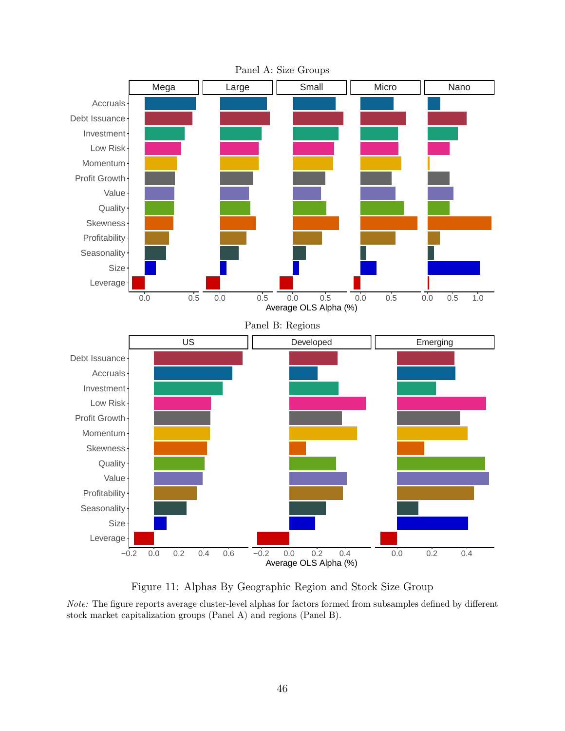Figure 11: Alphas By Geographic Region and Stock Size Group

*Note:* The figure reports average cluster-level alphas for factors formed from subsamples defined by different stock market capitalization groups (Panel A) and regions (Panel B).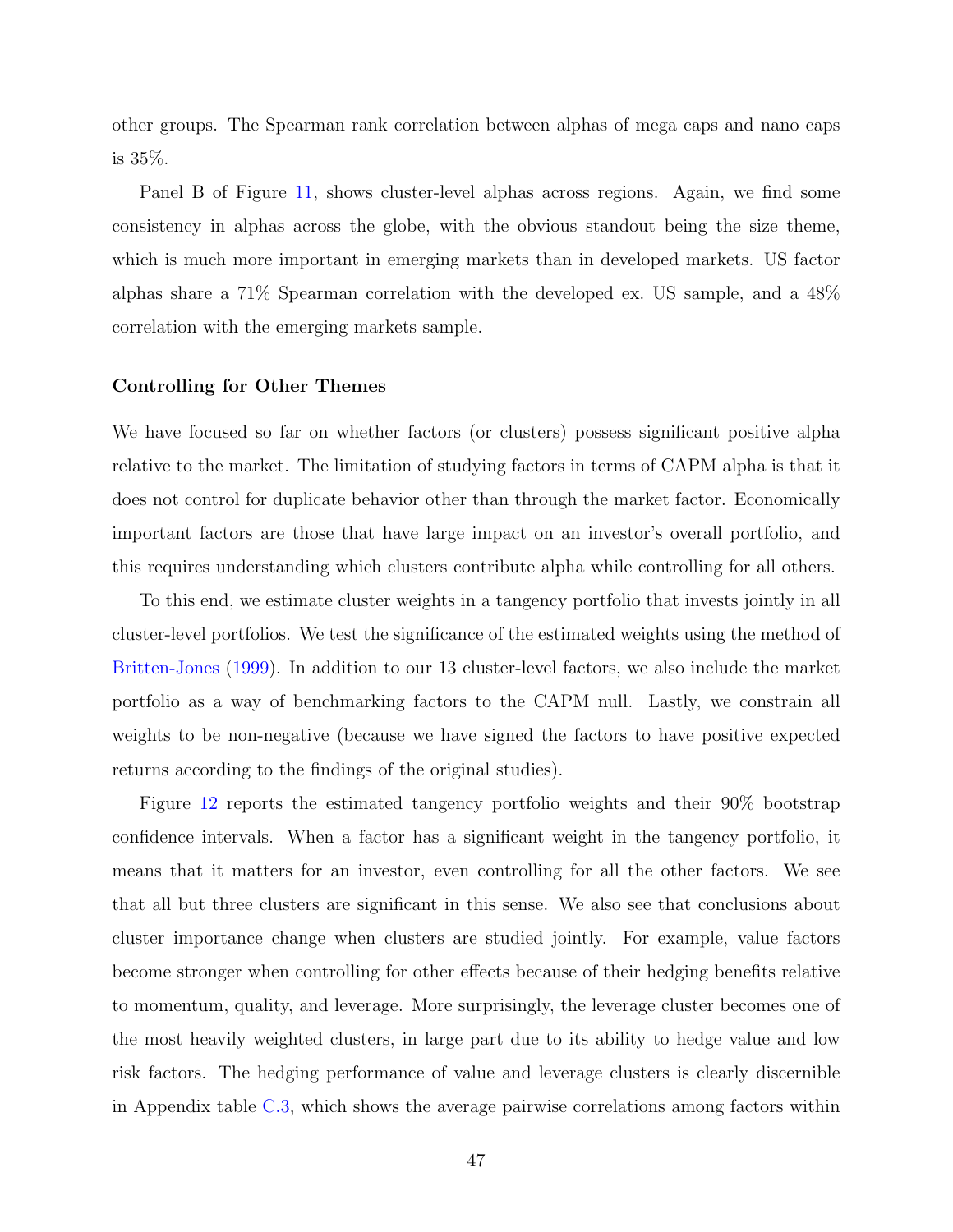other groups. The Spearman rank correlation between alphas of mega caps and nano caps is 35%.

Panel B of Figure 11, shows cluster-level alphas across regions. Again, we find some consistency in alphas across the globe, with the obvious standout being the size theme, which is much more important in emerging markets than in developed markets. US factor alphas share a 71% Spearman correlation with the developed ex. US sample, and a 48% correlation with the emerging markets sample.

### Controlling for Other Themes

We have focused so far on whether factors (or clusters) possess significant positive alpha relative to the market. The limitation of studying factors in terms of CAPM alpha is that it does not control for duplicate behavior other than through the market factor. Economically important factors are those that have large impact on an investor's overall portfolio, and this requires understanding which clusters contribute alpha while controlling for all others.

To this end, we estimate cluster weights in a tangency portfolio that invests jointly in all cluster-level portfolios. We test the significance of the estimated weights using the method of Britten-Jones (1999). In addition to our 13 cluster-level factors, we also include the market portfolio as a way of benchmarking factors to the CAPM null. Lastly, we constrain all weights to be non-negative (because we have signed the factors to have positive expected returns according to the findings of the original studies).

Figure 12 reports the estimated tangency portfolio weights and their 90% bootstrap confidence intervals. When a factor has a significant weight in the tangency portfolio, it means that it matters for an investor, even controlling for all the other factors. We see that all but three clusters are significant in this sense. We also see that conclusions about cluster importance change when clusters are studied jointly. For example, value factors become stronger when controlling for other effects because of their hedging benefits relative to momentum, quality, and leverage. More surprisingly, the leverage cluster becomes one of the most heavily weighted clusters, in large part due to its ability to hedge value and low risk factors. The hedging performance of value and leverage clusters is clearly discernible in Appendix table C.3, which shows the average pairwise correlations among factors within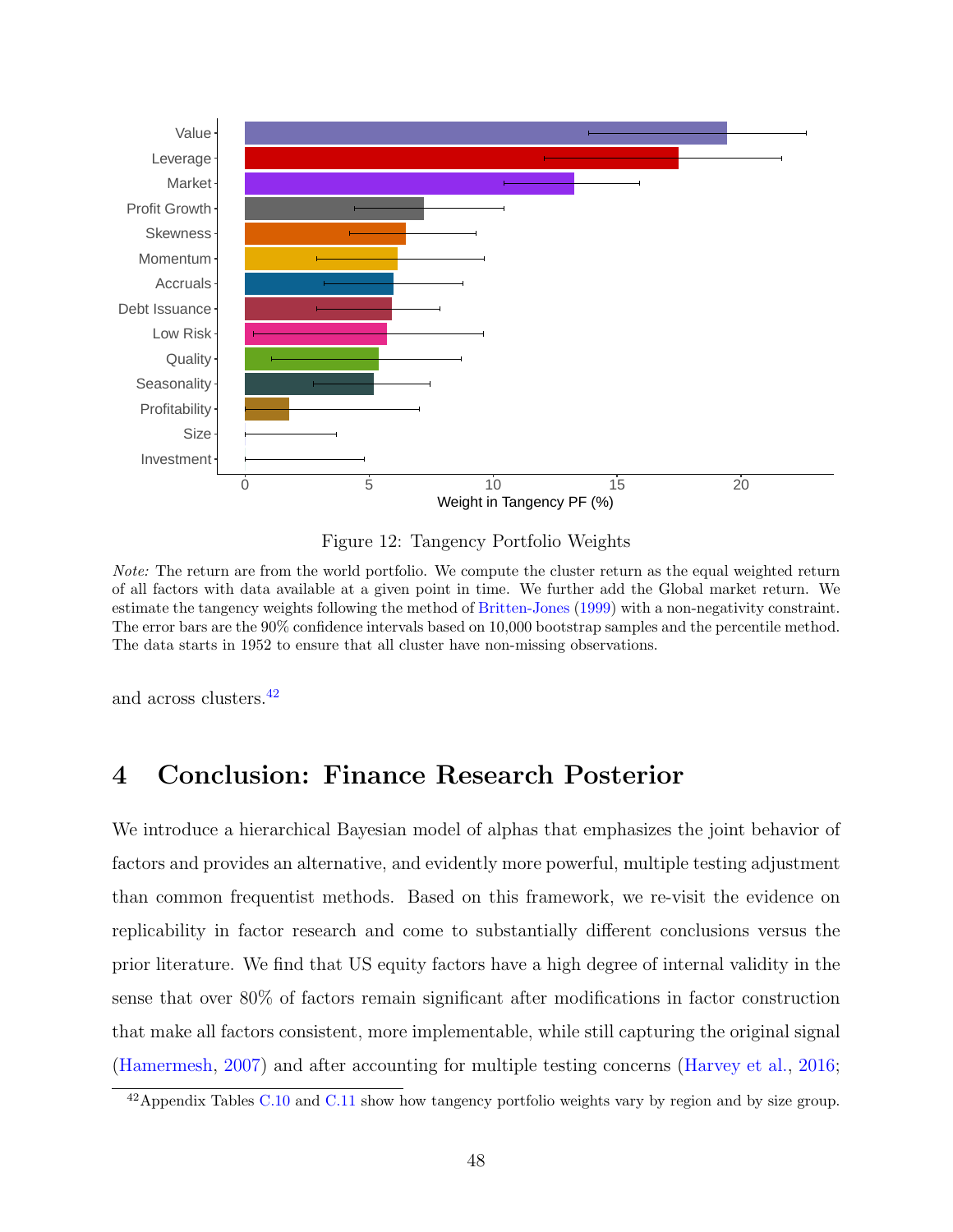Figure 12: Tangency Portfolio Weights

*Note:* The return are from the world portfolio. We compute the cluster return as the equal weighted return of all factors with data available at a given point in time. We further add the Global market return. We estimate the tangency weights following the method of Britten-Jones (1999) with a non-negativity constraint. The error bars are the 90% confidence intervals based on 10,000 bootstrap samples and the percentile method. The data starts in 1952 to ensure that all cluster have non-missing observations.

and across clusters.[42]

# 4 Conclusion: Finance Research Posterior

We introduce a hierarchical Bayesian model of alphas that emphasizes the joint behavior of factors and provides an alternative, and evidently more powerful, multiple testing adjustment than common frequentist methods. Based on this framework, we re-visit the evidence on replicability in factor research and come to substantially different conclusions versus the prior literature. We find that US equity factors have a high degree of internal validity in the sense that over 80% of factors remain significant after modifications in factor construction that make all factors consistent, more implementable, while still capturing the original signal (Hamermesh, 2007) and after accounting for multiple testing concerns (Harvey et al., 2016;

[42] Appendix Tables C.10 and C.11 show how tangency portfolio weights vary by region and by size group.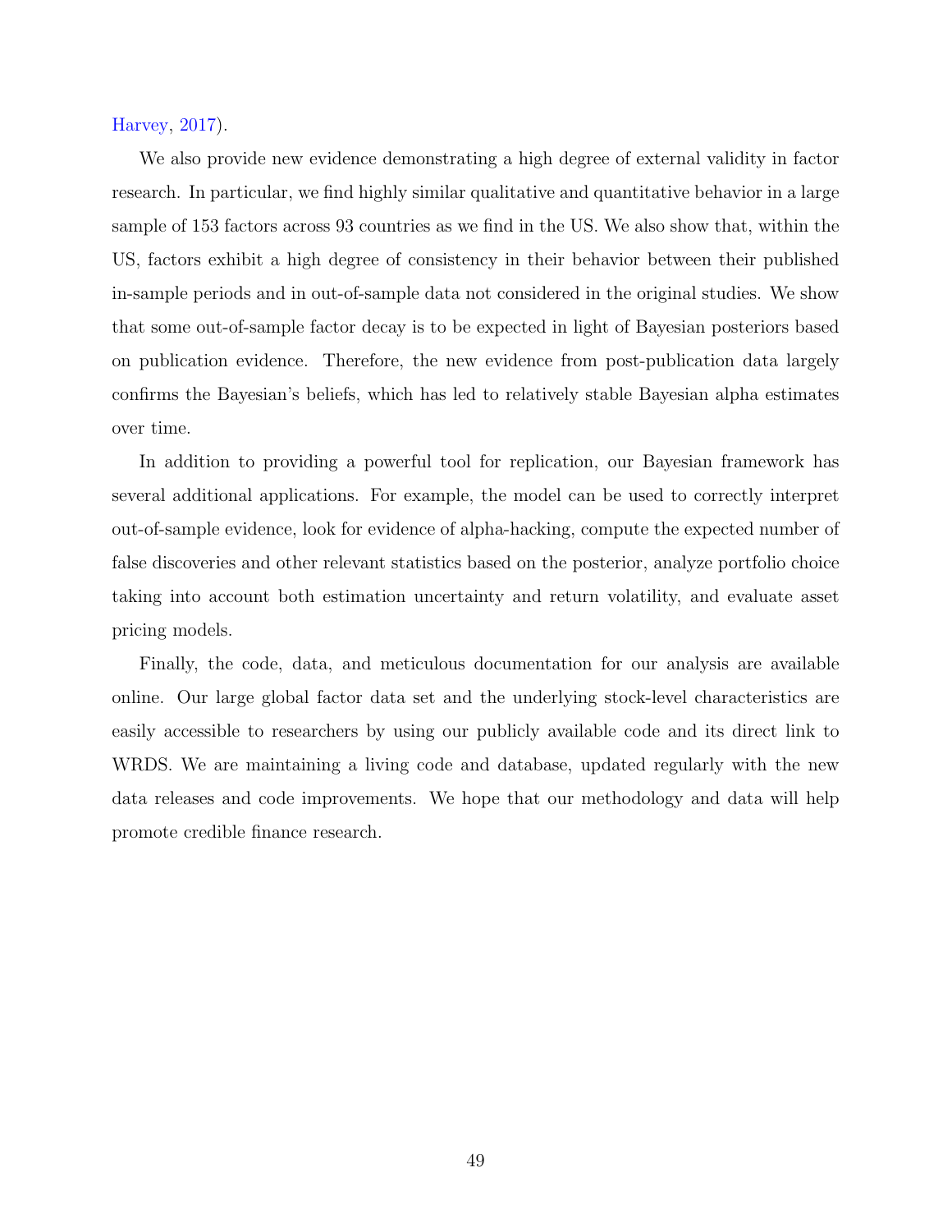Harvey, 2017).

We also provide new evidence demonstrating a high degree of external validity in factor research. In particular, we find highly similar qualitative and quantitative behavior in a large sample of 153 factors across 93 countries as we find in the US. We also show that, within the US, factors exhibit a high degree of consistency in their behavior between their published in-sample periods and in out-of-sample data not considered in the original studies. We show that some out-of-sample factor decay is to be expected in light of Bayesian posteriors based on publication evidence. Therefore, the new evidence from post-publication data largely confirms the Bayesian's beliefs, which has led to relatively stable Bayesian alpha estimates over time.

In addition to providing a powerful tool for replication, our Bayesian framework has several additional applications. For example, the model can be used to correctly interpret out-of-sample evidence, look for evidence of alpha-hacking, compute the expected number of false discoveries and other relevant statistics based on the posterior, analyze portfolio choice taking into account both estimation uncertainty and return volatility, and evaluate asset pricing models.

Finally, the code, data, and meticulous documentation for our analysis are available online. Our large global factor data set and the underlying stock-level characteristics are easily accessible to researchers by using our publicly available code and its direct link to WRDS. We are maintaining a living code and database, updated regularly with the new data releases and code improvements. We hope that our methodology and data will help promote credible finance research.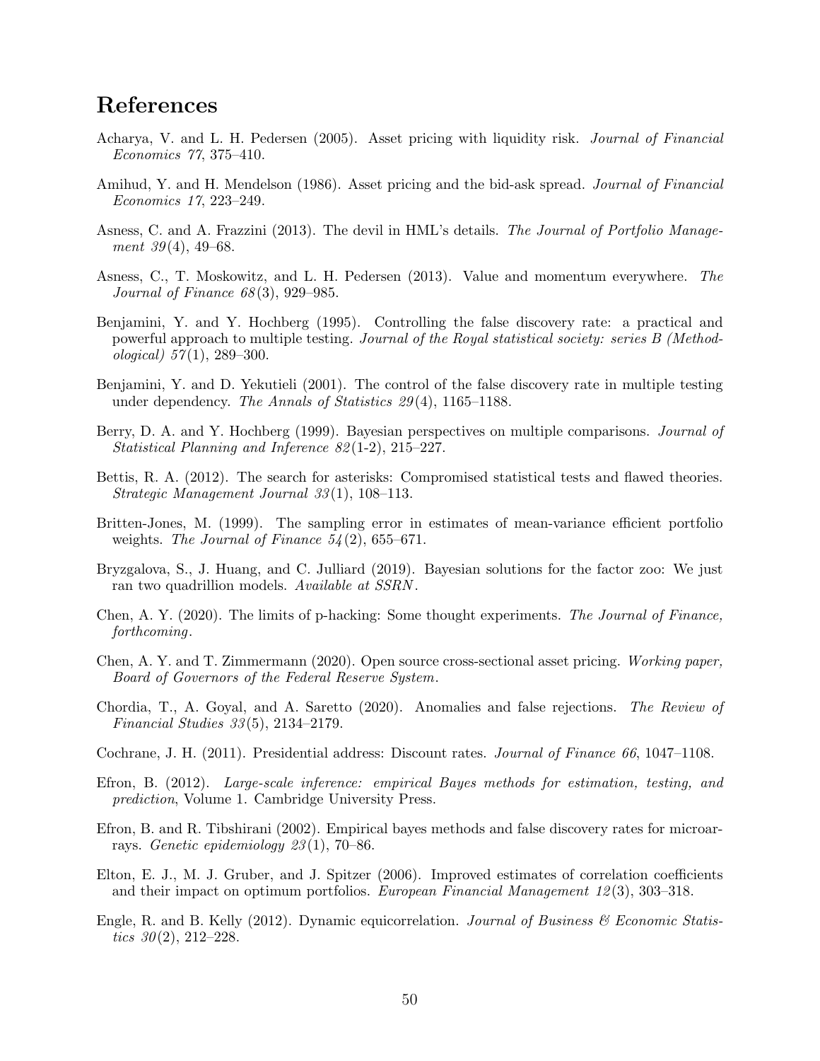# References

Acharya, V. and L. H. Pedersen (2005). Asset pricing with liquidity risk. *Journal of Financial Economics 77*, 375–410.

Amihud, Y. and H. Mendelson (1986). Asset pricing and the bid-ask spread. *Journal of Financial Economics 17*, 223–249.

Asness, C. and A. Frazzini (2013). The devil in HML's details. *The Journal of Portfolio Management 39*(4), 49–68.

Asness, C., T. Moskowitz, and L. H. Pedersen (2013). Value and momentum everywhere. *The Journal of Finance 68*(3), 929–985.

Benjamini, Y. and Y. Hochberg (1995). Controlling the false discovery rate: a practical and powerful approach to multiple testing. *Journal of the Royal statistical society: series B (Methodological) 57*(1), 289–300.

Benjamini, Y. and D. Yekutieli (2001). The control of the false discovery rate in multiple testing under dependency. *The Annals of Statistics 29*(4), 1165–1188.

Berry, D. A. and Y. Hochberg (1999). Bayesian perspectives on multiple comparisons. *Journal of Statistical Planning and Inference 82*(1-2), 215–227.

Bettis, R. A. (2012). The search for asterisks: Compromised statistical tests and flawed theories. *Strategic Management Journal 33*(1), 108–113.

Britten-Jones, M. (1999). The sampling error in estimates of mean-variance efficient portfolio weights. *The Journal of Finance 54*(2), 655–671.

Bryzgalova, S., J. Huang, and C. Julliard (2019). Bayesian solutions for the factor zoo: We just ran two quadrillion models. *Available at SSRN*.

Chen, A. Y. (2020). The limits of p-hacking: Some thought experiments. *The Journal of Finance, forthcoming*.

Chen, A. Y. and T. Zimmermann (2020). Open source cross-sectional asset pricing. *Working paper, Board of Governors of the Federal Reserve System*.

Chordia, T., A. Goyal, and A. Saretto (2020). Anomalies and false rejections. *The Review of Financial Studies 33*(5), 2134–2179.

Cochrane, J. H. (2011). Presidential address: Discount rates. *Journal of Finance 66*, 1047–1108.

Efron, B. (2012). *Large-scale inference: empirical Bayes methods for estimation, testing, and prediction*, Volume 1. Cambridge University Press.

Efron, B. and R. Tibshirani (2002). Empirical bayes methods and false discovery rates for microarrays. *Genetic epidemiology 23*(1), 70–86.

Elton, E. J., M. J. Gruber, and J. Spitzer (2006). Improved estimates of correlation coefficients and their impact on optimum portfolios. *European Financial Management 12*(3), 303–318.

Engle, R. and B. Kelly (2012). Dynamic equicorrelation. *Journal of Business & Economic Statistics 30*(2), 212–228.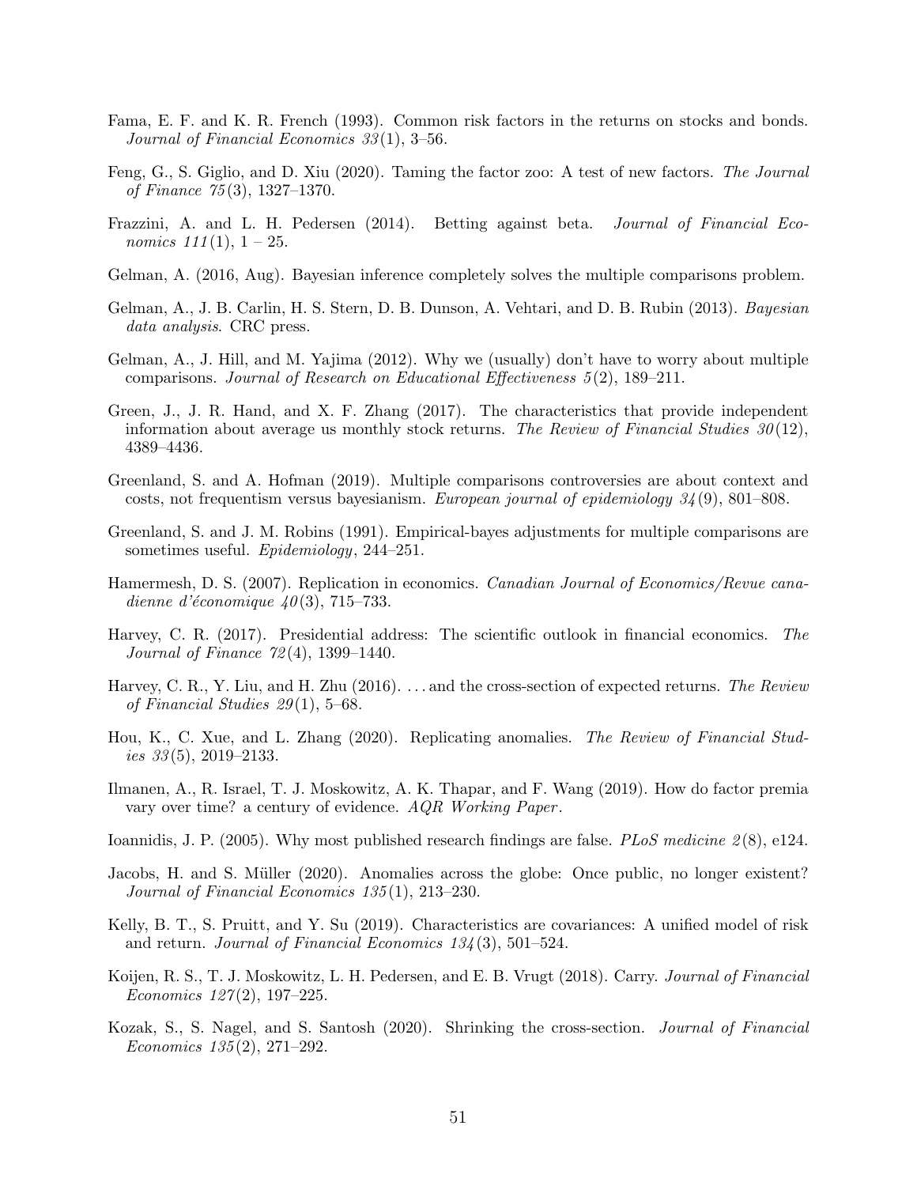Fama, E. F. and K. R. French (1993). Common risk factors in the returns on stocks and bonds. *Journal of Financial Economics 33*(1), 3–56.

Feng, G., S. Giglio, and D. Xiu (2020). Taming the factor zoo: A test of new factors. *The Journal of Finance 75*(3), 1327–1370.

Frazzini, A. and L. H. Pedersen (2014). Betting against beta. *Journal of Financial Economics 111*(1), 1 – 25.

Gelman, A. (2016, Aug). Bayesian inference completely solves the multiple comparisons problem.

Gelman, A., J. B. Carlin, H. S. Stern, D. B. Dunson, A. Vehtari, and D. B. Rubin (2013). *Bayesian data analysis*. CRC press.

Gelman, A., J. Hill, and M. Yajima (2012). Why we (usually) don't have to worry about multiple comparisons. *Journal of Research on Educational Effectiveness 5*(2), 189–211.

Green, J., J. R. Hand, and X. F. Zhang (2017). The characteristics that provide independent information about average us monthly stock returns. *The Review of Financial Studies 30*(12), 4389–4436.

Greenland, S. and A. Hofman (2019). Multiple comparisons controversies are about context and costs, not frequentism versus bayesianism. *European journal of epidemiology 34*(9), 801–808.

Greenland, S. and J. M. Robins (1991). Empirical-bayes adjustments for multiple comparisons are sometimes useful. *Epidemiology*, 244–251.

Hamermesh, D. S. (2007). Replication in economics. *Canadian Journal of Economics/Revue canadienne d'économique 40*(3), 715–733.

Harvey, C. R. (2017). Presidential address: The scientific outlook in financial economics. *The Journal of Finance 72*(4), 1399–1440.

Harvey, C. R., Y. Liu, and H. Zhu (2016). . . . and the cross-section of expected returns. *The Review of Financial Studies 29*(1), 5–68.

Hou, K., C. Xue, and L. Zhang (2020). Replicating anomalies. *The Review of Financial Studies 33*(5), 2019–2133.

Ilmanen, A., R. Israel, T. J. Moskowitz, A. K. Thapar, and F. Wang (2019). How do factor premia vary over time? a century of evidence. *AQR Working Paper*.

Ioannidis, J. P. (2005). Why most published research findings are false. *PLoS medicine 2*(8), e124.

Jacobs, H. and S. Müller (2020). Anomalies across the globe: Once public, no longer existent? *Journal of Financial Economics 135*(1), 213–230.

Kelly, B. T., S. Pruitt, and Y. Su (2019). Characteristics are covariances: A unified model of risk and return. *Journal of Financial Economics 134*(3), 501–524.

Koijen, R. S., T. J. Moskowitz, L. H. Pedersen, and E. B. Vrugt (2018). Carry. *Journal of Financial Economics 127*(2), 197–225.

Kozak, S., S. Nagel, and S. Santosh (2020). Shrinking the cross-section. *Journal of Financial Economics 135*(2), 271–292.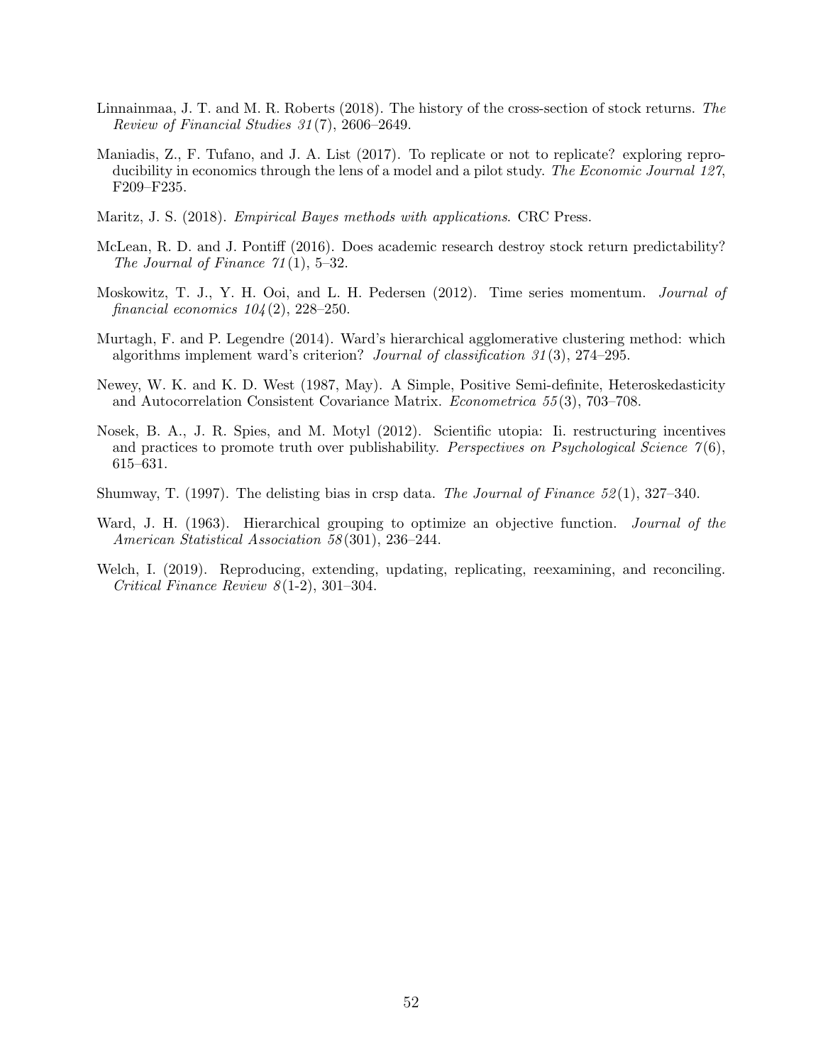Linnainmaa, J. T. and M. R. Roberts (2018). The history of the cross-section of stock returns. *The Review of Financial Studies 31*(7), 2606–2649.

Maniadis, Z., F. Tufano, and J. A. List (2017). To replicate or not to replicate? exploring reproducibility in economics through the lens of a model and a pilot study. *The Economic Journal 127*, F209–F235.

Maritz, J. S. (2018). *Empirical Bayes methods with applications*. CRC Press.

McLean, R. D. and J. Pontiff (2016). Does academic research destroy stock return predictability? *The Journal of Finance 71*(1), 5–32.

Moskowitz, T. J., Y. H. Ooi, and L. H. Pedersen (2012). Time series momentum. *Journal of financial economics 104*(2), 228–250.

Murtagh, F. and P. Legendre (2014). Ward's hierarchical agglomerative clustering method: which algorithms implement ward's criterion? *Journal of classification 31*(3), 274–295.

Newey, W. K. and K. D. West (1987, May). A Simple, Positive Semi-definite, Heteroskedasticity and Autocorrelation Consistent Covariance Matrix. *Econometrica 55*(3), 703–708.

Nosek, B. A., J. R. Spies, and M. Motyl (2012). Scientific utopia: Ii. restructuring incentives and practices to promote truth over publishability. *Perspectives on Psychological Science 7*(6), 615–631.

Shumway, T. (1997). The delisting bias in crsp data. *The Journal of Finance 52*(1), 327–340.

Ward, J. H. (1963). Hierarchical grouping to optimize an objective function. *Journal of the American Statistical Association 58*(301), 236–244.

Welch, I. (2019). Reproducing, extending, updating, replicating, reexamining, and reconciling. *Critical Finance Review 8*(1-2), 301–304.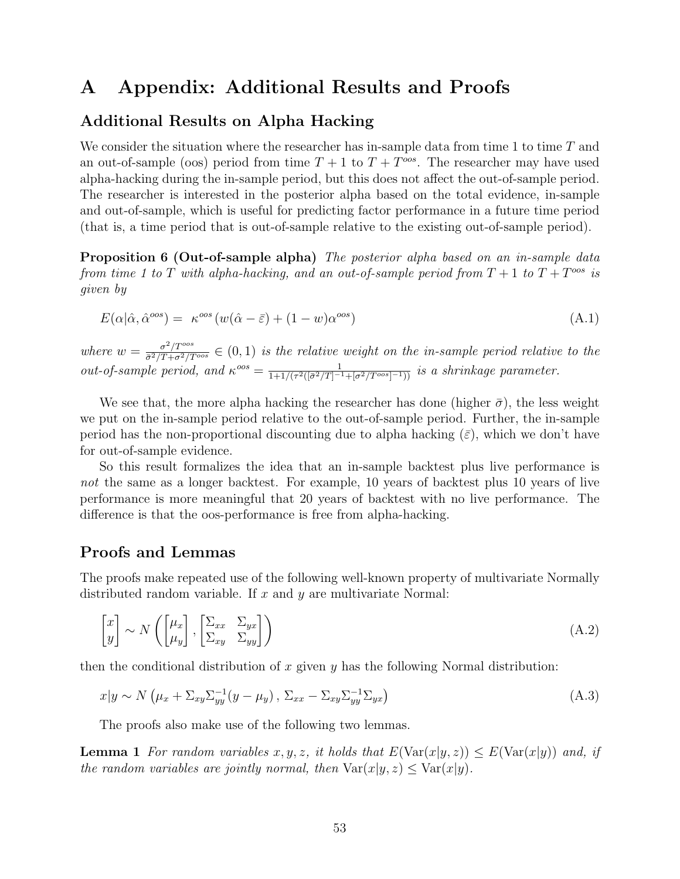# A Appendix: Additional Results and Proofs

## Additional Results on Alpha Hacking

We consider the situation where the researcher has in-sample data from time 1 to time $T$ and an out-of-sample (oos) period from time $T+1$ to $T+T^{oos}$. The researcher may have used alpha-hacking during the in-sample period, but this does not affect the out-of-sample period. The researcher is interested in the posterior alpha based on the total evidence, in-sample and out-of-sample, which is useful for predicting factor performance in a future time period (that is, a time period that is out-of-sample relative to the existing out-of-sample period).

**Proposition 6 (Out-of-sample alpha)** *The posterior alpha based on an in-sample data from time 1 to $T$ with alpha-hacking, and an out-of-sample period from $T+1$ to $T+T^{oos}$ is given by*

$$E(\alpha|\hat{\alpha}, \hat{\alpha}^{oos}) = \kappa^{oos}\left(w(\hat{\alpha} - \bar{\varepsilon}) + (1-w)\alpha^{oos}\right) \tag{A.1}$$

*where $w = \frac{\sigma^2/T^{oos}}{\bar{\sigma}^2/T + \sigma^2/T^{oos}} \in (0,1)$ is the relative weight on the in-sample period relative to the out-of-sample period, and $\kappa^{oos} = \frac{1}{1+1/(\tau^2([\bar{\sigma}^2/T]^{-1} + [\sigma^2/T^{oos}]^{-1}))}$ is a shrinkage parameter.*

We see that, the more alpha hacking the researcher has done (higher $\bar{\sigma}$), the less weight we put on the in-sample period relative to the out-of-sample period. Further, the in-sample period has the non-proportional discounting due to alpha hacking ($\bar{\varepsilon}$), which we don't have for out-of-sample evidence.

So this result formalizes the idea that an in-sample backtest plus live performance is *not* the same as a longer backtest. For example, 10 years of backtest plus 10 years of live performance is more meaningful that 20 years of backtest with no live performance. The difference is that the oos-performance is free from alpha-hacking.

## Proofs and Lemmas

The proofs make repeated use of the following well-known property of multivariate Normally distributed random variable. If $x$ and $y$ are multivariate Normal:

$$\begin{bmatrix} x \\ y \end{bmatrix} \sim N\left(\begin{bmatrix} \mu_x \\ \mu_y \end{bmatrix}, \begin{bmatrix} \Sigma_{xx} & \Sigma_{yx} \\ \Sigma_{xy} & \Sigma_{yy} \end{bmatrix}\right) \tag{A.2}$$

then the conditional distribution of $x$ given $y$ has the following Normal distribution:

$$x|y \sim N\left(\mu_x + \Sigma_{xy}\Sigma_{yy}^{-1}(y - \mu_y),\, \Sigma_{xx} - \Sigma_{xy}\Sigma_{yy}^{-1}\Sigma_{yx}\right) \tag{A.3}$$

The proofs also make use of the following two lemmas.

**Lemma 1** *For random variables $x, y, z$, it holds that $E(\text{Var}(x|y,z)) \leq E(\text{Var}(x|y))$ and, if the random variables are jointly normal, then $\text{Var}(x|y,z) \leq \text{Var}(x|y)$.*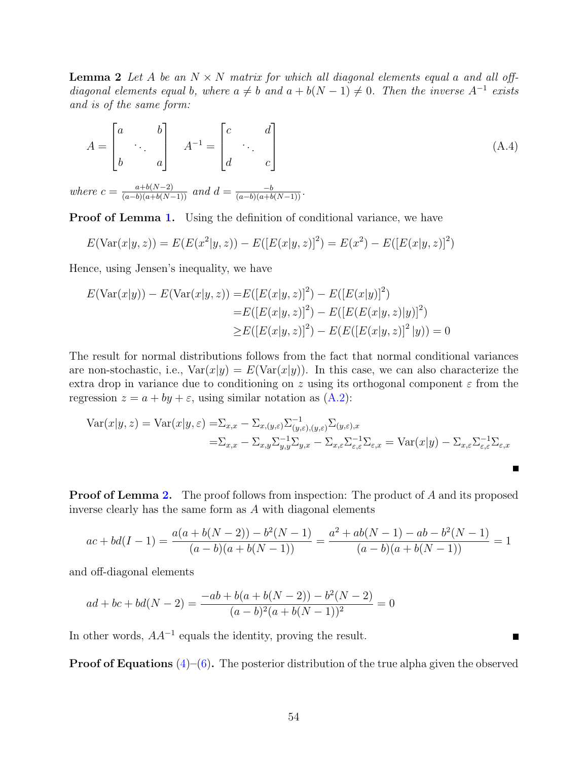**Lemma 2** *Let $A$ be an $N \times N$ matrix for which all diagonal elements equal $a$ and all off-diagonal elements equal $b$, where $a \neq b$ and $a + b(N-1) \neq 0$. Then the inverse $A^{-1}$ exists and is of the same form:*

$$A = \begin{bmatrix} a & & b \\ & \ddots & \\ b & & a \end{bmatrix} \quad A^{-1} = \begin{bmatrix} c & & d \\ & \ddots & \\ d & & c \end{bmatrix} \tag{A.4}$$

*where $c = \frac{a+b(N-2)}{(a-b)(a+b(N-1))}$ and $d = \frac{-b}{(a-b)(a+b(N-1))}$.*

**Proof of Lemma 1.** Using the definition of conditional variance, we have

$$E(\text{Var}(x|y,z)) = E(E(x^2|y,z)) - E([E(x|y,z)]^2) = E(x^2) - E([E(x|y,z)]^2)$$

Hence, using Jensen's inequality, we have

$$\begin{aligned} E(\text{Var}(x|y)) - E(\text{Var}(x|y,z)) =& E([E(x|y,z)]^2) - E([E(x|y)]^2) \\ =& E([E(x|y,z)]^2) - E([E(E(x|y,z)|y)]^2) \\ \geq& E([E(x|y,z)]^2) - E(E([E(x|y,z)]^2|y)) = 0 \end{aligned}$$

The result for normal distributions follows from the fact that normal conditional variances are non-stochastic, i.e., $\text{Var}(x|y) = E(\text{Var}(x|y))$. In this case, we can also characterize the extra drop in variance due to conditioning on $z$ using its orthogonal component $\varepsilon$ from the regression $z = a + by + \varepsilon$, using similar notation as (A.2):

$$\begin{aligned} \text{Var}(x|y,z) = \text{Var}(x|y,\varepsilon) =& \Sigma_{x,x} - \Sigma_{x,(y,\varepsilon)}\Sigma^{-1}_{(y,\varepsilon),(y,\varepsilon)}\Sigma_{(y,\varepsilon),x} \\ =& \Sigma_{x,x} - \Sigma_{x,y}\Sigma^{-1}_{y,y}\Sigma_{y,x} - \Sigma_{x,\varepsilon}\Sigma^{-1}_{\varepsilon,\varepsilon}\Sigma_{\varepsilon,x} = \text{Var}(x|y) - \Sigma_{x,\varepsilon}\Sigma^{-1}_{\varepsilon,\varepsilon}\Sigma_{\varepsilon,x} \end{aligned}$$

■

**Proof of Lemma 2.** The proof follows from inspection: The product of $A$ and its proposed inverse clearly has the same form as $A$ with diagonal elements

$$ac + bd(I-1) = \frac{a(a+b(N-2)) - b^2(N-1)}{(a-b)(a+b(N-1))} = \frac{a^2 + ab(N-1) - ab - b^2(N-1)}{(a-b)(a+b(N-1))} = 1$$

and off-diagonal elements

$$ad + bc + bd(N-2) = \frac{-ab + b(a+b(N-2)) - b^2(N-2)}{(a-b)^2(a+b(N-1))^2} = 0$$

In other words, $AA^{-1}$ equals the identity, proving the result. ■

**Proof of Equations (4)–(6).** The posterior distribution of the true alpha given the observed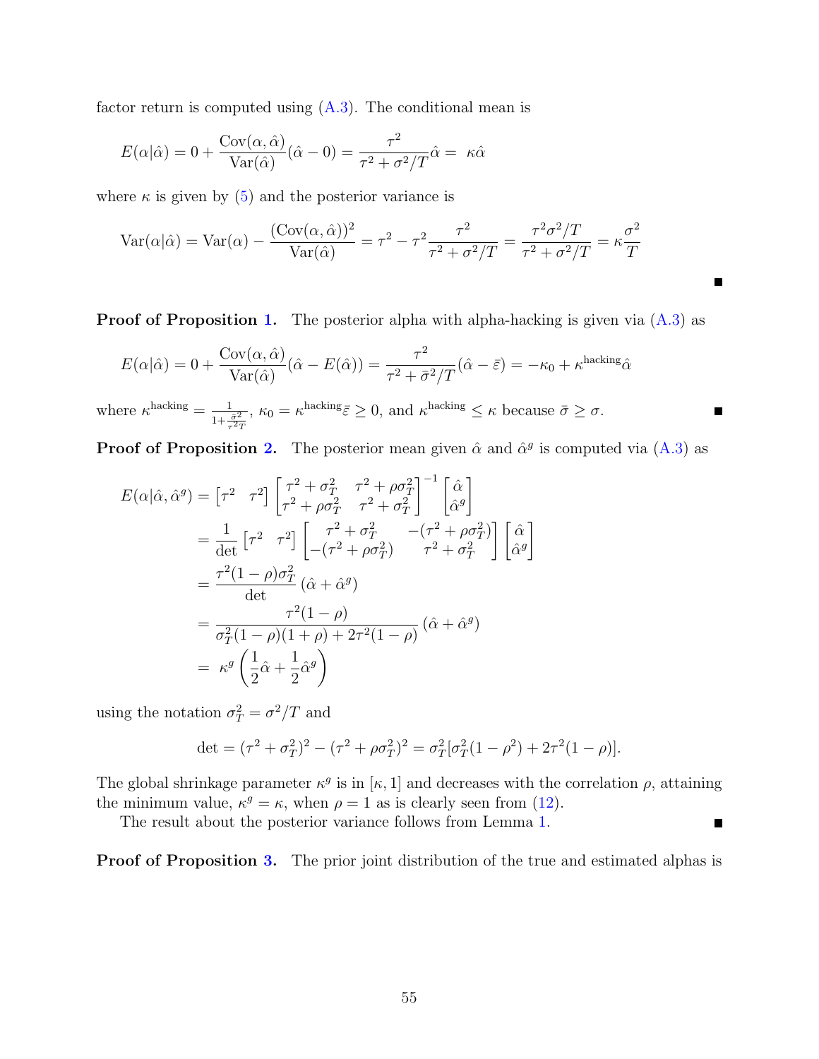factor return is computed using (A.3). The conditional mean is

$$E(\alpha|\hat{\alpha}) = 0 + \frac{\text{Cov}(\alpha, \hat{\alpha})}{\text{Var}(\hat{\alpha})}(\hat{\alpha} - 0) = \frac{\tau^2}{\tau^2 + \sigma^2/T}\hat{\alpha} = \ \kappa\hat{\alpha}$$

where $\kappa$ is given by (5) and the posterior variance is

$$\text{Var}(\alpha|\hat{\alpha}) = \text{Var}(\alpha) - \frac{(\text{Cov}(\alpha, \hat{\alpha}))^2}{\text{Var}(\hat{\alpha})} = \tau^2 - \tau^2\frac{\tau^2}{\tau^2 + \sigma^2/T} = \frac{\tau^2\sigma^2/T}{\tau^2 + \sigma^2/T} = \kappa\frac{\sigma^2}{T}$$

■

**Proof of Proposition 1.** The posterior alpha with alpha-hacking is given via (A.3) as

$$E(\alpha|\hat{\alpha}) = 0 + \frac{\text{Cov}(\alpha, \hat{\alpha})}{\text{Var}(\hat{\alpha})}(\hat{\alpha} - E(\hat{\alpha})) = \frac{\tau^2}{\tau^2 + \bar{\sigma}^2/T}(\hat{\alpha} - \bar{\varepsilon}) = -\kappa_0 + \kappa^{\text{hacking}}\hat{\alpha}$$

where $\kappa^{\text{hacking}} = \frac{1}{1+\frac{\bar{\sigma}^2}{\tau^2 T}}$, $\kappa_0 = \kappa^{\text{hacking}}\bar{\varepsilon} \geq 0$, and $\kappa^{\text{hacking}} \leq \kappa$ because $\bar{\sigma} \geq \sigma$. ■

**Proof of Proposition 2.** The posterior mean given $\hat{\alpha}$ and $\hat{\alpha}^g$ is computed via (A.3) as

$$\begin{aligned}
E(\alpha|\hat{\alpha}, \hat{\alpha}^g) &= \begin{bmatrix}\tau^2 & \tau^2\end{bmatrix}\begin{bmatrix}\tau^2 + \sigma_T^2 & \tau^2 + \rho\sigma_T^2 \\ \tau^2 + \rho\sigma_T^2 & \tau^2 + \sigma_T^2\end{bmatrix}^{-1}\begin{bmatrix}\hat{\alpha} \\ \hat{\alpha}^g\end{bmatrix} \\
&= \frac{1}{\det}\begin{bmatrix}\tau^2 & \tau^2\end{bmatrix}\begin{bmatrix}\tau^2 + \sigma_T^2 & -(\tau^2 + \rho\sigma_T^2) \\ -(\tau^2 + \rho\sigma_T^2) & \tau^2 + \sigma_T^2\end{bmatrix}\begin{bmatrix}\hat{\alpha} \\ \hat{\alpha}^g\end{bmatrix} \\
&= \frac{\tau^2(1-\rho)\sigma_T^2}{\det}(\hat{\alpha} + \hat{\alpha}^g) \\
&= \frac{\tau^2(1-\rho)}{\sigma_T^2(1-\rho)(1+\rho) + 2\tau^2(1-\rho)}(\hat{\alpha} + \hat{\alpha}^g) \\
&= \ \kappa^g\left(\frac{1}{2}\hat{\alpha} + \frac{1}{2}\hat{\alpha}^g\right)
\end{aligned}$$

using the notation $\sigma_T^2 = \sigma^2/T$ and

$$\det = (\tau^2 + \sigma_T^2)^2 - (\tau^2 + \rho\sigma_T^2)^2 = \sigma_T^2[\sigma_T^2(1-\rho^2) + 2\tau^2(1-\rho)].$$

The global shrinkage parameter $\kappa^g$ is in $[\kappa, 1]$ and decreases with the correlation $\rho$, attaining the minimum value, $\kappa^g = \kappa$, when $\rho = 1$ as is clearly seen from (12).

The result about the posterior variance follows from Lemma 1. ■

**Proof of Proposition 3.** The prior joint distribution of the true and estimated alphas is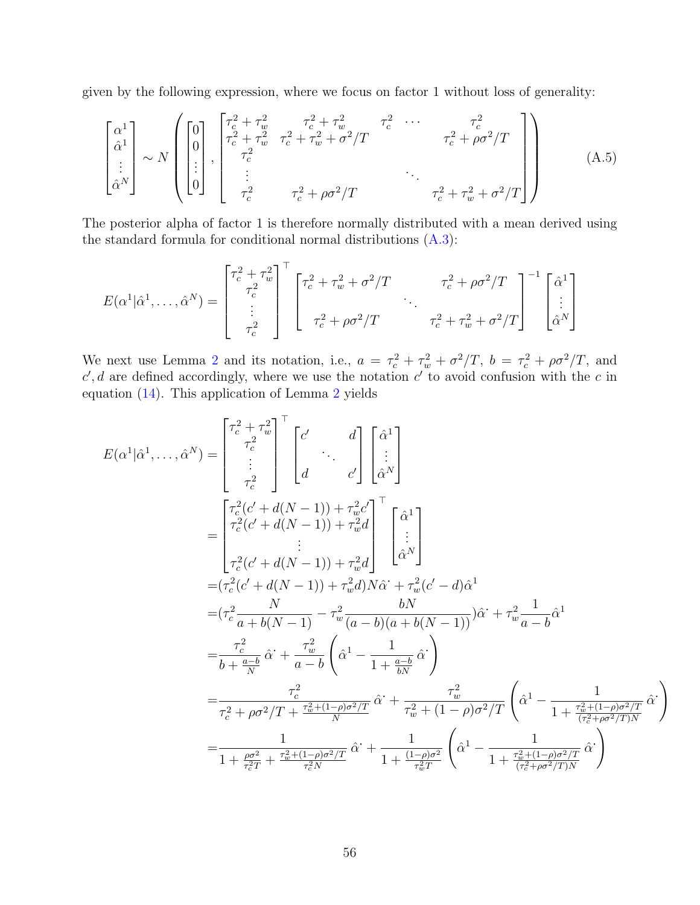given by the following expression, where we focus on factor 1 without loss of generality:

$$
\begin{bmatrix} \alpha^1 \\ \hat{\alpha}^1 \\ \vdots \\ \hat{\alpha}^N \end{bmatrix} \sim N \left( \begin{bmatrix} 0 \\ 0 \\ \vdots \\ 0 \end{bmatrix}, \begin{bmatrix} \tau_c^2 + \tau_w^2 & \tau_c^2 + \tau_w^2 & \tau_c^2 & \cdots & \tau_c^2 \\ \tau_c^2 + \tau_w^2 & \tau_c^2 + \tau_w^2 + \sigma^2/T & & & \tau_c^2 + \rho\sigma^2/T \\ \tau_c^2 & & & & \\ \vdots & & & \ddots & \\ \tau_c^2 & \tau_c^2 + \rho\sigma^2/T & & & \tau_c^2 + \tau_w^2 + \sigma^2/T \end{bmatrix} \right) \tag{A.5}
$$

The posterior alpha of factor 1 is therefore normally distributed with a mean derived using the standard formula for conditional normal distributions (A.3):

$$
E(\alpha^1 | \hat{\alpha}^1, \ldots, \hat{\alpha}^N) = \begin{bmatrix} \tau_c^2 + \tau_w^2 \\ \tau_c^2 \\ \vdots \\ \tau_c^2 \end{bmatrix}^\top \begin{bmatrix} \tau_c^2 + \tau_w^2 + \sigma^2/T & & \tau_c^2 + \rho\sigma^2/T \\ & \ddots & \\ \tau_c^2 + \rho\sigma^2/T & & \tau_c^2 + \tau_w^2 + \sigma^2/T \end{bmatrix}^{-1} \begin{bmatrix} \hat{\alpha}^1 \\ \vdots \\ \hat{\alpha}^N \end{bmatrix}
$$

We next use Lemma 2 and its notation, i.e., $a = \tau_c^2 + \tau_w^2 + \sigma^2/T$, $b = \tau_c^2 + \rho\sigma^2/T$, and $c', d$ are defined accordingly, where we use the notation $c'$ to avoid confusion with the $c$ in equation (14). This application of Lemma 2 yields

$$
\begin{aligned}
E(\alpha^1 | \hat{\alpha}^1, \ldots, \hat{\alpha}^N) &= \begin{bmatrix} \tau_c^2 + \tau_w^2 \\ \tau_c^2 \\ \vdots \\ \tau_c^2 \end{bmatrix}^\top \begin{bmatrix} c' & & d \\ & \ddots & \\ d & & c' \end{bmatrix} \begin{bmatrix} \hat{\alpha}^1 \\ \vdots \\ \hat{\alpha}^N \end{bmatrix} \\
&= \begin{bmatrix} \tau_c^2(c' + d(N-1)) + \tau_w^2 c' \\ \tau_c^2(c' + d(N-1)) + \tau_w^2 d \\ \vdots \\ \tau_c^2(c' + d(N-1)) + \tau_w^2 d \end{bmatrix}^\top \begin{bmatrix} \hat{\alpha}^1 \\ \vdots \\ \hat{\alpha}^N \end{bmatrix} \\
&= (\tau_c^2(c' + d(N-1)) + \tau_w^2 d) N \hat{\alpha}^{\cdot} + \tau_w^2(c' - d)\hat{\alpha}^1 \\
&= (\tau_c^2 \frac{N}{a + b(N-1)} - \tau_w^2 \frac{bN}{(a-b)(a + b(N-1))}) \hat{\alpha}^{\cdot} + \tau_w^2 \frac{1}{a-b} \hat{\alpha}^1 \\
&= \frac{\tau_c^2}{b + \frac{a-b}{N}} \hat{\alpha}^{\cdot} + \frac{\tau_w^2}{a-b} \left( \hat{\alpha}^1 - \frac{1}{1 + \frac{a-b}{bN}} \hat{\alpha}^{\cdot} \right) \\
&= \frac{\tau_c^2}{\tau_c^2 + \rho\sigma^2/T + \frac{\tau_w^2 + (1-\rho)\sigma^2/T}{N}} \hat{\alpha}^{\cdot} + \frac{\tau_w^2}{\tau_w^2 + (1-\rho)\sigma^2/T} \left( \hat{\alpha}^1 - \frac{1}{1 + \frac{\tau_w^2 + (1-\rho)\sigma^2/T}{(\tau_c^2 + \rho\sigma^2/T)N}} \hat{\alpha}^{\cdot} \right) \\
&= \frac{1}{1 + \frac{\rho\sigma^2}{\tau_c^2 T} + \frac{\tau_w^2 + (1-\rho)\sigma^2/T}{\tau_c^2 N}} \hat{\alpha}^{\cdot} + \frac{1}{1 + \frac{(1-\rho)\sigma^2}{\tau_w^2 T}} \left( \hat{\alpha}^1 - \frac{1}{1 + \frac{\tau_w^2 + (1-\rho)\sigma^2/T}{(\tau_c^2 + \rho\sigma^2/T)N}} \hat{\alpha}^{\cdot} \right)
\end{aligned}
$$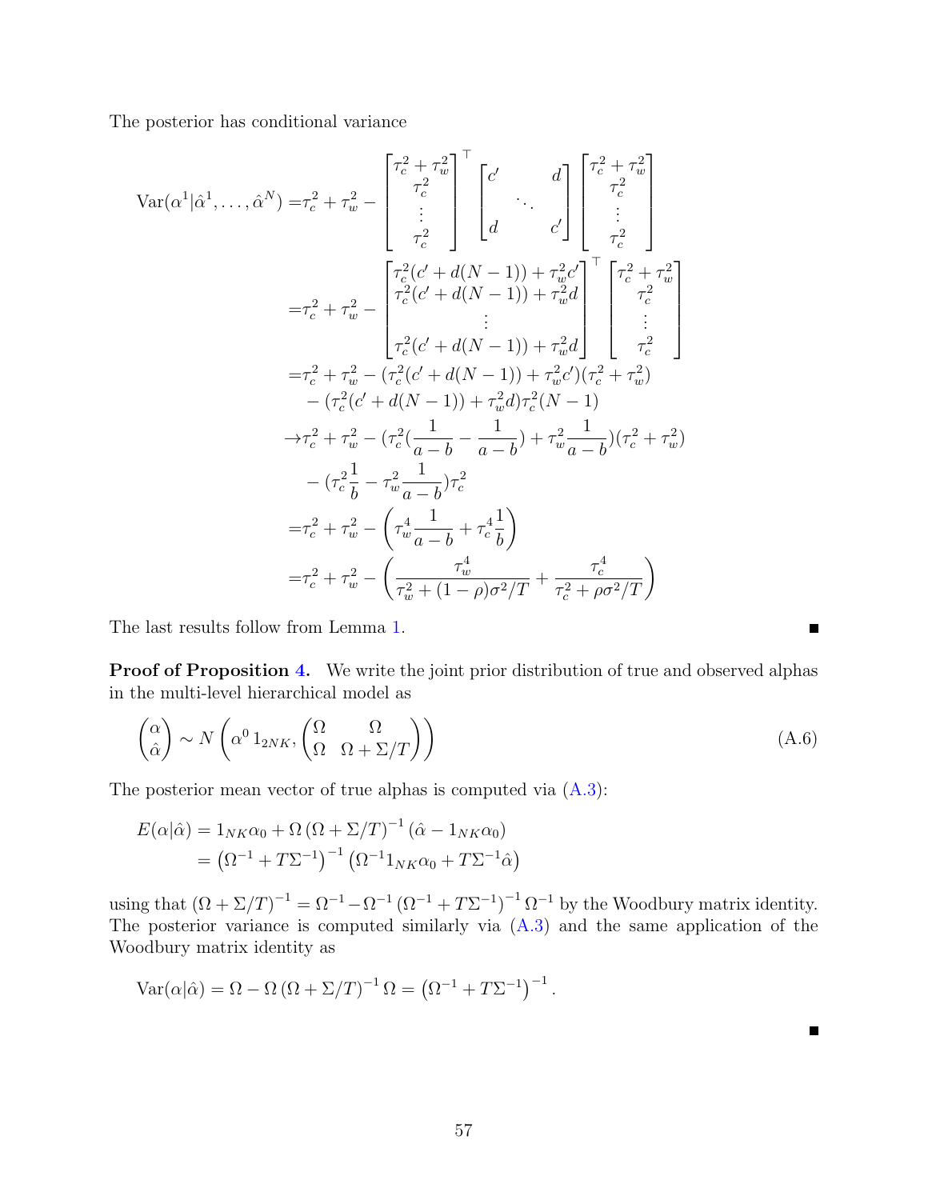The posterior has conditional variance

$$
\begin{aligned}
\text{Var}(\alpha^1|\hat{\alpha}^1,\ldots,\hat{\alpha}^N) =& \tau_c^2+\tau_w^2 - \begin{bmatrix}\tau_c^2+\tau_w^2\\ \tau_c^2 \\ \vdots \\ \tau_c^2\end{bmatrix}^\top \begin{bmatrix} c' & & d \\ & \ddots & \\ d & & c' \end{bmatrix} \begin{bmatrix}\tau_c^2+\tau_w^2\\ \tau_c^2 \\ \vdots \\ \tau_c^2\end{bmatrix} \\
=& \tau_c^2+\tau_w^2 - \begin{bmatrix}\tau_c^2(c'+d(N-1))+\tau_w^2 c'\\ \tau_c^2(c'+d(N-1))+\tau_w^2 d \\ \vdots \\ \tau_c^2(c'+d(N-1))+\tau_w^2 d\end{bmatrix}^\top \begin{bmatrix}\tau_c^2+\tau_w^2\\ \tau_c^2 \\ \vdots \\ \tau_c^2\end{bmatrix} \\
=& \tau_c^2+\tau_w^2 - (\tau_c^2(c'+d(N-1))+\tau_w^2 c')(\tau_c^2+\tau_w^2) \\
& - (\tau_c^2(c'+d(N-1))+\tau_w^2 d)\tau_c^2(N-1) \\
\to & \tau_c^2+\tau_w^2 - (\tau_c^2(\frac{1}{a-b}-\frac{1}{a-b})+\tau_w^2\frac{1}{a-b})(\tau_c^2+\tau_w^2) \\
& - (\tau_c^2\frac{1}{b}-\tau_w^2\frac{1}{a-b})\tau_c^2 \\
=& \tau_c^2+\tau_w^2 - \left(\tau_w^4\frac{1}{a-b}+\tau_c^4\frac{1}{b}\right) \\
=& \tau_c^2+\tau_w^2 - \left(\frac{\tau_w^4}{\tau_w^2+(1-\rho)\sigma^2/T}+\frac{\tau_c^4}{\tau_c^2+\rho\sigma^2/T}\right)
\end{aligned}
$$

The last results follow from Lemma 1. ■

**Proof of Proposition 4.** We write the joint prior distribution of true and observed alphas in the multi-level hierarchical model as

$$
\begin{pmatrix}\alpha \\ \hat{\alpha}\end{pmatrix} \sim N\left(\alpha^0\, 1_{2NK}, \begin{pmatrix}\Omega & \Omega \\ \Omega & \Omega+\Sigma/T\end{pmatrix}\right) \tag{A.6}
$$

The posterior mean vector of true alphas is computed via (A.3):

$$
\begin{aligned}
E(\alpha|\hat{\alpha}) &= 1_{NK}\alpha_0 + \Omega\left(\Omega+\Sigma/T\right)^{-1}(\hat{\alpha}-1_{NK}\alpha_0) \\
&= \left(\Omega^{-1}+T\Sigma^{-1}\right)^{-1}\left(\Omega^{-1}1_{NK}\alpha_0+T\Sigma^{-1}\hat{\alpha}\right)
\end{aligned}
$$

using that $(\Omega+\Sigma/T)^{-1} = \Omega^{-1} - \Omega^{-1}\left(\Omega^{-1}+T\Sigma^{-1}\right)^{-1}\Omega^{-1}$ by the Woodbury matrix identity. The posterior variance is computed similarly via (A.3) and the same application of the Woodbury matrix identity as

$$
\text{Var}(\alpha|\hat{\alpha}) = \Omega - \Omega\left(\Omega+\Sigma/T\right)^{-1}\Omega = \left(\Omega^{-1}+T\Sigma^{-1}\right)^{-1}.
$$

■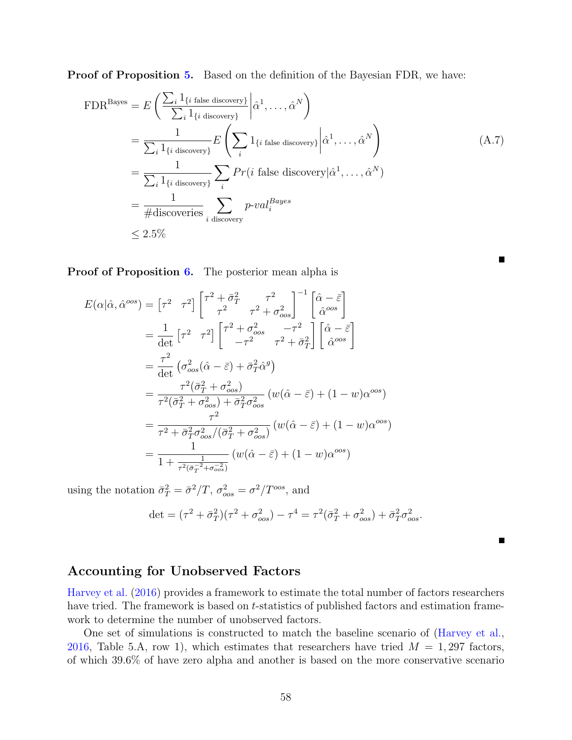**Proof of Proposition 5.** Based on the definition of the Bayesian FDR, we have:

$$
\begin{aligned}
\text{FDR}^{\text{Bayes}} &= E\left(\frac{\sum_i 1_{\{i \text{ false discovery}\}}}{\sum_i 1_{\{i \text{ discovery}\}}}\middle|\hat{\alpha}^1, \ldots, \hat{\alpha}^N\right) \\
&= \frac{1}{\sum_i 1_{\{i \text{ discovery}\}}} E\left(\sum_i 1_{\{i \text{ false discovery}\}}\middle|\hat{\alpha}^1, \ldots, \hat{\alpha}^N\right) \\
&= \frac{1}{\sum_i 1_{\{i \text{ discovery}\}}} \sum_i Pr(i \text{ false discovery}|\hat{\alpha}^1, \ldots, \hat{\alpha}^N) \\
&= \frac{1}{\#\text{discoveries}} \sum_{i \text{ discovery}} p\text{-}val_i^{Bayes} \\
&\leq 2.5\%
\end{aligned}
\tag{A.7}
$$

■

**Proof of Proposition 6.** The posterior mean alpha is

$$
\begin{aligned}
E(\alpha|\hat{\alpha}, \hat{\alpha}^{oos}) &= \begin{bmatrix}\tau^2 & \tau^2\end{bmatrix} \begin{bmatrix}\tau^2 + \bar{\sigma}_T^2 & \tau^2 \\ \tau^2 & \tau^2 + \sigma_{oos}^2\end{bmatrix}^{-1} \begin{bmatrix}\hat{\alpha} - \bar{\varepsilon} \\ \hat{\alpha}^{oos}\end{bmatrix} \\
&= \frac{1}{\det} \begin{bmatrix}\tau^2 & \tau^2\end{bmatrix} \begin{bmatrix}\tau^2 + \sigma_{oos}^2 & -\tau^2 \\ -\tau^2 & \tau^2 + \bar{\sigma}_T^2\end{bmatrix} \begin{bmatrix}\hat{\alpha} - \bar{\varepsilon} \\ \hat{\alpha}^{oos}\end{bmatrix} \\
&= \frac{\tau^2}{\det}\left(\sigma_{oos}^2(\hat{\alpha} - \bar{\varepsilon}) + \bar{\sigma}_T^2 \hat{\alpha}^g\right) \\
&= \frac{\tau^2(\bar{\sigma}_T^2 + \sigma_{oos}^2)}{\tau^2(\bar{\sigma}_T^2 + \sigma_{oos}^2) + \bar{\sigma}_T^2\sigma_{oos}^2}\left(w(\hat{\alpha} - \bar{\varepsilon}) + (1 - w)\alpha^{oos}\right) \\
&= \frac{\tau^2}{\tau^2 + \bar{\sigma}_T^2\sigma_{oos}^2/(\bar{\sigma}_T^2 + \sigma_{oos}^2)}\left(w(\hat{\alpha} - \bar{\varepsilon}) + (1 - w)\alpha^{oos}\right) \\
&= \frac{1}{1 + \frac{1}{\tau^2(\bar{\sigma}_T^{-2} + \sigma_{oos}^{-2})}}\left(w(\hat{\alpha} - \bar{\varepsilon}) + (1 - w)\alpha^{oos}\right)
\end{aligned}
$$

using the notation $\bar{\sigma}_T^2 = \bar{\sigma}^2/T$, $\sigma_{oos}^2 = \sigma^2/T^{oos}$, and

$$
\det = (\tau^2 + \bar{\sigma}_T^2)(\tau^2 + \sigma_{oos}^2) - \tau^4 = \tau^2(\bar{\sigma}_T^2 + \sigma_{oos}^2) + \bar{\sigma}_T^2\sigma_{oos}^2.
$$

■

## Accounting for Unobserved Factors

Harvey et al. (2016) provides a framework to estimate the total number of factors researchers have tried. The framework is based on $t$-statistics of published factors and estimation framework to determine the number of unobserved factors.

One set of simulations is constructed to match the baseline scenario of (Harvey et al., 2016, Table 5.A, row 1), which estimates that researchers have tried $M = 1,297$ factors, of which 39.6% of have zero alpha and another is based on the more conservative scenario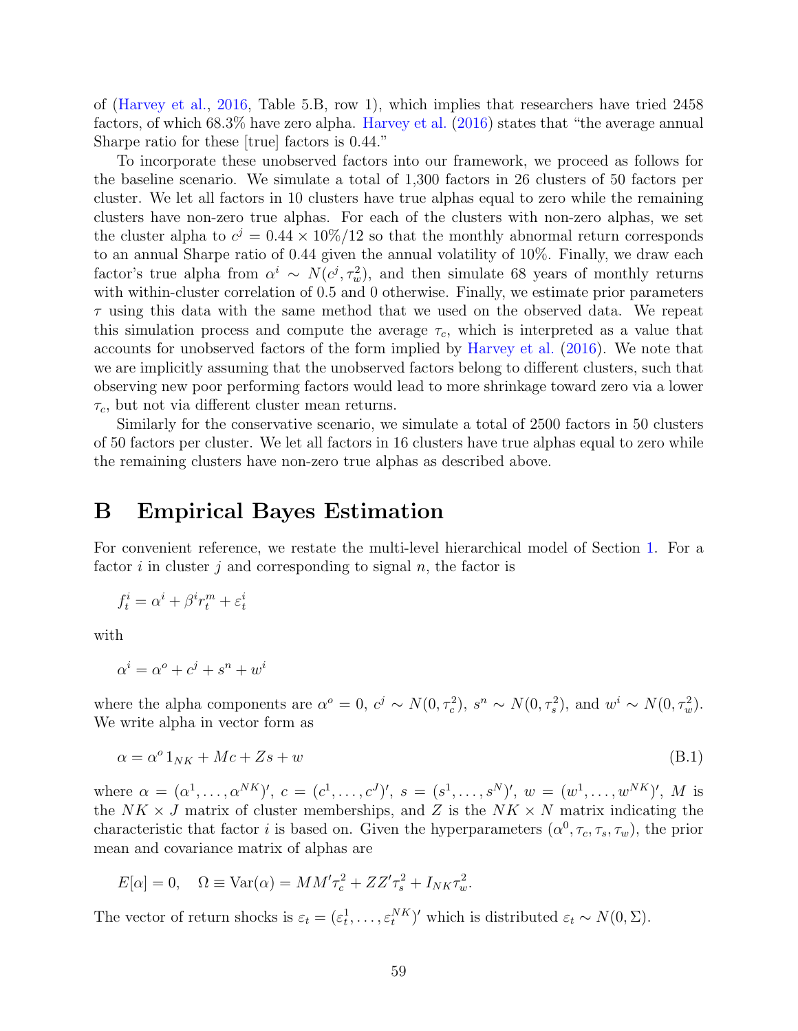of (Harvey et al., 2016, Table 5.B, row 1), which implies that researchers have tried 2458 factors, of which 68.3% have zero alpha. Harvey et al. (2016) states that "the average annual Sharpe ratio for these [true] factors is 0.44."

To incorporate these unobserved factors into our framework, we proceed as follows for the baseline scenario. We simulate a total of 1,300 factors in 26 clusters of 50 factors per cluster. We let all factors in 10 clusters have true alphas equal to zero while the remaining clusters have non-zero true alphas. For each of the clusters with non-zero alphas, we set the cluster alpha to $c^j = 0.44 \times 10\%/12$ so that the monthly abnormal return corresponds to an annual Sharpe ratio of 0.44 given the annual volatility of 10%. Finally, we draw each factor's true alpha from $\alpha^i \sim N(c^j, \tau_w^2)$, and then simulate 68 years of monthly returns with within-cluster correlation of 0.5 and 0 otherwise. Finally, we estimate prior parameters $\tau$ using this data with the same method that we used on the observed data. We repeat this simulation process and compute the average $\tau_c$, which is interpreted as a value that accounts for unobserved factors of the form implied by Harvey et al. (2016). We note that we are implicitly assuming that the unobserved factors belong to different clusters, such that observing new poor performing factors would lead to more shrinkage toward zero via a lower $\tau_c$, but not via different cluster mean returns.

Similarly for the conservative scenario, we simulate a total of 2500 factors in 50 clusters of 50 factors per cluster. We let all factors in 16 clusters have true alphas equal to zero while the remaining clusters have non-zero true alphas as described above.

# B Empirical Bayes Estimation

For convenient reference, we restate the multi-level hierarchical model of Section 1. For a factor $i$ in cluster $j$ and corresponding to signal $n$, the factor is

$$f_t^i = \alpha^i + \beta^i r_t^m + \varepsilon_t^i$$

with

$$\alpha^i = \alpha^o + c^j + s^n + w^i$$

where the alpha components are $\alpha^o = 0$, $c^j \sim N(0, \tau_c^2)$, $s^n \sim N(0, \tau_s^2)$, and $w^i \sim N(0, \tau_w^2)$. We write alpha in vector form as

$$\alpha = \alpha^o 1_{NK} + Mc + Zs + w \tag{B.1}$$

where $\alpha = (\alpha^1, \ldots, \alpha^{NK})'$, $c = (c^1, \ldots, c^J)'$, $s = (s^1, \ldots, s^N)'$, $w = (w^1, \ldots, w^{NK})'$, $M$ is the $NK \times J$ matrix of cluster memberships, and $Z$ is the $NK \times N$ matrix indicating the characteristic that factor $i$ is based on. Given the hyperparameters $(\alpha^0, \tau_c, \tau_s, \tau_w)$, the prior mean and covariance matrix of alphas are

$$E[\alpha] = 0, \quad \Omega \equiv \text{Var}(\alpha) = MM'\tau_c^2 + ZZ'\tau_s^2 + I_{NK}\tau_w^2.$$

The vector of return shocks is $\varepsilon_t = (\varepsilon_t^1, \ldots, \varepsilon_t^{NK})'$ which is distributed $\varepsilon_t \sim N(0, \Sigma)$.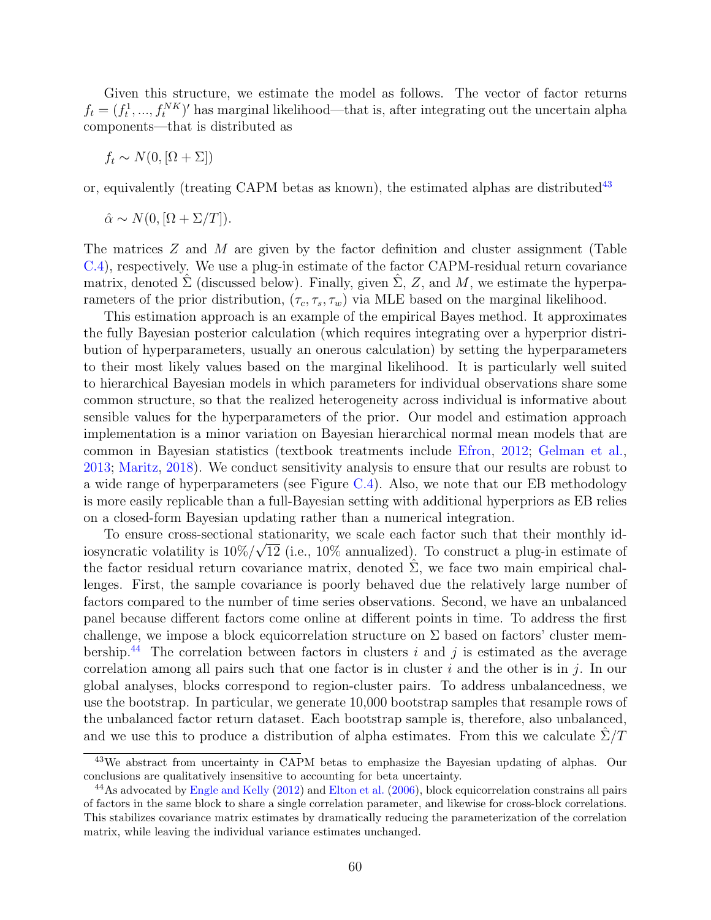Given this structure, we estimate the model as follows. The vector of factor returns $f_t = (f_t^1, ..., f_t^{NK})'$ has marginal likelihood—that is, after integrating out the uncertain alpha components—that is distributed as

$$f_t \sim N(0, [\Omega + \Sigma])$$

or, equivalently (treating CAPM betas as known), the estimated alphas are distributed[43]

$$\hat{\alpha} \sim N(0, [\Omega + \Sigma/T]).$$

The matrices $Z$ and $M$ are given by the factor definition and cluster assignment (Table C.4), respectively. We use a plug-in estimate of the factor CAPM-residual return covariance matrix, denoted $\hat{\Sigma}$ (discussed below). Finally, given $\hat{\Sigma}$, $Z$, and $M$, we estimate the hyperparameters of the prior distribution, $(\tau_c, \tau_s, \tau_w)$ via MLE based on the marginal likelihood.

This estimation approach is an example of the empirical Bayes method. It approximates the fully Bayesian posterior calculation (which requires integrating over a hyperprior distribution of hyperparameters, usually an onerous calculation) by setting the hyperparameters to their most likely values based on the marginal likelihood. It is particularly well suited to hierarchical Bayesian models in which parameters for individual observations share some common structure, so that the realized heterogeneity across individual is informative about sensible values for the hyperparameters of the prior. Our model and estimation approach implementation is a minor variation on Bayesian hierarchical normal mean models that are common in Bayesian statistics (textbook treatments include Efron, 2012; Gelman et al., 2013; Maritz, 2018). We conduct sensitivity analysis to ensure that our results are robust to a wide range of hyperparameters (see Figure C.4). Also, we note that our EB methodology is more easily replicable than a full-Bayesian setting with additional hyperpriors as EB relies on a closed-form Bayesian updating rather than a numerical integration.

To ensure cross-sectional stationarity, we scale each factor such that their monthly idiosyncratic volatility is $10\%/\sqrt{12}$ (i.e., 10% annualized). To construct a plug-in estimate of the factor residual return covariance matrix, denoted $\hat{\Sigma}$, we face two main empirical challenges. First, the sample covariance is poorly behaved due the relatively large number of factors compared to the number of time series observations. Second, we have an unbalanced panel because different factors come online at different points in time. To address the first challenge, we impose a block equicorrelation structure on $\Sigma$ based on factors' cluster membership.[44] The correlation between factors in clusters $i$ and $j$ is estimated as the average correlation among all pairs such that one factor is in cluster $i$ and the other is in $j$. In our global analyses, blocks correspond to region-cluster pairs. To address unbalancedness, we use the bootstrap. In particular, we generate 10,000 bootstrap samples that resample rows of the unbalanced factor return dataset. Each bootstrap sample is, therefore, also unbalanced, and we use this to produce a distribution of alpha estimates. From this we calculate $\hat{\Sigma}/T$

[43] We abstract from uncertainty in CAPM betas to emphasize the Bayesian updating of alphas. Our conclusions are qualitatively insensitive to accounting for beta uncertainty.

[44] As advocated by Engle and Kelly (2012) and Elton et al. (2006), block equicorrelation constrains all pairs of factors in the same block to share a single correlation parameter, and likewise for cross-block correlations. This stabilizes covariance matrix estimates by dramatically reducing the parameterization of the correlation matrix, while leaving the individual variance estimates unchanged.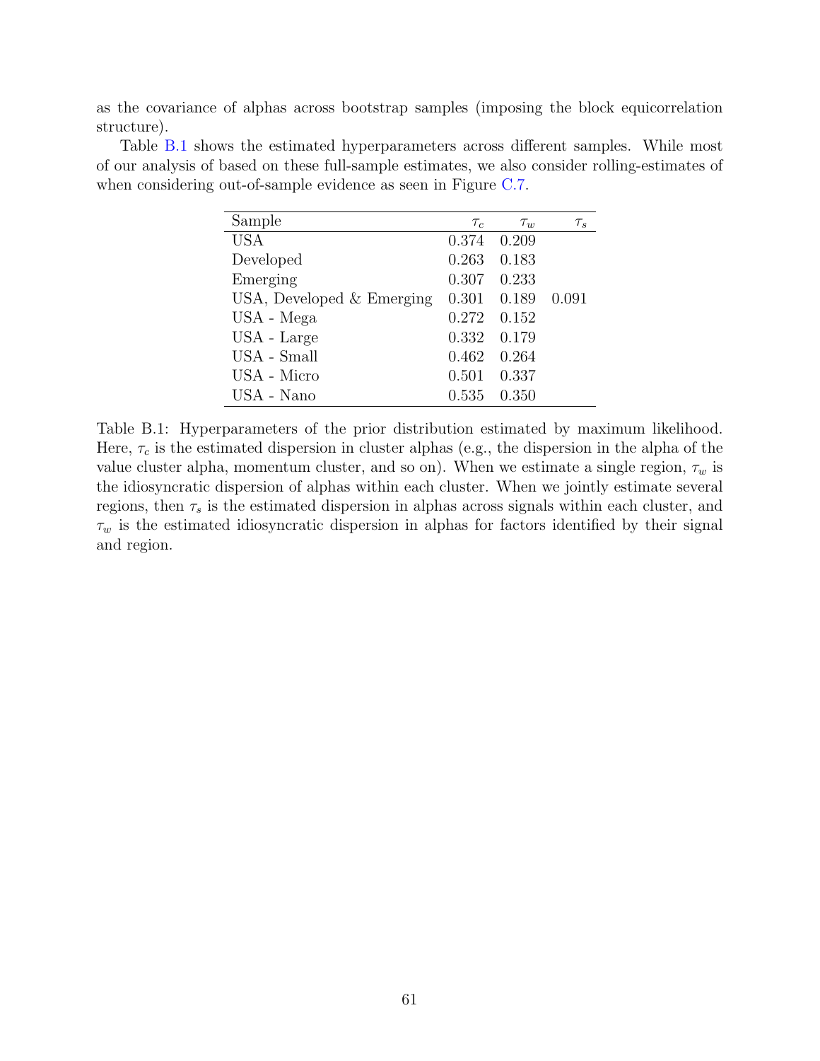as the covariance of alphas across bootstrap samples (imposing the block equicorrelation structure).

Table B.1 shows the estimated hyperparameters across different samples. While most of our analysis of based on these full-sample estimates, we also consider rolling-estimates of when considering out-of-sample evidence as seen in Figure C.7.

| Sample | $\tau_c$ | $\tau_w$ | $\tau_s$ |
|---|---|---|---|
| USA | 0.374 | 0.209 | |
| Developed | 0.263 | 0.183 | |
| Emerging | 0.307 | 0.233 | |
| USA, Developed & Emerging | 0.301 | 0.189 | 0.091 |
| USA - Mega | 0.272 | 0.152 | |
| USA - Large | 0.332 | 0.179 | |
| USA - Small | 0.462 | 0.264 | |
| USA - Micro | 0.501 | 0.337 | |
| USA - Nano | 0.535 | 0.350 | |

Table B.1: Hyperparameters of the prior distribution estimated by maximum likelihood. Here, $\tau_c$ is the estimated dispersion in cluster alphas (e.g., the dispersion in the alpha of the value cluster alpha, momentum cluster, and so on). When we estimate a single region, $\tau_w$ is the idiosyncratic dispersion of alphas within each cluster. When we jointly estimate several regions, then $\tau_s$ is the estimated dispersion in alphas across signals within each cluster, and $\tau_w$ is the estimated idiosyncratic dispersion in alphas for factors identified by their signal and region.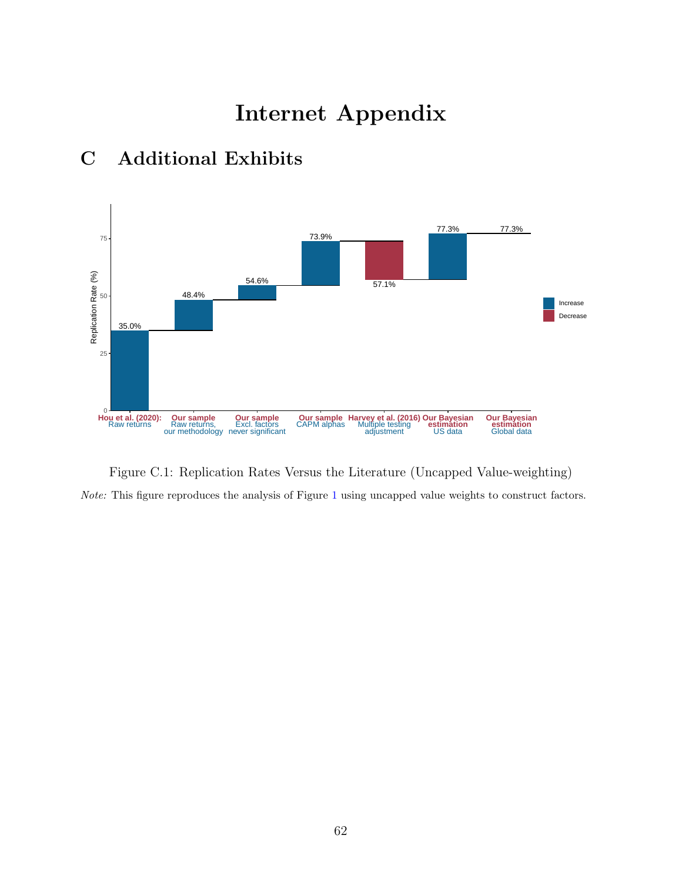# Internet Appendix

## C Additional Exhibits

Figure C.1: Replication Rates Versus the Literature (Uncapped Value-weighting)

*Note:* This figure reproduces the analysis of Figure 1 using uncapped value weights to construct factors.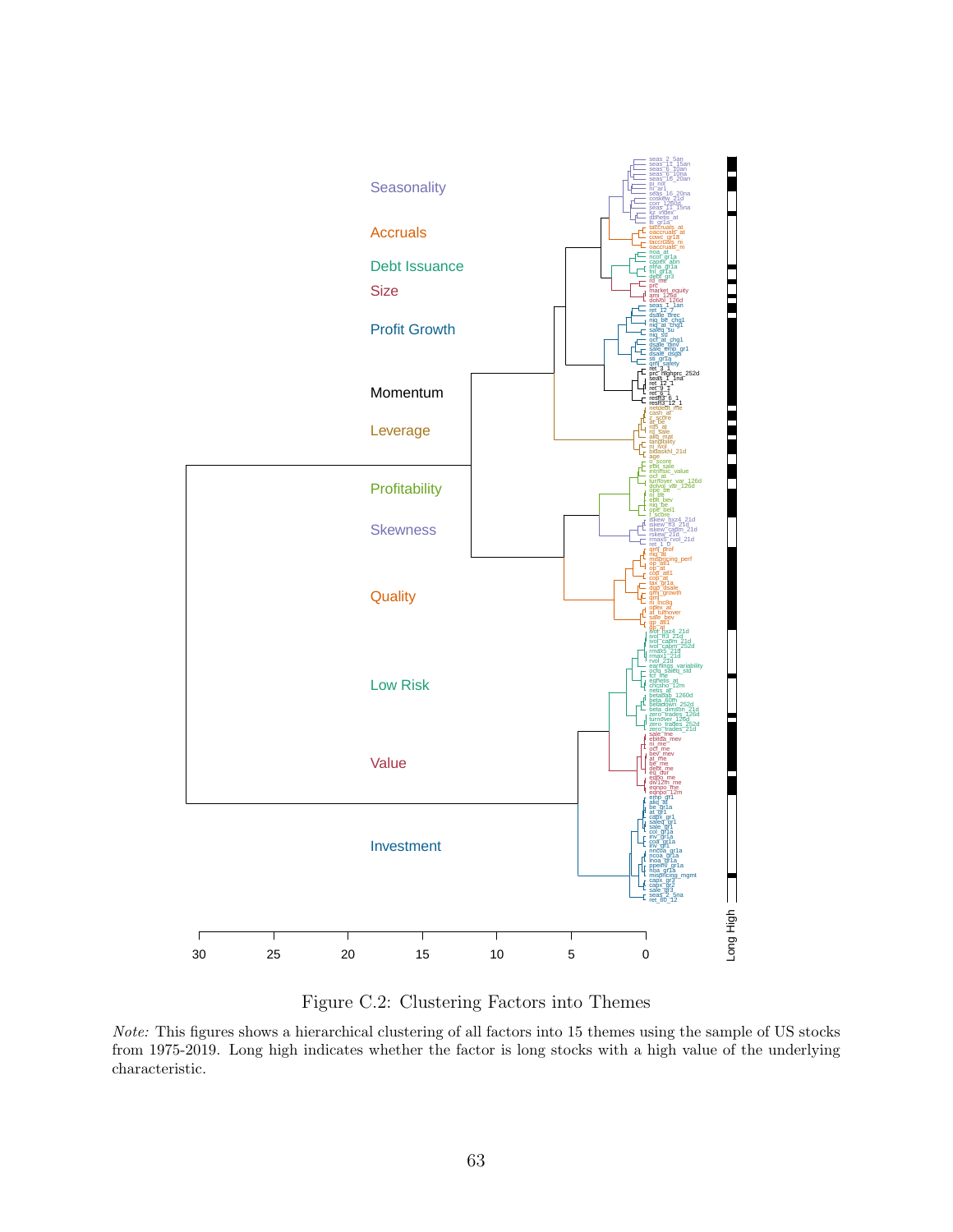Figure C.2: Clustering Factors into Themes

*Note:* This figures shows a hierarchical clustering of all factors into 15 themes using the sample of US stocks from 1975-2019. Long high indicates whether the factor is long stocks with a high value of the underlying characteristic.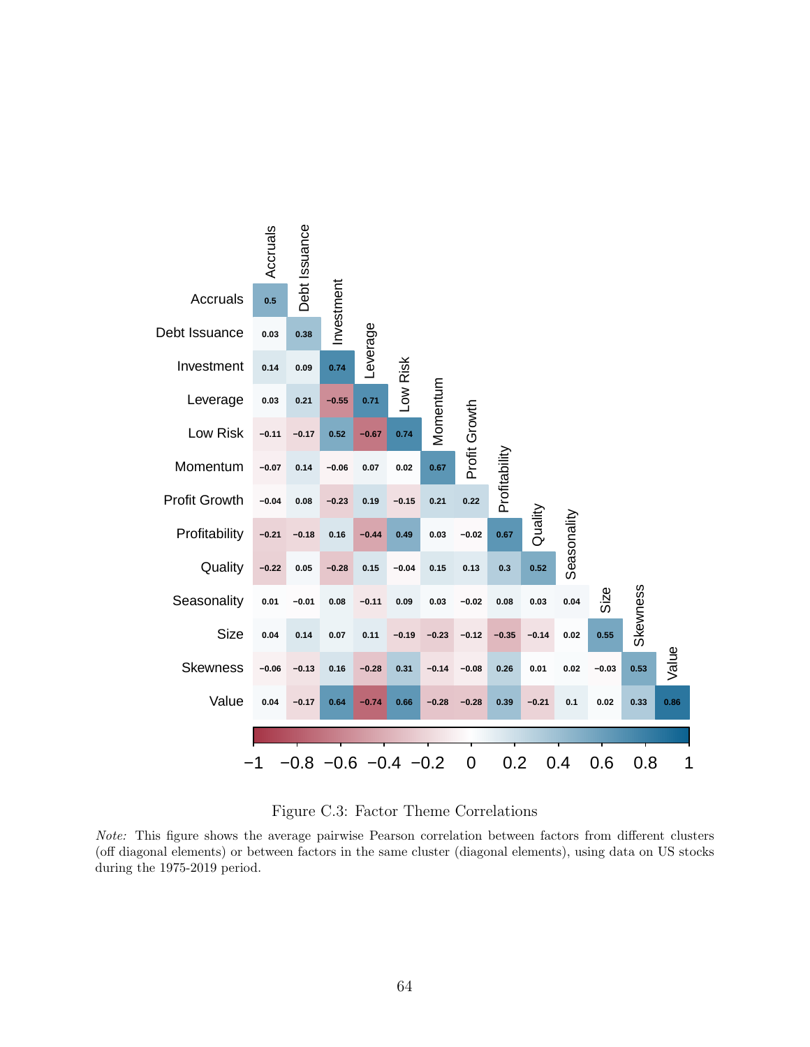|  | Accruals | Debt Issuance | Investment | Leverage | Low Risk | Momentum | Profit Growth | Profitability | Quality | Seasonality | Size | Skewness | Value |
|---|---|---|---|---|---|---|---|---|---|---|---|---|---|
| Accruals | 0.5 | | | | | | | | | | | | |
| Debt Issuance | 0.03 | 0.38 | | | | | | | | | | | |
| Investment | 0.14 | 0.09 | 0.74 | | | | | | | | | | |
| Leverage | 0.03 | 0.21 | −0.55 | 0.71 | | | | | | | | | |
| Low Risk | −0.11 | −0.17 | 0.52 | −0.67 | 0.74 | | | | | | | | |
| Momentum | −0.07 | 0.14 | −0.06 | 0.07 | 0.02 | 0.67 | | | | | | | |
| Profit Growth | −0.04 | 0.08 | −0.23 | 0.19 | −0.15 | 0.21 | 0.22 | | | | | | |
| Profitability | −0.21 | −0.18 | 0.16 | −0.44 | 0.49 | 0.03 | −0.02 | 0.67 | | | | | |
| Quality | −0.22 | 0.05 | −0.28 | 0.15 | −0.04 | 0.15 | 0.13 | 0.3 | 0.52 | | | | |
| Seasonality | 0.01 | −0.01 | 0.08 | −0.11 | 0.09 | 0.03 | −0.02 | 0.08 | 0.03 | 0.04 | | | |
| Size | 0.04 | 0.14 | 0.07 | 0.11 | −0.19 | −0.23 | −0.12 | −0.35 | −0.14 | 0.02 | 0.55 | | |
| Skewness | −0.06 | −0.13 | 0.16 | −0.28 | 0.31 | −0.14 | −0.08 | 0.26 | 0.01 | 0.02 | −0.03 | 0.53 | |
| Value | 0.04 | −0.17 | 0.64 | −0.74 | 0.66 | −0.28 | −0.28 | 0.39 | −0.21 | 0.1 | 0.02 | 0.33 | 0.86 |

Figure C.3: Factor Theme Correlations

*Note:* This figure shows the average pairwise Pearson correlation between factors from different clusters (off diagonal elements) or between factors in the same cluster (diagonal elements), using data on US stocks during the 1975-2019 period.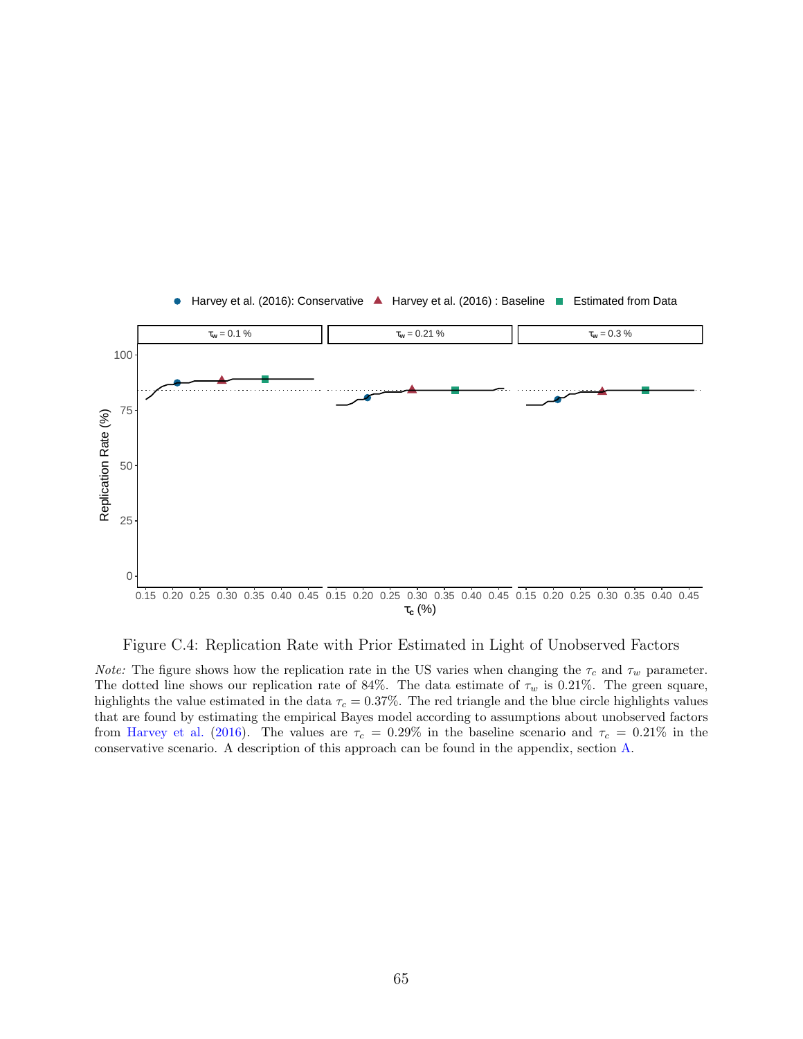Figure C.4: Replication Rate with Prior Estimated in Light of Unobserved Factors

*Note:* The figure shows how the replication rate in the US varies when changing the $\tau_c$ and $\tau_w$ parameter. The dotted line shows our replication rate of 84%. The data estimate of $\tau_w$ is 0.21%. The green square, highlights the value estimated in the data $\tau_c = 0.37\%$. The red triangle and the blue circle highlights values that are found by estimating the empirical Bayes model according to assumptions about unobserved factors from Harvey et al. (2016). The values are $\tau_c = 0.29\%$ in the baseline scenario and $\tau_c = 0.21\%$ in the conservative scenario. A description of this approach can be found in the appendix, section A.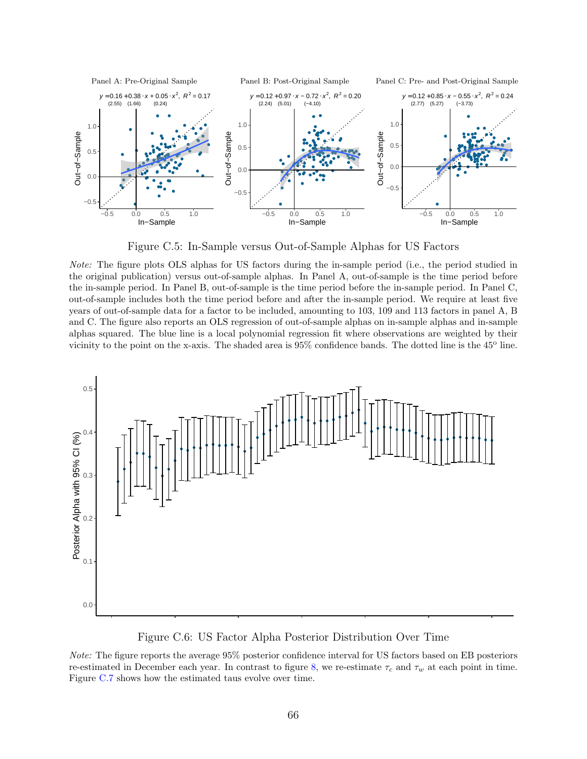Figure C.5: In-Sample versus Out-of-Sample Alphas for US Factors

*Note:* The figure plots OLS alphas for US factors during the in-sample period (i.e., the period studied in the original publication) versus out-of-sample alphas. In Panel A, out-of-sample is the time period before the in-sample period. In Panel B, out-of-sample is the time period before the in-sample period. In Panel C, out-of-sample includes both the time period before and after the in-sample period. We require at least five years of out-of-sample data for a factor to be included, amounting to 103, 109 and 113 factors in panel A, B and C. The figure also reports an OLS regression of out-of-sample alphas on in-sample alphas and in-sample alphas squared. The blue line is a local polynomial regression fit where observations are weighted by their vicinity to the point on the x-axis. The shaded area is 95% confidence bands. The dotted line is the 45° line.

Figure C.6: US Factor Alpha Posterior Distribution Over Time

*Note:* The figure reports the average 95% posterior confidence interval for US factors based on EB posteriors re-estimated in December each year. In contrast to figure 8, we re-estimate $\tau_c$ and $\tau_w$ at each point in time. Figure C.7 shows how the estimated taus evolve over time.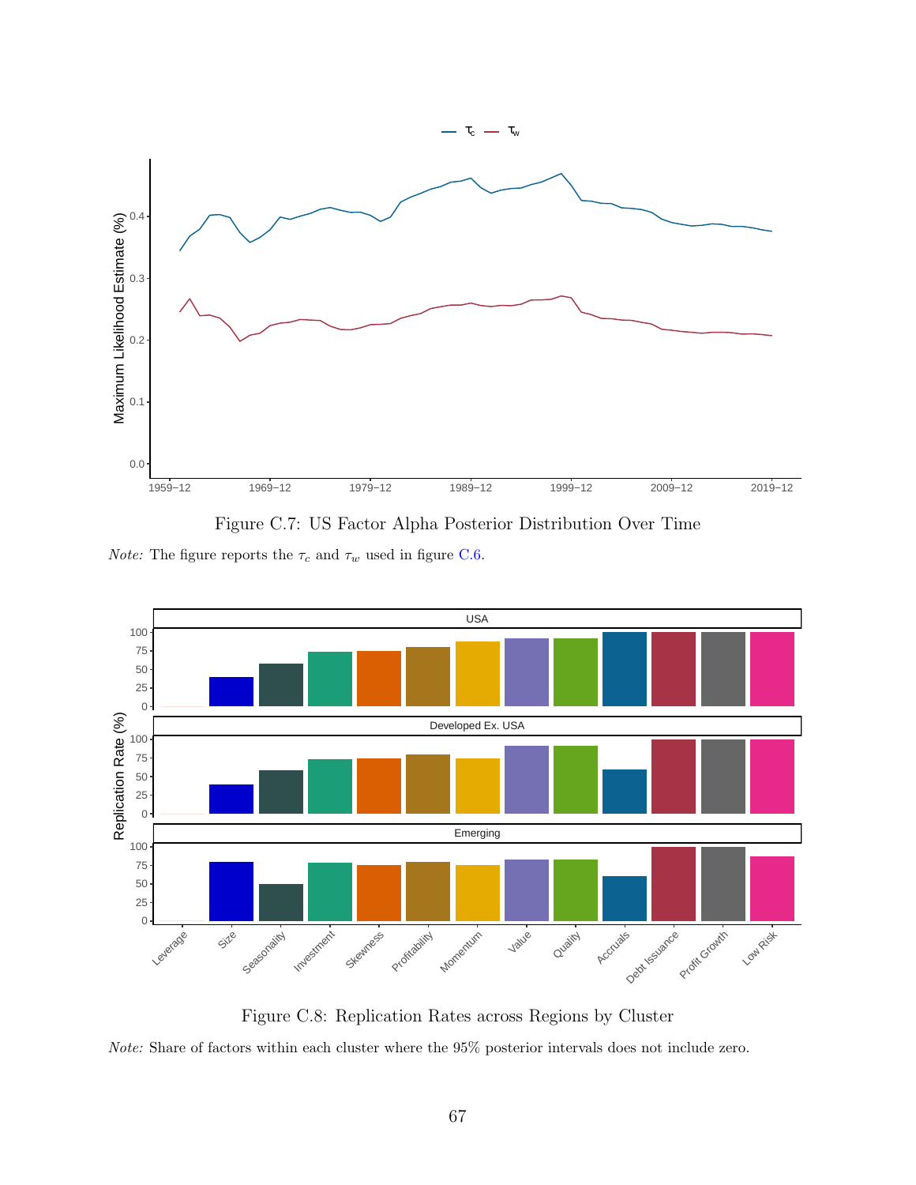Figure C.7: US Factor Alpha Posterior Distribution Over Time

*Note:* The figure reports the $\tau_c$ and $\tau_w$ used in figure C.6.

Figure C.8: Replication Rates across Regions by Cluster

*Note:* Share of factors within each cluster where the 95% posterior intervals does not include zero.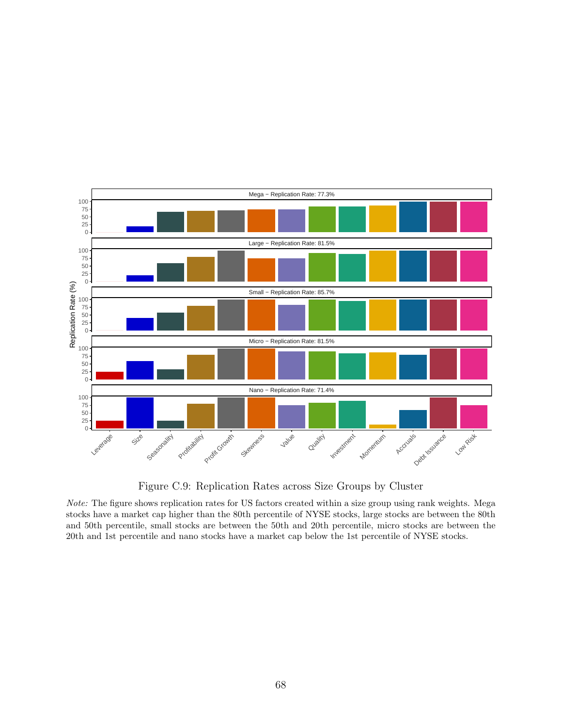Figure C.9: Replication Rates across Size Groups by Cluster

*Note:* The figure shows replication rates for US factors created within a size group using rank weights. Mega stocks have a market cap higher than the 80th percentile of NYSE stocks, large stocks are between the 80th and 50th percentile, small stocks are between the 50th and 20th percentile, micro stocks are between the 20th and 1st percentile and nano stocks have a market cap below the 1st percentile of NYSE stocks.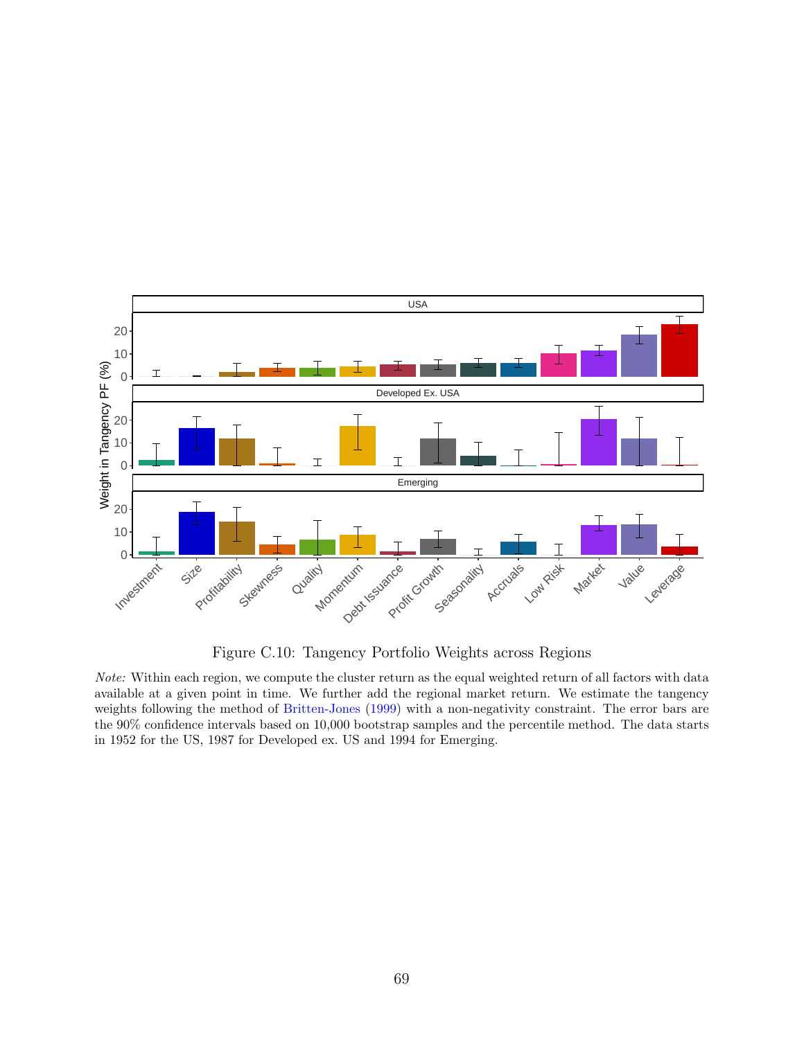Figure C.10: Tangency Portfolio Weights across Regions

*Note:* Within each region, we compute the cluster return as the equal weighted return of all factors with data available at a given point in time. We further add the regional market return. We estimate the tangency weights following the method of Britten-Jones (1999) with a non-negativity constraint. The error bars are the 90% confidence intervals based on 10,000 bootstrap samples and the percentile method. The data starts in 1952 for the US, 1987 for Developed ex. US and 1994 for Emerging.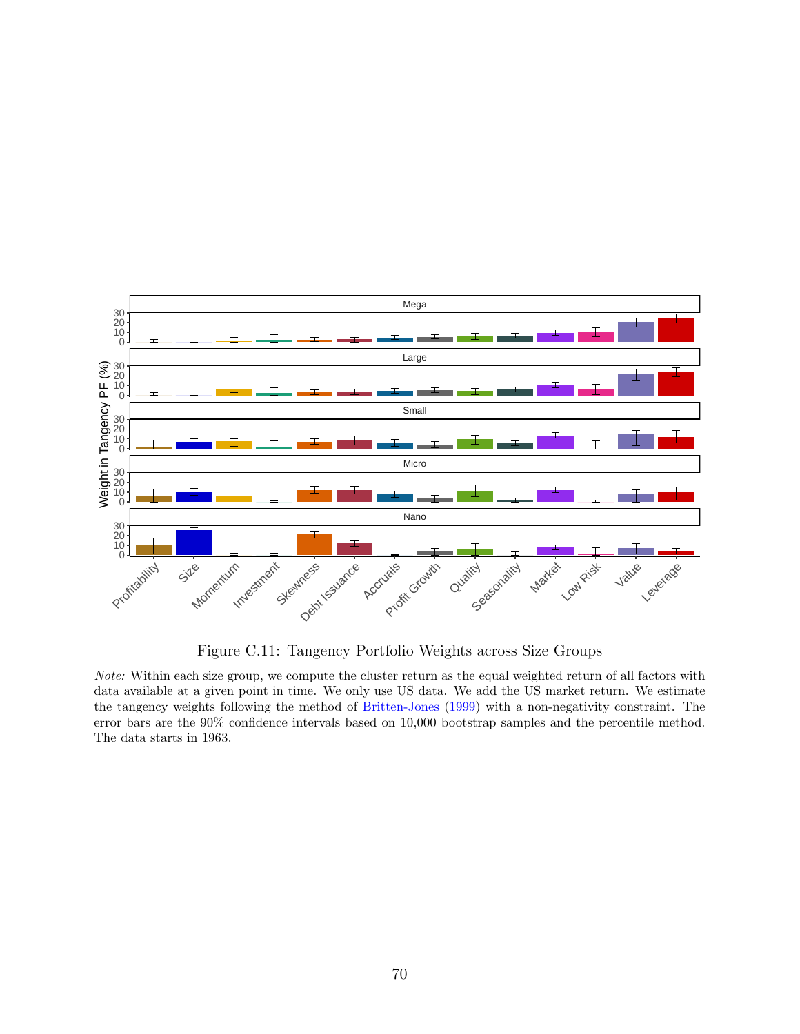Figure C.11: Tangency Portfolio Weights across Size Groups

*Note:* Within each size group, we compute the cluster return as the equal weighted return of all factors with data available at a given point in time. We only use US data. We add the US market return. We estimate the tangency weights following the method of Britten-Jones (1999) with a non-negativity constraint. The error bars are the 90% confidence intervals based on 10,000 bootstrap samples and the percentile method. The data starts in 1963.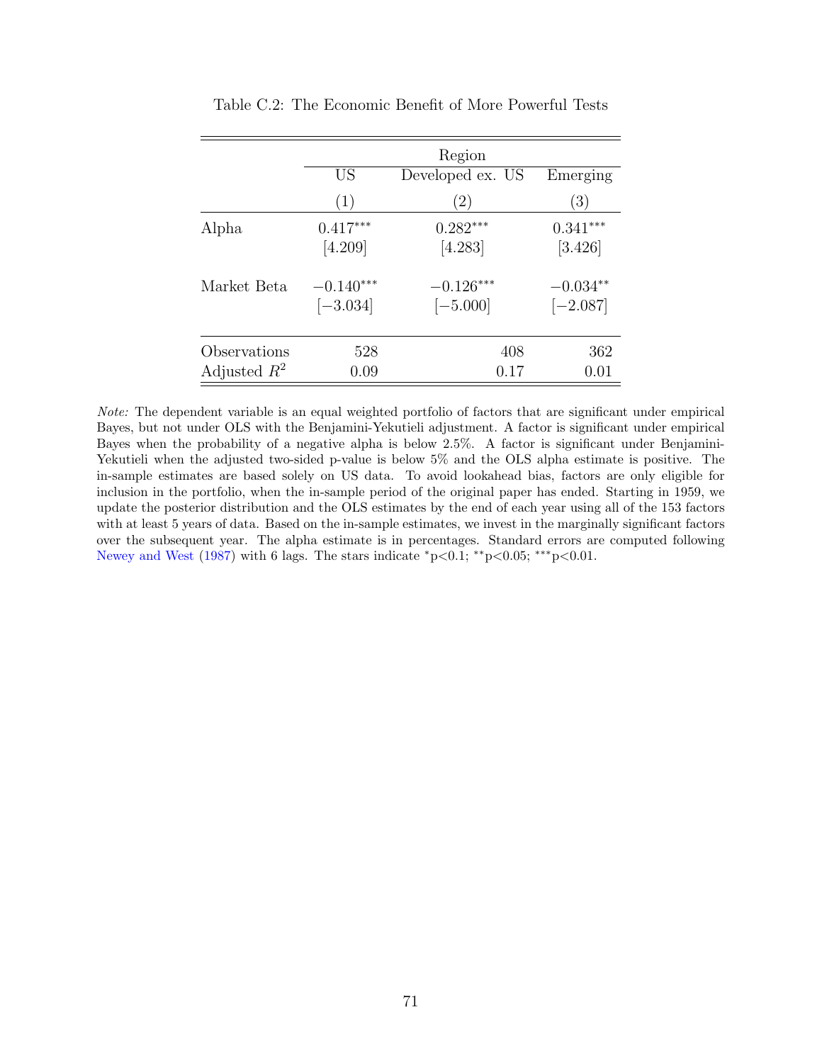Table C.2: The Economic Benefit of More Powerful Tests

| | Region | | |
|---|---|---|---|
| | US | Developed ex. US | Emerging |
| | (1) | (2) | (3) |
| Alpha | 0.417*** | 0.282*** | 0.341*** |
| | [4.209] | [4.283] | [3.426] |
| Market Beta | −0.140*** | −0.126*** | −0.034** |
| | [−3.034] | [−5.000] | [−2.087] |
| Observations | 528 | 408 | 362 |
| Adjusted $R^2$ | 0.09 | 0.17 | 0.01 |

*Note:* The dependent variable is an equal weighted portfolio of factors that are significant under empirical Bayes, but not under OLS with the Benjamini-Yekutieli adjustment. A factor is significant under empirical Bayes when the probability of a negative alpha is below 2.5%. A factor is significant under Benjamini-Yekutieli when the adjusted two-sided p-value is below 5% and the OLS alpha estimate is positive. The in-sample estimates are based solely on US data. To avoid lookahead bias, factors are only eligible for inclusion in the portfolio, when the in-sample period of the original paper has ended. Starting in 1959, we update the posterior distribution and the OLS estimates by the end of each year using all of the 153 factors with at least 5 years of data. Based on the in-sample estimates, we invest in the marginally significant factors over the subsequent year. The alpha estimate is in percentages. Standard errors are computed following Newey and West (1987) with 6 lags. The stars indicate *p<0.1; **p<0.05; ***p<0.01.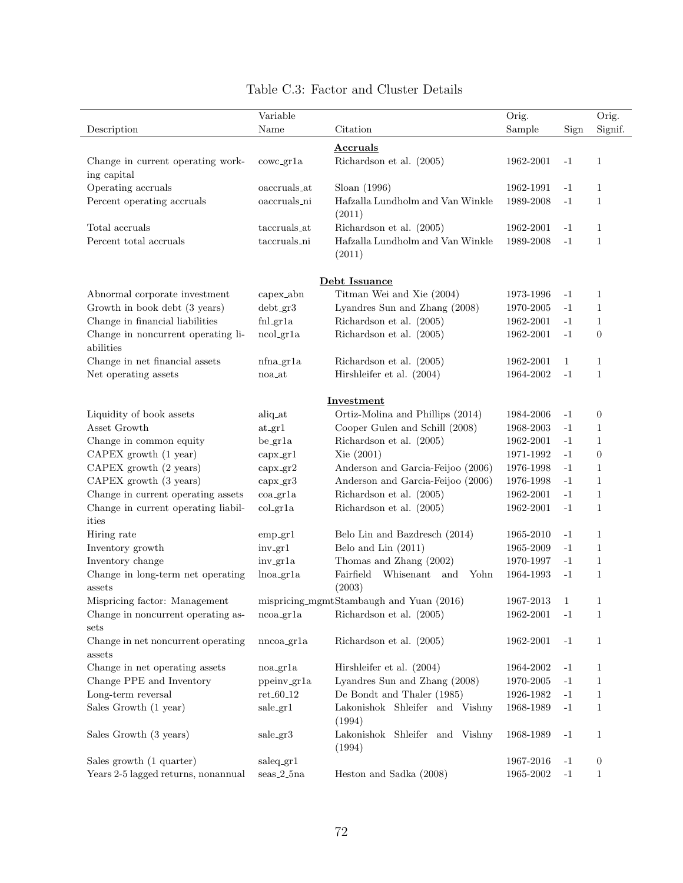Table C.3: Factor and Cluster Details

| Description | Variable Name | Citation | Orig. Sample | Sign | Orig. Signif. |
|---|---|---|---|---|---|
| | | **Accruals** | | | |
| Change in current operating working capital | cowc_gr1a | Richardson et al. (2005) | 1962-2001 | -1 | 1 |
| Operating accruals | oaccruals_at | Sloan (1996) | 1962-1991 | -1 | 1 |
| Percent operating accruals | oaccruals_ni | Hafzalla Lundholm and Van Winkle (2011) | 1989-2008 | -1 | 1 |
| Total accruals | taccruals_at | Richardson et al. (2005) | 1962-2001 | -1 | 1 |
| Percent total accruals | taccruals_ni | Hafzalla Lundholm and Van Winkle (2011) | 1989-2008 | -1 | 1 |
| | | **Debt Issuance** | | | |
| Abnormal corporate investment | capex_abn | Titman Wei and Xie (2004) | 1973-1996 | -1 | 1 |
| Growth in book debt (3 years) | debt_gr3 | Lyandres Sun and Zhang (2008) | 1970-2005 | -1 | 1 |
| Change in financial liabilities | fnl_gr1a | Richardson et al. (2005) | 1962-2001 | -1 | 1 |
| Change in noncurrent operating liabilities | ncol_gr1a | Richardson et al. (2005) | 1962-2001 | -1 | 0 |
| Change in net financial assets | nfna_gr1a | Richardson et al. (2005) | 1962-2001 | 1 | 1 |
| Net operating assets | noa_at | Hirshleifer et al. (2004) | 1964-2002 | -1 | 1 |
| | | **Investment** | | | |
| Liquidity of book assets | aliq_at | Ortiz-Molina and Phillips (2014) | 1984-2006 | -1 | 0 |
| Asset Growth | at_gr1 | Cooper Gulen and Schill (2008) | 1968-2003 | -1 | 1 |
| Change in common equity | be_gr1a | Richardson et al. (2005) | 1962-2001 | -1 | 1 |
| CAPEX growth (1 year) | capx_gr1 | Xie (2001) | 1971-1992 | -1 | 0 |
| CAPEX growth (2 years) | capx_gr2 | Anderson and Garcia-Feijoo (2006) | 1976-1998 | -1 | 1 |
| CAPEX growth (3 years) | capx_gr3 | Anderson and Garcia-Feijoo (2006) | 1976-1998 | -1 | 1 |
| Change in current operating assets | coa_gr1a | Richardson et al. (2005) | 1962-2001 | -1 | 1 |
| Change in current operating liabilities | col_gr1a | Richardson et al. (2005) | 1962-2001 | -1 | 1 |
| Hiring rate | emp_gr1 | Belo Lin and Bazdresch (2014) | 1965-2010 | -1 | 1 |
| Inventory growth | inv_gr1 | Belo and Lin (2011) | 1965-2009 | -1 | 1 |
| Inventory change | inv_gr1a | Thomas and Zhang (2002) | 1970-1997 | -1 | 1 |
| Change in long-term net operating assets | lnoa_gr1a | Fairfield Whisenant and Yohn (2003) | 1964-1993 | -1 | 1 |
| Mispricing factor: Management | mispricing_mgmt | Stambaugh and Yuan (2016) | 1967-2013 | 1 | 1 |
| Change in noncurrent operating assets | ncoa_gr1a | Richardson et al. (2005) | 1962-2001 | -1 | 1 |
| Change in net noncurrent operating assets | nncoa_gr1a | Richardson et al. (2005) | 1962-2001 | -1 | 1 |
| Change in net operating assets | noa_gr1a | Hirshleifer et al. (2004) | 1964-2002 | -1 | 1 |
| Change PPE and Inventory | ppeinv_gr1a | Lyandres Sun and Zhang (2008) | 1970-2005 | -1 | 1 |
| Long-term reversal | ret_60_12 | De Bondt and Thaler (1985) | 1926-1982 | -1 | 1 |
| Sales Growth (1 year) | sale_gr1 | Lakonishok Shleifer and Vishny (1994) | 1968-1989 | -1 | 1 |
| Sales Growth (3 years) | sale_gr3 | Lakonishok Shleifer and Vishny (1994) | 1968-1989 | -1 | 1 |
| Sales growth (1 quarter) | saleq_gr1 | | 1967-2016 | -1 | 0 |
| Years 2-5 lagged returns, nonannual | seas_2_5na | Heston and Sadka (2008) | 1965-2002 | -1 | 1 |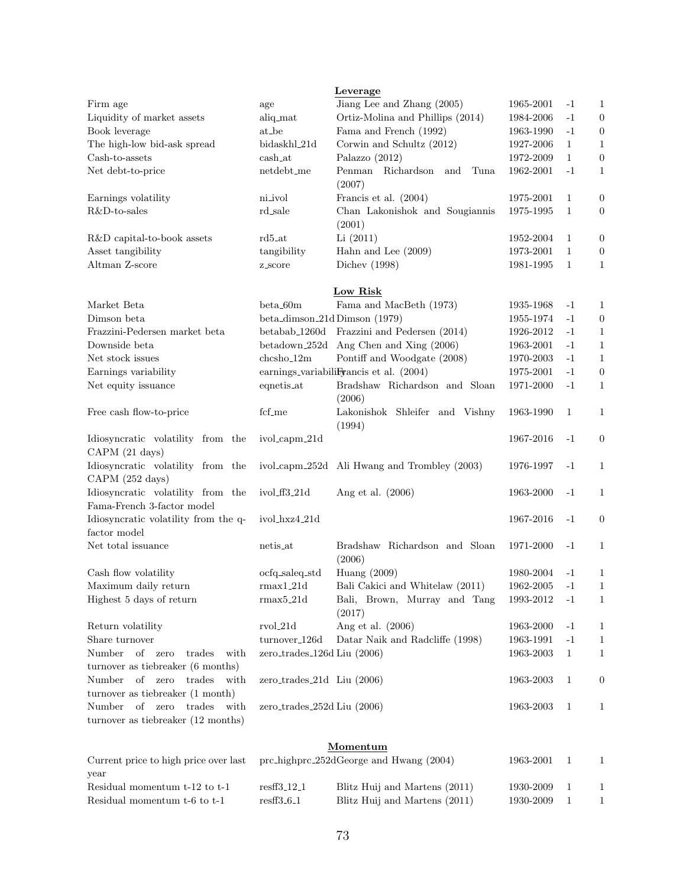| | | | | | |
|---|---|---|---|---|---|
| | | **Leverage** | | | |
| Firm age | age | Jiang Lee and Zhang (2005) | 1965-2001 | -1 | 1 |
| Liquidity of market assets | aliq_mat | Ortiz-Molina and Phillips (2014) | 1984-2006 | -1 | 0 |
| Book leverage | at_be | Fama and French (1992) | 1963-1990 | -1 | 0 |
| The high-low bid-ask spread | bidaskhl_21d | Corwin and Schultz (2012) | 1927-2006 | 1 | 1 |
| Cash-to-assets | cash_at | Palazzo (2012) | 1972-2009 | 1 | 0 |
| Net debt-to-price | netdebt_me | Penman Richardson and Tuna (2007) | 1962-2001 | -1 | 1 |
| Earnings volatility | ni_ivol | Francis et al. (2004) | 1975-2001 | 1 | 0 |
| R&D-to-sales | rd_sale | Chan Lakonishok and Sougiannis (2001) | 1975-1995 | 1 | 0 |
| R&D capital-to-book assets | rd5_at | Li (2011) | 1952-2004 | 1 | 0 |
| Asset tangibility | tangibility | Hahn and Lee (2009) | 1973-2001 | 1 | 0 |
| Altman Z-score | z_score | Dichev (1998) | 1981-1995 | 1 | 1 |
| | | **Low Risk** | | | |
| Market Beta | beta_60m | Fama and MacBeth (1973) | 1935-1968 | -1 | 1 |
| Dimson beta | beta_dimson_21d | Dimson (1979) | 1955-1974 | -1 | 0 |
| Frazzini-Pedersen market beta | betabab_1260d | Frazzini and Pedersen (2014) | 1926-2012 | -1 | 1 |
| Downside beta | betadown_252d | Ang Chen and Xing (2006) | 1963-2001 | -1 | 1 |
| Net stock issues | chcsho_12m | Pontiff and Woodgate (2008) | 1970-2003 | -1 | 1 |
| Earnings variability | earnings_variability | Francis et al. (2004) | 1975-2001 | -1 | 0 |
| Net equity issuance | eqnetis_at | Bradshaw Richardson and Sloan (2006) | 1971-2000 | -1 | 1 |
| Free cash flow-to-price | fcf_me | Lakonishok Shleifer and Vishny (1994) | 1963-1990 | 1 | 1 |
| Idiosyncratic volatility from the CAPM (21 days) | ivol_capm_21d | | 1967-2016 | -1 | 0 |
| Idiosyncratic volatility from the CAPM (252 days) | ivol_capm_252d | Ali Hwang and Trombley (2003) | 1976-1997 | -1 | 1 |
| Idiosyncratic volatility from the Fama-French 3-factor model | ivol_ff3_21d | Ang et al. (2006) | 1963-2000 | -1 | 1 |
| Idiosyncratic volatility from the q-factor model | ivol_hxz4_21d | | 1967-2016 | -1 | 0 |
| Net total issuance | netis_at | Bradshaw Richardson and Sloan (2006) | 1971-2000 | -1 | 1 |
| Cash flow volatility | ocfq_saleq_std | Huang (2009) | 1980-2004 | -1 | 1 |
| Maximum daily return | rmax1_21d | Bali Cakici and Whitelaw (2011) | 1962-2005 | -1 | 1 |
| Highest 5 days of return | rmax5_21d | Bali, Brown, Murray and Tang (2017) | 1993-2012 | -1 | 1 |
| Return volatility | rvol_21d | Ang et al. (2006) | 1963-2000 | -1 | 1 |
| Share turnover | turnover_126d | Datar Naik and Radcliffe (1998) | 1963-1991 | -1 | 1 |
| Number of zero trades with turnover as tiebreaker (6 months) | zero_trades_126d | Liu (2006) | 1963-2003 | 1 | 1 |
| Number of zero trades with turnover as tiebreaker (1 month) | zero_trades_21d | Liu (2006) | 1963-2003 | 1 | 0 |
| Number of zero trades with turnover as tiebreaker (12 months) | zero_trades_252d | Liu (2006) | 1963-2003 | 1 | 1 |
| | | **Momentum** | | | |
| Current price to high price over last year | prc_highprc_252d | George and Hwang (2004) | 1963-2001 | 1 | 1 |
| Residual momentum t-12 to t-1 | resff3_12_1 | Blitz Huij and Martens (2011) | 1930-2009 | 1 | 1 |
| Residual momentum t-6 to t-1 | resff3_6_1 | Blitz Huij and Martens (2011) | 1930-2009 | 1 | 1 |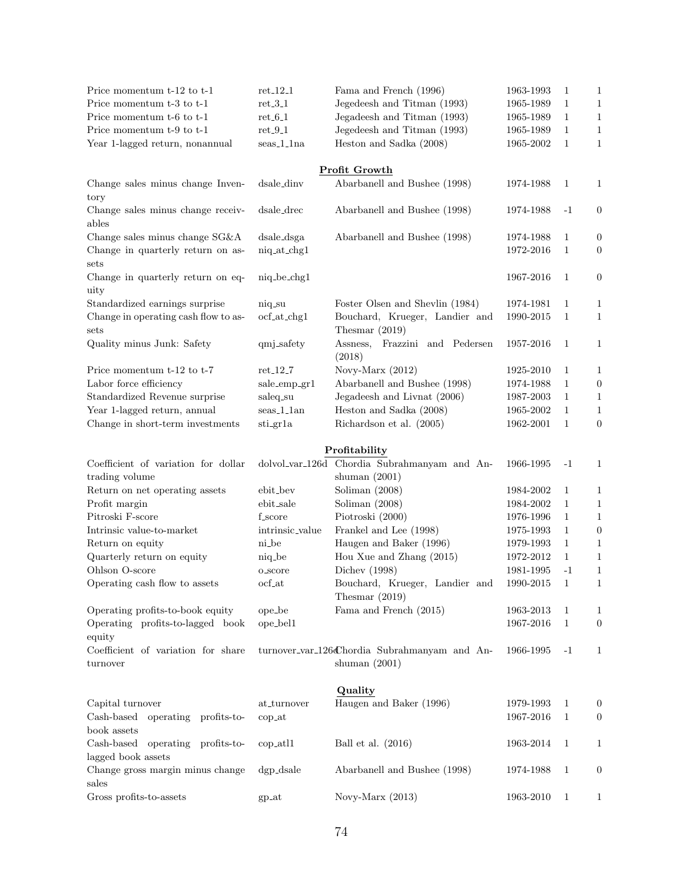| | | | | | |
|---|---|---|---|---|---|
| Price momentum t-12 to t-1 | ret_12_1 | Fama and French (1996) | 1963-1993 | 1 | 1 |
| Price momentum t-3 to t-1 | ret_3_1 | Jegedeesh and Titman (1993) | 1965-1989 | 1 | 1 |
| Price momentum t-6 to t-1 | ret_6_1 | Jegedeesh and Titman (1993) | 1965-1989 | 1 | 1 |
| Price momentum t-9 to t-1 | ret_9_1 | Jegedeesh and Titman (1993) | 1965-1989 | 1 | 1 |
| Year 1-lagged return, nonannual | seas_1_1na | Heston and Sadka (2008) | 1965-2002 | 1 | 1 |
| | | **Profit Growth** | | | |
| Change sales minus change Inventory | dsale_dinv | Abarbanell and Bushee (1998) | 1974-1988 | 1 | 1 |
| Change sales minus change receivables | dsale_drec | Abarbanell and Bushee (1998) | 1974-1988 | -1 | 0 |
| Change sales minus change SG&A | dsale_dsga | Abarbanell and Bushee (1998) | 1974-1988 | 1 | 0 |
| Change in quarterly return on assets | niq_at_chg1 | | 1972-2016 | 1 | 0 |
| Change in quarterly return on equity | niq_be_chg1 | | 1967-2016 | 1 | 0 |
| Standardized earnings surprise | niq_su | Foster Olsen and Shevlin (1984) | 1974-1981 | 1 | 1 |
| Change in operating cash flow to assets | ocf_at_chg1 | Bouchard, Krueger, Landier and Thesmar (2019) | 1990-2015 | 1 | 1 |
| Quality minus Junk: Safety | qmj_safety | Assness, Frazzini and Pedersen (2018) | 1957-2016 | 1 | 1 |
| Price momentum t-12 to t-7 | ret_12_7 | Novy-Marx (2012) | 1925-2010 | 1 | 1 |
| Labor force efficiency | sale_emp_gr1 | Abarbanell and Bushee (1998) | 1974-1988 | 1 | 0 |
| Standardized Revenue surprise | saleq_su | Jegadeesh and Livnat (2006) | 1987-2003 | 1 | 1 |
| Year 1-lagged return, annual | seas_1_1an | Heston and Sadka (2008) | 1965-2002 | 1 | 1 |
| Change in short-term investments | sti_gr1a | Richardson et al. (2005) | 1962-2001 | 1 | 0 |
| | | **Profitability** | | | |
| Coefficient of variation for dollar trading volume | dolvol_var_126d | Chordia Subrahmanyam and Anshuman (2001) | 1966-1995 | -1 | 1 |
| Return on net operating assets | ebit_bev | Soliman (2008) | 1984-2002 | 1 | 1 |
| Profit margin | ebit_sale | Soliman (2008) | 1984-2002 | 1 | 1 |
| Pitroski F-score | f_score | Piotroski (2000) | 1976-1996 | 1 | 1 |
| Intrinsic value-to-market | intrinsic_value | Frankel and Lee (1998) | 1975-1993 | 1 | 0 |
| Return on equity | ni_be | Haugen and Baker (1996) | 1979-1993 | 1 | 1 |
| Quarterly return on equity | niq_be | Hou Xue and Zhang (2015) | 1972-2012 | 1 | 1 |
| Ohlson O-score | o_score | Dichev (1998) | 1981-1995 | -1 | 1 |
| Operating cash flow to assets | ocf_at | Bouchard, Krueger, Landier and Thesmar (2019) | 1990-2015 | 1 | 1 |
| Operating profits-to-book equity | ope_be | Fama and French (2015) | 1963-2013 | 1 | 1 |
| Operating profits-to-lagged book equity | ope_bel1 | | 1967-2016 | 1 | 0 |
| Coefficient of variation for share turnover | turnover_var_126d | Chordia Subrahmanyam and Anshuman (2001) | 1966-1995 | -1 | 1 |
| | | **Quality** | | | |
| Capital turnover | at_turnover | Haugen and Baker (1996) | 1979-1993 | 1 | 0 |
| Cash-based operating profits-to-book assets | cop_at | | 1967-2016 | 1 | 0 |
| Cash-based operating profits-to-lagged book assets | cop_atl1 | Ball et al. (2016) | 1963-2014 | 1 | 1 |
| Change gross margin minus change sales | dgp_dsale | Abarbanell and Bushee (1998) | 1974-1988 | 1 | 0 |
| Gross profits-to-assets | gp_at | Novy-Marx (2013) | 1963-2010 | 1 | 1 |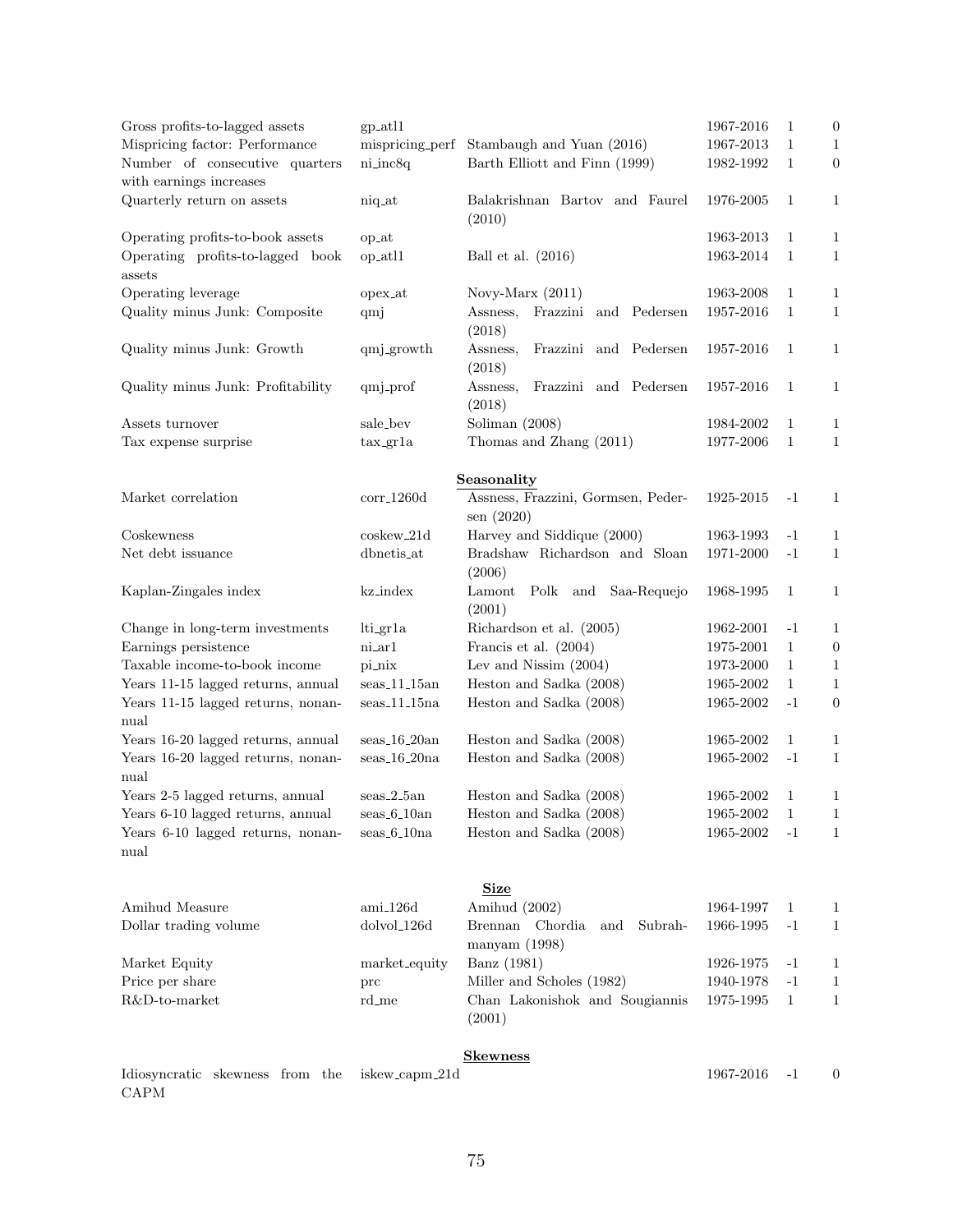| | | | | | |
|---|---|---|---|---|---|
| Gross profits-to-lagged assets | gp_atl1 | | 1967-2016 | 1 | 0 |
| Mispricing factor: Performance | mispricing_perf | Stambaugh and Yuan (2016) | 1967-2013 | 1 | 1 |
| Number of consecutive quarters with earnings increases | ni_inc8q | Barth Elliott and Finn (1999) | 1982-1992 | 1 | 0 |
| Quarterly return on assets | niq_at | Balakrishnan Bartov and Faurel (2010) | 1976-2005 | 1 | 1 |
| Operating profits-to-book assets | op_at | | 1963-2013 | 1 | 1 |
| Operating profits-to-lagged book assets | op_atl1 | Ball et al. (2016) | 1963-2014 | 1 | 1 |
| Operating leverage | opex_at | Novy-Marx (2011) | 1963-2008 | 1 | 1 |
| Quality minus Junk: Composite | qmj | Assness, Frazzini and Pedersen (2018) | 1957-2016 | 1 | 1 |
| Quality minus Junk: Growth | qmj_growth | Assness, Frazzini and Pedersen (2018) | 1957-2016 | 1 | 1 |
| Quality minus Junk: Profitability | qmj_prof | Assness, Frazzini and Pedersen (2018) | 1957-2016 | 1 | 1 |
| Assets turnover | sale_bev | Soliman (2008) | 1984-2002 | 1 | 1 |
| Tax expense surprise | tax_gr1a | Thomas and Zhang (2011) | 1977-2006 | 1 | 1 |
| | | **Seasonality** | | | |
| Market correlation | corr_1260d | Assness, Frazzini, Gormsen, Pedersen (2020) | 1925-2015 | -1 | 1 |
| Coskewness | coskew_21d | Harvey and Siddique (2000) | 1963-1993 | -1 | 1 |
| Net debt issuance | dbnetis_at | Bradshaw Richardson and Sloan (2006) | 1971-2000 | -1 | 1 |
| Kaplan-Zingales index | kz_index | Lamont Polk and Saa-Requejo (2001) | 1968-1995 | 1 | 1 |
| Change in long-term investments | lti_gr1a | Richardson et al. (2005) | 1962-2001 | -1 | 1 |
| Earnings persistence | ni_ar1 | Francis et al. (2004) | 1975-2001 | 1 | 0 |
| Taxable income-to-book income | pi_nix | Lev and Nissim (2004) | 1973-2000 | 1 | 1 |
| Years 11-15 lagged returns, annual | seas_11_15an | Heston and Sadka (2008) | 1965-2002 | 1 | 1 |
| Years 11-15 lagged returns, nonannual | seas_11_15na | Heston and Sadka (2008) | 1965-2002 | -1 | 0 |
| Years 16-20 lagged returns, annual | seas_16_20an | Heston and Sadka (2008) | 1965-2002 | 1 | 1 |
| Years 16-20 lagged returns, nonannual | seas_16_20na | Heston and Sadka (2008) | 1965-2002 | -1 | 1 |
| Years 2-5 lagged returns, annual | seas_2_5an | Heston and Sadka (2008) | 1965-2002 | 1 | 1 |
| Years 6-10 lagged returns, annual | seas_6_10an | Heston and Sadka (2008) | 1965-2002 | 1 | 1 |
| Years 6-10 lagged returns, nonannual | seas_6_10na | Heston and Sadka (2008) | 1965-2002 | -1 | 1 |
| | | **Size** | | | |
| Amihud Measure | ami_126d | Amihud (2002) | 1964-1997 | 1 | 1 |
| Dollar trading volume | dolvol_126d | Brennan Chordia and Subrahmanyam (1998) | 1966-1995 | -1 | 1 |
| Market Equity | market_equity | Banz (1981) | 1926-1975 | -1 | 1 |
| Price per share | prc | Miller and Scholes (1982) | 1940-1978 | -1 | 1 |
| R&D-to-market | rd_me | Chan Lakonishok and Sougiannis (2001) | 1975-1995 | 1 | 1 |
| | | **Skewness** | | | |
| Idiosyncratic skewness from the CAPM | iskew_capm_21d | | 1967-2016 | -1 | 0 |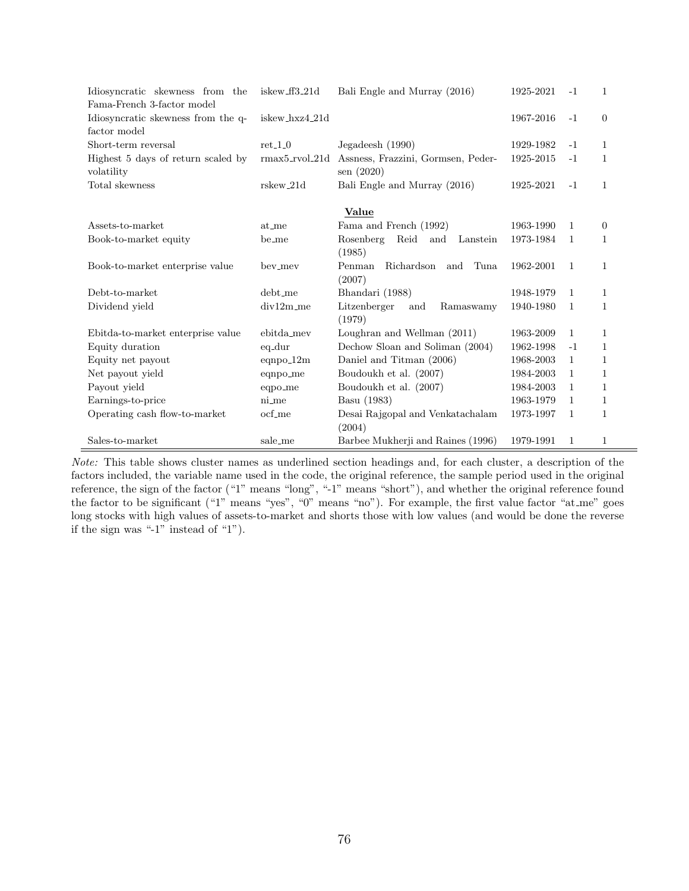| | | | | | |
|---|---|---|---|---|---|
| Idiosyncratic skewness from the Fama-French 3-factor model | iskew_ff3_21d | Bali Engle and Murray (2016) | 1925-2021 | -1 | 1 |
| Idiosyncratic skewness from the q-factor model | iskew_hxz4_21d | | 1967-2016 | -1 | 0 |
| Short-term reversal | ret_1_0 | Jegadeesh (1990) | 1929-1982 | -1 | 1 |
| Highest 5 days of return scaled by volatility | rmax5_rvol_21d | Assness, Frazzini, Gormsen, Pedersen (2020) | 1925-2015 | -1 | 1 |
| Total skewness | rskew_21d | Bali Engle and Murray (2016) | 1925-2021 | -1 | 1 |
| | | **Value** | | | |
| Assets-to-market | at_me | Fama and French (1992) | 1963-1990 | 1 | 0 |
| Book-to-market equity | be_me | Rosenberg Reid and Lanstein (1985) | 1973-1984 | 1 | 1 |
| Book-to-market enterprise value | bev_mev | Penman Richardson and Tuna (2007) | 1962-2001 | 1 | 1 |
| Debt-to-market | debt_me | Bhandari (1988) | 1948-1979 | 1 | 1 |
| Dividend yield | div12m_me | Litzenberger and Ramaswamy (1979) | 1940-1980 | 1 | 1 |
| Ebitda-to-market enterprise value | ebitda_mev | Loughran and Wellman (2011) | 1963-2009 | 1 | 1 |
| Equity duration | eq_dur | Dechow Sloan and Soliman (2004) | 1962-1998 | -1 | 1 |
| Equity net payout | eqnpo_12m | Daniel and Titman (2006) | 1968-2003 | 1 | 1 |
| Net payout yield | eqnpo_me | Boudoukh et al. (2007) | 1984-2003 | 1 | 1 |
| Payout yield | eqpo_me | Boudoukh et al. (2007) | 1984-2003 | 1 | 1 |
| Earnings-to-price | ni_me | Basu (1983) | 1963-1979 | 1 | 1 |
| Operating cash flow-to-market | ocf_me | Desai Rajgopal and Venkatachalam (2004) | 1973-1997 | 1 | 1 |
| Sales-to-market | sale_me | Barbee Mukherji and Raines (1996) | 1979-1991 | 1 | 1 |

*Note:* This table shows cluster names as underlined section headings and, for each cluster, a description of the factors included, the variable name used in the code, the original reference, the sample period used in the original reference, the sign of the factor ("1" means "long", "-1" means "short"), and whether the original reference found the factor to be significant ("1" means "yes", "0" means "no"). For example, the first value factor "at_me" goes long stocks with high values of assets-to-market and shorts those with low values (and would be done the reverse if the sign was "-1" instead of "1").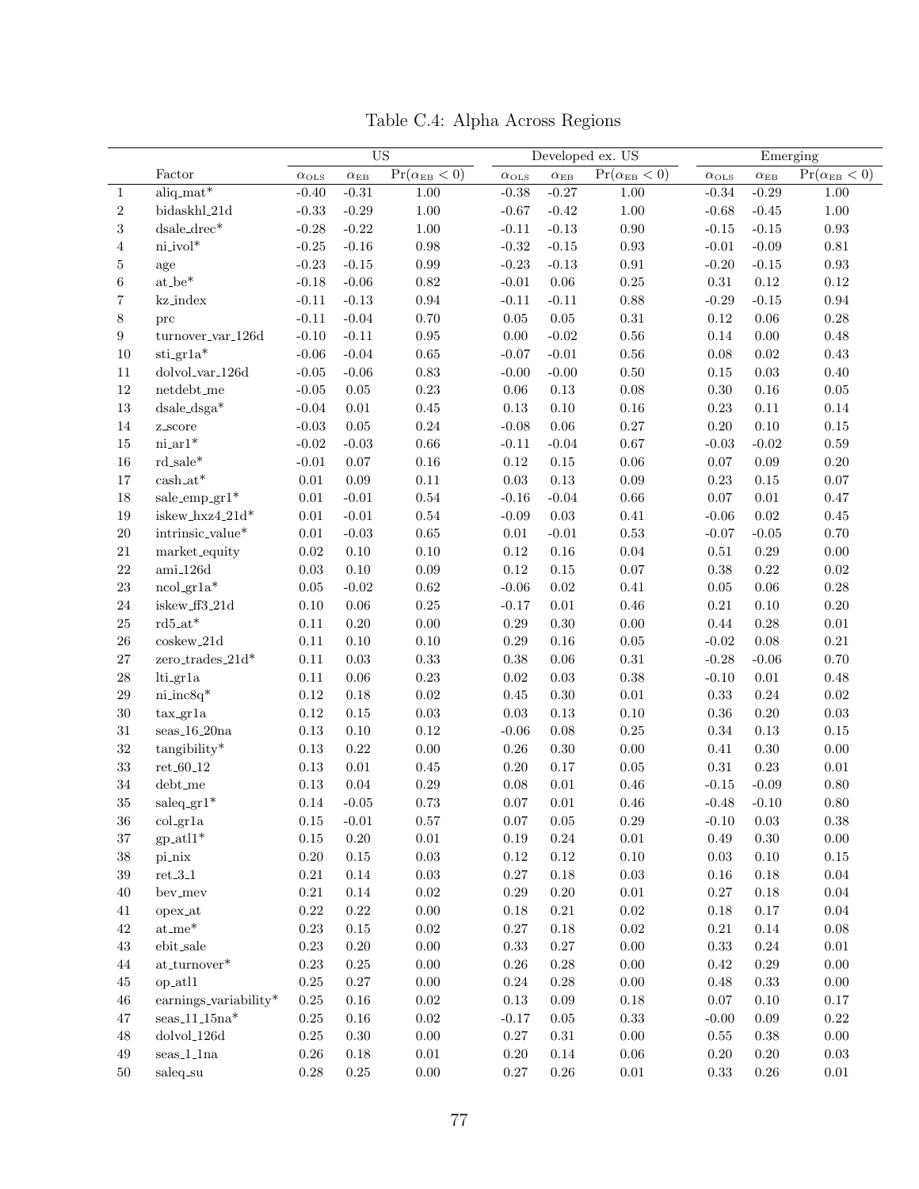Table C.4: Alpha Across Regions

| | | US | | | Developed ex. US | | | Emerging | | |
|---|---|---|---|---|---|---|---|---|---|---|
| | Factor | $\alpha_{\text{OLS}}$ | $\alpha_{\text{EB}}$ | $\Pr(\alpha_{\text{EB}} < 0)$ | $\alpha_{\text{OLS}}$ | $\alpha_{\text{EB}}$ | $\Pr(\alpha_{\text{EB}} < 0)$ | $\alpha_{\text{OLS}}$ | $\alpha_{\text{EB}}$ | $\Pr(\alpha_{\text{EB}} < 0)$ |
| 1 | aliq_mat* | -0.40 | -0.31 | 1.00 | -0.38 | -0.27 | 1.00 | -0.34 | -0.29 | 1.00 |
| 2 | bidaskhl_21d | -0.33 | -0.29 | 1.00 | -0.67 | -0.42 | 1.00 | -0.68 | -0.45 | 1.00 |
| 3 | dsale_drec* | -0.28 | -0.22 | 1.00 | -0.11 | -0.13 | 0.90 | -0.15 | -0.15 | 0.93 |
| 4 | ni_ivol* | -0.25 | -0.16 | 0.98 | -0.32 | -0.15 | 0.93 | -0.01 | -0.09 | 0.81 |
| 5 | age | -0.23 | -0.15 | 0.99 | -0.23 | -0.13 | 0.91 | -0.20 | -0.15 | 0.93 |
| 6 | at_be* | -0.18 | -0.06 | 0.82 | -0.01 | 0.06 | 0.25 | 0.31 | 0.12 | 0.12 |
| 7 | kz_index | -0.11 | -0.13 | 0.94 | -0.11 | -0.11 | 0.88 | -0.29 | -0.15 | 0.94 |
| 8 | prc | -0.11 | -0.04 | 0.70 | 0.05 | 0.05 | 0.31 | 0.12 | 0.06 | 0.28 |
| 9 | turnover_var_126d | -0.10 | -0.11 | 0.95 | 0.00 | -0.02 | 0.56 | 0.14 | 0.00 | 0.48 |
| 10 | sti_gr1a* | -0.06 | -0.04 | 0.65 | -0.07 | -0.01 | 0.56 | 0.08 | 0.02 | 0.43 |
| 11 | dolvol_var_126d | -0.05 | -0.06 | 0.83 | -0.00 | -0.00 | 0.50 | 0.15 | 0.03 | 0.40 |
| 12 | netdebt_me | -0.05 | 0.05 | 0.23 | 0.06 | 0.13 | 0.08 | 0.30 | 0.16 | 0.05 |
| 13 | dsale_dsga* | -0.04 | 0.01 | 0.45 | 0.13 | 0.10 | 0.16 | 0.23 | 0.11 | 0.14 |
| 14 | z_score | -0.03 | 0.05 | 0.24 | -0.08 | 0.06 | 0.27 | 0.20 | 0.10 | 0.15 |
| 15 | ni_ar1* | -0.02 | -0.03 | 0.66 | -0.11 | -0.04 | 0.67 | -0.03 | -0.02 | 0.59 |
| 16 | rd_sale* | -0.01 | 0.07 | 0.16 | 0.12 | 0.15 | 0.06 | 0.07 | 0.09 | 0.20 |
| 17 | cash_at* | 0.01 | 0.09 | 0.11 | 0.03 | 0.13 | 0.09 | 0.23 | 0.15 | 0.07 |
| 18 | sale_emp_gr1* | 0.01 | -0.01 | 0.54 | -0.16 | -0.04 | 0.66 | 0.07 | 0.01 | 0.47 |
| 19 | iskew_hxz4_21d* | 0.01 | -0.01 | 0.54 | -0.09 | 0.03 | 0.41 | -0.06 | 0.02 | 0.45 |
| 20 | intrinsic_value* | 0.01 | -0.03 | 0.65 | 0.01 | -0.01 | 0.53 | -0.07 | -0.05 | 0.70 |
| 21 | market_equity | 0.02 | 0.10 | 0.10 | 0.12 | 0.16 | 0.04 | 0.51 | 0.29 | 0.00 |
| 22 | ami_126d | 0.03 | 0.10 | 0.09 | 0.12 | 0.15 | 0.07 | 0.38 | 0.22 | 0.02 |
| 23 | ncol_gr1a* | 0.05 | -0.02 | 0.62 | -0.06 | 0.02 | 0.41 | 0.05 | 0.06 | 0.28 |
| 24 | iskew_ff3_21d | 0.10 | 0.06 | 0.25 | -0.17 | 0.01 | 0.46 | 0.21 | 0.10 | 0.20 |
| 25 | rd5_at* | 0.11 | 0.20 | 0.00 | 0.29 | 0.30 | 0.00 | 0.44 | 0.28 | 0.01 |
| 26 | coskew_21d | 0.11 | 0.10 | 0.10 | 0.29 | 0.16 | 0.05 | -0.02 | 0.08 | 0.21 |
| 27 | zero_trades_21d* | 0.11 | 0.03 | 0.33 | 0.38 | 0.06 | 0.31 | -0.28 | -0.06 | 0.70 |
| 28 | lti_gr1a | 0.11 | 0.06 | 0.23 | 0.02 | 0.03 | 0.38 | -0.10 | 0.01 | 0.48 |
| 29 | ni_inc8q* | 0.12 | 0.18 | 0.02 | 0.45 | 0.30 | 0.01 | 0.33 | 0.24 | 0.02 |
| 30 | tax_gr1a | 0.12 | 0.15 | 0.03 | 0.03 | 0.13 | 0.10 | 0.36 | 0.20 | 0.03 |
| 31 | seas_16_20na | 0.13 | 0.10 | 0.12 | -0.06 | 0.08 | 0.25 | 0.34 | 0.13 | 0.15 |
| 32 | tangibility* | 0.13 | 0.22 | 0.00 | 0.26 | 0.30 | 0.00 | 0.41 | 0.30 | 0.00 |
| 33 | ret_60_12 | 0.13 | 0.01 | 0.45 | 0.20 | 0.17 | 0.05 | 0.31 | 0.23 | 0.01 |
| 34 | debt_me | 0.13 | 0.04 | 0.29 | 0.08 | 0.01 | 0.46 | -0.15 | -0.09 | 0.80 |
| 35 | saleq_gr1* | 0.14 | -0.05 | 0.73 | 0.07 | 0.01 | 0.46 | -0.48 | -0.10 | 0.80 |
| 36 | col_gr1a | 0.15 | -0.01 | 0.57 | 0.07 | 0.05 | 0.29 | -0.10 | 0.03 | 0.38 |
| 37 | gp_atl1* | 0.15 | 0.20 | 0.01 | 0.19 | 0.24 | 0.01 | 0.49 | 0.30 | 0.00 |
| 38 | pi_nix | 0.20 | 0.15 | 0.03 | 0.12 | 0.12 | 0.10 | 0.03 | 0.10 | 0.15 |
| 39 | ret_3_1 | 0.21 | 0.14 | 0.03 | 0.27 | 0.18 | 0.03 | 0.16 | 0.18 | 0.04 |
| 40 | bev_mev | 0.21 | 0.14 | 0.02 | 0.29 | 0.20 | 0.01 | 0.27 | 0.18 | 0.04 |
| 41 | opex_at | 0.22 | 0.22 | 0.00 | 0.18 | 0.21 | 0.02 | 0.18 | 0.17 | 0.04 |
| 42 | at_me* | 0.23 | 0.15 | 0.02 | 0.27 | 0.18 | 0.02 | 0.21 | 0.14 | 0.08 |
| 43 | ebit_sale | 0.23 | 0.20 | 0.00 | 0.33 | 0.27 | 0.00 | 0.33 | 0.24 | 0.01 |
| 44 | at_turnover* | 0.23 | 0.25 | 0.00 | 0.26 | 0.28 | 0.00 | 0.42 | 0.29 | 0.00 |
| 45 | op_atl1 | 0.25 | 0.27 | 0.00 | 0.24 | 0.28 | 0.00 | 0.48 | 0.33 | 0.00 |
| 46 | earnings_variability* | 0.25 | 0.16 | 0.02 | 0.13 | 0.09 | 0.18 | 0.07 | 0.10 | 0.17 |
| 47 | seas_11_15na* | 0.25 | 0.16 | 0.02 | -0.17 | 0.05 | 0.33 | -0.00 | 0.09 | 0.22 |
| 48 | dolvol_126d | 0.25 | 0.30 | 0.00 | 0.27 | 0.31 | 0.00 | 0.55 | 0.38 | 0.00 |
| 49 | seas_1_1na | 0.26 | 0.18 | 0.01 | 0.20 | 0.14 | 0.06 | 0.20 | 0.20 | 0.03 |
| 50 | saleq_su | 0.28 | 0.25 | 0.00 | 0.27 | 0.26 | 0.01 | 0.33 | 0.26 | 0.01 |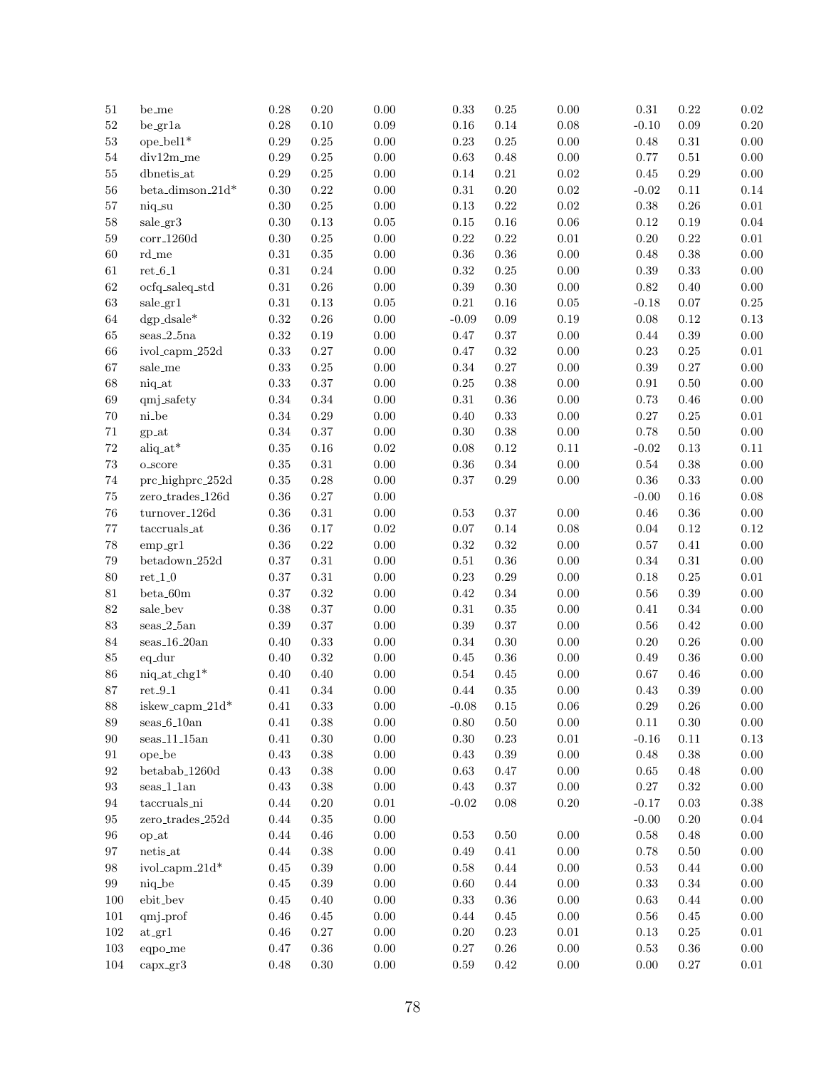| | | | | | | | | | | |
|---|---|---|---|---|---|---|---|---|---|---|
| 51 | be_me | 0.28 | 0.20 | 0.00 | 0.33 | 0.25 | 0.00 | 0.31 | 0.22 | 0.02 |
| 52 | be_gr1a | 0.28 | 0.10 | 0.09 | 0.16 | 0.14 | 0.08 | -0.10 | 0.09 | 0.20 |
| 53 | ope_bel1* | 0.29 | 0.25 | 0.00 | 0.23 | 0.25 | 0.00 | 0.48 | 0.31 | 0.00 |
| 54 | div12m_me | 0.29 | 0.25 | 0.00 | 0.63 | 0.48 | 0.00 | 0.77 | 0.51 | 0.00 |
| 55 | dbnetis_at | 0.29 | 0.25 | 0.00 | 0.14 | 0.21 | 0.02 | 0.45 | 0.29 | 0.00 |
| 56 | beta_dimson_21d* | 0.30 | 0.22 | 0.00 | 0.31 | 0.20 | 0.02 | -0.02 | 0.11 | 0.14 |
| 57 | niq_su | 0.30 | 0.25 | 0.00 | 0.13 | 0.22 | 0.02 | 0.38 | 0.26 | 0.01 |
| 58 | sale_gr3 | 0.30 | 0.13 | 0.05 | 0.15 | 0.16 | 0.06 | 0.12 | 0.19 | 0.04 |
| 59 | corr_1260d | 0.30 | 0.25 | 0.00 | 0.22 | 0.22 | 0.01 | 0.20 | 0.22 | 0.01 |
| 60 | rd_me | 0.31 | 0.35 | 0.00 | 0.36 | 0.36 | 0.00 | 0.48 | 0.38 | 0.00 |
| 61 | ret_6_1 | 0.31 | 0.24 | 0.00 | 0.32 | 0.25 | 0.00 | 0.39 | 0.33 | 0.00 |
| 62 | ocfq_saleq_std | 0.31 | 0.26 | 0.00 | 0.39 | 0.30 | 0.00 | 0.82 | 0.40 | 0.00 |
| 63 | sale_gr1 | 0.31 | 0.13 | 0.05 | 0.21 | 0.16 | 0.05 | -0.18 | 0.07 | 0.25 |
| 64 | dgp_dsale* | 0.32 | 0.26 | 0.00 | -0.09 | 0.09 | 0.19 | 0.08 | 0.12 | 0.13 |
| 65 | seas_2_5na | 0.32 | 0.19 | 0.00 | 0.47 | 0.37 | 0.00 | 0.44 | 0.39 | 0.00 |
| 66 | ivol_capm_252d | 0.33 | 0.27 | 0.00 | 0.47 | 0.32 | 0.00 | 0.23 | 0.25 | 0.01 |
| 67 | sale_me | 0.33 | 0.25 | 0.00 | 0.34 | 0.27 | 0.00 | 0.39 | 0.27 | 0.00 |
| 68 | niq_at | 0.33 | 0.37 | 0.00 | 0.25 | 0.38 | 0.00 | 0.91 | 0.50 | 0.00 |
| 69 | qmj_safety | 0.34 | 0.34 | 0.00 | 0.31 | 0.36 | 0.00 | 0.73 | 0.46 | 0.00 |
| 70 | ni_be | 0.34 | 0.29 | 0.00 | 0.40 | 0.33 | 0.00 | 0.27 | 0.25 | 0.01 |
| 71 | gp_at | 0.34 | 0.37 | 0.00 | 0.30 | 0.38 | 0.00 | 0.78 | 0.50 | 0.00 |
| 72 | aliq_at* | 0.35 | 0.16 | 0.02 | 0.08 | 0.12 | 0.11 | -0.02 | 0.13 | 0.11 |
| 73 | o_score | 0.35 | 0.31 | 0.00 | 0.36 | 0.34 | 0.00 | 0.54 | 0.38 | 0.00 |
| 74 | prc_highprc_252d | 0.35 | 0.28 | 0.00 | 0.37 | 0.29 | 0.00 | 0.36 | 0.33 | 0.00 |
| 75 | zero_trades_126d | 0.36 | 0.27 | 0.00 | | | | -0.00 | 0.16 | 0.08 |
| 76 | turnover_126d | 0.36 | 0.31 | 0.00 | 0.53 | 0.37 | 0.00 | 0.46 | 0.36 | 0.00 |
| 77 | taccruals_at | 0.36 | 0.17 | 0.02 | 0.07 | 0.14 | 0.08 | 0.04 | 0.12 | 0.12 |
| 78 | emp_gr1 | 0.36 | 0.22 | 0.00 | 0.32 | 0.32 | 0.00 | 0.57 | 0.41 | 0.00 |
| 79 | betadown_252d | 0.37 | 0.31 | 0.00 | 0.51 | 0.36 | 0.00 | 0.34 | 0.31 | 0.00 |
| 80 | ret_1_0 | 0.37 | 0.31 | 0.00 | 0.23 | 0.29 | 0.00 | 0.18 | 0.25 | 0.01 |
| 81 | beta_60m | 0.37 | 0.32 | 0.00 | 0.42 | 0.34 | 0.00 | 0.56 | 0.39 | 0.00 |
| 82 | sale_bev | 0.38 | 0.37 | 0.00 | 0.31 | 0.35 | 0.00 | 0.41 | 0.34 | 0.00 |
| 83 | seas_2_5an | 0.39 | 0.37 | 0.00 | 0.39 | 0.37 | 0.00 | 0.56 | 0.42 | 0.00 |
| 84 | seas_16_20an | 0.40 | 0.33 | 0.00 | 0.34 | 0.30 | 0.00 | 0.20 | 0.26 | 0.00 |
| 85 | eq_dur | 0.40 | 0.32 | 0.00 | 0.45 | 0.36 | 0.00 | 0.49 | 0.36 | 0.00 |
| 86 | niq_at_chg1* | 0.40 | 0.40 | 0.00 | 0.54 | 0.45 | 0.00 | 0.67 | 0.46 | 0.00 |
| 87 | ret_9_1 | 0.41 | 0.34 | 0.00 | 0.44 | 0.35 | 0.00 | 0.43 | 0.39 | 0.00 |
| 88 | iskew_capm_21d* | 0.41 | 0.33 | 0.00 | -0.08 | 0.15 | 0.06 | 0.29 | 0.26 | 0.00 |
| 89 | seas_6_10an | 0.41 | 0.38 | 0.00 | 0.80 | 0.50 | 0.00 | 0.11 | 0.30 | 0.00 |
| 90 | seas_11_15an | 0.41 | 0.30 | 0.00 | 0.30 | 0.23 | 0.01 | -0.16 | 0.11 | 0.13 |
| 91 | ope_be | 0.43 | 0.38 | 0.00 | 0.43 | 0.39 | 0.00 | 0.48 | 0.38 | 0.00 |
| 92 | betabab_1260d | 0.43 | 0.38 | 0.00 | 0.63 | 0.47 | 0.00 | 0.65 | 0.48 | 0.00 |
| 93 | seas_1_1an | 0.43 | 0.38 | 0.00 | 0.43 | 0.37 | 0.00 | 0.27 | 0.32 | 0.00 |
| 94 | taccruals_ni | 0.44 | 0.20 | 0.01 | -0.02 | 0.08 | 0.20 | -0.17 | 0.03 | 0.38 |
| 95 | zero_trades_252d | 0.44 | 0.35 | 0.00 | | | | -0.00 | 0.20 | 0.04 |
| 96 | op_at | 0.44 | 0.46 | 0.00 | 0.53 | 0.50 | 0.00 | 0.58 | 0.48 | 0.00 |
| 97 | netis_at | 0.44 | 0.38 | 0.00 | 0.49 | 0.41 | 0.00 | 0.78 | 0.50 | 0.00 |
| 98 | ivol_capm_21d* | 0.45 | 0.39 | 0.00 | 0.58 | 0.44 | 0.00 | 0.53 | 0.44 | 0.00 |
| 99 | niq_be | 0.45 | 0.39 | 0.00 | 0.60 | 0.44 | 0.00 | 0.33 | 0.34 | 0.00 |
| 100 | ebit_bev | 0.45 | 0.40 | 0.00 | 0.33 | 0.36 | 0.00 | 0.63 | 0.44 | 0.00 |
| 101 | qmj_prof | 0.46 | 0.45 | 0.00 | 0.44 | 0.45 | 0.00 | 0.56 | 0.45 | 0.00 |
| 102 | at_gr1 | 0.46 | 0.27 | 0.00 | 0.20 | 0.23 | 0.01 | 0.13 | 0.25 | 0.01 |
| 103 | eqpo_me | 0.47 | 0.36 | 0.00 | 0.27 | 0.26 | 0.00 | 0.53 | 0.36 | 0.00 |
| 104 | capx_gr3 | 0.48 | 0.30 | 0.00 | 0.59 | 0.42 | 0.00 | 0.00 | 0.27 | 0.01 |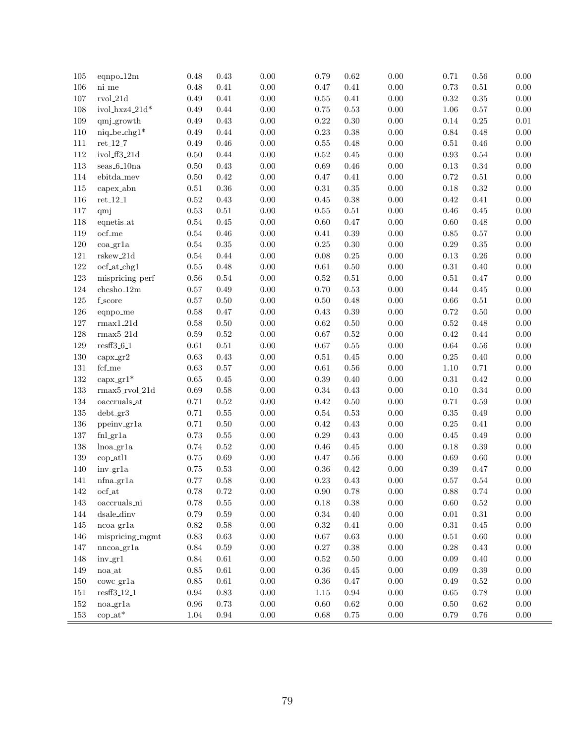| | | | | | | | | | | |
|---|---|---|---|---|---|---|---|---|---|---|
| 105 | eqnpo_12m | 0.48 | 0.43 | 0.00 | 0.79 | 0.62 | 0.00 | 0.71 | 0.56 | 0.00 |
| 106 | ni_me | 0.48 | 0.41 | 0.00 | 0.47 | 0.41 | 0.00 | 0.73 | 0.51 | 0.00 |
| 107 | rvol_21d | 0.49 | 0.41 | 0.00 | 0.55 | 0.41 | 0.00 | 0.32 | 0.35 | 0.00 |
| 108 | ivol_hxz4_21d* | 0.49 | 0.44 | 0.00 | 0.75 | 0.53 | 0.00 | 1.06 | 0.57 | 0.00 |
| 109 | qmj_growth | 0.49 | 0.43 | 0.00 | 0.22 | 0.30 | 0.00 | 0.14 | 0.25 | 0.01 |
| 110 | niq_be_chg1* | 0.49 | 0.44 | 0.00 | 0.23 | 0.38 | 0.00 | 0.84 | 0.48 | 0.00 |
| 111 | ret_12_7 | 0.49 | 0.46 | 0.00 | 0.55 | 0.48 | 0.00 | 0.51 | 0.46 | 0.00 |
| 112 | ivol_ff3_21d | 0.50 | 0.44 | 0.00 | 0.52 | 0.45 | 0.00 | 0.93 | 0.54 | 0.00 |
| 113 | seas_6_10na | 0.50 | 0.43 | 0.00 | 0.69 | 0.46 | 0.00 | 0.13 | 0.34 | 0.00 |
| 114 | ebitda_mev | 0.50 | 0.42 | 0.00 | 0.47 | 0.41 | 0.00 | 0.72 | 0.51 | 0.00 |
| 115 | capex_abn | 0.51 | 0.36 | 0.00 | 0.31 | 0.35 | 0.00 | 0.18 | 0.32 | 0.00 |
| 116 | ret_12_1 | 0.52 | 0.43 | 0.00 | 0.45 | 0.38 | 0.00 | 0.42 | 0.41 | 0.00 |
| 117 | qmj | 0.53 | 0.51 | 0.00 | 0.55 | 0.51 | 0.00 | 0.46 | 0.45 | 0.00 |
| 118 | eqnetis_at | 0.54 | 0.45 | 0.00 | 0.60 | 0.47 | 0.00 | 0.60 | 0.48 | 0.00 |
| 119 | ocf_me | 0.54 | 0.46 | 0.00 | 0.41 | 0.39 | 0.00 | 0.85 | 0.57 | 0.00 |
| 120 | coa_gr1a | 0.54 | 0.35 | 0.00 | 0.25 | 0.30 | 0.00 | 0.29 | 0.35 | 0.00 |
| 121 | rskew_21d | 0.54 | 0.44 | 0.00 | 0.08 | 0.25 | 0.00 | 0.13 | 0.26 | 0.00 |
| 122 | ocf_at_chg1 | 0.55 | 0.48 | 0.00 | 0.61 | 0.50 | 0.00 | 0.31 | 0.40 | 0.00 |
| 123 | mispricing_perf | 0.56 | 0.54 | 0.00 | 0.52 | 0.51 | 0.00 | 0.51 | 0.47 | 0.00 |
| 124 | chcsho_12m | 0.57 | 0.49 | 0.00 | 0.70 | 0.53 | 0.00 | 0.44 | 0.45 | 0.00 |
| 125 | f_score | 0.57 | 0.50 | 0.00 | 0.50 | 0.48 | 0.00 | 0.66 | 0.51 | 0.00 |
| 126 | eqnpo_me | 0.58 | 0.47 | 0.00 | 0.43 | 0.39 | 0.00 | 0.72 | 0.50 | 0.00 |
| 127 | rmax1_21d | 0.58 | 0.50 | 0.00 | 0.62 | 0.50 | 0.00 | 0.52 | 0.48 | 0.00 |
| 128 | rmax5_21d | 0.59 | 0.52 | 0.00 | 0.67 | 0.52 | 0.00 | 0.42 | 0.44 | 0.00 |
| 129 | resff3_6_1 | 0.61 | 0.51 | 0.00 | 0.67 | 0.55 | 0.00 | 0.64 | 0.56 | 0.00 |
| 130 | capx_gr2 | 0.63 | 0.43 | 0.00 | 0.51 | 0.45 | 0.00 | 0.25 | 0.40 | 0.00 |
| 131 | fcf_me | 0.63 | 0.57 | 0.00 | 0.61 | 0.56 | 0.00 | 1.10 | 0.71 | 0.00 |
| 132 | capx_gr1* | 0.65 | 0.45 | 0.00 | 0.39 | 0.40 | 0.00 | 0.31 | 0.42 | 0.00 |
| 133 | rmax5_rvol_21d | 0.69 | 0.58 | 0.00 | 0.34 | 0.43 | 0.00 | 0.10 | 0.34 | 0.00 |
| 134 | oaccruals_at | 0.71 | 0.52 | 0.00 | 0.42 | 0.50 | 0.00 | 0.71 | 0.59 | 0.00 |
| 135 | debt_gr3 | 0.71 | 0.55 | 0.00 | 0.54 | 0.53 | 0.00 | 0.35 | 0.49 | 0.00 |
| 136 | ppeinv_gr1a | 0.71 | 0.50 | 0.00 | 0.42 | 0.43 | 0.00 | 0.25 | 0.41 | 0.00 |
| 137 | fnl_gr1a | 0.73 | 0.55 | 0.00 | 0.29 | 0.43 | 0.00 | 0.45 | 0.49 | 0.00 |
| 138 | lnoa_gr1a | 0.74 | 0.52 | 0.00 | 0.46 | 0.45 | 0.00 | 0.18 | 0.39 | 0.00 |
| 139 | cop_atl1 | 0.75 | 0.69 | 0.00 | 0.47 | 0.56 | 0.00 | 0.69 | 0.60 | 0.00 |
| 140 | inv_gr1a | 0.75 | 0.53 | 0.00 | 0.36 | 0.42 | 0.00 | 0.39 | 0.47 | 0.00 |
| 141 | nfna_gr1a | 0.77 | 0.58 | 0.00 | 0.23 | 0.43 | 0.00 | 0.57 | 0.54 | 0.00 |
| 142 | ocf_at | 0.78 | 0.72 | 0.00 | 0.90 | 0.78 | 0.00 | 0.88 | 0.74 | 0.00 |
| 143 | oaccruals_ni | 0.78 | 0.55 | 0.00 | 0.18 | 0.38 | 0.00 | 0.60 | 0.52 | 0.00 |
| 144 | dsale_dinv | 0.79 | 0.59 | 0.00 | 0.34 | 0.40 | 0.00 | 0.01 | 0.31 | 0.00 |
| 145 | ncoa_gr1a | 0.82 | 0.58 | 0.00 | 0.32 | 0.41 | 0.00 | 0.31 | 0.45 | 0.00 |
| 146 | mispricing_mgmt | 0.83 | 0.63 | 0.00 | 0.67 | 0.63 | 0.00 | 0.51 | 0.60 | 0.00 |
| 147 | nncoa_gr1a | 0.84 | 0.59 | 0.00 | 0.27 | 0.38 | 0.00 | 0.28 | 0.43 | 0.00 |
| 148 | inv_gr1 | 0.84 | 0.61 | 0.00 | 0.52 | 0.50 | 0.00 | 0.09 | 0.40 | 0.00 |
| 149 | noa_at | 0.85 | 0.61 | 0.00 | 0.36 | 0.45 | 0.00 | 0.09 | 0.39 | 0.00 |
| 150 | cowc_gr1a | 0.85 | 0.61 | 0.00 | 0.36 | 0.47 | 0.00 | 0.49 | 0.52 | 0.00 |
| 151 | resff3_12_1 | 0.94 | 0.83 | 0.00 | 1.15 | 0.94 | 0.00 | 0.65 | 0.78 | 0.00 |
| 152 | noa_gr1a | 0.96 | 0.73 | 0.00 | 0.60 | 0.62 | 0.00 | 0.50 | 0.62 | 0.00 |
| 153 | cop_at* | 1.04 | 0.94 | 0.00 | 0.68 | 0.75 | 0.00 | 0.79 | 0.76 | 0.00 |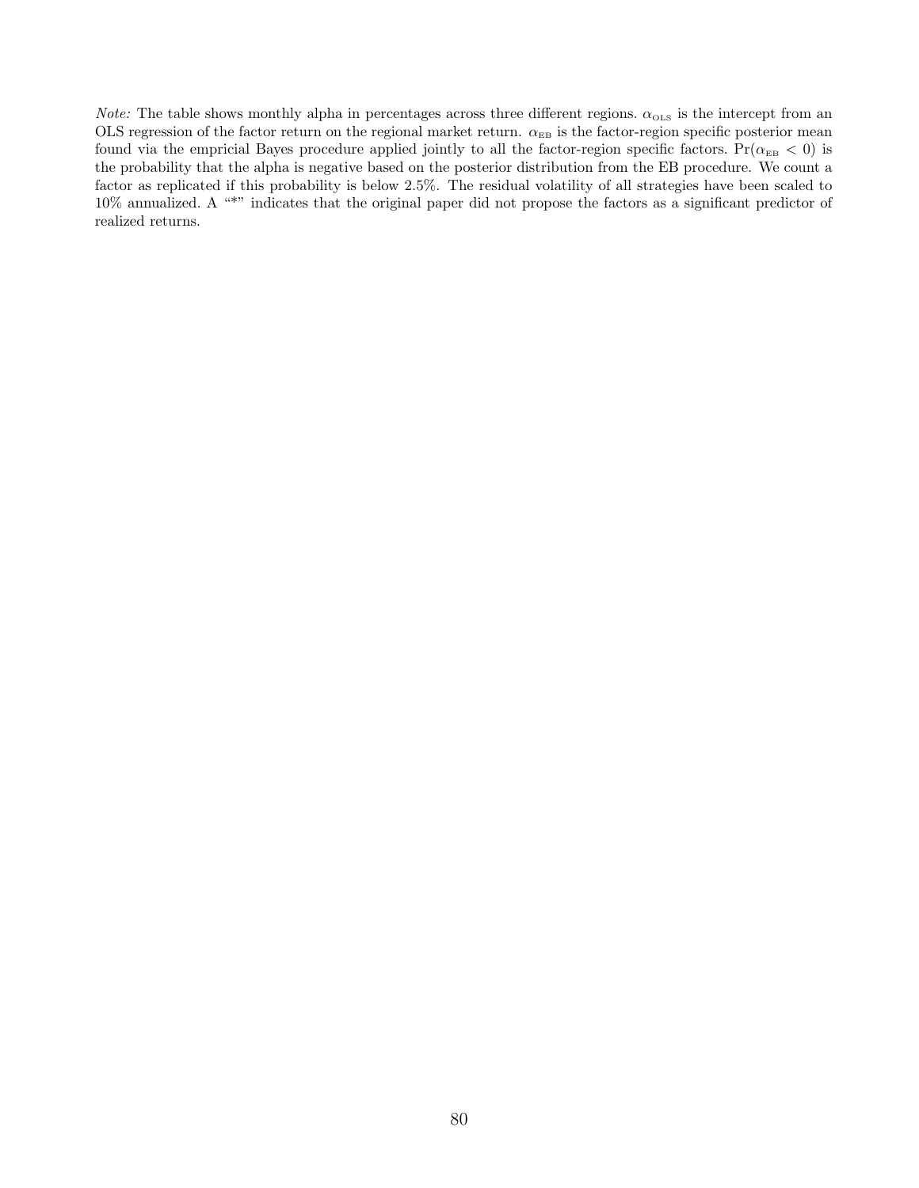*Note:* The table shows monthly alpha in percentages across three different regions. $\alpha_{\text{OLS}}$ is the intercept from an OLS regression of the factor return on the regional market return. $\alpha_{\text{EB}}$ is the factor-region specific posterior mean found via the empricial Bayes procedure applied jointly to all the factor-region specific factors. $\Pr(\alpha_{\text{EB}} < 0)$ is the probability that the alpha is negative based on the posterior distribution from the EB procedure. We count a factor as replicated if this probability is below 2.5%. The residual volatility of all strategies have been scaled to 10% annualized. A "*" indicates that the original paper did not propose the factors as a significant predictor of realized returns.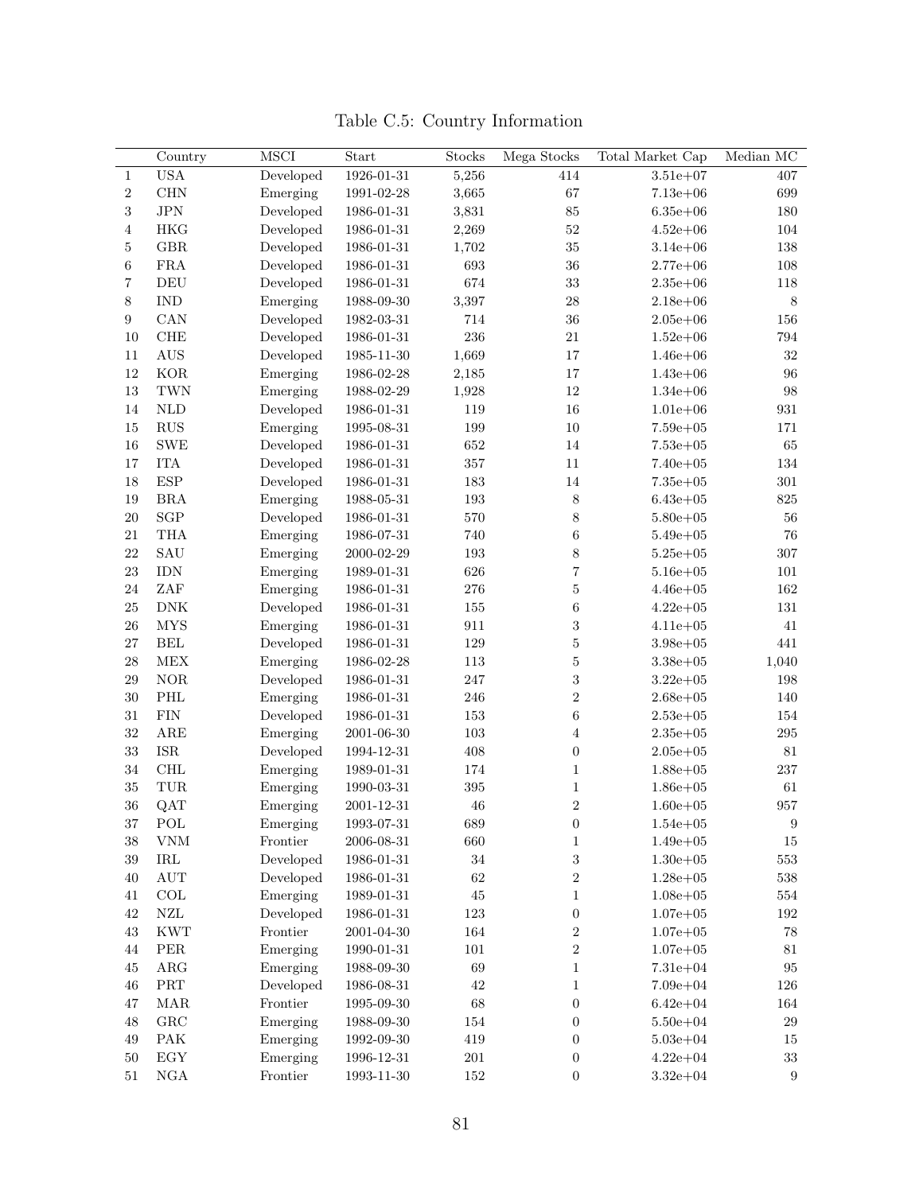Table C.5: Country Information

| | Country | MSCI | Start | Stocks | Mega Stocks | Total Market Cap | Median MC |
|---|---|---|---|---|---|---|---|
| 1 | USA | Developed | 1926-01-31 | 5,256 | 414 | 3.51e+07 | 407 |
| 2 | CHN | Emerging | 1991-02-28 | 3,665 | 67 | 7.13e+06 | 699 |
| 3 | JPN | Developed | 1986-01-31 | 3,831 | 85 | 6.35e+06 | 180 |
| 4 | HKG | Developed | 1986-01-31 | 2,269 | 52 | 4.52e+06 | 104 |
| 5 | GBR | Developed | 1986-01-31 | 1,702 | 35 | 3.14e+06 | 138 |
| 6 | FRA | Developed | 1986-01-31 | 693 | 36 | 2.77e+06 | 108 |
| 7 | DEU | Developed | 1986-01-31 | 674 | 33 | 2.35e+06 | 118 |
| 8 | IND | Emerging | 1988-09-30 | 3,397 | 28 | 2.18e+06 | 8 |
| 9 | CAN | Developed | 1982-03-31 | 714 | 36 | 2.05e+06 | 156 |
| 10 | CHE | Developed | 1986-01-31 | 236 | 21 | 1.52e+06 | 794 |
| 11 | AUS | Developed | 1985-11-30 | 1,669 | 17 | 1.46e+06 | 32 |
| 12 | KOR | Emerging | 1986-02-28 | 2,185 | 17 | 1.43e+06 | 96 |
| 13 | TWN | Emerging | 1988-02-29 | 1,928 | 12 | 1.34e+06 | 98 |
| 14 | NLD | Developed | 1986-01-31 | 119 | 16 | 1.01e+06 | 931 |
| 15 | RUS | Emerging | 1995-08-31 | 199 | 10 | 7.59e+05 | 171 |
| 16 | SWE | Developed | 1986-01-31 | 652 | 14 | 7.53e+05 | 65 |
| 17 | ITA | Developed | 1986-01-31 | 357 | 11 | 7.40e+05 | 134 |
| 18 | ESP | Developed | 1986-01-31 | 183 | 14 | 7.35e+05 | 301 |
| 19 | BRA | Emerging | 1988-05-31 | 193 | 8 | 6.43e+05 | 825 |
| 20 | SGP | Developed | 1986-01-31 | 570 | 8 | 5.80e+05 | 56 |
| 21 | THA | Emerging | 1986-07-31 | 740 | 6 | 5.49e+05 | 76 |
| 22 | SAU | Emerging | 2000-02-29 | 193 | 8 | 5.25e+05 | 307 |
| 23 | IDN | Emerging | 1989-01-31 | 626 | 7 | 5.16e+05 | 101 |
| 24 | ZAF | Emerging | 1986-01-31 | 276 | 5 | 4.46e+05 | 162 |
| 25 | DNK | Developed | 1986-01-31 | 155 | 6 | 4.22e+05 | 131 |
| 26 | MYS | Emerging | 1986-01-31 | 911 | 3 | 4.11e+05 | 41 |
| 27 | BEL | Developed | 1986-01-31 | 129 | 5 | 3.98e+05 | 441 |
| 28 | MEX | Emerging | 1986-02-28 | 113 | 5 | 3.38e+05 | 1,040 |
| 29 | NOR | Developed | 1986-01-31 | 247 | 3 | 3.22e+05 | 198 |
| 30 | PHL | Emerging | 1986-01-31 | 246 | 2 | 2.68e+05 | 140 |
| 31 | FIN | Developed | 1986-01-31 | 153 | 6 | 2.53e+05 | 154 |
| 32 | ARE | Emerging | 2001-06-30 | 103 | 4 | 2.35e+05 | 295 |
| 33 | ISR | Developed | 1994-12-31 | 408 | 0 | 2.05e+05 | 81 |
| 34 | CHL | Emerging | 1989-01-31 | 174 | 1 | 1.88e+05 | 237 |
| 35 | TUR | Emerging | 1990-03-31 | 395 | 1 | 1.86e+05 | 61 |
| 36 | QAT | Emerging | 2001-12-31 | 46 | 2 | 1.60e+05 | 957 |
| 37 | POL | Emerging | 1993-07-31 | 689 | 0 | 1.54e+05 | 9 |
| 38 | VNM | Frontier | 2006-08-31 | 660 | 1 | 1.49e+05 | 15 |
| 39 | IRL | Developed | 1986-01-31 | 34 | 3 | 1.30e+05 | 553 |
| 40 | AUT | Developed | 1986-01-31 | 62 | 2 | 1.28e+05 | 538 |
| 41 | COL | Emerging | 1989-01-31 | 45 | 1 | 1.08e+05 | 554 |
| 42 | NZL | Developed | 1986-01-31 | 123 | 0 | 1.07e+05 | 192 |
| 43 | KWT | Frontier | 2001-04-30 | 164 | 2 | 1.07e+05 | 78 |
| 44 | PER | Emerging | 1990-01-31 | 101 | 2 | 1.07e+05 | 81 |
| 45 | ARG | Emerging | 1988-09-30 | 69 | 1 | 7.31e+04 | 95 |
| 46 | PRT | Developed | 1986-08-31 | 42 | 1 | 7.09e+04 | 126 |
| 47 | MAR | Frontier | 1995-09-30 | 68 | 0 | 6.42e+04 | 164 |
| 48 | GRC | Emerging | 1988-09-30 | 154 | 0 | 5.50e+04 | 29 |
| 49 | PAK | Emerging | 1992-09-30 | 419 | 0 | 5.03e+04 | 15 |
| 50 | EGY | Emerging | 1996-12-31 | 201 | 0 | 4.22e+04 | 33 |
| 51 | NGA | Frontier | 1993-11-30 | 152 | 0 | 3.32e+04 | 9 |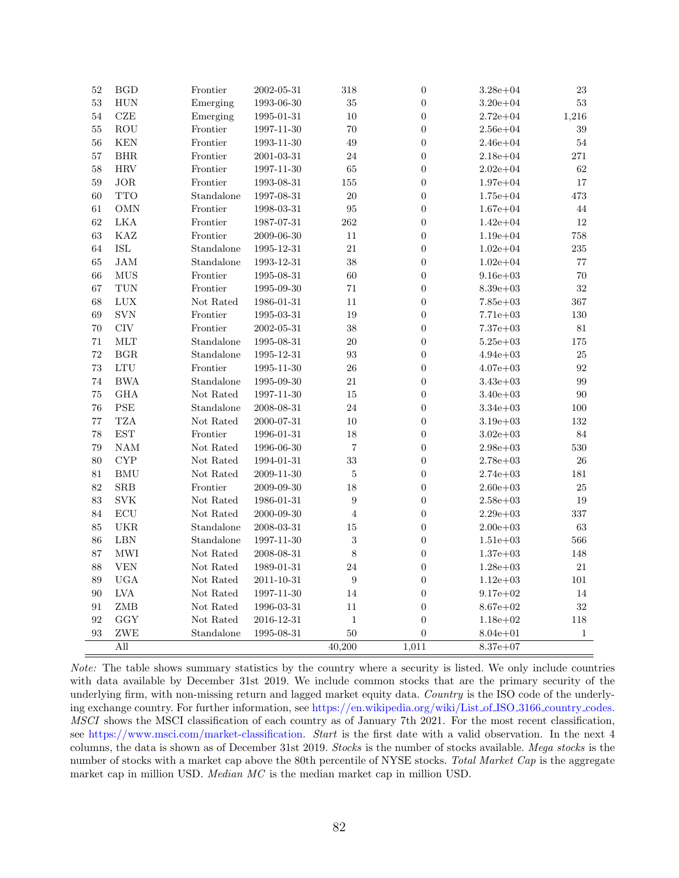|  |  |  |  |  |  |  |  |
|---|---|---|---|---|---|---|---|
| 52 | BGD | Frontier | 2002-05-31 | 318 | 0 | 3.28e+04 | 23 |
| 53 | HUN | Emerging | 1993-06-30 | 35 | 0 | 3.20e+04 | 53 |
| 54 | CZE | Emerging | 1995-01-31 | 10 | 0 | 2.72e+04 | 1,216 |
| 55 | ROU | Frontier | 1997-11-30 | 70 | 0 | 2.56e+04 | 39 |
| 56 | KEN | Frontier | 1993-11-30 | 49 | 0 | 2.46e+04 | 54 |
| 57 | BHR | Frontier | 2001-03-31 | 24 | 0 | 2.18e+04 | 271 |
| 58 | HRV | Frontier | 1997-11-30 | 65 | 0 | 2.02e+04 | 62 |
| 59 | JOR | Frontier | 1993-08-31 | 155 | 0 | 1.97e+04 | 17 |
| 60 | TTO | Standalone | 1997-08-31 | 20 | 0 | 1.75e+04 | 473 |
| 61 | OMN | Frontier | 1998-03-31 | 95 | 0 | 1.67e+04 | 44 |
| 62 | LKA | Frontier | 1987-07-31 | 262 | 0 | 1.42e+04 | 12 |
| 63 | KAZ | Frontier | 2009-06-30 | 11 | 0 | 1.19e+04 | 758 |
| 64 | ISL | Standalone | 1995-12-31 | 21 | 0 | 1.02e+04 | 235 |
| 65 | JAM | Standalone | 1993-12-31 | 38 | 0 | 1.02e+04 | 77 |
| 66 | MUS | Frontier | 1995-08-31 | 60 | 0 | 9.16e+03 | 70 |
| 67 | TUN | Frontier | 1995-09-30 | 71 | 0 | 8.39e+03 | 32 |
| 68 | LUX | Not Rated | 1986-01-31 | 11 | 0 | 7.85e+03 | 367 |
| 69 | SVN | Frontier | 1995-03-31 | 19 | 0 | 7.71e+03 | 130 |
| 70 | CIV | Frontier | 2002-05-31 | 38 | 0 | 7.37e+03 | 81 |
| 71 | MLT | Standalone | 1995-08-31 | 20 | 0 | 5.25e+03 | 175 |
| 72 | BGR | Standalone | 1995-12-31 | 93 | 0 | 4.94e+03 | 25 |
| 73 | LTU | Frontier | 1995-11-30 | 26 | 0 | 4.07e+03 | 92 |
| 74 | BWA | Standalone | 1995-09-30 | 21 | 0 | 3.43e+03 | 99 |
| 75 | GHA | Not Rated | 1997-11-30 | 15 | 0 | 3.40e+03 | 90 |
| 76 | PSE | Standalone | 2008-08-31 | 24 | 0 | 3.34e+03 | 100 |
| 77 | TZA | Not Rated | 2000-07-31 | 10 | 0 | 3.19e+03 | 132 |
| 78 | EST | Frontier | 1996-01-31 | 18 | 0 | 3.02e+03 | 84 |
| 79 | NAM | Not Rated | 1996-06-30 | 7 | 0 | 2.98e+03 | 530 |
| 80 | CYP | Not Rated | 1994-01-31 | 33 | 0 | 2.78e+03 | 26 |
| 81 | BMU | Not Rated | 2009-11-30 | 5 | 0 | 2.74e+03 | 181 |
| 82 | SRB | Frontier | 2009-09-30 | 18 | 0 | 2.60e+03 | 25 |
| 83 | SVK | Not Rated | 1986-01-31 | 9 | 0 | 2.58e+03 | 19 |
| 84 | ECU | Not Rated | 2000-09-30 | 4 | 0 | 2.29e+03 | 337 |
| 85 | UKR | Standalone | 2008-03-31 | 15 | 0 | 2.00e+03 | 63 |
| 86 | LBN | Standalone | 1997-11-30 | 3 | 0 | 1.51e+03 | 566 |
| 87 | MWI | Not Rated | 2008-08-31 | 8 | 0 | 1.37e+03 | 148 |
| 88 | VEN | Not Rated | 1989-01-31 | 24 | 0 | 1.28e+03 | 21 |
| 89 | UGA | Not Rated | 2011-10-31 | 9 | 0 | 1.12e+03 | 101 |
| 90 | LVA | Not Rated | 1997-11-30 | 14 | 0 | 9.17e+02 | 14 |
| 91 | ZMB | Not Rated | 1996-03-31 | 11 | 0 | 8.67e+02 | 32 |
| 92 | GGY | Not Rated | 2016-12-31 | 1 | 0 | 1.18e+02 | 118 |
| 93 | ZWE | Standalone | 1995-08-31 | 50 | 0 | 8.04e+01 | 1 |
|  | All |  |  | 40,200 | 1,011 | 8.37e+07 |  |

*Note:* The table shows summary statistics by the country where a security is listed. We only include countries with data available by December 31st 2019. We include common stocks that are the primary security of the underlying firm, with non-missing return and lagged market equity data. *Country* is the ISO code of the underlying exchange country. For further information, see https://en.wikipedia.org/wiki/List_of_ISO_3166_country_codes. *MSCI* shows the MSCI classification of each country as of January 7th 2021. For the most recent classification, see https://www.msci.com/market-classification. *Start* is the first date with a valid observation. In the next 4 columns, the data is shown as of December 31st 2019. *Stocks* is the number of stocks available. *Mega stocks* is the number of stocks with a market cap above the 80th percentile of NYSE stocks. *Total Market Cap* is the aggregate market cap in million USD. *Median MC* is the median market cap in million USD.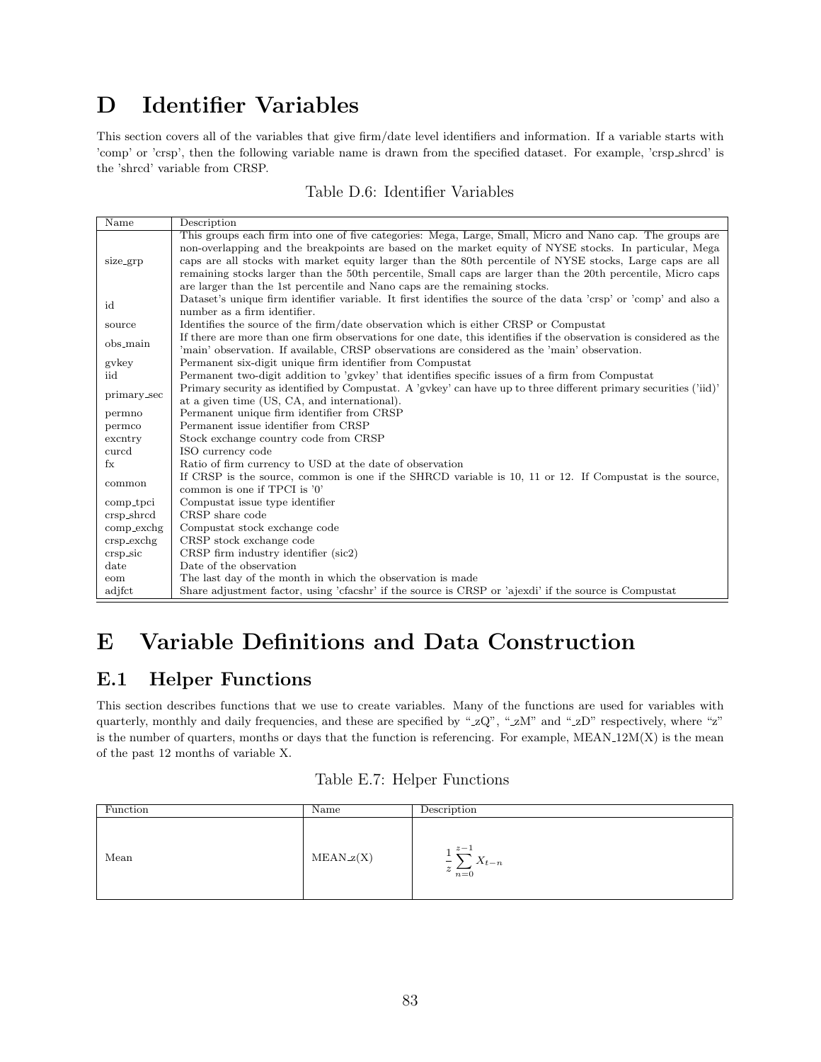# D Identifier Variables

This section covers all of the variables that give firm/date level identifiers and information. If a variable starts with 'comp' or 'crsp', then the following variable name is drawn from the specified dataset. For example, 'crsp_shrcd' is the 'shrcd' variable from CRSP.

Table D.6: Identifier Variables

| Name | Description |
|---|---|
| size_grp | This groups each firm into one of five categories: Mega, Large, Small, Micro and Nano cap. The groups are non-overlapping and the breakpoints are based on the market equity of NYSE stocks. In particular, Mega caps are all stocks with market equity larger than the 80th percentile of NYSE stocks, Large caps are all remaining stocks larger than the 50th percentile, Small caps are larger than the 20th percentile, Micro caps are larger than the 1st percentile and Nano caps are the remaining stocks. |
| id | Dataset's unique firm identifier variable. It first identifies the source of the data 'crsp' or 'comp' and also a number as a firm identifier. |
| source | Identifies the source of the firm/date observation which is either CRSP or Compustat |
| obs_main | If there are more than one firm observations for one date, this identifies if the observation is considered as the 'main' observation. If available, CRSP observations are considered as the 'main' observation. |
| gvkey | Permanent six-digit unique firm identifier from Compustat |
| iid | Permanent two-digit addition to 'gvkey' that identifies specific issues of a firm from Compustat |
| primary_sec | Primary security as identified by Compustat. A 'gvkey' can have up to three different primary securities ('iid)' at a given time (US, CA, and international). |
| permno | Permanent unique firm identifier from CRSP |
| permco | Permanent issue identifier from CRSP |
| excntry | Stock exchange country code from CRSP |
| curcd | ISO currency code |
| fx | Ratio of firm currency to USD at the date of observation |
| common | If CRSP is the source, common is one if the SHRCD variable is 10, 11 or 12. If Compustat is the source, common is one if TPCI is '0' |
| comp_tpci | Compustat issue type identifier |
| crsp_shrcd | CRSP share code |
| comp_exchg | Compustat stock exchange code |
| crsp_exchg | CRSP stock exchange code |
| crsp_sic | CRSP firm industry identifier (sic2) |
| date | Date of the observation |
| eom | The last day of the month in which the observation is made |
| adjfct | Share adjustment factor, using 'cfacshr' if the source is CRSP or 'ajexdi' if the source is Compustat |

# E Variable Definitions and Data Construction

## E.1 Helper Functions

This section describes functions that we use to create variables. Many of the functions are used for variables with quarterly, monthly and daily frequencies, and these are specified by "_zQ", "_zM" and "_zD" respectively, where "z" is the number of quarters, months or days that the function is referencing. For example, MEAN_12M(X) is the mean of the past 12 months of variable X.

Table E.7: Helper Functions

| Function | Name | Description |
|---|---|---|
| Mean | MEAN_z(X) | $\frac{1}{z}\sum_{n=0}^{z-1} X_{t-n}$ |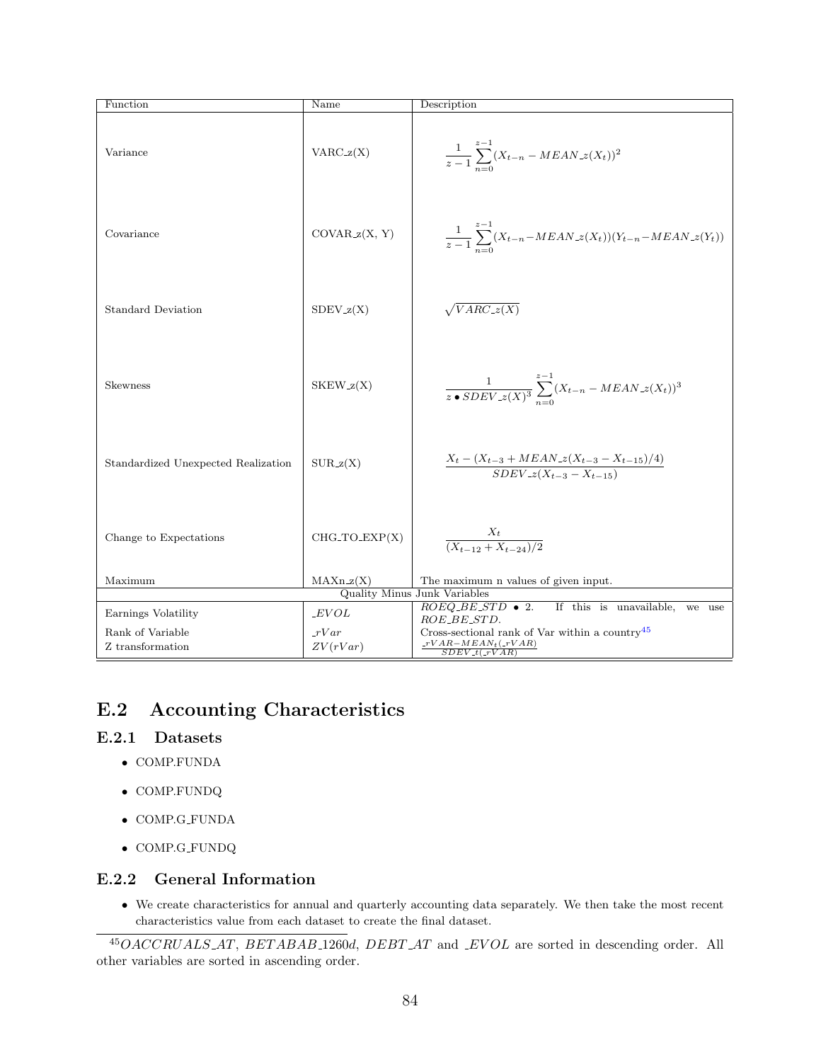| Function | Name | Description |
|---|---|---|
| Variance | VARC_z(X) | $\frac{1}{z-1}\sum_{n=0}^{z-1}(X_{t-n} - MEAN\_z(X_t))^2$ |
| Covariance | COVAR_z(X, Y) | $\frac{1}{z-1}\sum_{n=0}^{z-1}(X_{t-n} - MEAN\_z(X_t))(Y_{t-n} - MEAN\_z(Y_t))$ |
| Standard Deviation | SDEV_z(X) | $\sqrt{VARC\_z(X)}$ |
| Skewness | SKEW_z(X) | $\frac{1}{z \bullet SDEV\_z(X)^3}\sum_{n=0}^{z-1}(X_{t-n} - MEAN\_z(X_t))^3$ |
| Standardized Unexpected Realization | SUR_z(X) | $\frac{X_t - (X_{t-3} + MEAN\_z(X_{t-3} - X_{t-15})/4)}{SDEV\_z(X_{t-3} - X_{t-15})}$ |
| Change to Expectations | CHG_TO_EXP(X) | $\frac{X_t}{(X_{t-12} + X_{t-24})/2}$ |
| Maximum | MAXn_z(X) | The maximum n values of given input. |
| Quality Minus Junk Variables | | |
| Earnings Volatility | $\_EVOL$ | $ROEQ\_BE\_STD \bullet 2$. If this is unavailable, we use $ROE\_BE\_STD$. |
| Rank of Variable | $\_rVar$ | Cross-sectional rank of Var within a country[45] |
| Z transformation | $ZV(rVar)$ | $\frac{\_rVAR - MEAN_t(\_rVAR)}{SDEV\_t(\_rVAR)}$ |

## E.2 Accounting Characteristics

### E.2.1 Datasets

- COMP.FUNDA
- COMP.FUNDQ
- COMP.G_FUNDA
- COMP.G_FUNDQ

### E.2.2 General Information

- We create characteristics for annual and quarterly accounting data separately. We then take the most recent characteristics value from each dataset to create the final dataset.

---

[45] $OACCRUALS\_AT$, $BETABAB\_1260d$, $DEBT\_AT$ and $\_EVOL$ are sorted in descending order. All other variables are sorted in ascending order.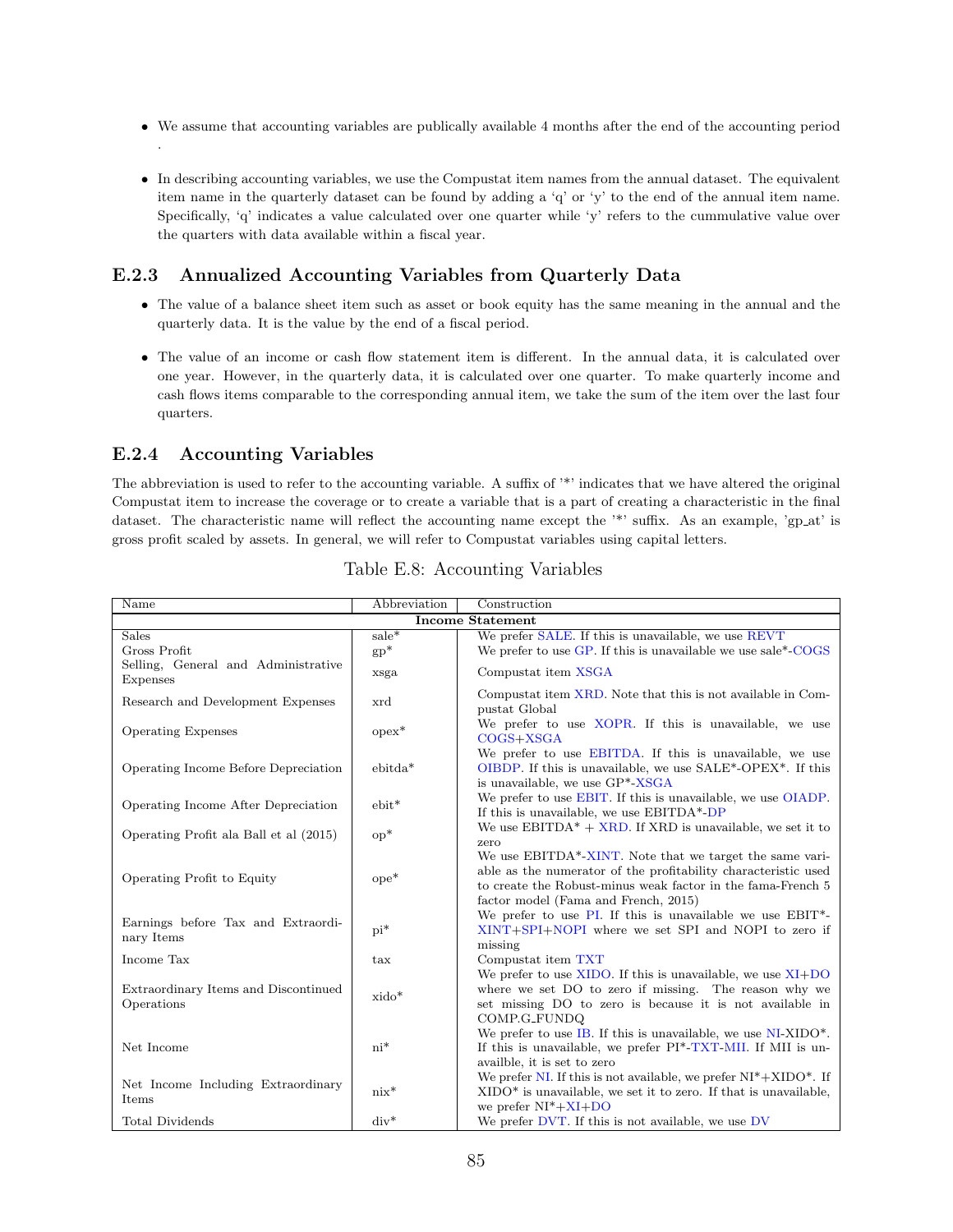- We assume that accounting variables are publically available 4 months after the end of the accounting period .

- In describing accounting variables, we use the Compustat item names from the annual dataset. The equivalent item name in the quarterly dataset can be found by adding a 'q' or 'y' to the end of the annual item name. Specifically, 'q' indicates a value calculated over one quarter while 'y' refers to the cummulative value over the quarters with data available within a fiscal year.

### E.2.3 Annualized Accounting Variables from Quarterly Data

- The value of a balance sheet item such as asset or book equity has the same meaning in the annual and the quarterly data. It is the value by the end of a fiscal period.

- The value of an income or cash flow statement item is different. In the annual data, it is calculated over one year. However, in the quarterly data, it is calculated over one quarter. To make quarterly income and cash flows items comparable to the corresponding annual item, we take the sum of the item over the last four quarters.

### E.2.4 Accounting Variables

The abbreviation is used to refer to the accounting variable. A suffix of '*' indicates that we have altered the original Compustat item to increase the coverage or to create a variable that is a part of creating a characteristic in the final dataset. The characteristic name will reflect the accounting name except the '*' suffix. As an example, 'gp_at' is gross profit scaled by assets. In general, we will refer to Compustat variables using capital letters.

Table E.8: Accounting Variables

| Name | Abbreviation | Construction |
|---|---|---|
| **Income Statement** | | |
| Sales | sale* | We prefer SALE. If this is unavailable, we use REVT |
| Gross Profit | gp* | We prefer to use GP. If this is unavailable we use sale*-COGS |
| Selling, General and Administrative Expenses | xsga | Compustat item XSGA |
| Research and Development Expenses | xrd | Compustat item XRD. Note that this is not available in Compustat Global |
| Operating Expenses | opex* | We prefer to use XOPR. If this is unavailable, we use COGS+XSGA |
| Operating Income Before Depreciation | ebitda* | We prefer to use EBITDA. If this is unavailable, we use OIBDP. If this is unavailable, we use SALE*-OPEX*. If this is unavailable, we use GP*-XSGA |
| Operating Income After Depreciation | ebit* | We prefer to use EBIT. If this is unavailable, we use OIADP. If this is unavailable, we use EBITDA*-DP |
| Operating Profit ala Ball et al (2015) | op* | We use EBITDA* + XRD. If XRD is unavailable, we set it to zero |
| Operating Profit to Equity | ope* | We use EBITDA*-XINT. Note that we target the same variable as the numerator of the profitability characteristic used to create the Robust-minus weak factor in the fama-French 5 factor model (Fama and French, 2015) |
| Earnings before Tax and Extraordinary Items | pi* | We prefer to use PI. If this is unavailable we use EBIT*-XINT+SPI+NOPI where we set SPI and NOPI to zero if missing |
| Income Tax | tax | Compustat item TXT |
| Extraordinary Items and Discontinued Operations | xido* | We prefer to use XIDO. If this is unavailable, we use XI+DO where we set DO to zero if missing. The reason why we set missing DO to zero is because it is not available in COMP.G_FUNDQ |
| Net Income | ni* | We prefer to use IB. If this is unavailable, we use NI-XIDO*. If this is unavailable, we prefer PI*-TXT-MII. If MII is unavailble, it is set to zero |
| Net Income Including Extraordinary Items | nix* | We prefer NI. If this is not available, we prefer NI*+XIDO*. If XIDO* is unavailable, we set it to zero. If that is unavailable, we prefer NI*+XI+DO |
| Total Dividends | div* | We prefer DVT. If this is not available, we use DV |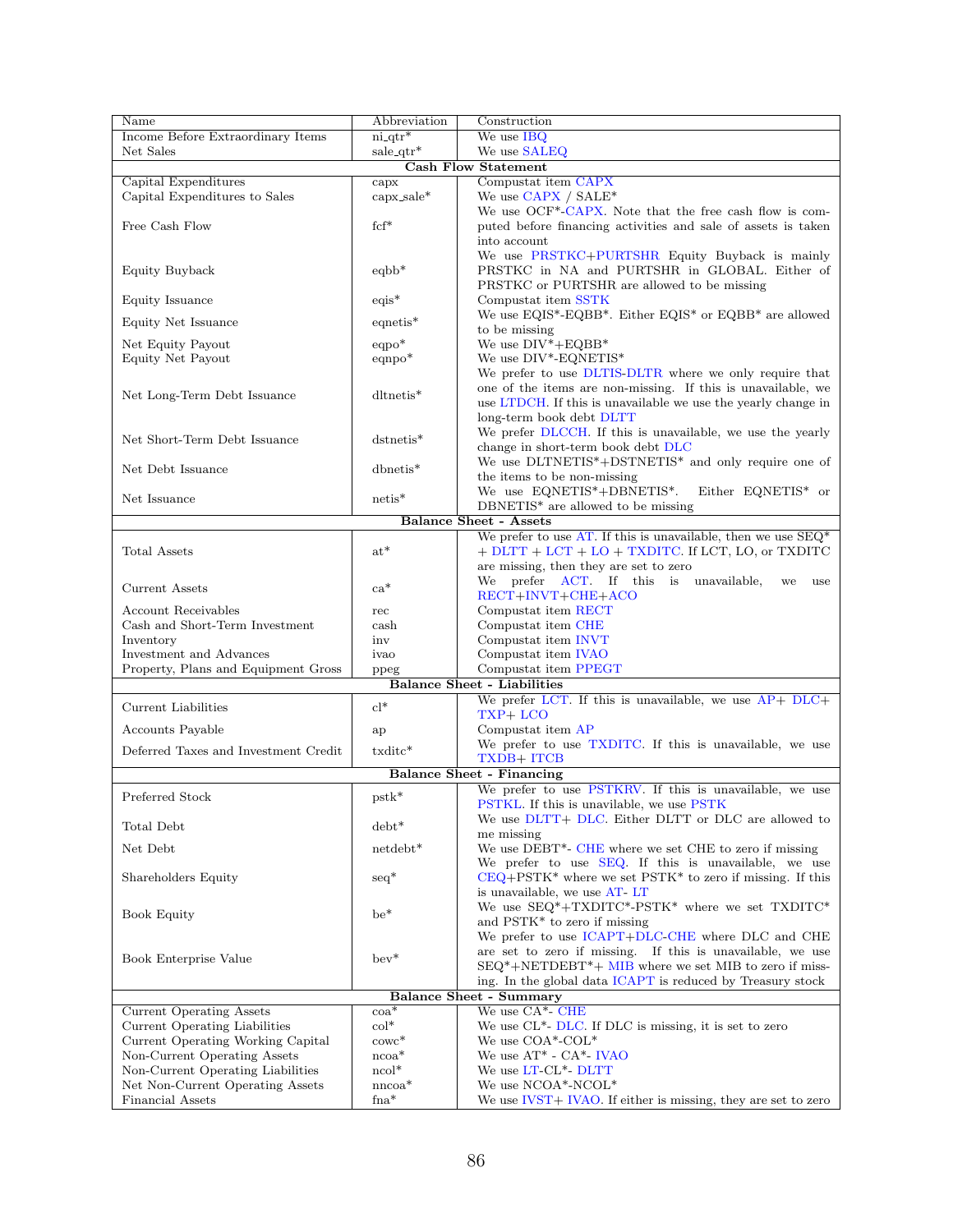| Name | Abbreviation | Construction |
|---|---|---|
| Income Before Extraordinary Items | ni_qtr* | We use IBQ |
| Net Sales | sale_qtr* | We use SALEQ |
| **Cash Flow Statement** | | |
| Capital Expenditures | capx | Compustat item CAPX |
| Capital Expenditures to Sales | capx_sale* | We use CAPX / SALE* |
| Free Cash Flow | fcf* | We use OCF*-CAPX. Note that the free cash flow is computed before financing activities and sale of assets is taken into account |
| Equity Buyback | eqbb* | We use PRSTKC+PURTSHR Equity Buyback is mainly PRSTKC in NA and PURTSHR in GLOBAL. Either of PRSTKC or PURTSHR are allowed to be missing |
| Equity Issuance | eqis* | Compustat item SSTK |
| Equity Net Issuance | eqnetis* | We use EQIS*-EQBB*. Either EQIS* or EQBB* are allowed to be missing |
| Net Equity Payout | eqpo* | We use DIV*+EQBB* |
| Equity Net Payout | eqnpo* | We use DIV*-EQNETIS* |
| Net Long-Term Debt Issuance | dltnetis* | We prefer to use DLTIS-DLTR where we only require that one of the items are non-missing. If this is unavailable, we use LTDCH. If this is unavailable we use the yearly change in long-term book debt DLTT |
| Net Short-Term Debt Issuance | dstnetis* | We prefer DLCCH. If this is unavailable, we use the yearly change in short-term book debt DLC |
| Net Debt Issuance | dbnetis* | We use DLTNETIS*+DSTNETIS* and only require one of the items to be non-missing |
| Net Issuance | netis* | We use EQNETIS*+DBNETIS*. Either EQNETIS* or DBNETIS* are allowed to be missing |
| **Balance Sheet - Assets** | | |
| Total Assets | at* | We prefer to use AT. If this is unavailable, then we use SEQ* + DLTT + LCT + LO + TXDITC. If LCT, LO, or TXDITC are missing, then they are set to zero |
| Current Assets | ca* | We prefer ACT. If this is unavailable, we use RECT+INVT+CHE+ACO |
| Account Receivables | rec | Compustat item RECT |
| Cash and Short-Term Investment | cash | Compustat item CHE |
| Inventory | inv | Compustat item INVT |
| Investment and Advances | ivao | Compustat item IVAO |
| Property, Plans and Equipment Gross | ppeg | Compustat item PPEGT |
| **Balance Sheet - Liabilities** | | |
| Current Liabilities | cl* | We prefer LCT. If this is unavailable, we use AP+ DLC+ TXP+ LCO |
| Accounts Payable | ap | Compustat item AP |
| Deferred Taxes and Investment Credit | txditc* | We prefer to use TXDITC. If this is unavailable, we use TXDB+ ITCB |
| **Balance Sheet - Financing** | | |
| Preferred Stock | pstk* | We prefer to use PSTKRV. If this is unavailable, we use PSTKL. If this is unavilable, we use PSTK |
| Total Debt | debt* | We use DLTT+ DLC. Either DLTT or DLC are allowed to me missing |
| Net Debt | netdebt* | We use DEBT*- CHE where we set CHE to zero if missing |
| Shareholders Equity | seq* | We prefer to use SEQ. If this is unavailable, we use CEQ+PSTK* where we set PSTK* to zero if missing. If this is unavailable, we use AT- LT |
| Book Equity | be* | We use SEQ*+TXDITC*-PSTK* where we set TXDITC* and PSTK* to zero if missing |
| Book Enterprise Value | bev* | We prefer to use ICAPT+DLC-CHE where DLC and CHE are set to zero if missing. If this is unavailable, we use SEQ*+NETDEBT*+ MIB where we set MIB to zero if missing. In the global data ICAPT is reduced by Treasury stock |
| **Balance Sheet - Summary** | | |
| Current Operating Assets | coa* | We use CA*- CHE |
| Current Operating Liabilities | col* | We use CL*- DLC. If DLC is missing, it is set to zero |
| Current Operating Working Capital | cowc* | We use COA*-COL* |
| Non-Current Operating Assets | ncoa* | We use AT* - CA*- IVAO |
| Non-Current Operating Liabilities | ncol* | We use LT-CL*- DLTT |
| Net Non-Current Operating Assets | nncoa* | We use NCOA*-NCOL* |
| Financial Assets | fna* | We use IVST+ IVAO. If either is missing, they are set to zero |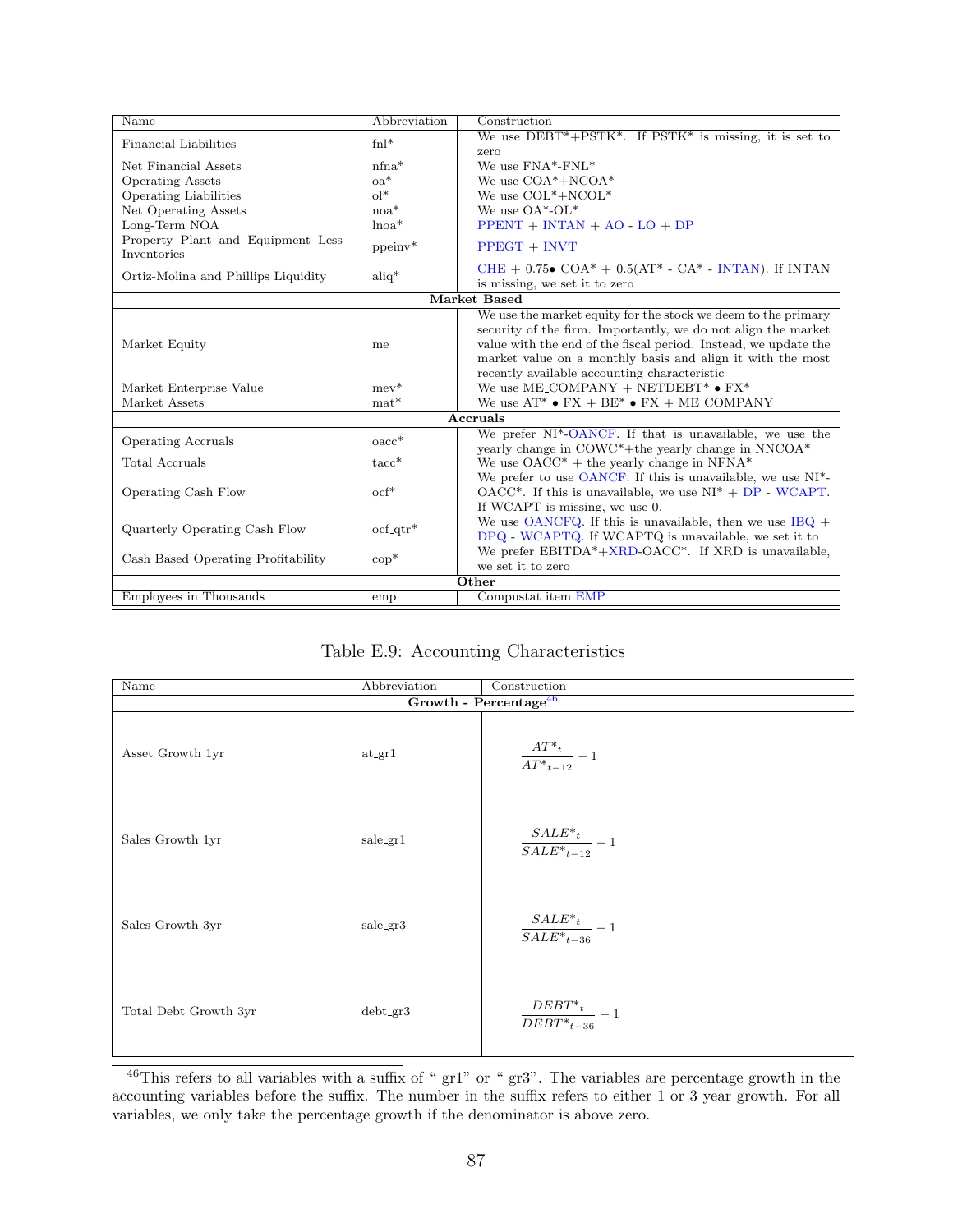| Name | Abbreviation | Construction |
|---|---|---|
| Financial Liabilities | fnl* | We use DEBT*+PSTK*. If PSTK* is missing, it is set to zero |
| Net Financial Assets | nfna* | We use FNA*-FNL* |
| Operating Assets | oa* | We use COA*+NCOA* |
| Operating Liabilities | ol* | We use COL*+NCOL* |
| Net Operating Assets | noa* | We use OA*-OL* |
| Long-Term NOA | lnoa* | PPENT + INTAN + AO - LO + DP |
| Property Plant and Equipment Less Inventories | ppeinv* | PPEGT + INVT |
| Ortiz-Molina and Phillips Liquidity | aliq* | CHE + 0.75• COA* + 0.5(AT* - CA* - INTAN). If INTAN is missing, we set it to zero |
| **Market Based** | | |
| Market Equity | me | We use the market equity for the stock we deem to the primary security of the firm. Importantly, we do not align the market value with the end of the fiscal period. Instead, we update the market value on a monthly basis and align it with the most recently available accounting characteristic |
| Market Enterprise Value | mev* | We use ME_COMPANY + NETDEBT* • FX* |
| Market Assets | mat* | We use AT* • FX + BE* • FX + ME_COMPANY |
| **Accruals** | | |
| Operating Accruals | oacc* | We prefer NI*-OANCF. If that is unavailable, we use the yearly change in COWC*+the yearly change in NNCOA* |
| Total Accruals | tacc* | We use OACC* + the yearly change in NFNA* |
| Operating Cash Flow | ocf* | We prefer to use OANCF. If this is unavailable, we use NI*-OACC*. If this is unavailable, we use NI* + DP - WCAPT. If WCAPT is missing, we use 0. |
| Quarterly Operating Cash Flow | ocf_qtr* | We use OANCFQ. If this is unavailable, then we use IBQ + DPQ - WCAPTQ. If WCAPTQ is unavailable, we set it to zero |
| Cash Based Operating Profitability | cop* | We prefer EBITDA*+XRD-OACC*. If XRD is unavailable, we set it to zero |
| **Other** | | |
| Employees in Thousands | emp | Compustat item EMP |

Table E.9: Accounting Characteristics

| Name | Abbreviation | Construction |
|---|---|---|
| **Growth - Percentage**[46] | | |
| Asset Growth 1yr | at_gr1 | $\frac{AT^*_t}{AT^*_{t-12}} - 1$ |
| Sales Growth 1yr | sale_gr1 | $\frac{SALE^*_t}{SALE^*_{t-12}} - 1$ |
| Sales Growth 3yr | sale_gr3 | $\frac{SALE^*_t}{SALE^*_{t-36}} - 1$ |
| Total Debt Growth 3yr | debt_gr3 | $\frac{DEBT^*_t}{DEBT^*_{t-36}} - 1$ |

[46] This refers to all variables with a suffix of "_gr1" or "_gr3". The variables are percentage growth in the accounting variables before the suffix. The number in the suffix refers to either 1 or 3 year growth. For all variables, we only take the percentage growth if the denominator is above zero.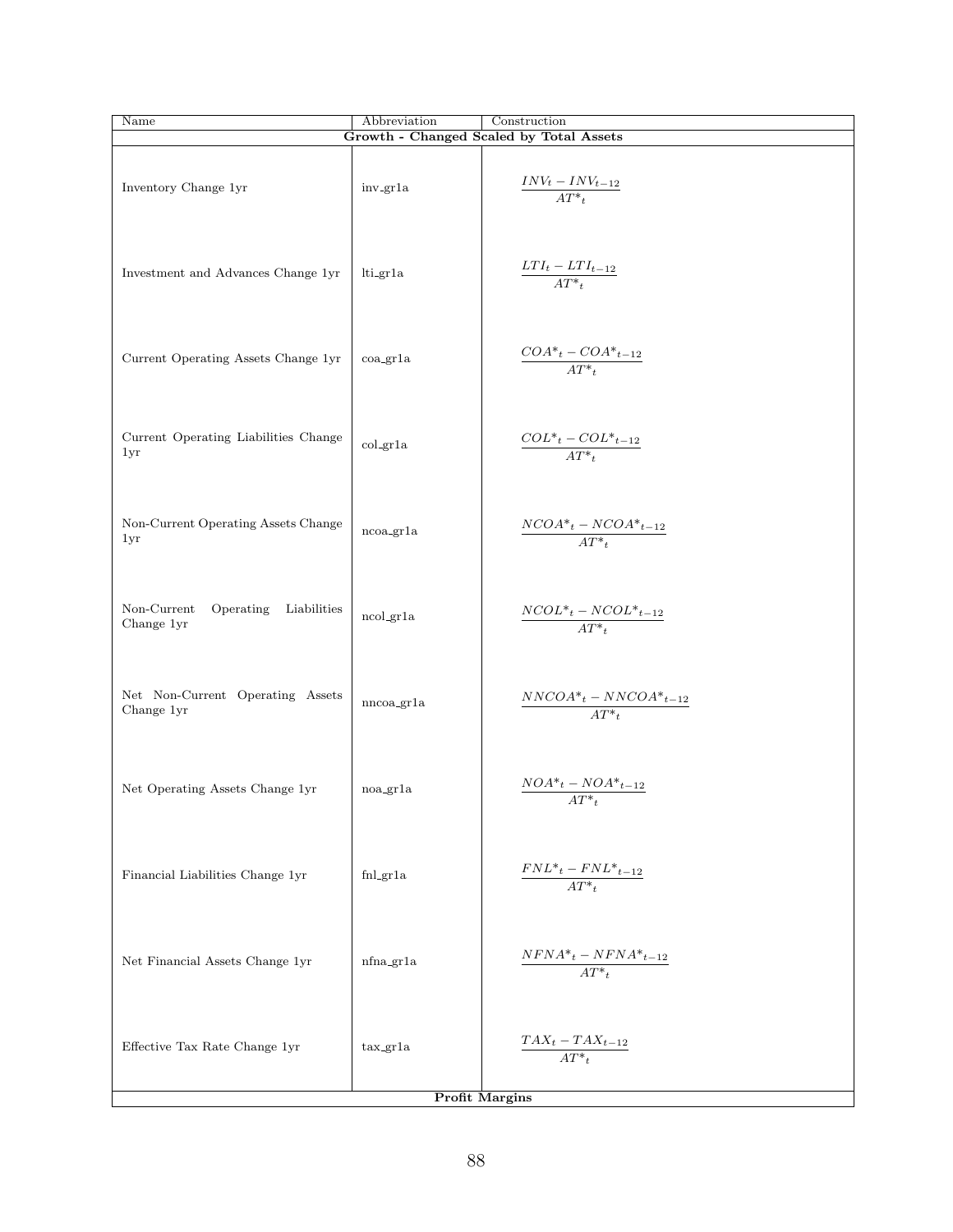| Name | Abbreviation | Construction |
| --- | --- | --- |
| **Growth - Changed Scaled by Total Assets** | | |
| Inventory Change 1yr | inv_gr1a | $\frac{INV_t - INV_{t-12}}{AT^*_t}$ |
| Investment and Advances Change 1yr | lti_gr1a | $\frac{LTI_t - LTI_{t-12}}{AT^*_t}$ |
| Current Operating Assets Change 1yr | coa_gr1a | $\frac{COA^*_t - COA^*_{t-12}}{AT^*_t}$ |
| Current Operating Liabilities Change 1yr | col_gr1a | $\frac{COL^*_t - COL^*_{t-12}}{AT^*_t}$ |
| Non-Current Operating Assets Change 1yr | ncoa_gr1a | $\frac{NCOA^*_t - NCOA^*_{t-12}}{AT^*_t}$ |
| Non-Current Operating Liabilities Change 1yr | ncol_gr1a | $\frac{NCOL^*_t - NCOL^*_{t-12}}{AT^*_t}$ |
| Net Non-Current Operating Assets Change 1yr | nncoa_gr1a | $\frac{NNCOA^*_t - NNCOA^*_{t-12}}{AT^*_t}$ |
| Net Operating Assets Change 1yr | noa_gr1a | $\frac{NOA^*_t - NOA^*_{t-12}}{AT^*_t}$ |
| Financial Liabilities Change 1yr | fnl_gr1a | $\frac{FNL^*_t - FNL^*_{t-12}}{AT^*_t}$ |
| Net Financial Assets Change 1yr | nfna_gr1a | $\frac{NFNA^*_t - NFNA^*_{t-12}}{AT^*_t}$ |
| Effective Tax Rate Change 1yr | tax_gr1a | $\frac{TAX_t - TAX_{t-12}}{AT^*_t}$ |
| **Profit Margins** | | |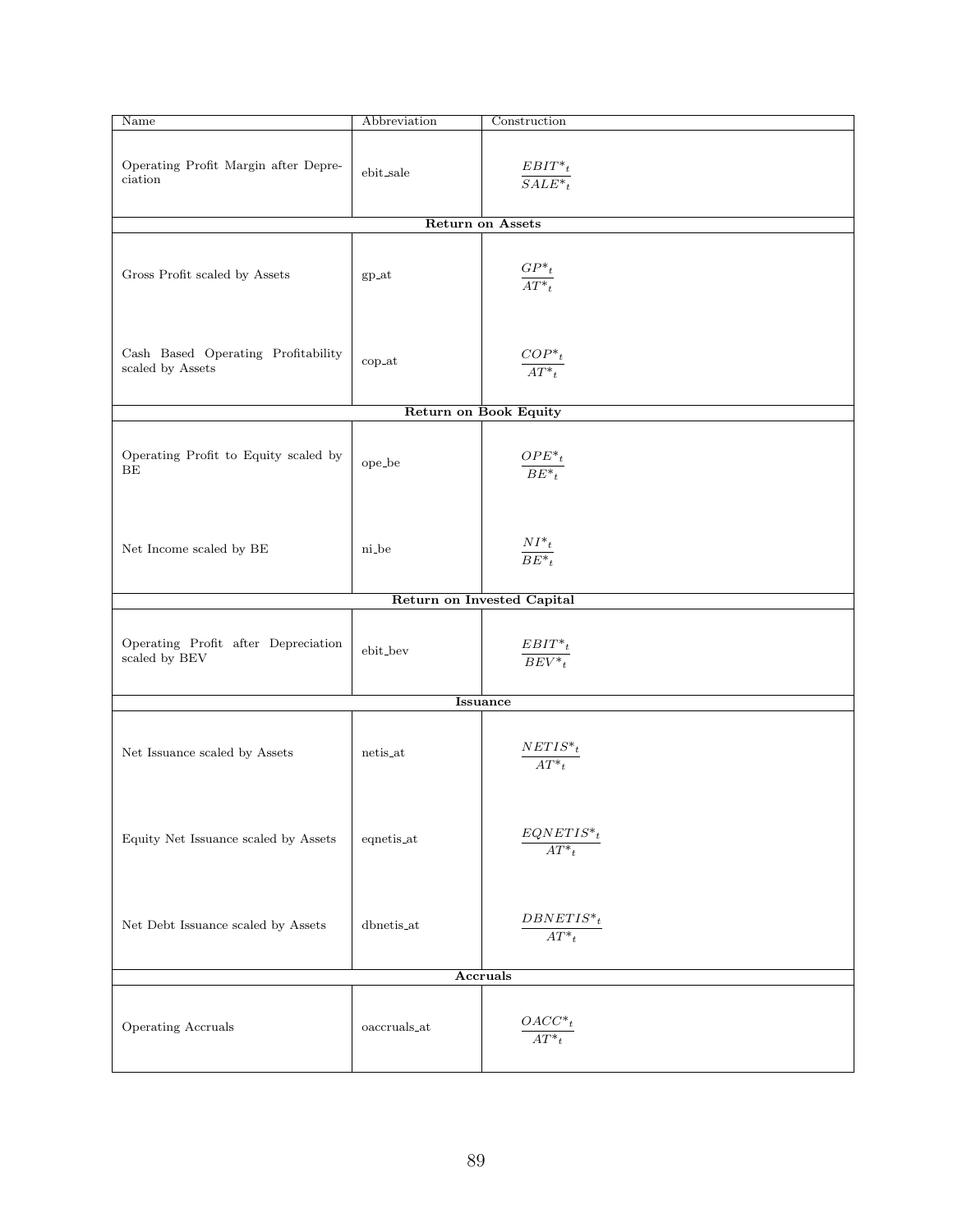| Name | Abbreviation | Construction |
|---|---|---|
| Operating Profit Margin after Depreciation | ebit_sale | $\frac{EBIT^*_t}{SALE^*_t}$ |
| **Return on Assets** | | |
| Gross Profit scaled by Assets | gp_at | $\frac{GP^*_t}{AT^*_t}$ |
| Cash Based Operating Profitability scaled by Assets | cop_at | $\frac{COP^*_t}{AT^*_t}$ |
| **Return on Book Equity** | | |
| Operating Profit to Equity scaled by BE | ope_be | $\frac{OPE^*_t}{BE^*_t}$ |
| Net Income scaled by BE | ni_be | $\frac{NI^*_t}{BE^*_t}$ |
| **Return on Invested Capital** | | |
| Operating Profit after Depreciation scaled by BEV | ebit_bev | $\frac{EBIT^*_t}{BEV^*_t}$ |
| **Issuance** | | |
| Net Issuance scaled by Assets | netis_at | $\frac{NETIS^*_t}{AT^*_t}$ |
| Equity Net Issuance scaled by Assets | eqnetis_at | $\frac{EQNETIS^*_t}{AT^*_t}$ |
| Net Debt Issuance scaled by Assets | dbnetis_at | $\frac{DBNETIS^*_t}{AT^*_t}$ |
| **Accruals** | | |
| Operating Accruals | oaccruals_at | $\frac{OACC^*_t}{AT^*_t}$ |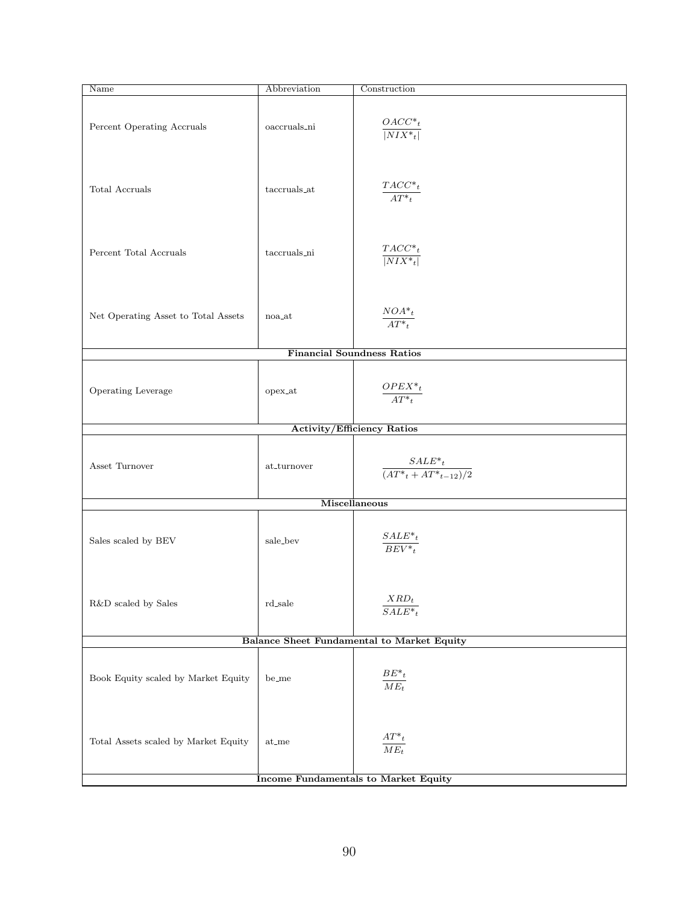| Name | Abbreviation | Construction |
|---|---|---|
| Percent Operating Accruals | oaccruals_ni | $\frac{OACC^{*}_{t}}{\lvert NIX^{*}_{t}\rvert}$ |
| Total Accruals | taccruals_at | $\frac{TACC^{*}_{t}}{AT^{*}_{t}}$ |
| Percent Total Accruals | taccruals_ni | $\frac{TACC^{*}_{t}}{\lvert NIX^{*}_{t}\rvert}$ |
| Net Operating Asset to Total Assets | noa_at | $\frac{NOA^{*}_{t}}{AT^{*}_{t}}$ |
| **Financial Soundness Ratios** | | |
| Operating Leverage | opex_at | $\frac{OPEX^{*}_{t}}{AT^{*}_{t}}$ |
| **Activity/Efficiency Ratios** | | |
| Asset Turnover | at_turnover | $\frac{SALE^{*}_{t}}{(AT^{*}_{t}+AT^{*}_{t-12})/2}$ |
| **Miscellaneous** | | |
| Sales scaled by BEV | sale_bev | $\frac{SALE^{*}_{t}}{BEV^{*}_{t}}$ |
| R&D scaled by Sales | rd_sale | $\frac{XRD_{t}}{SALE^{*}_{t}}$ |
| **Balance Sheet Fundamental to Market Equity** | | |
| Book Equity scaled by Market Equity | be_me | $\frac{BE^{*}_{t}}{ME_{t}}$ |
| Total Assets scaled by Market Equity | at_me | $\frac{AT^{*}_{t}}{ME_{t}}$ |
| **Income Fundamentals to Market Equity** | | |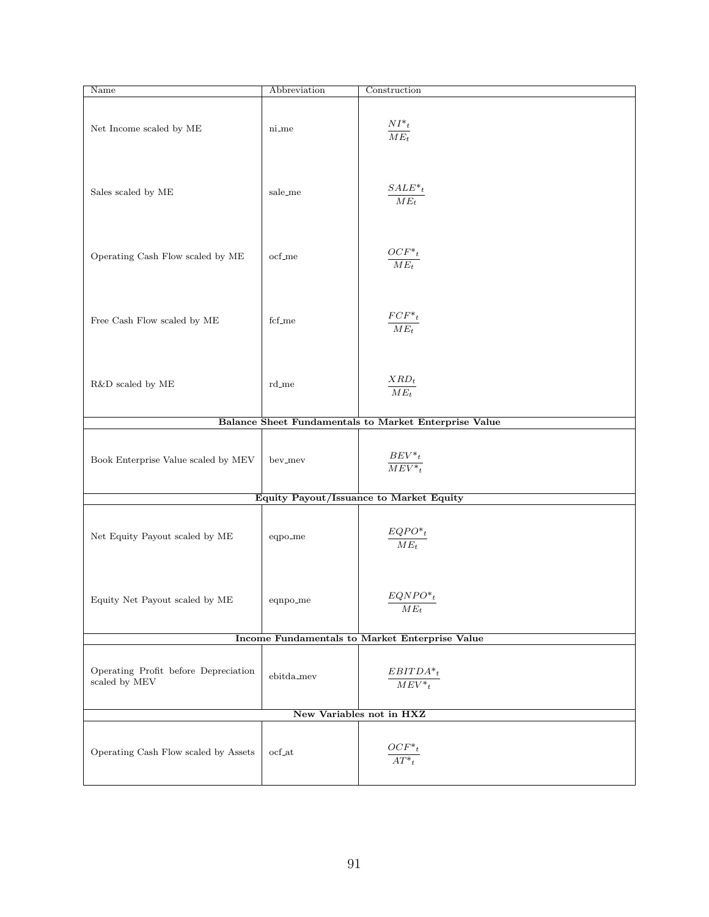| Name | Abbreviation | Construction |
|---|---|---|
| Net Income scaled by ME | ni_me | $\frac{NI^{*}_{t}}{ME_{t}}$ |
| Sales scaled by ME | sale_me | $\frac{SALE^{*}_{t}}{ME_{t}}$ |
| Operating Cash Flow scaled by ME | ocf_me | $\frac{OCF^{*}_{t}}{ME_{t}}$ |
| Free Cash Flow scaled by ME | fcf_me | $\frac{FCF^{*}_{t}}{ME_{t}}$ |
| R&D scaled by ME | rd_me | $\frac{XRD_{t}}{ME_{t}}$ |
| **Balance Sheet Fundamentals to Market Enterprise Value** | | |
| Book Enterprise Value scaled by MEV | bev_mev | $\frac{BEV^{*}_{t}}{MEV^{*}_{t}}$ |
| **Equity Payout/Issuance to Market Equity** | | |
| Net Equity Payout scaled by ME | eqpo_me | $\frac{EQPO^{*}_{t}}{ME_{t}}$ |
| Equity Net Payout scaled by ME | eqnpo_me | $\frac{EQNPO^{*}_{t}}{ME_{t}}$ |
| **Income Fundamentals to Market Enterprise Value** | | |
| Operating Profit before Depreciation scaled by MEV | ebitda_mev | $\frac{EBITDA^{*}_{t}}{MEV^{*}_{t}}$ |
| **New Variables not in HXZ** | | |
| Operating Cash Flow scaled by Assets | ocf_at | $\frac{OCF^{*}_{t}}{AT^{*}_{t}}$ |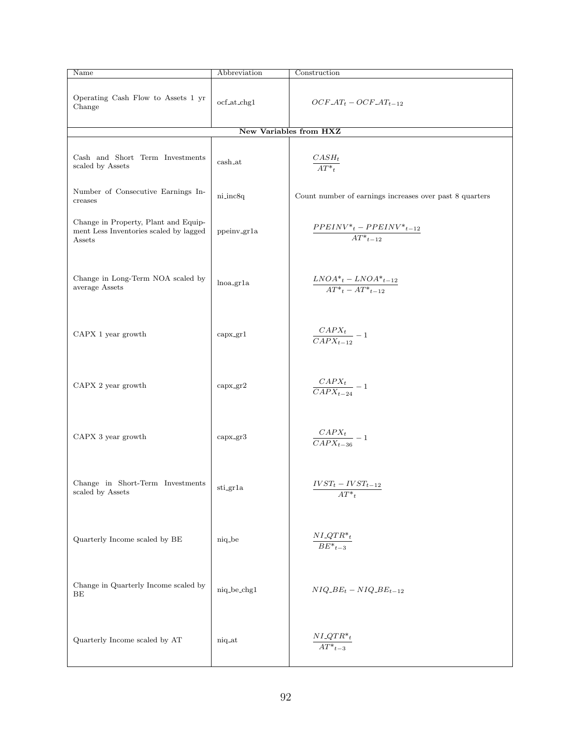| Name | Abbreviation | Construction |
|---|---|---|
| Operating Cash Flow to Assets 1 yr Change | ocf_at_chg1 | $OCF\_AT_t - OCF\_AT_{t-12}$ |
| **New Variables from HXZ** | | |
| Cash and Short Term Investments scaled by Assets | cash_at | $\frac{CASH_t}{AT^*_t}$ |
| Number of Consecutive Earnings Increases | ni_inc8q | Count number of earnings increases over past 8 quarters |
| Change in Property, Plant and Equipment Less Inventories scaled by lagged Assets | ppeinv_gr1a | $\frac{PPEINV^*_t - PPEINV^*_{t-12}}{AT^*_{t-12}}$ |
| Change in Long-Term NOA scaled by average Assets | lnoa_gr1a | $\frac{LNOA^*_t - LNOA^*_{t-12}}{AT^*_t - AT^*_{t-12}}$ |
| CAPX 1 year growth | capx_gr1 | $\frac{CAPX_t}{CAPX_{t-12}} - 1$ |
| CAPX 2 year growth | capx_gr2 | $\frac{CAPX_t}{CAPX_{t-24}} - 1$ |
| CAPX 3 year growth | capx_gr3 | $\frac{CAPX_t}{CAPX_{t-36}} - 1$ |
| Change in Short-Term Investments scaled by Assets | sti_gr1a | $\frac{IVST_t - IVST_{t-12}}{AT^*_t}$ |
| Quarterly Income scaled by BE | niq_be | $\frac{NI\_QTR^*_t}{BE^*_{t-3}}$ |
| Change in Quarterly Income scaled by BE | niq_be_chg1 | $NIQ\_BE_t - NIQ\_BE_{t-12}$ |
| Quarterly Income scaled by AT | niq_at | $\frac{NI\_QTR^*_t}{AT^*_{t-3}}$ |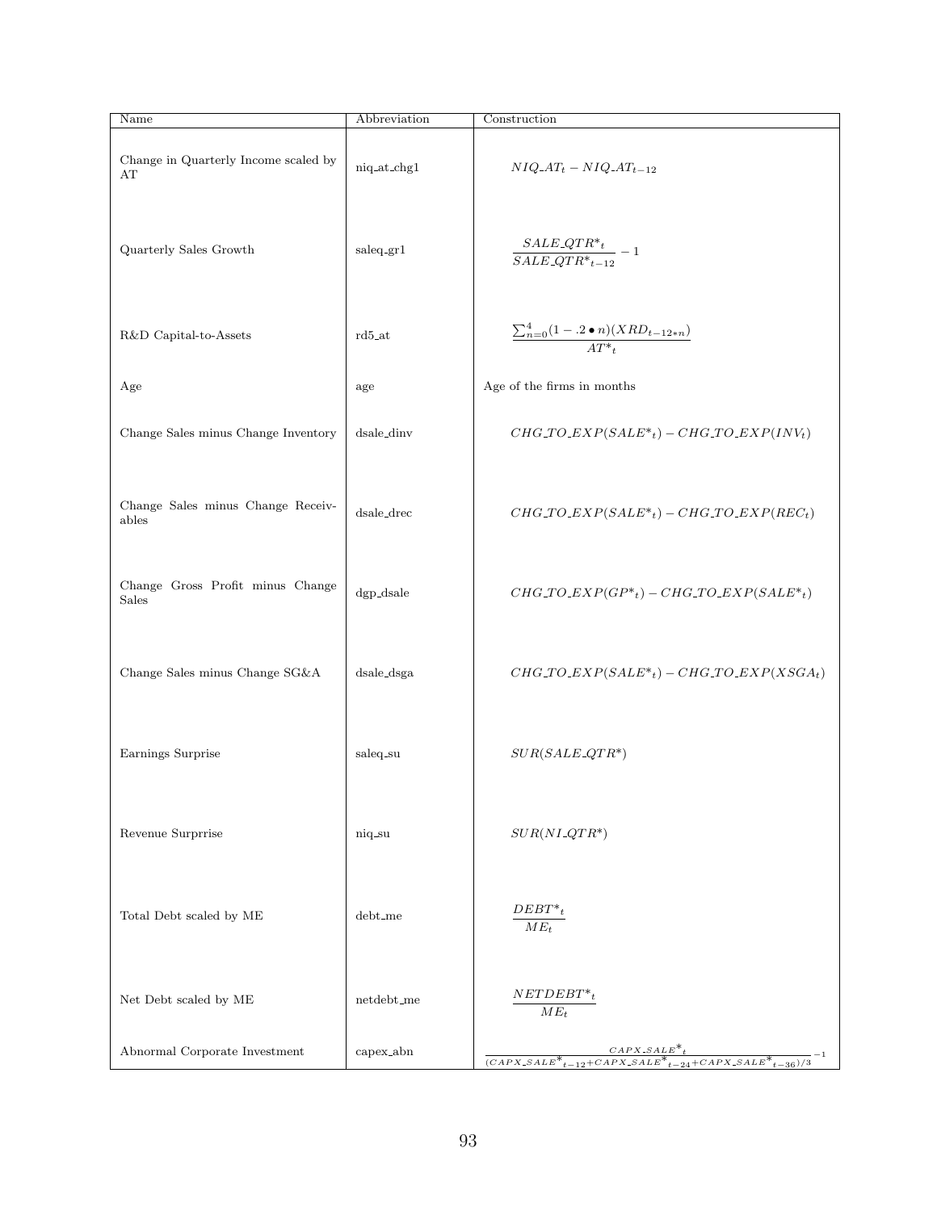| Name | Abbreviation | Construction |
| --- | --- | --- |
| Change in Quarterly Income scaled by AT | niq_at_chg1 | $NIQ\_AT_t - NIQ\_AT_{t-12}$ |
| Quarterly Sales Growth | saleq_gr1 | $\frac{SALE\_QTR^*_t}{SALE\_QTR^*_{t-12}} - 1$ |
| R&D Capital-to-Assets | rd5_at | $\frac{\sum_{n=0}^{4}(1 - .2 \bullet n)(XRD_{t-12*n})}{AT^*_t}$ |
| Age | age | Age of the firms in months |
| Change Sales minus Change Inventory | dsale_dinv | $CHG\_TO\_EXP(SALE^*_t) - CHG\_TO\_EXP(INV_t)$ |
| Change Sales minus Change Receivables | dsale_drec | $CHG\_TO\_EXP(SALE^*_t) - CHG\_TO\_EXP(REC_t)$ |
| Change Gross Profit minus Change Sales | dgp_dsale | $CHG\_TO\_EXP(GP^*_t) - CHG\_TO\_EXP(SALE^*_t)$ |
| Change Sales minus Change SG&A | dsale_dsga | $CHG\_TO\_EXP(SALE^*_t) - CHG\_TO\_EXP(XSGA_t)$ |
| Earnings Surprise | saleq_su | $SUR(SALE\_QTR^*)$ |
| Revenue Surprrise | niq_su | $SUR(NI\_QTR^*)$ |
| Total Debt scaled by ME | debt_me | $\frac{DEBT^*_t}{ME_t}$ |
| Net Debt scaled by ME | netdebt_me | $\frac{NETDEBT^*_t}{ME_t}$ |
| Abnormal Corporate Investment | capex_abn | $\frac{CAPX\_SALE^*_t}{(CAPX\_SALE^*_{t-12}+CAPX\_SALE^*_{t-24}+CAPX\_SALE^*_{t-36})/3} - 1$ |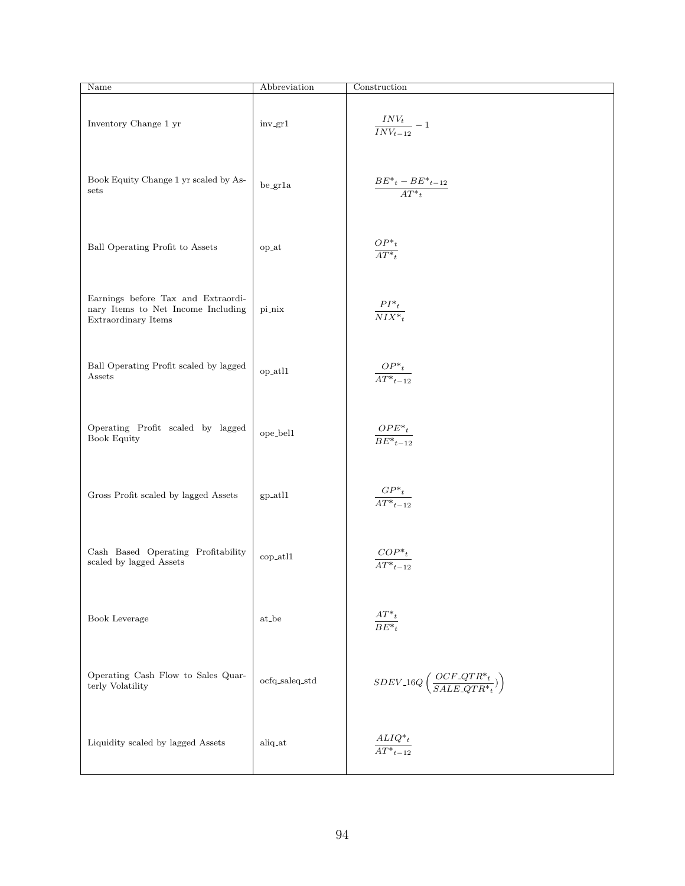| Name | Abbreviation | Construction |
| --- | --- | --- |
| Inventory Change 1 yr | inv_gr1 | $\frac{INV_t}{INV_{t-12}} - 1$ |
| Book Equity Change 1 yr scaled by Assets | be_gr1a | $\frac{BE^*{}_t - BE^*{}_{t-12}}{AT^*{}_t}$ |
| Ball Operating Profit to Assets | op_at | $\frac{OP^*{}_t}{AT^*{}_t}$ |
| Earnings before Tax and Extraordinary Items to Net Income Including Extraordinary Items | pi_nix | $\frac{PI^*{}_t}{NIX^*{}_t}$ |
| Ball Operating Profit scaled by lagged Assets | op_atl1 | $\frac{OP^*{}_t}{AT^*{}_{t-12}}$ |
| Operating Profit scaled by lagged Book Equity | ope_bel1 | $\frac{OPE^*{}_t}{BE^*{}_{t-12}}$ |
| Gross Profit scaled by lagged Assets | gp_atl1 | $\frac{GP^*{}_t}{AT^*{}_{t-12}}$ |
| Cash Based Operating Profitability scaled by lagged Assets | cop_atl1 | $\frac{COP^*{}_t}{AT^*{}_{t-12}}$ |
| Book Leverage | at_be | $\frac{AT^*{}_t}{BE^*{}_t}$ |
| Operating Cash Flow to Sales Quarterly Volatility | ocfq_saleq_std | $SDEV\_16Q\left(\frac{OCF\_QTR^*{}_t}{SALE\_QTR^*{}_t})\right)$ |
| Liquidity scaled by lagged Assets | aliq_at | $\frac{ALIQ^*{}_t}{AT^*{}_{t-12}}$ |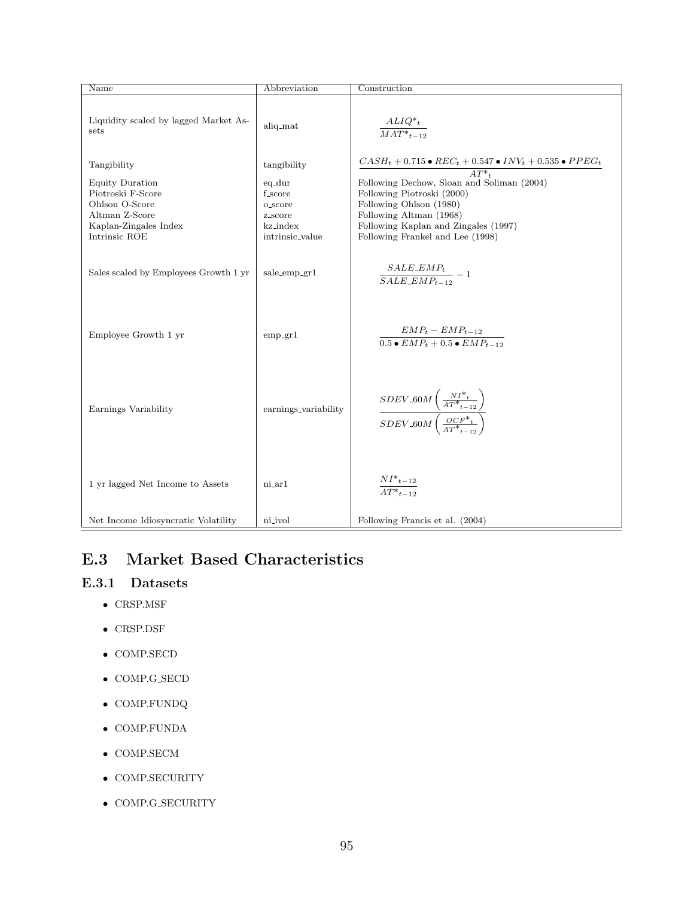| Name | Abbreviation | Construction |
|---|---|---|
| Liquidity scaled by lagged Market Assets | aliq_mat | $\frac{ALIQ^*_t}{MAT^*_{t-12}}$ |
| Tangibility | tangibility | $\frac{CASH_t + 0.715 \bullet REC_t + 0.547 \bullet INV_t + 0.535 \bullet PPEG_t}{AT^*_t}$ |
| Equity Duration | eq_dur | Following Dechow, Sloan and Soliman (2004) |
| Piotroski F-Score | f_score | Following Piotroski (2000) |
| Ohlson O-Score | o_score | Following Ohlson (1980) |
| Altman Z-Score | z_score | Following Altman (1968) |
| Kaplan-Zingales Index | kz_index | Following Kaplan and Zingales (1997) |
| Intrinsic ROE | intrinsic_value | Following Frankel and Lee (1998) |
| Sales scaled by Employees Growth 1 yr | sale_emp_gr1 | $\frac{SALE\_EMP_t}{SALE\_EMP_{t-12}} - 1$ |
| Employee Growth 1 yr | emp_gr1 | $\frac{EMP_t - EMP_{t-12}}{0.5 \bullet EMP_t + 0.5 \bullet EMP_{t-12}}$ |
| Earnings Variability | earnings_variability | $\frac{SDEV\_60M\left(\frac{NI^*_t}{AT^*_{t-12}}\right)}{SDEV\_60M\left(\frac{OCF^*_t}{AT^*_{t-12}}\right)}$ |
| 1 yr lagged Net Income to Assets | ni_ar1 | $\frac{NI^*_{t-12}}{AT^*_{t-12}}$ |
| Net Income Idiosyncratic Volatility | ni_ivol | Following Francis et al. (2004) |

## E.3 Market Based Characteristics

### E.3.1 Datasets

- CRSP.MSF
- CRSP.DSF
- COMP.SECD
- COMP.G_SECD
- COMP.FUNDQ
- COMP.FUNDA
- COMP.SECM
- COMP.SECURITY
- COMP.G_SECURITY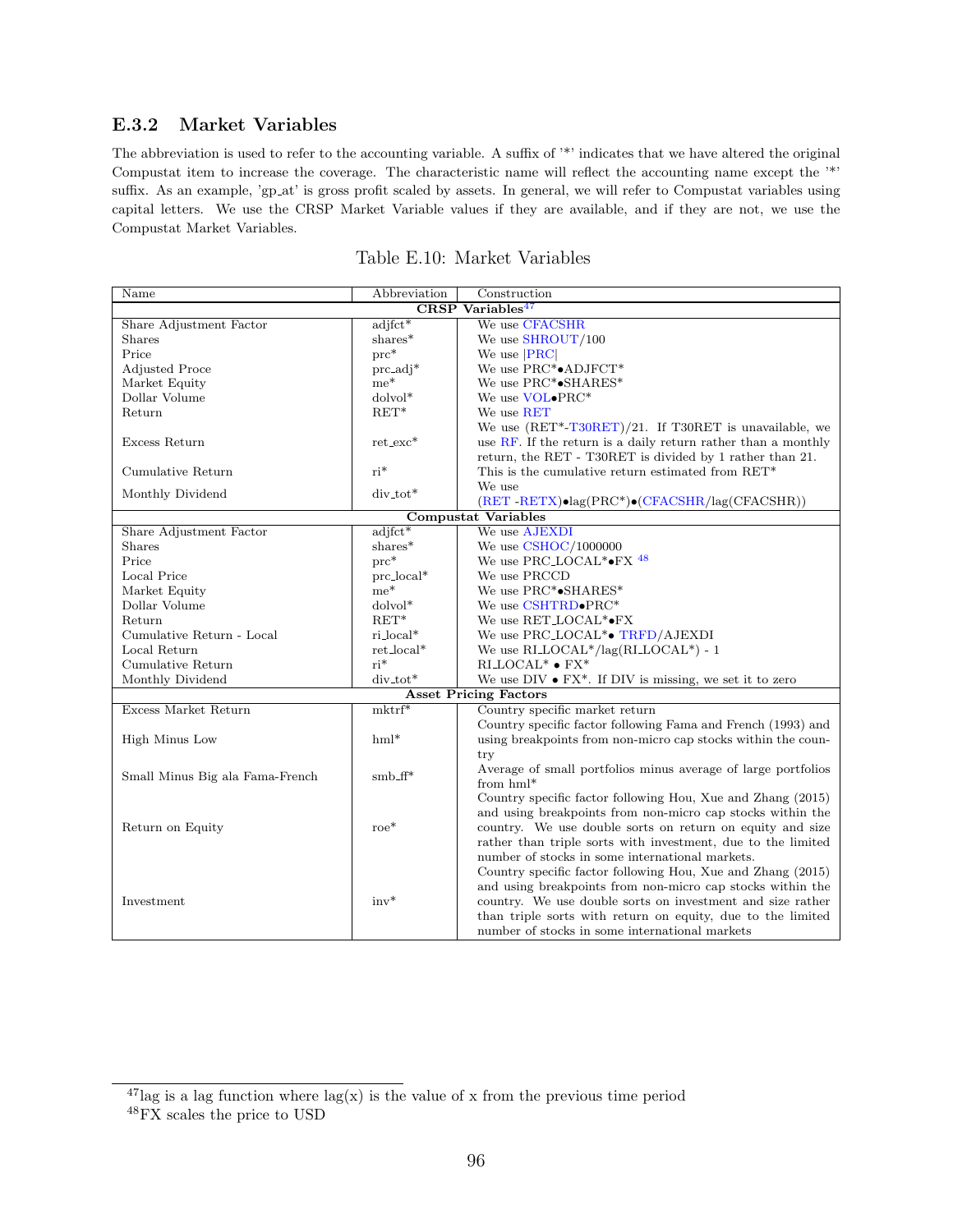### E.3.2 Market Variables

The abbreviation is used to refer to the accounting variable. A suffix of '*' indicates that we have altered the original Compustat item to increase the coverage. The characteristic name will reflect the accounting name except the '*' suffix. As an example, 'gp_at' is gross profit scaled by assets. In general, we will refer to Compustat variables using capital letters. We use the CRSP Market Variable values if they are available, and if they are not, we use the Compustat Market Variables.

Table E.10: Market Variables

| Name | Abbreviation | Construction |
|---|---|---|
| **CRSP Variables**[47] | | |
| Share Adjustment Factor | adjfct* | We use CFACSHR |
| Shares | shares* | We use SHROUT/100 |
| Price | prc* | We use \|PRC\| |
| Adjusted Proce | prc_adj* | We use PRC*•ADJFCT* |
| Market Equity | me* | We use PRC*•SHARES* |
| Dollar Volume | dolvol* | We use VOL•PRC* |
| Return | RET* | We use RET |
| Excess Return | ret_exc* | We use (RET*-T30RET)/21. If T30RET is unavailable, we use RF. If the return is a daily return rather than a monthly return, the RET - T30RET is divided by 1 rather than 21. |
| Cumulative Return | ri* | This is the cumulative return estimated from RET* |
| Monthly Dividend | div_tot* | We use (RET -RETX)•lag(PRC*)•(CFACSHR/lag(CFACSHR)) |
| **Compustat Variables** | | |
| Share Adjustment Factor | adjfct* | We use AJEXDI |
| Shares | shares* | We use CSHOC/1000000 |
| Price | prc* | We use PRC_LOCAL*•FX [48] |
| Local Price | prc_local* | We use PRCCD |
| Market Equity | me* | We use PRC*•SHARES* |
| Dollar Volume | dolvol* | We use CSHTRD•PRC* |
| Return | RET* | We use RET_LOCAL*•FX |
| Cumulative Return - Local | ri_local* | We use PRC_LOCAL*• TRFD/AJEXDI |
| Local Return | ret_local* | We use RI_LOCAL*/lag(RI_LOCAL*) - 1 |
| Cumulative Return | ri* | RI_LOCAL* • FX* |
| Monthly Dividend | div_tot* | We use DIV • FX*. If DIV is missing, we set it to zero |
| **Asset Pricing Factors** | | |
| Excess Market Return | mktrf* | Country specific market return |
| High Minus Low | hml* | Country specific factor following Fama and French (1993) and using breakpoints from non-micro cap stocks within the country |
| Small Minus Big ala Fama-French | smb_ff* | Average of small portfolios minus average of large portfolios from hml* |
| Return on Equity | roe* | Country specific factor following Hou, Xue and Zhang (2015) and using breakpoints from non-micro cap stocks within the country. We use double sorts on return on equity and size rather than triple sorts with investment, due to the limited number of stocks in some international markets. |
| Investment | inv* | Country specific factor following Hou, Xue and Zhang (2015) and using breakpoints from non-micro cap stocks within the country. We use double sorts on investment and size rather than triple sorts with return on equity, due to the limited number of stocks in some international markets |

[47] lag is a lag function where lag(x) is the value of x from the previous time period

[48] FX scales the price to USD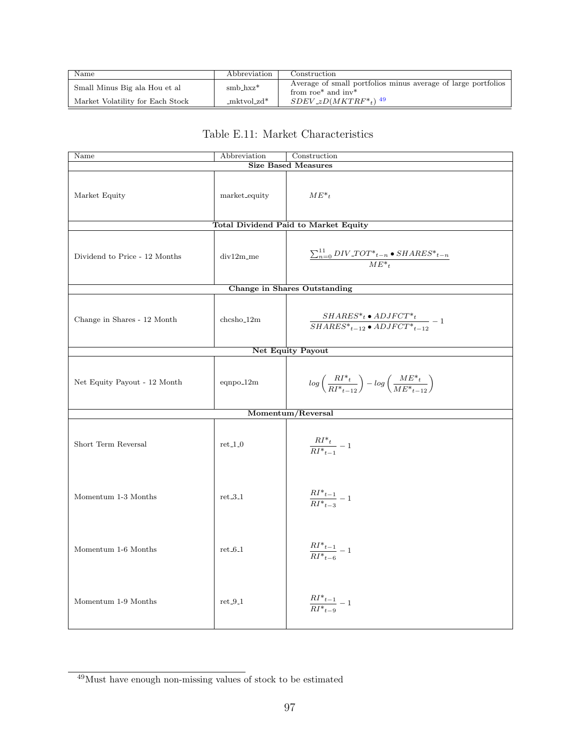| Name | Abbreviation | Construction |
|---|---|---|
| Small Minus Big ala Hou et al | smb_hxz* | Average of small portfolios minus average of large portfolios from roe* and inv* |
| Market Volatility for Each Stock | _mktvol_zd* | $SDEV\_zD(MKTRF^*{}_t)$ [49] |

Table E.11: Market Characteristics

| Name | Abbreviation | Construction |
|---|---|---|
| **Size Based Measures** | | |
| Market Equity | market_equity | $ME^*{}_t$ |
| **Total Dividend Paid to Market Equity** | | |
| Dividend to Price - 12 Months | div12m_me | $\frac{\sum_{n=0}^{11} DIV\_TOT^*{}_{t-n} \bullet SHARES^*{}_{t-n}}{ME^*{}_t}$ |
| **Change in Shares Outstanding** | | |
| Change in Shares - 12 Month | chcsho_12m | $\frac{SHARES^*{}_t \bullet ADJFCT^*{}_t}{SHARES^*{}_{t-12} \bullet ADJFCT^*{}_{t-12}} - 1$ |
| **Net Equity Payout** | | |
| Net Equity Payout - 12 Month | eqnpo_12m | $log\left(\frac{RI^*{}_t}{RI^*{}_{t-12}}\right) - log\left(\frac{ME^*{}_t}{ME^*{}_{t-12}}\right)$ |
| **Momentum/Reversal** | | |
| Short Term Reversal | ret_1_0 | $\frac{RI^*{}_t}{RI^*{}_{t-1}} - 1$ |
| Momentum 1-3 Months | ret_3_1 | $\frac{RI^*{}_{t-1}}{RI^*{}_{t-3}} - 1$ |
| Momentum 1-6 Months | ret_6_1 | $\frac{RI^*{}_{t-1}}{RI^*{}_{t-6}} - 1$ |
| Momentum 1-9 Months | ret_9_1 | $\frac{RI^*{}_{t-1}}{RI^*{}_{t-9}} - 1$ |

[49] Must have enough non-missing values of stock to be estimated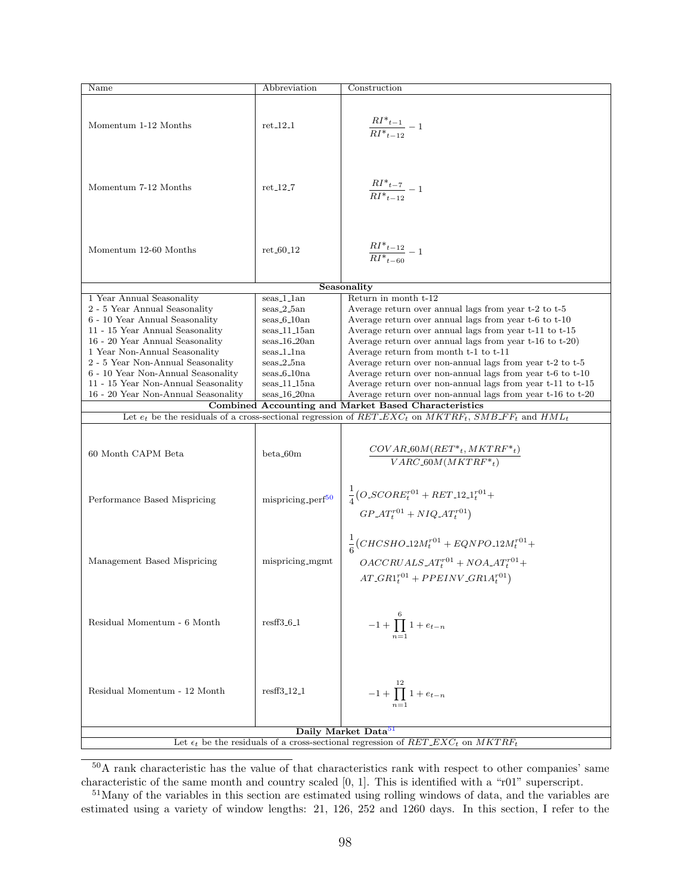| Name | Abbreviation | Construction |
|---|---|---|
| Momentum 1-12 Months | ret_12_1 | $\frac{RI^{*}_{t-1}}{RI^{*}_{t-12}} - 1$ |
| Momentum 7-12 Months | ret_12_7 | $\frac{RI^{*}_{t-7}}{RI^{*}_{t-12}} - 1$ |
| Momentum 12-60 Months | ret_60_12 | $\frac{RI^{*}_{t-12}}{RI^{*}_{t-60}} - 1$ |
| **Seasonality** | | |
| 1 Year Annual Seasonality | seas_1_1an | Return in month t-12 |
| 2 - 5 Year Annual Seasonality | seas_2_5an | Average return over annual lags from year t-2 to t-5 |
| 6 - 10 Year Annual Seasonality | seas_6_10an | Average return over annual lags from year t-6 to t-10 |
| 11 - 15 Year Annual Seasonality | seas_11_15an | Average return over annual lags from year t-11 to t-15 |
| 16 - 20 Year Annual Seasonality | seas_16_20an | Average return over annual lags from year t-16 to t-20) |
| 1 Year Non-Annual Seasonality | seas_1_1na | Average return from month t-1 to t-11 |
| 2 - 5 Year Non-Annual Seasonality | seas_2_5na | Average return over non-annual lags from year t-2 to t-5 |
| 6 - 10 Year Non-Annual Seasonality | seas_6_10na | Average return over non-annual lags from year t-6 to t-10 |
| 11 - 15 Year Non-Annual Seasonality | seas_11_15na | Average return over non-annual lags from year t-11 to t-15 |
| 16 - 20 Year Non-Annual Seasonality | seas_16_20na | Average return over non-annual lags from year t-16 to t-20 |
| **Combined Accounting and Market Based Characteristics** | | |
| Let $e_t$ be the residuals of a cross-sectional regression of $RET\_EXC_t$ on $MKTRF_t$, $SMB\_FF_t$ and $HML_t$ | | |
| 60 Month CAPM Beta | beta_60m | $\frac{COVAR\_60M(RET^{*}_t, MKTRF^{*}_t)}{VARC\_60M(MKTRF^{*}_t)}$ |
| Performance Based Mispricing | mispricing_perf[50] | $\frac{1}{4}\big(O\_SCORE_t^{r01} + RET\_12\_1_t^{r01} + GP\_AT_t^{r01} + NIQ\_AT_t^{r01}\big)$ |
| Management Based Mispricing | mispricing_mgmt | $\frac{1}{6}\big(CHCSHO\_12M_t^{r01} + EQNPO\_12M_t^{r01} + OACCRUALS\_AT_t^{r01} + NOA\_AT_t^{r01} + AT\_GR1_t^{r01} + PPEINV\_GR1A_t^{r01}\big)$ |
| Residual Momentum - 6 Month | resff3_6_1 | $-1 + \prod_{n=1}^{6} 1 + e_{t-n}$ |
| Residual Momentum - 12 Month | resff3_12_1 | $-1 + \prod_{n=1}^{12} 1 + e_{t-n}$ |
| **Daily Market Data**[51] | | |
| Let $\epsilon_t$ be the residuals of a cross-sectional regression of $RET\_EXC_t$ on $MKTRF_t$ | | |

[50] A rank characteristic has the value of that characteristics rank with respect to other companies' same characteristic of the same month and country scaled [0, 1]. This is identified with a "r01" superscript.

[51] Many of the variables in this section are estimated using rolling windows of data, and the variables are estimated using a variety of window lengths: 21, 126, 252 and 1260 days. In this section, I refer to the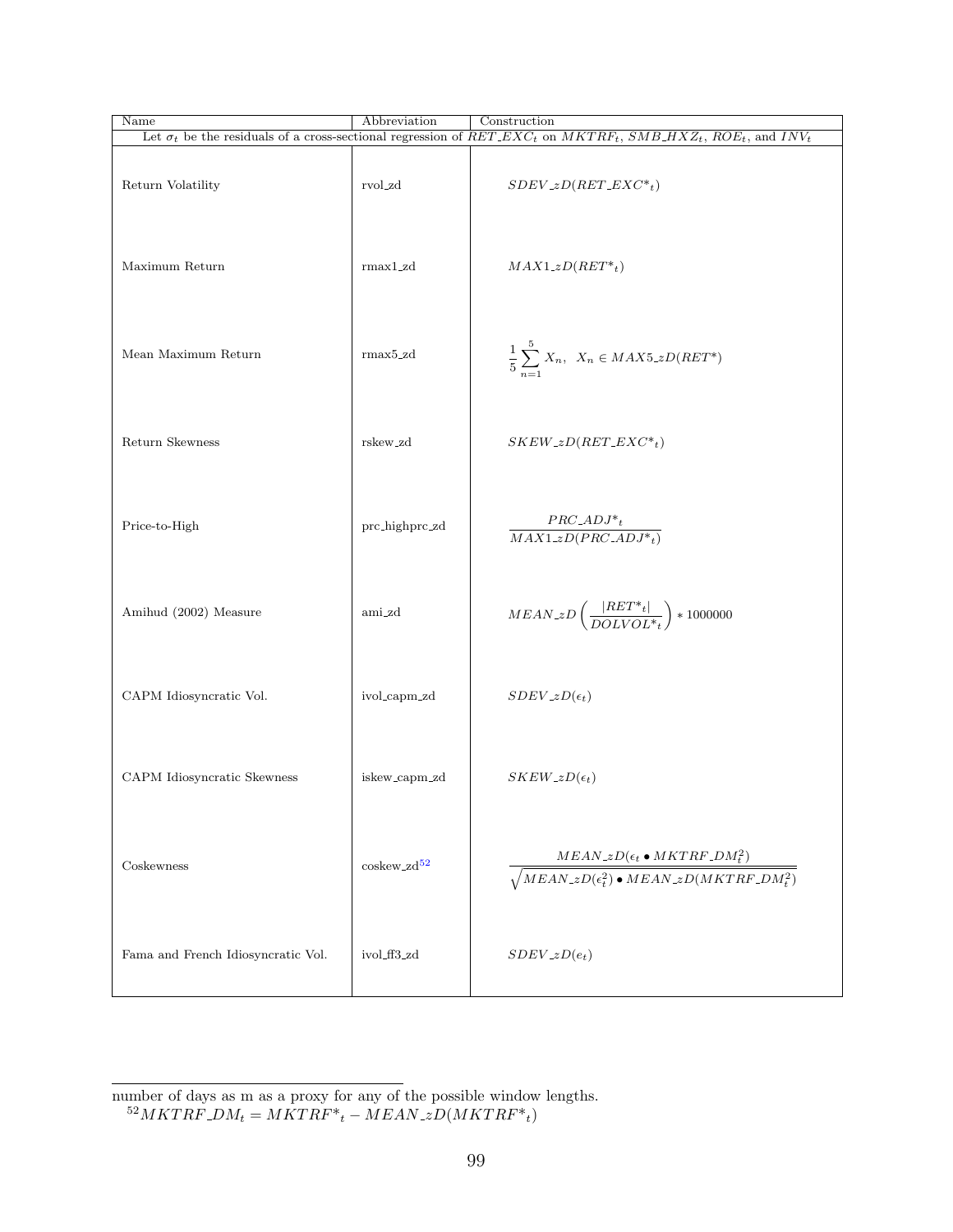| Name | Abbreviation | Construction |
| --- | --- | --- |
| Let $\sigma_t$ be the residuals of a cross-sectional regression of $RET\_EXC_t$ on $MKTRF_t$, $SMB\_HXZ_t$, $ROE_t$, and $INV_t$ | | |
| Return Volatility | rvol_zd | $SDEV\_zD(RET\_EXC*_t)$ |
| Maximum Return | rmax1_zd | $MAX1\_zD(RET*_t)$ |
| Mean Maximum Return | rmax5_zd | $\frac{1}{5}\sum_{n=1}^{5} X_n, \;\; X_n \in MAX5\_zD(RET*)$ |
| Return Skewness | rskew_zd | $SKEW\_zD(RET\_EXC*_t)$ |
| Price-to-High | prc_highprc_zd | $\frac{PRC\_ADJ*_t}{MAX1\_zD(PRC\_ADJ*_t)}$ |
| Amihud (2002) Measure | ami_zd | $MEAN\_zD\left(\frac{\lvert RET*_t \rvert}{DOLVOL*_t}\right) * 1000000$ |
| CAPM Idiosyncratic Vol. | ivol_capm_zd | $SDEV\_zD(\epsilon_t)$ |
| CAPM Idiosyncratic Skewness | iskew_capm_zd | $SKEW\_zD(\epsilon_t)$ |
| Coskewness | coskew_zd[52] | $\frac{MEAN\_zD(\epsilon_t \bullet MKTRF\_DM_t^2)}{\sqrt{MEAN\_zD(\epsilon_t^2) \bullet MEAN\_zD(MKTRF\_DM_t^2)}}$ |
| Fama and French Idiosyncratic Vol. | ivol_ff3_zd | $SDEV\_zD(e_t)$ |

number of days as m as a proxy for any of the possible window lengths.

[52] $MKTRF\_DM_t = MKTRF*_t - MEAN\_zD(MKTRF*_t)$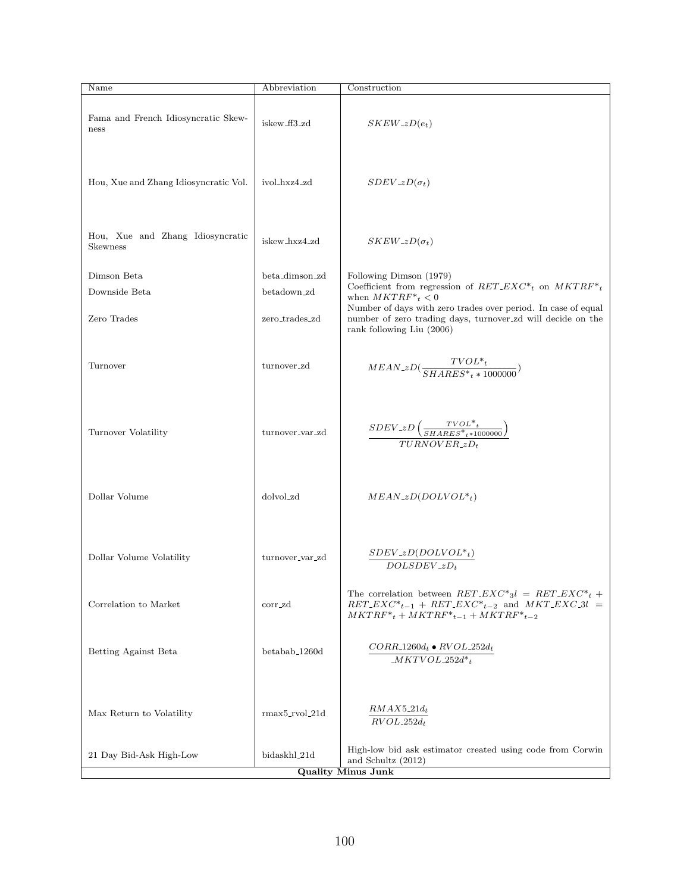| Name | Abbreviation | Construction |
|---|---|---|
| Fama and French Idiosyncratic Skewness | iskew_ff3_zd | $SKEW\_zD(e_t)$ |
| Hou, Xue and Zhang Idiosyncratic Vol. | ivol_hxz4_zd | $SDEV\_zD(\sigma_t)$ |
| Hou, Xue and Zhang Idiosyncratic Skewness | iskew_hxz4_zd | $SKEW\_zD(\sigma_t)$ |
| Dimson Beta | beta_dimson_zd | Following Dimson (1979) |
| Downside Beta | betadown_zd | Coefficient from regression of $RET\_EXC^*_t$ on $MKTRF^*_t$ when $MKTRF^*_t < 0$ |
| Zero Trades | zero_trades_zd | Number of days with zero trades over period. In case of equal number of zero trading days, turnover_zd will decide on the rank following Liu (2006) |
| Turnover | turnover_zd | $MEAN\_zD(\frac{TVOL^*_t}{SHARES^*_t * 1000000})$ |
| Turnover Volatility | turnover_var_zd | $\frac{SDEV\_zD\left(\frac{TVOL^*_t}{SHARES^*_t * 1000000}\right)}{TURNOVER\_zD_t}$ |
| Dollar Volume | dolvol_zd | $MEAN\_zD(DOLVOL^*_t)$ |
| Dollar Volume Volatility | turnover_var_zd | $\frac{SDEV\_zD(DOLVOL^*_t)}{DOLSDEV\_zD_t}$ |
| Correlation to Market | corr_zd | The correlation between $RET\_EXC^*_3l = RET\_EXC^*_t + RET\_EXC^*_{t-1} + RET\_EXC^*_{t-2}$ and $MKT\_EXC\_3l = MKTRF^*_t + MKTRF^*_{t-1} + MKTRF^*_{t-2}$ |
| Betting Against Beta | betabab_1260d | $\frac{CORR\_1260d_t \bullet RVOL\_252d_t}{\_MKTVOL\_252d^*_t}$ |
| Max Return to Volatility | rmax5_rvol_21d | $\frac{RMAX5\_21d_t}{RVOL\_252d_t}$ |
| 21 Day Bid-Ask High-Low | bidaskhl_21d | High-low bid ask estimator created using code from Corwin and Schultz (2012) |
| **Quality Minus Junk** | | |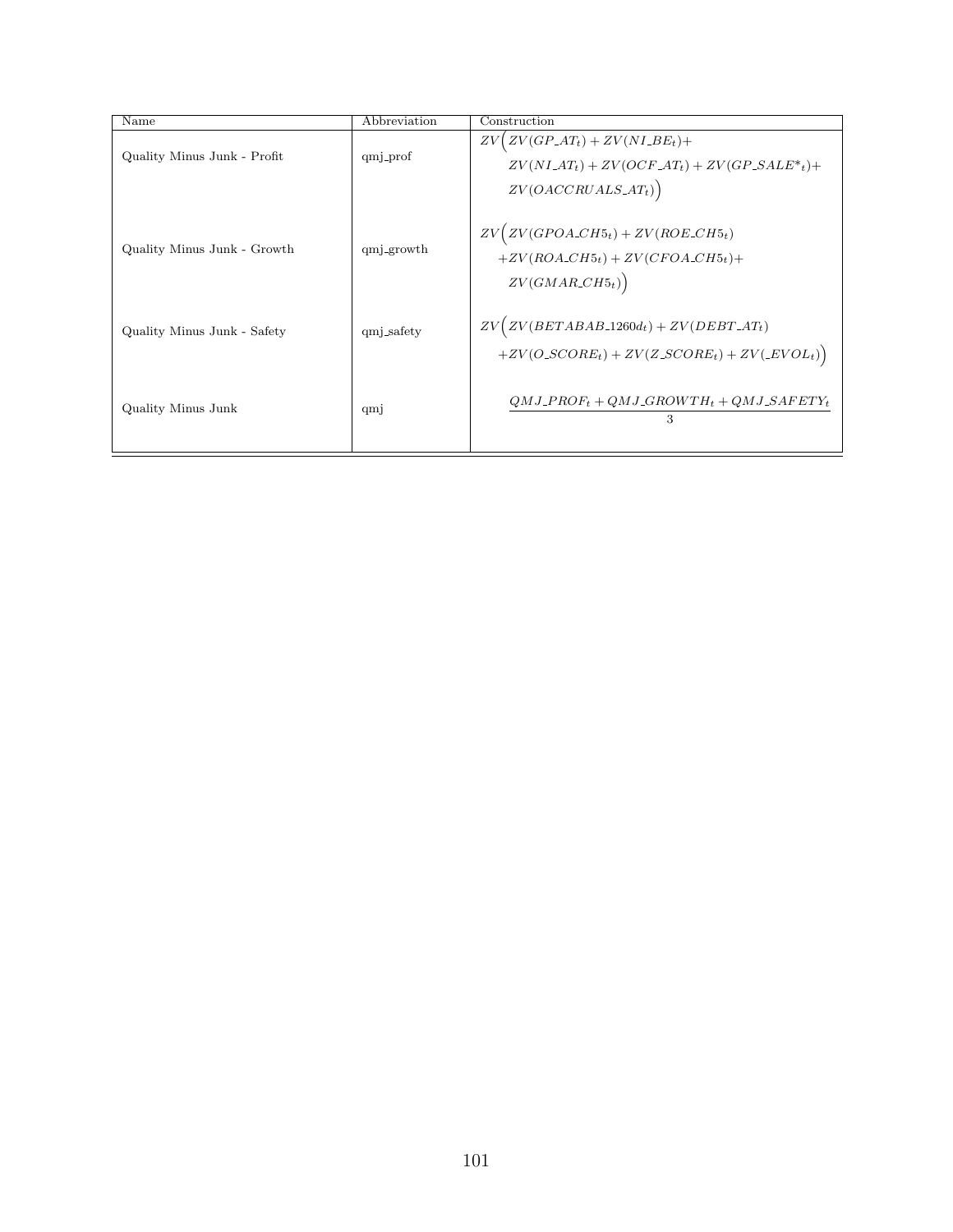| Name | Abbreviation | Construction |
| --- | --- | --- |
| Quality Minus Junk - Profit | qmj_prof | $ZV\Big(ZV(GP\_AT_t) + ZV(NI\_BE_t) + ZV(NI\_AT_t) + ZV(OCF\_AT_t) + ZV(GP\_SALE^*{}_t) + ZV(OACCRUALS\_AT_t)\Big)$ |
| Quality Minus Junk - Growth | qmj_growth | $ZV\Big(ZV(GPOA\_CH5_t) + ZV(ROE\_CH5_t) + ZV(ROA\_CH5_t) + ZV(CFOA\_CH5_t) + ZV(GMAR\_CH5_t)\Big)$ |
| Quality Minus Junk - Safety | qmj_safety | $ZV\Big(ZV(BETABAB\_1260d_t) + ZV(DEBT\_AT_t) + ZV(O\_SCORE_t) + ZV(Z\_SCORE_t) + ZV(\_EVOL_t)\Big)$ |
| Quality Minus Junk | qmj | $\frac{QMJ\_PROF_t + QMJ\_GROWTH_t + QMJ\_SAFETY_t}{3}$ |